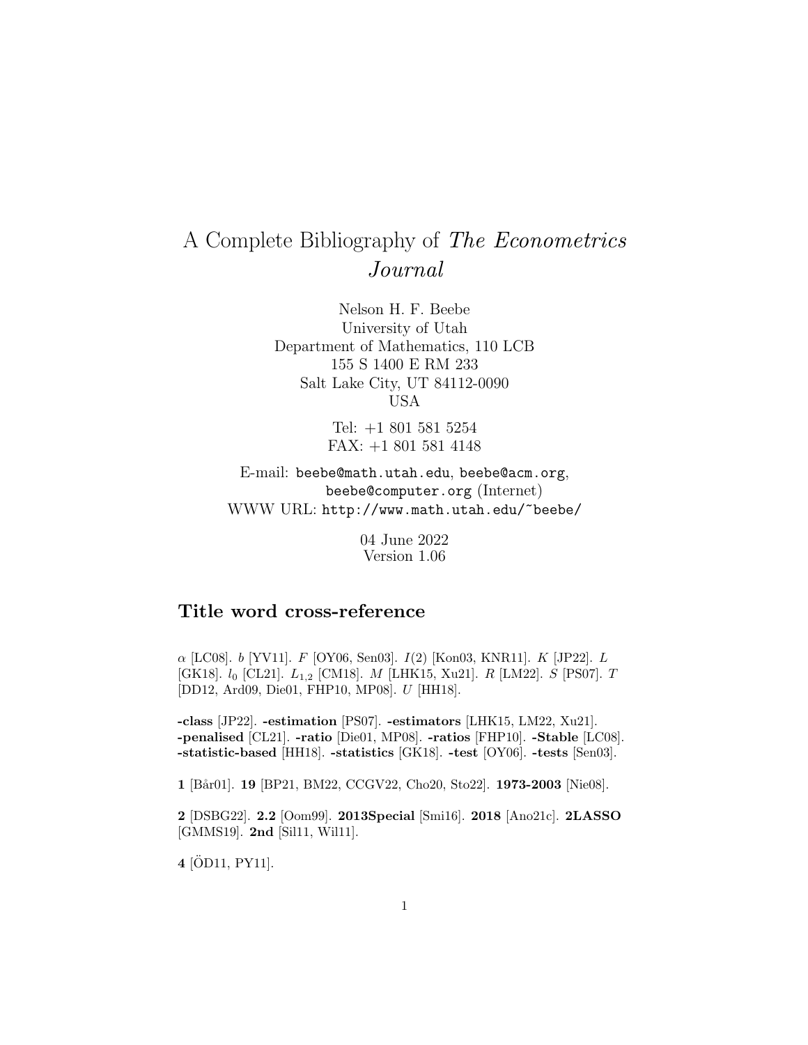# A Complete Bibliography of *The Econometrics Journal*

Nelson H. F. Beebe
University of Utah
Department of Mathematics, 110 LCB
155 S 1400 E RM 233
Salt Lake City, UT 84112-0090
USA

Tel: +1 801 581 5254
FAX: +1 801 581 4148

E-mail: `beebe@math.utah.edu`, `beebe@acm.org`, `beebe@computer.org` (Internet)
WWW URL: `http://www.math.utah.edu/~beebe/`

04 June 2022
Version 1.06

## Title word cross-reference

$\alpha$ [LC08]. $b$ [YV11]. $F$ [OY06, Sen03]. $I(2)$ [Kon03, KNR11]. $K$ [JP22]. $L$ [GK18]. $l_0$ [CL21]. $L_{1,2}$ [CM18]. $M$ [LHK15, Xu21]. $R$ [LM22]. $S$ [PS07]. $T$ [DD12, Ard09, Die01, FHP10, MP08]. $U$ [HH18].

**-class** [JP22]. **-estimation** [PS07]. **-estimators** [LHK15, LM22, Xu21]. **-penalised** [CL21]. **-ratio** [Die01, MP08]. **-ratios** [FHP10]. **-Stable** [LC08]. **-statistic-based** [HH18]. **-statistics** [GK18]. **-test** [OY06]. **-tests** [Sen03].

**1** [Bår01]. **19** [BP21, BM22, CCGV22, Cho20, Sto22]. **1973-2003** [Nie08].

**2** [DSBG22]. **2.2** [Oom99]. **2013Special** [Smi16]. **2018** [Ano21c]. **2LASSO** [GMMS19]. **2nd** [Sil11, Wil11].

**4** [ÖD11, PY11].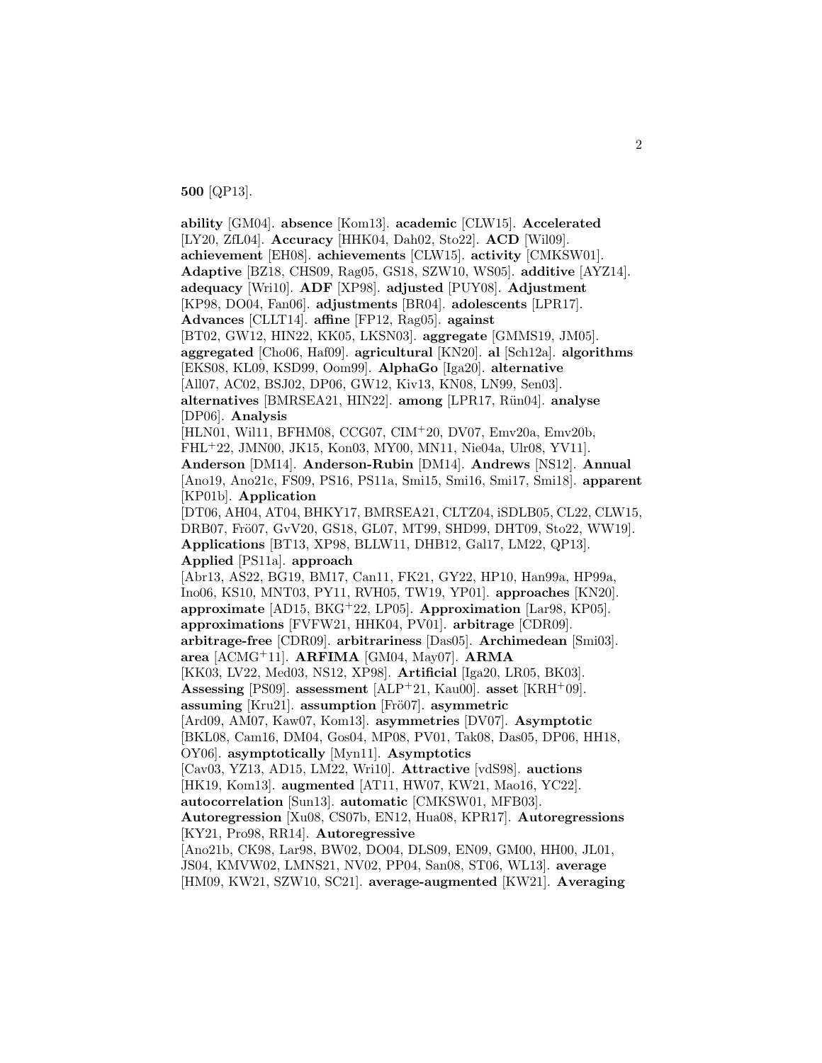**500** [QP13].

**ability** [GM04]. **absence** [Kom13]. **academic** [CLW15]. **Accelerated** [LY20, ZfL04]. **Accuracy** [HHK04, Dah02, Sto22]. **ACD** [Wil09]. **achievement** [EH08]. **achievements** [CLW15]. **activity** [CMKSW01]. **Adaptive** [BZ18, CHS09, Rag05, GS18, SZW10, WS05]. **additive** [AYZ14]. **adequacy** [Wri10]. **ADF** [XP98]. **adjusted** [PUY08]. **Adjustment** [KP98, DO04, Fan06]. **adjustments** [BR04]. **adolescents** [LPR17]. **Advances** [CLLT14]. **affine** [FP12, Rag05]. **against** [BT02, GW12, HIN22, KK05, LKSN03]. **aggregate** [GMMS19, JM05]. **aggregated** [Cho06, Haf09]. **agricultural** [KN20]. **al** [Sch12a]. **algorithms** [EKS08, KL09, KSD99, Oom99]. **AlphaGo** [Iga20]. **alternative** [All07, AC02, BSJ02, DP06, GW12, Kiv13, KN08, LN99, Sen03]. **alternatives** [BMRSEA21, HIN22]. **among** [LPR17, Rün04]. **analyse** [DP06]. **Analysis** [HLN01, Wil11, BFHM08, CCG07, CIM[+]20, DV07, Emv20a, Emv20b, FHL[+]22, JMN00, JK15, Kon03, MY00, MN11, Nie04a, Ulr08, YV11]. **Anderson** [DM14]. **Anderson-Rubin** [DM14]. **Andrews** [NS12]. **Annual** [Ano19, Ano21c, FS09, PS16, PS11a, Smi15, Smi16, Smi17, Smi18]. **apparent** [KP01b]. **Application** [DT06, AH04, AT04, BHKY17, BMRSEA21, CLTZ04, iSDLB05, CL22, CLW15, DRB07, Frö07, GvV20, GS18, GL07, MT99, SHD99, DHT09, Sto22, WW19]. **Applications** [BT13, XP98, BLLW11, DHB12, Gal17, LM22, QP13]. **Applied** [PS11a]. **approach** [Abr13, AS22, BG19, BM17, Can11, FK21, GY22, HP10, Han99a, HP99a, Ino06, KS10, MNT03, PY11, RVH05, TW19, YP01]. **approaches** [KN20]. **approximate** [AD15, BKG[+]22, LP05]. **Approximation** [Lar98, KP05]. **approximations** [FVFW21, HHK04, PV01]. **arbitrage** [CDR09]. **arbitrage-free** [CDR09]. **arbitrariness** [Das05]. **Archimedean** [Smi03]. **area** [ACMG[+]11]. **ARFIMA** [GM04, May07]. **ARMA** [KK03, LV22, Med03, NS12, XP98]. **Artificial** [Iga20, LR05, BK03]. **Assessing** [PS09]. **assessment** [ALP[+]21, Kau00]. **asset** [KRH[+]09]. **assuming** [Kru21]. **assumption** [Frö07]. **asymmetric** [Ard09, AM07, Kaw07, Kom13]. **asymmetries** [DV07]. **Asymptotic** [BKL08, Cam16, DM04, Gos04, MP08, PV01, Tak08, Das05, DP06, HH18, OY06]. **asymptotically** [Myn11]. **Asymptotics** [Cav03, YZ13, AD15, LM22, Wri10]. **Attractive** [vdS98]. **auctions** [HK19, Kom13]. **augmented** [AT11, HW07, KW21, Mao16, YC22]. **autocorrelation** [Sun13]. **automatic** [CMKSW01, MFB03]. **Autoregression** [Xu08, CS07b, EN12, Hua08, KPR17]. **Autoregressions** [KY21, Pro98, RR14]. **Autoregressive** [Ano21b, CK98, Lar98, BW02, DO04, DLS09, EN09, GM00, HH00, JL01, JS04, KMVW02, LMNS21, NV02, PP04, San08, ST06, WL13]. **average** [HM09, KW21, SZW10, SC21]. **average-augmented** [KW21]. **Averaging**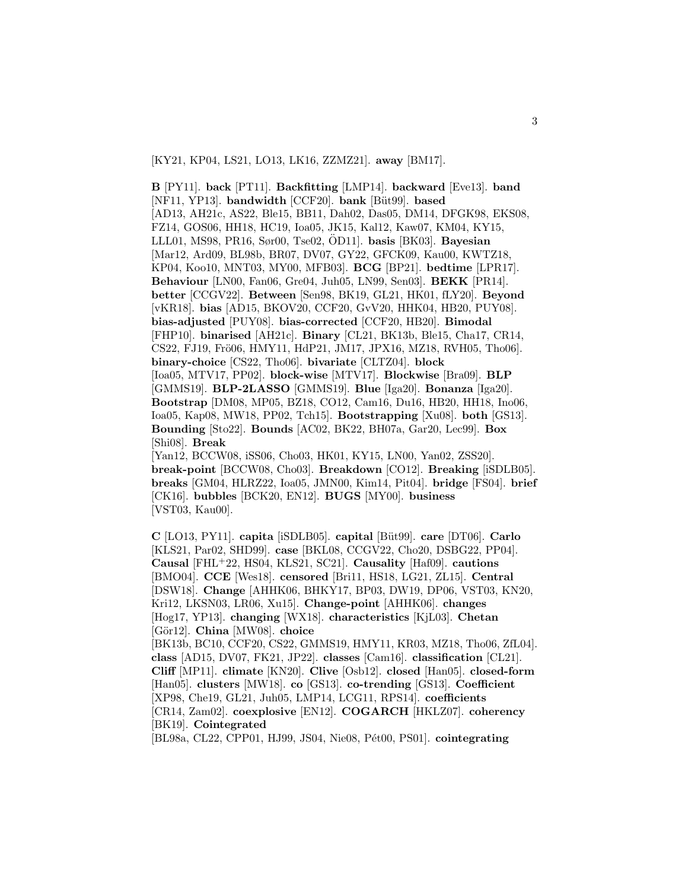[KY21, KP04, LS21, LO13, LK16, ZZMZ21]. **away** [BM17].

**B** [PY11]. **back** [PT11]. **Backfitting** [LMP14]. **backward** [Eve13]. **band** [NF11, YP13]. **bandwidth** [CCF20]. **bank** [Büt99]. **based** [AD13, AH21c, AS22, Ble15, BB11, Dah02, Das05, DM14, DFGK98, EKS08, FZ14, GOS06, HH18, HC19, Ioa05, JK15, Kal12, Kaw07, KM04, KY15, LLL01, MS98, PR16, Sør00, Tse02, ÖD11]. **basis** [BK03]. **Bayesian** [Mar12, Ard09, BL98b, BR07, DV07, GY22, GFCK09, Kau00, KWTZ18, KP04, Koo10, MNT03, MY00, MFB03]. **BCG** [BP21]. **bedtime** [LPR17]. **Behaviour** [LN00, Fan06, Gre04, Juh05, LN99, Sen03]. **BEKK** [PR14]. **better** [CCGV22]. **Between** [Sen98, BK19, GL21, HK01, fLY20]. **Beyond** [vKR18]. **bias** [AD15, BKOV20, CCF20, GvV20, HHK04, HB20, PUY08]. **bias-adjusted** [PUY08]. **bias-corrected** [CCF20, HB20]. **Bimodal** [FHP10]. **binarised** [AH21c]. **Binary** [CL21, BK13b, Ble15, Cha17, CR14, CS22, FJ19, Frö06, HMY11, HdP21, JM17, JPX16, MZ18, RVH05, Tho06]. **binary-choice** [CS22, Tho06]. **bivariate** [CLTZ04]. **block** [Ioa05, MTV17, PP02]. **block-wise** [MTV17]. **Blockwise** [Bra09]. **BLP** [GMMS19]. **BLP-2LASSO** [GMMS19]. **Blue** [Iga20]. **Bonanza** [Iga20]. **Bootstrap** [DM08, MP05, BZ18, CO12, Cam16, Du16, HB20, HH18, Ino06, Ioa05, Kap08, MW18, PP02, Tch15]. **Bootstrapping** [Xu08]. **both** [GS13]. **Bounding** [Sto22]. **Bounds** [AC02, BK22, BH07a, Gar20, Lec99]. **Box** [Shi08]. **Break** [Yan12, BCCW08, iSS06, Cho03, HK01, KY15, LN00, Yan02, ZSS20]. **break-point** [BCCW08, Cho03]. **Breakdown** [CO12]. **Breaking** [iSDLB05]. **breaks** [GM04, HLRZ22, Ioa05, JMN00, Kim14, Pit04]. **bridge** [FS04]. **brief** [CK16]. **bubbles** [BCK20, EN12]. **BUGS** [MY00]. **business** [VST03, Kau00].

**C** [LO13, PY11]. **capita** [iSDLB05]. **capital** [Büt99]. **care** [DT06]. **Carlo** [KLS21, Par02, SHD99]. **case** [BKL08, CCGV22, Cho20, DSBG22, PP04]. **Causal** [FHL+22, HS04, KLS21, SC21]. **Causality** [Haf09]. **cautions** [BMO04]. **CCE** [Wes18]. **censored** [Bri11, HS18, LG21, ZL15]. **Central** [DSW18]. **Change** [AHHK06, BHKY17, BP03, DW19, DP06, VST03, KN20, Kri12, LKSN03, LR06, Xu15]. **Change-point** [AHHK06]. **changes** [Hog17, YP13]. **changing** [WX18]. **characteristics** [KjL03]. **Chetan** [Gör12]. **China** [MW08]. **choice** [BK13b, BC10, CCF20, CS22, GMMS19, HMY11, KR03, MZ18, Tho06, ZfL04]. **class** [AD15, DV07, FK21, JP22]. **classes** [Cam16]. **classification** [CL21]. **Cliff** [MP11]. **climate** [KN20]. **Clive** [Osb12]. **closed** [Han05]. **closed-form** [Han05]. **clusters** [MW18]. **co** [GS13]. **co-trending** [GS13]. **Coefficient** [XP98, Che19, GL21, Juh05, LMP14, LCG11, RPS14]. **coefficients** [CR14, Zam02]. **coexplosive** [EN12]. **COGARCH** [HKLZ07]. **coherency** [BK19]. **Cointegrated** [BL98a, CL22, CPP01, HJ99, JS04, Nie08, Pét00, PS01]. **cointegrating**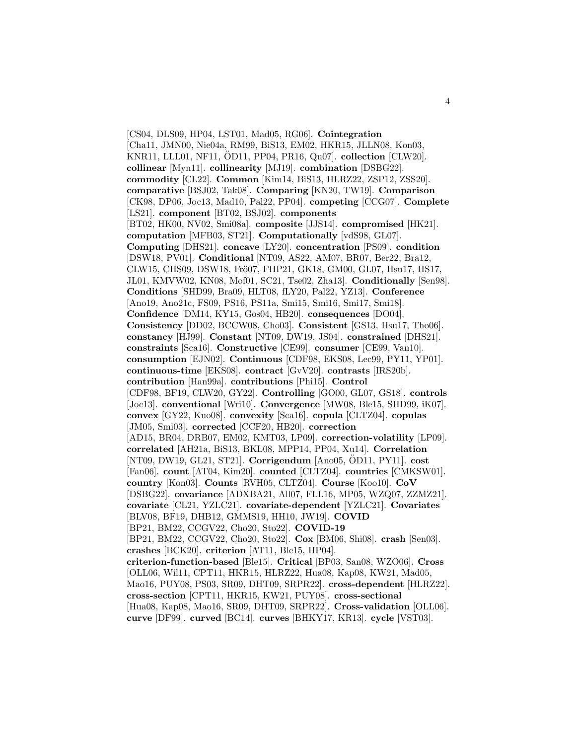[CS04, DLS09, HP04, LST01, Mad05, RG06]. **Cointegration** [Cha11, JMN00, Nie04a, RM99, BiS13, EM02, HKR15, JLLN08, Kon03, KNR11, LLL01, NF11, ÖD11, PP04, PR16, Qu07]. **collection** [CLW20]. **collinear** [Myn11]. **collinearity** [MJ19]. **combination** [DSBG22]. **commodity** [CL22]. **Common** [Kim14, BiS13, HLRZ22, ZSP12, ZSS20]. **comparative** [BSJ02, Tak08]. **Comparing** [KN20, TW19]. **Comparison** [CK98, DP06, Joc13, Mad10, Pal22, PP04]. **competing** [CCG07]. **Complete** [LS21]. **component** [BT02, BSJ02]. **components** [BT02, HK00, NV02, Smi08a]. **composite** [JJS14]. **compromised** [HK21]. **computation** [MFB03, ST21]. **Computationally** [vdS98, GL07]. **Computing** [DHS21]. **concave** [LY20]. **concentration** [PS09]. **condition** [DSW18, PV01]. **Conditional** [NT09, AS22, AM07, BR07, Ber22, Bra12, CLW15, CHS09, DSW18, Frö07, FHP21, GK18, GM00, GL07, Hsu17, HS17, JL01, KMVW02, KN08, Mof01, SC21, Tse02, Zha13]. **Conditionally** [Sen98]. **Conditions** [SHD99, Bra09, HLT08, fLY20, Pal22, YZ13]. **Conference** [Ano19, Ano21c, FS09, PS16, PS11a, Smi15, Smi16, Smi17, Smi18]. **Confidence** [DM14, KY15, Gos04, HB20]. **consequences** [DO04]. **Consistency** [DD02, BCCW08, Cho03]. **Consistent** [GS13, Hsu17, Tho06]. **constancy** [HJ99]. **Constant** [NT09, DW19, JS04]. **constrained** [DHS21]. **constraints** [Sca16]. **Constructive** [CE99]. **consumer** [CE99, Van10]. **consumption** [EJN02]. **Continuous** [CDF98, EKS08, Lec99, PY11, YP01]. **continuous-time** [EKS08]. **contract** [GvV20]. **contrasts** [IRS20b]. **contribution** [Han99a]. **contributions** [Phi15]. **Control** [CDF98, BF19, CLW20, GY22]. **Controlling** [GO00, GL07, GS18]. **controls** [Joc13]. **conventional** [Wri10]. **Convergence** [MW08, Ble15, SHD99, iK07]. **convex** [GY22, Kuo08]. **convexity** [Sca16]. **copula** [CLTZ04]. **copulas** [JM05, Smi03]. **corrected** [CCF20, HB20]. **correction** [AD15, BR04, DRB07, EM02, KMT03, LP09]. **correction-volatility** [LP09]. **correlated** [AH21a, BiS13, BKL08, MPP14, PP04, Xu14]. **Correlation** [NT09, DW19, GL21, ST21]. **Corrigendum** [Ano05, ÖD11, PY11]. **cost** [Fan06]. **count** [AT04, Kim20]. **counted** [CLTZ04]. **countries** [CMKSW01]. **country** [Kon03]. **Counts** [RVH05, CLTZ04]. **Course** [Koo10]. **CoV** [DSBG22]. **covariance** [ADXBA21, All07, FLL16, MP05, WZQ07, ZZMZ21]. **covariate** [CL21, YZLC21]. **covariate-dependent** [YZLC21]. **Covariates** [BLV08, BF19, DHB12, GMMS19, HH10, JW19]. **COVID** [BP21, BM22, CCGV22, Cho20, Sto22]. **COVID-19** [BP21, BM22, CCGV22, Cho20, Sto22]. **Cox** [BM06, Shi08]. **crash** [Sen03]. **crashes** [BCK20]. **criterion** [AT11, Ble15, HP04]. **criterion-function-based** [Ble15]. **Critical** [BP03, San08, WZO06]. **Cross** [OLL06, Wil11, CPT11, HKR15, HLRZ22, Hua08, Kap08, KW21, Mad05, Mao16, PUY08, PS03, SR09, DHT09, SRPR22]. **cross-dependent** [HLRZ22]. **cross-section** [CPT11, HKR15, KW21, PUY08]. **cross-sectional** [Hua08, Kap08, Mao16, SR09, DHT09, SRPR22]. **Cross-validation** [OLL06]. **curve** [DF99]. **curved** [BC14]. **curves** [BHKY17, KR13]. **cycle** [VST03].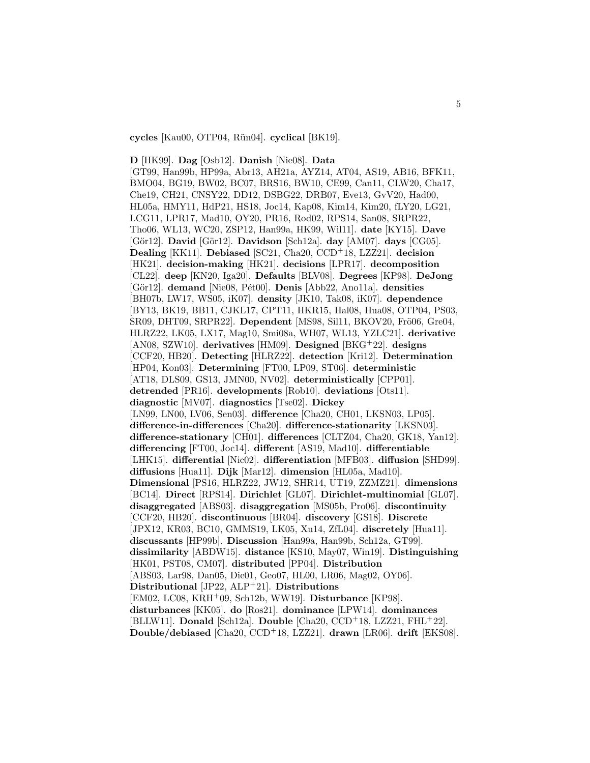**cycles** [Kau00, OTP04, Rün04]. **cyclical** [BK19].

**D** [HK99]. **Dag** [Osb12]. **Danish** [Nie08]. **Data** [GT99, Han99b, HP99a, Abr13, AH21a, AYZ14, AT04, AS19, AB16, BFK11, BMO04, BG19, BW02, BC07, BRS16, BW10, CE99, Can11, CLW20, Cha17, Che19, CH21, CNSY22, DD12, DSBG22, DRB07, Eve13, GvV20, Had00, HL05a, HMY11, HdP21, HS18, Joc14, Kap08, Kim14, Kim20, fLY20, LG21, LCG11, LPR17, Mad10, OY20, PR16, Rod02, RPS14, San08, SRPR22, Tho06, WL13, WC20, ZSP12, Han99a, HK99, Wil11]. **date** [KY15]. **Dave** [Gör12]. **David** [Gör12]. **Davidson** [Sch12a]. **day** [AM07]. **days** [CG05]. **Dealing** [KK11]. **Debiased** [SC21, Cha20, CCD+18, LZZ21]. **decision** [HK21]. **decision-making** [HK21]. **decisions** [LPR17]. **decomposition** [CL22]. **deep** [KN20, Iga20]. **Defaults** [BLV08]. **Degrees** [KP98]. **DeJong** [Gör12]. **demand** [Nie08, Pét00]. **Denis** [Abb22, Ano11a]. **densities** [BH07b, LW17, WS05, iK07]. **density** [JK10, Tak08, iK07]. **dependence** [BY13, BK19, BB11, CJKL17, CPT11, HKR15, Hal08, Hua08, OTP04, PS03, SR09, DHT09, SRPR22]. **Dependent** [MS98, Sil11, BKOV20, Frö06, Gre04, HLRZ22, LK05, LX17, Mag10, Smi08a, WH07, WL13, YZLC21]. **derivative** [AN08, SZW10]. **derivatives** [HM09]. **Designed** [BKG+22]. **designs** [CCF20, HB20]. **Detecting** [HLRZ22]. **detection** [Kri12]. **Determination** [HP04, Kon03]. **Determining** [FT00, LP09, ST06]. **deterministic** [AT18, DLS09, GS13, JMN00, NV02]. **deterministically** [CPP01]. **detrended** [PR16]. **developments** [Rob10]. **deviations** [Ots11]. **diagnostic** [MV07]. **diagnostics** [Tse02]. **Dickey** [LN99, LN00, LV06, Sen03]. **difference** [Cha20, CH01, LKSN03, LP05]. **difference-in-differences** [Cha20]. **difference-stationarity** [LKSN03]. **difference-stationary** [CH01]. **differences** [CLTZ04, Cha20, GK18, Yan12]. **differencing** [FT00, Joc14]. **different** [AS19, Mad10]. **differentiable** [LHK15]. **differential** [Nic02]. **differentiation** [MFB03]. **diffusion** [SHD99]. **diffusions** [Hua11]. **Dijk** [Mar12]. **dimension** [HL05a, Mad10]. **Dimensional** [PS16, HLRZ22, JW12, SHR14, UT19, ZZMZ21]. **dimensions** [BC14]. **Direct** [RPS14]. **Dirichlet** [GL07]. **Dirichlet-multinomial** [GL07]. **disaggregated** [ABS03]. **disaggregation** [MS05b, Pro06]. **discontinuity** [CCF20, HB20]. **discontinuous** [BR04]. **discovery** [GS18]. **Discrete** [JPX12, KR03, BC10, GMMS19, LK05, Xu14, ZfL04]. **discretely** [Hua11]. **discussants** [HP99b]. **Discussion** [Han99a, Han99b, Sch12a, GT99]. **dissimilarity** [ABDW15]. **distance** [KS10, May07, Win19]. **Distinguishing** [HK01, PST08, CM07]. **distributed** [PP04]. **Distribution** [ABS03, Lar98, Dan05, Die01, Geo07, HL00, LR06, Mag02, OY06]. **Distributional** [JP22, ALP+21]. **Distributions** [EM02, LC08, KRH+09, Sch12b, WW19]. **Disturbance** [KP98]. **disturbances** [KK05]. **do** [Ros21]. **dominance** [LPW14]. **dominances** [BLLW11]. **Donald** [Sch12a]. **Double** [Cha20, CCD+18, LZZ21, FHL+22]. **Double/debiased** [Cha20, CCD+18, LZZ21]. **drawn** [LR06]. **drift** [EKS08].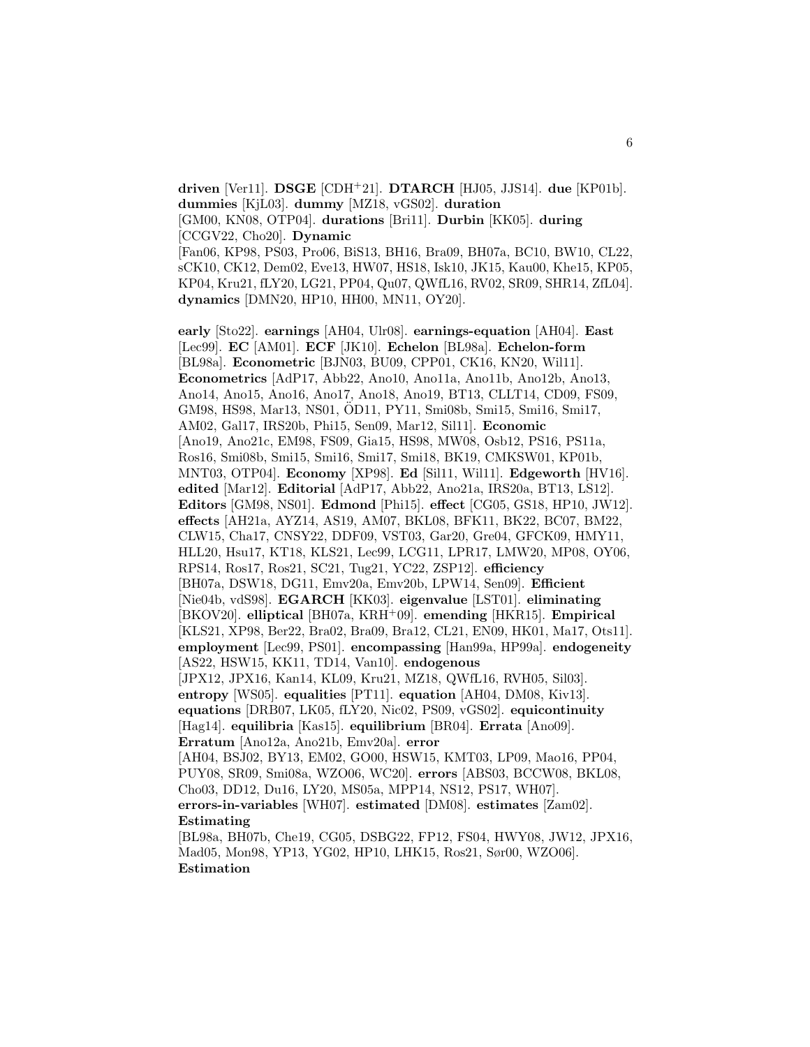**driven** [Ver11]. **DSGE** [CDH+21]. **DTARCH** [HJ05, JJS14]. **due** [KP01b]. **dummies** [KjL03]. **dummy** [MZ18, vGS02]. **duration** [GM00, KN08, OTP04]. **durations** [Bri11]. **Durbin** [KK05]. **during** [CCGV22, Cho20]. **Dynamic** [Fan06, KP98, PS03, Pro06, BiS13, BH16, Bra09, BH07a, BC10, BW10, CL22, sCK10, CK12, Dem02, Eve13, HW07, HS18, Isk10, JK15, Kau00, Khe15, KP05, KP04, Kru21, fLY20, LG21, PP04, Qu07, QWfL16, RV02, SR09, SHR14, ZfL04]. **dynamics** [DMN20, HP10, HH00, MN11, OY20].

**early** [Sto22]. **earnings** [AH04, Ulr08]. **earnings-equation** [AH04]. **East** [Lec99]. **EC** [AM01]. **ECF** [JK10]. **Echelon** [BL98a]. **Echelon-form** [BL98a]. **Econometric** [BJN03, BU09, CPP01, CK16, KN20, Wil11]. **Econometrics** [AdP17, Abb22, Ano10, Ano11a, Ano11b, Ano12b, Ano13, Ano14, Ano15, Ano16, Ano17, Ano18, Ano19, BT13, CLLT14, CD09, FS09, GM98, HS98, Mar13, NS01, ÖD11, PY11, Smi08b, Smi15, Smi16, Smi17, AM02, Gal17, IRS20b, Phi15, Sen09, Mar12, Sil11]. **Economic** [Ano19, Ano21c, EM98, FS09, Gia15, HS98, MW08, Osb12, PS16, PS11a, Ros16, Smi08b, Smi15, Smi16, Smi17, Smi18, BK19, CMKSW01, KP01b, MNT03, OTP04]. **Economy** [XP98]. **Ed** [Sil11, Wil11]. **Edgeworth** [HV16]. **edited** [Mar12]. **Editorial** [AdP17, Abb22, Ano21a, IRS20a, BT13, LS12]. **Editors** [GM98, NS01]. **Edmond** [Phi15]. **effect** [CG05, GS18, HP10, JW12]. **effects** [AH21a, AYZ14, AS19, AM07, BKL08, BFK11, BK22, BC07, BM22, CLW15, Cha17, CNSY22, DDF09, VST03, Gar20, Gre04, GFCK09, HMY11, HLL20, Hsu17, KT18, KLS21, Lec99, LCG11, LPR17, LMW20, MP08, OY06, RPS14, Ros17, Ros21, SC21, Tug21, YC22, ZSP12]. **efficiency** [BH07a, DSW18, DG11, Emv20a, Emv20b, LPW14, Sen09]. **Efficient** [Nie04b, vdS98]. **EGARCH** [KK03]. **eigenvalue** [LST01]. **eliminating** [BKOV20]. **elliptical** [BH07a, KRH+09]. **emending** [HKR15]. **Empirical** [KLS21, XP98, Ber22, Bra02, Bra09, Bra12, CL21, EN09, HK01, Ma17, Ots11]. **employment** [Lec99, PS01]. **encompassing** [Han99a, HP99a]. **endogeneity** [AS22, HSW15, KK11, TD14, Van10]. **endogenous** [JPX12, JPX16, Kan14, KL09, Kru21, MZ18, QWfL16, RVH05, Sil03]. **entropy** [WS05]. **equalities** [PT11]. **equation** [AH04, DM08, Kiv13]. **equations** [DRB07, LK05, fLY20, Nic02, PS09, vGS02]. **equicontinuity** [Hag14]. **equilibria** [Kas15]. **equilibrium** [BR04]. **Errata** [Ano09]. **Erratum** [Ano12a, Ano21b, Emv20a]. **error** [AH04, BSJ02, BY13, EM02, GO00, HSW15, KMT03, LP09, Mao16, PP04, PUY08, SR09, Smi08a, WZO06, WC20]. **errors** [ABS03, BCCW08, BKL08, Cho03, DD12, Du16, LY20, MS05a, MPP14, NS12, PS17, WH07]. **errors-in-variables** [WH07]. **estimated** [DM08]. **estimates** [Zam02]. **Estimating** [BL98a, BH07b, Che19, CG05, DSBG22, FP12, FS04, HWY08, JW12, JPX16, Mad05, Mon98, YP13, YG02, HP10, LHK15, Ros21, Sør00, WZO06]. **Estimation**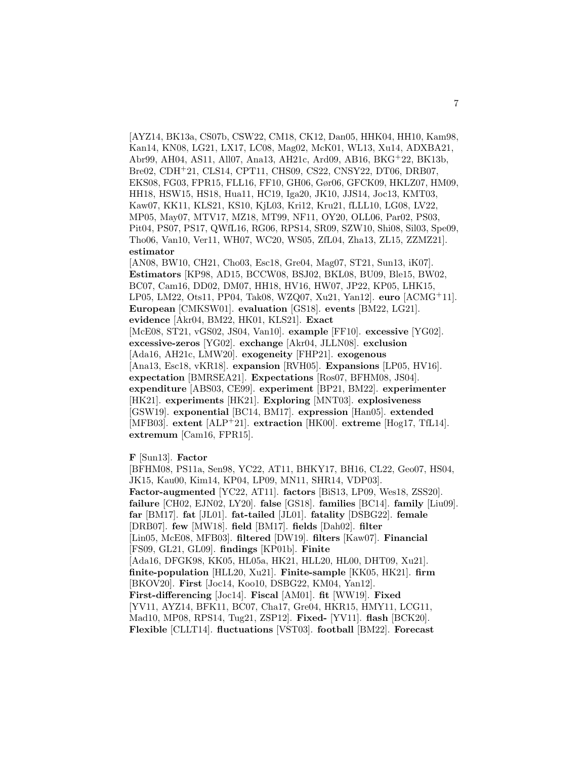[AYZ14, BK13a, CS07b, CSW22, CM18, CK12, Dan05, HHK04, HH10, Kam98, Kan14, KN08, LG21, LX17, LC08, Mag02, McK01, WL13, Xu14, ADXBA21, Abr99, AH04, AS11, All07, Ana13, AH21c, Ard09, AB16, BKG+22, BK13b, Bre02, CDH+21, CLS14, CPT11, CHS09, CS22, CNSY22, DT06, DRB07, EKS08, FG03, FPR15, FLL16, FF10, GH06, Gør06, GFCK09, HKLZ07, HM09, HH18, HSW15, HS18, Hua11, HC19, Iga20, JK10, JJS14, Joc13, KMT03, Kaw07, KK11, KLS21, KS10, KjL03, Kri12, Kru21, fLLL10, LG08, LV22, MP05, May07, MTV17, MZ18, MT99, NF11, OY20, OLL06, Par02, PS03, Pit04, PS07, PS17, QWfL16, RG06, RPS14, SR09, SZW10, Shi08, Sil03, Spe09, Tho06, Van10, Ver11, WH07, WC20, WS05, ZfL04, Zha13, ZL15, ZZMZ21]. **estimator** [AN08, BW10, CH21, Cho03, Esc18, Gre04, Mag07, ST21, Sun13, iK07]. **Estimators** [KP98, AD15, BCCW08, BSJ02, BKL08, BU09, Ble15, BW02, BC07, Cam16, DD02, DM07, HH18, HV16, HW07, JP22, KP05, LHK15, LP05, LM22, Ots11, PP04, Tak08, WZQ07, Xu21, Yan12]. **euro** [ACMG+11]. **European** [CMKSW01]. **evaluation** [GS18]. **events** [BM22, LG21]. **evidence** [Akr04, BM22, HK01, KLS21]. **Exact** [McE08, ST21, vGS02, JS04, Van10]. **example** [FF10]. **excessive** [YG02]. **excessive-zeros** [YG02]. **exchange** [Akr04, JLLN08]. **exclusion** [Ada16, AH21c, LMW20]. **exogeneity** [FHP21]. **exogenous** [Ana13, Esc18, vKR18]. **expansion** [RVH05]. **Expansions** [LP05, HV16]. **expectation** [BMRSEA21]. **Expectations** [Ros07, BFHM08, JS04]. **expenditure** [ABS03, CE99]. **experiment** [BP21, BM22]. **experimenter** [HK21]. **experiments** [HK21]. **Exploring** [MNT03]. **explosiveness** [GSW19]. **exponential** [BC14, BM17]. **expression** [Han05]. **extended** [MFB03]. **extent** [ALP+21]. **extraction** [HK00]. **extreme** [Hog17, TfL14]. **extremum** [Cam16, FPR15].

**F** [Sun13]. **Factor** [BFHM08, PS11a, Sen98, YC22, AT11, BHKY17, BH16, CL22, Geo07, HS04, JK15, Kau00, Kim14, KP04, LP09, MN11, SHR14, VDP03]. **Factor-augmented** [YC22, AT11]. **factors** [BiS13, LP09, Wes18, ZSS20]. **failure** [CH02, EJN02, LY20]. **false** [GS18]. **families** [BC14]. **family** [Liu09]. **far** [BM17]. **fat** [JL01]. **fat-tailed** [JL01]. **fatality** [DSBG22]. **female** [DRB07]. **few** [MW18]. **field** [BM17]. **fields** [Dah02]. **filter** [Lin05, McE08, MFB03]. **filtered** [DW19]. **filters** [Kaw07]. **Financial** [FS09, GL21, GL09]. **findings** [KP01b]. **Finite** [Ada16, DFGK98, KK05, HL05a, HK21, HLL20, HL00, DHT09, Xu21]. **finite-population** [HLL20, Xu21]. **Finite-sample** [KK05, HK21]. **firm** [BKOV20]. **First** [Joc14, Koo10, DSBG22, KM04, Yan12]. **First-differencing** [Joc14]. **Fiscal** [AM01]. **fit** [WW19]. **Fixed** [YV11, AYZ14, BFK11, BC07, Cha17, Gre04, HKR15, HMY11, LCG11, Mad10, MP08, RPS14, Tug21, ZSP12]. **Fixed-** [YV11]. **flash** [BCK20]. **Flexible** [CLLT14]. **fluctuations** [VST03]. **football** [BM22]. **Forecast**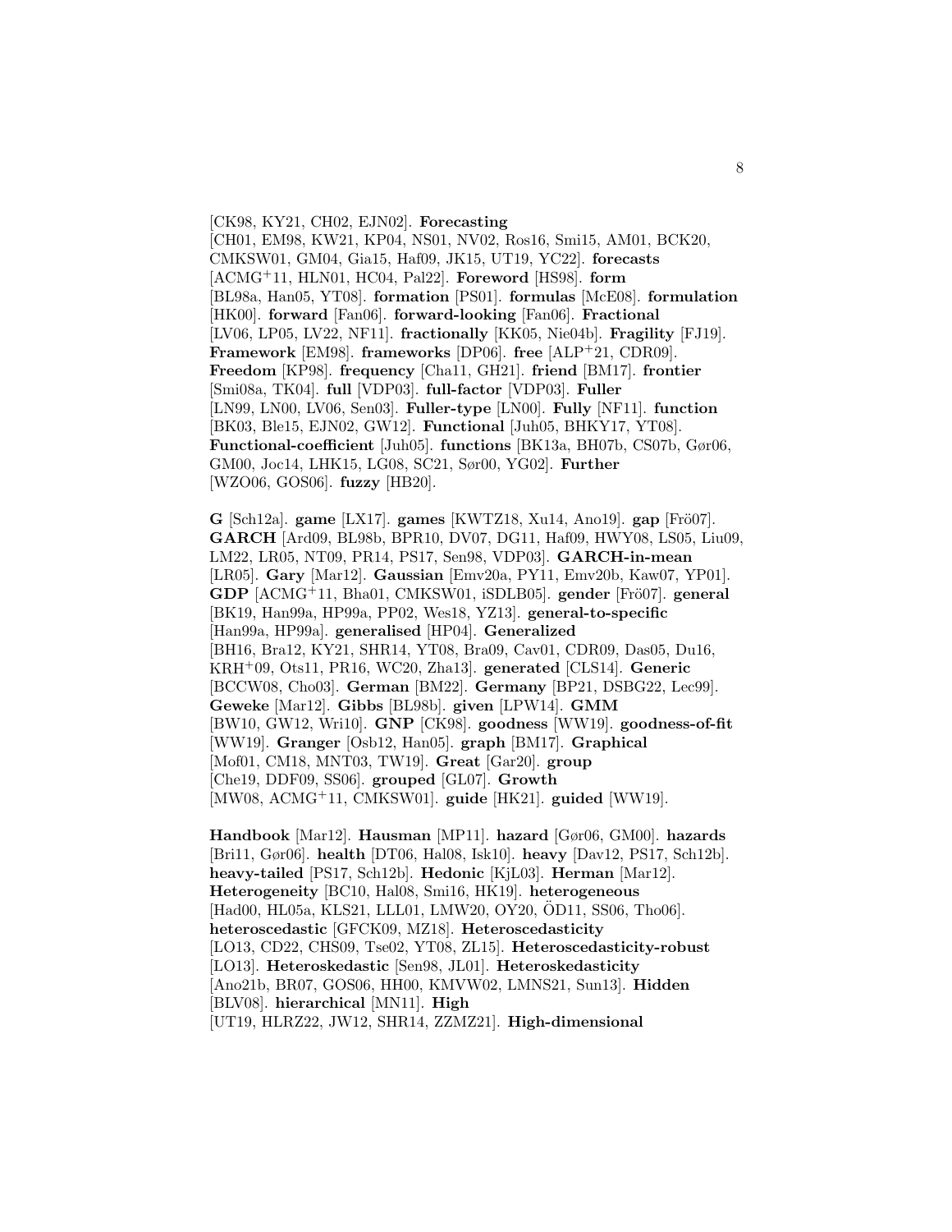[CK98, KY21, CH02, EJN02]. **Forecasting** [CH01, EM98, KW21, KP04, NS01, NV02, Ros16, Smi15, AM01, BCK20, CMKSW01, GM04, Gia15, Haf09, JK15, UT19, YC22]. **forecasts** [ACMG$^+$11, HLN01, HC04, Pal22]. **Foreword** [HS98]. **form** [BL98a, Han05, YT08]. **formation** [PS01]. **formulas** [McE08]. **formulation** [HK00]. **forward** [Fan06]. **forward-looking** [Fan06]. **Fractional** [LV06, LP05, LV22, NF11]. **fractionally** [KK05, Nie04b]. **Fragility** [FJ19]. **Framework** [EM98]. **frameworks** [DP06]. **free** [ALP$^+$21, CDR09]. **Freedom** [KP98]. **frequency** [Cha11, GH21]. **friend** [BM17]. **frontier** [Smi08a, TK04]. **full** [VDP03]. **full-factor** [VDP03]. **Fuller** [LN99, LN00, LV06, Sen03]. **Fuller-type** [LN00]. **Fully** [NF11]. **function** [BK03, Ble15, EJN02, GW12]. **Functional** [Juh05, BHKY17, YT08]. **Functional-coefficient** [Juh05]. **functions** [BK13a, BH07b, CS07b, Gør06, GM00, Joc14, LHK15, LG08, SC21, Sør00, YG02]. **Further** [WZO06, GOS06]. **fuzzy** [HB20].

**G** [Sch12a]. **game** [LX17]. **games** [KWTZ18, Xu14, Ano19]. **gap** [Frö07]. **GARCH** [Ard09, BL98b, BPR10, DV07, DG11, Haf09, HWY08, LS05, Liu09, LM22, LR05, NT09, PR14, PS17, Sen98, VDP03]. **GARCH-in-mean** [LR05]. **Gary** [Mar12]. **Gaussian** [Emv20a, PY11, Emv20b, Kaw07, YP01]. **GDP** [ACMG$^+$11, Bha01, CMKSW01, iSDLB05]. **gender** [Frö07]. **general** [BK19, Han99a, HP99a, PP02, Wes18, YZ13]. **general-to-specific** [Han99a, HP99a]. **generalised** [HP04]. **Generalized** [BH16, Bra12, KY21, SHR14, YT08, Bra09, Cav01, CDR09, Das05, Du16, KRH$^+$09, Ots11, PR16, WC20, Zha13]. **generated** [CLS14]. **Generic** [BCCW08, Cho03]. **German** [BM22]. **Germany** [BP21, DSBG22, Lec99]. **Geweke** [Mar12]. **Gibbs** [BL98b]. **given** [LPW14]. **GMM** [BW10, GW12, Wri10]. **GNP** [CK98]. **goodness** [WW19]. **goodness-of-fit** [WW19]. **Granger** [Osb12, Han05]. **graph** [BM17]. **Graphical** [Mof01, CM18, MNT03, TW19]. **Great** [Gar20]. **group** [Che19, DDF09, SS06]. **grouped** [GL07]. **Growth** [MW08, ACMG$^+$11, CMKSW01]. **guide** [HK21]. **guided** [WW19].

**Handbook** [Mar12]. **Hausman** [MP11]. **hazard** [Gør06, GM00]. **hazards** [Bri11, Gør06]. **health** [DT06, Hal08, Isk10]. **heavy** [Dav12, PS17, Sch12b]. **heavy-tailed** [PS17, Sch12b]. **Hedonic** [KjL03]. **Herman** [Mar12]. **Heterogeneity** [BC10, Hal08, Smi16, HK19]. **heterogeneous** [Had00, HL05a, KLS21, LLL01, LMW20, OY20, ÖD11, SS06, Tho06]. **heteroscedastic** [GFCK09, MZ18]. **Heteroscedasticity** [LO13, CD22, CHS09, Tse02, YT08, ZL15]. **Heteroscedasticity-robust** [LO13]. **Heteroskedastic** [Sen98, JL01]. **Heteroskedasticity** [Ano21b, BR07, GOS06, HH00, KMVW02, LMNS21, Sun13]. **Hidden** [BLV08]. **hierarchical** [MN11]. **High** [UT19, HLRZ22, JW12, SHR14, ZZMZ21]. **High-dimensional**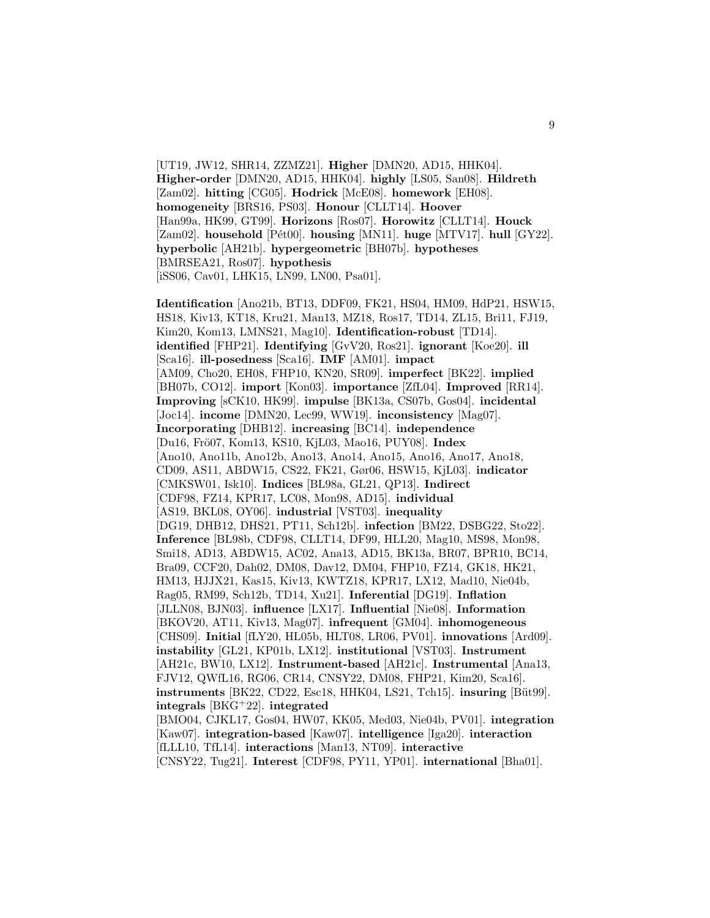[UT19, JW12, SHR14, ZZMZ21]. **Higher** [DMN20, AD15, HHK04]. **Higher-order** [DMN20, AD15, HHK04]. **highly** [LS05, San08]. **Hildreth** [Zam02]. **hitting** [CG05]. **Hodrick** [McE08]. **homework** [EH08]. **homogeneity** [BRS16, PS03]. **Honour** [CLLT14]. **Hoover** [Han99a, HK99, GT99]. **Horizons** [Ros07]. **Horowitz** [CLLT14]. **Houck** [Zam02]. **household** [Pét00]. **housing** [MN11]. **huge** [MTV17]. **hull** [GY22]. **hyperbolic** [AH21b]. **hypergeometric** [BH07b]. **hypotheses** [BMRSEA21, Ros07]. **hypothesis** [iSS06, Cav01, LHK15, LN99, LN00, Psa01].

**Identification** [Ano21b, BT13, DDF09, FK21, HS04, HM09, HdP21, HSW15, HS18, Kiv13, KT18, Kru21, Man13, MZ18, Ros17, TD14, ZL15, Bri11, FJ19, Kim20, Kom13, LMNS21, Mag10]. **Identification-robust** [TD14]. **identified** [FHP21]. **Identifying** [GvV20, Ros21]. **ignorant** [Koe20]. **ill** [Sca16]. **ill-posedness** [Sca16]. **IMF** [AM01]. **impact** [AM09, Cho20, EH08, FHP10, KN20, SR09]. **imperfect** [BK22]. **implied** [BH07b, CO12]. **import** [Kon03]. **importance** [ZfL04]. **Improved** [RR14]. **Improving** [sCK10, HK99]. **impulse** [BK13a, CS07b, Gos04]. **incidental** [Joc14]. **income** [DMN20, Lec99, WW19]. **inconsistency** [Mag07]. **Incorporating** [DHB12]. **increasing** [BC14]. **independence** [Du16, Frö07, Kom13, KS10, KjL03, Mao16, PUY08]. **Index** [Ano10, Ano11b, Ano12b, Ano13, Ano14, Ano15, Ano16, Ano17, Ano18, CD09, AS11, ABDW15, CS22, FK21, Gør06, HSW15, KjL03]. **indicator** [CMKSW01, Isk10]. **Indices** [BL98a, GL21, QP13]. **Indirect** [CDF98, FZ14, KPR17, LC08, Mon98, AD15]. **individual** [AS19, BKL08, OY06]. **industrial** [VST03]. **inequality** [DG19, DHB12, DHS21, PT11, Sch12b]. **infection** [BM22, DSBG22, Sto22]. **Inference** [BL98b, CDF98, CLLT14, DF99, HLL20, Mag10, MS98, Mon98, Smi18, AD13, ABDW15, AC02, Ana13, AD15, BK13a, BR07, BPR10, BC14, Bra09, CCF20, Dah02, DM08, Dav12, DM04, FHP10, FZ14, GK18, HK21, HM13, HJJX21, Kas15, Kiv13, KWTZ18, KPR17, LX12, Mad10, Nie04b, Rag05, RM99, Sch12b, TD14, Xu21]. **Inferential** [DG19]. **Inflation** [JLLN08, BJN03]. **influence** [LX17]. **Influential** [Nie08]. **Information** [BKOV20, AT11, Kiv13, Mag07]. **infrequent** [GM04]. **inhomogeneous** [CHS09]. **Initial** [fLY20, HL05b, HLT08, LR06, PV01]. **innovations** [Ard09]. **instability** [GL21, KP01b, LX12]. **institutional** [VST03]. **Instrument** [AH21c, BW10, LX12]. **Instrument-based** [AH21c]. **Instrumental** [Ana13, FJV12, QWfL16, RG06, CR14, CNSY22, DM08, FHP21, Kim20, Sca16]. **instruments** [BK22, CD22, Esc18, HHK04, LS21, Tch15]. **insuring** [Büt99]. **integrals** [BKG[+]22]. **integrated** [BMO04, CJKL17, Gos04, HW07, KK05, Med03, Nie04b, PV01]. **integration** [Kaw07]. **integration-based** [Kaw07]. **intelligence** [Iga20]. **interaction** [fLLL10, TfL14]. **interactions** [Man13, NT09]. **interactive** [CNSY22, Tug21]. **Interest** [CDF98, PY11, YP01]. **international** [Bha01].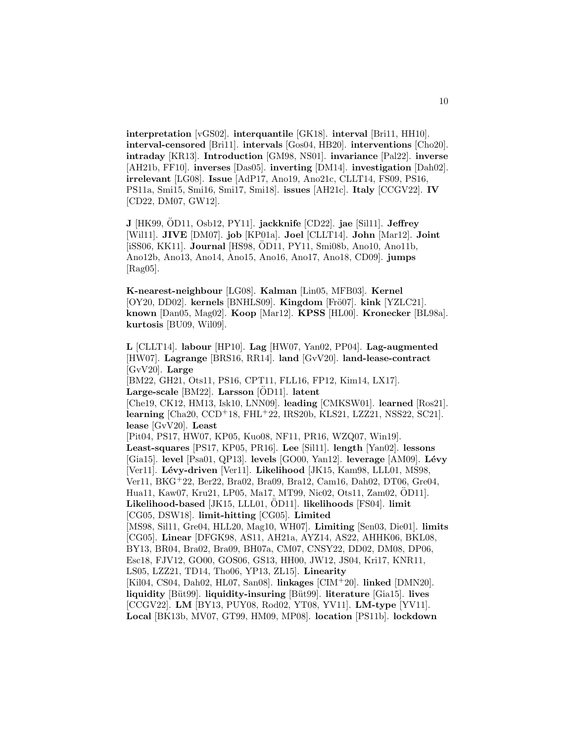**interpretation** [vGS02]. **interquantile** [GK18]. **interval** [Bri11, HH10]. **interval-censored** [Bri11]. **intervals** [Gos04, HB20]. **interventions** [Cho20]. **intraday** [KR13]. **Introduction** [GM98, NS01]. **invariance** [Pal22]. **inverse** [AH21b, FF10]. **inverses** [Das05]. **inverting** [DM14]. **investigation** [Dah02]. **irrelevant** [LG08]. **Issue** [AdP17, Ano19, Ano21c, CLLT14, FS09, PS16, PS11a, Smi15, Smi16, Smi17, Smi18]. **issues** [AH21c]. **Italy** [CCGV22]. **IV** [CD22, DM07, GW12].

**J** [HK99, ÖD11, Osb12, PY11]. **jackknife** [CD22]. **jae** [Sil11]. **Jeffrey** [Wil11]. **JIVE** [DM07]. **job** [KP01a]. **Joel** [CLLT14]. **John** [Mar12]. **Joint** [iSS06, KK11]. **Journal** [HS98, ÖD11, PY11, Smi08b, Ano10, Ano11b, Ano12b, Ano13, Ano14, Ano15, Ano16, Ano17, Ano18, CD09]. **jumps** [Rag05].

**K-nearest-neighbour** [LG08]. **Kalman** [Lin05, MFB03]. **Kernel** [OY20, DD02]. **kernels** [BNHLS09]. **Kingdom** [Frö07]. **kink** [YZLC21]. **known** [Dan05, Mag02]. **Koop** [Mar12]. **KPSS** [HL00]. **Kronecker** [BL98a]. **kurtosis** [BU09, Wil09].

**L** [CLLT14]. **labour** [HP10]. **Lag** [HW07, Yan02, PP04]. **Lag-augmented** [HW07]. **Lagrange** [BRS16, RR14]. **land** [GvV20]. **land-lease-contract** [GvV20]. **Large** [BM22, GH21, Ots11, PS16, CPT11, FLL16, FP12, Kim14, LX17]. **Large-scale** [BM22]. **Larsson** [ÖD11]. **latent** [Che19, CK12, HM13, Isk10, LNN09]. **leading** [CMKSW01]. **learned** [Ros21]. **learning** [Cha20, CCD+18, FHL+22, IRS20b, KLS21, LZZ21, NSS22, SC21]. **lease** [GvV20]. **Least** [Pit04, PS17, HW07, KP05, Kuo08, NF11, PR16, WZQ07, Win19]. **Least-squares** [PS17, KP05, PR16]. **Lee** [Sil11]. **length** [Yan02]. **lessons** [Gia15]. **level** [Psa01, QP13]. **levels** [GO00, Yan12]. **leverage** [AM09]. **Lévy** [Ver11]. **Lévy-driven** [Ver11]. **Likelihood** [JK15, Kam98, LLL01, MS98, Ver11, BKG+22, Ber22, Bra02, Bra09, Bra12, Cam16, Dah02, DT06, Gre04, Hua11, Kaw07, Kru21, LP05, Ma17, MT99, Nic02, Ots11, Zam02, ÖD11]. **Likelihood-based** [JK15, LLL01, ÖD11]. **likelihoods** [FS04]. **limit** [CG05, DSW18]. **limit-hitting** [CG05]. **Limited** [MS98, Sil11, Gre04, HLL20, Mag10, WH07]. **Limiting** [Sen03, Die01]. **limits** [CG05]. **Linear** [DFGK98, AS11, AH21a, AYZ14, AS22, AHHK06, BKL08, BY13, BR04, Bra02, Bra09, BH07a, CM07, CNSY22, DD02, DM08, DP06, Esc18, FJV12, GO00, GOS06, GS13, HH00, JW12, JS04, Kri17, KNR11, LS05, LZZ21, TD14, Tho06, YP13, ZL15]. **Linearity** [Kil04, CS04, Dah02, HL07, San08]. **linkages** [CIM+20]. **linked** [DMN20]. **liquidity** [Büt99]. **liquidity-insuring** [Büt99]. **literature** [Gia15]. **lives** [CCGV22]. **LM** [BY13, PUY08, Rod02, YT08, YV11]. **LM-type** [YV11]. **Local** [BK13b, MV07, GT99, HM09, MP08]. **location** [PS11b]. **lockdown**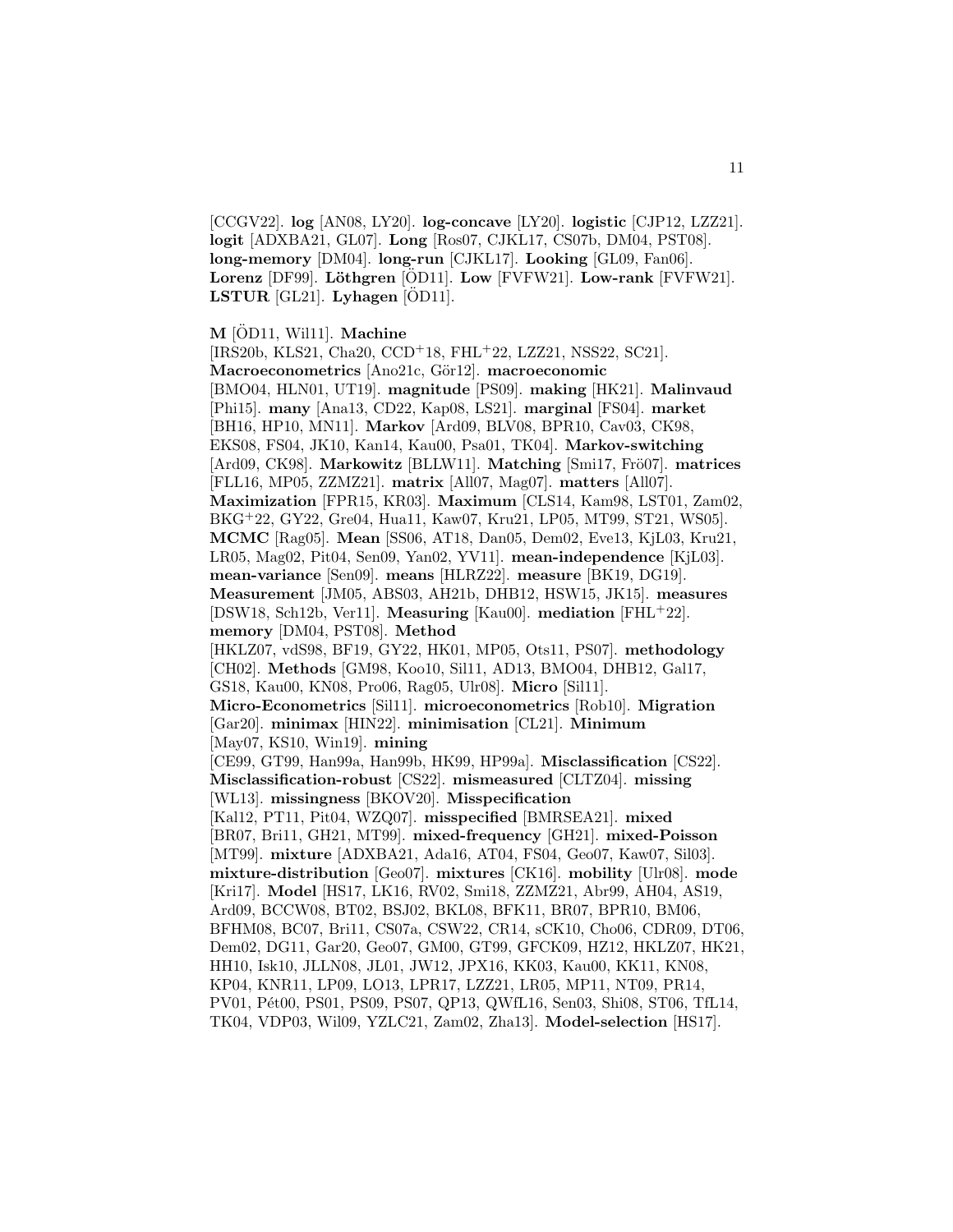[CCGV22]. **log** [AN08, LY20]. **log-concave** [LY20]. **logistic** [CJP12, LZZ21]. **logit** [ADXBA21, GL07]. **Long** [Ros07, CJKL17, CS07b, DM04, PST08]. **long-memory** [DM04]. **long-run** [CJKL17]. **Looking** [GL09, Fan06]. **Lorenz** [DF99]. **Löthgren** [ÖD11]. **Low** [FVFW21]. **Low-rank** [FVFW21]. **LSTUR** [GL21]. **Lyhagen** [ÖD11].

**M** [ÖD11, Wil11]. **Machine** [IRS20b, KLS21, Cha20, CCD[+]18, FHL[+]22, LZZ21, NSS22, SC21]. **Macroeconometrics** [Ano21c, Gör12]. **macroeconomic** [BMO04, HLN01, UT19]. **magnitude** [PS09]. **making** [HK21]. **Malinvaud** [Phi15]. **many** [Ana13, CD22, Kap08, LS21]. **marginal** [FS04]. **market** [BH16, HP10, MN11]. **Markov** [Ard09, BLV08, BPR10, Cav03, CK98, EKS08, FS04, JK10, Kan14, Kau00, Psa01, TK04]. **Markov-switching** [Ard09, CK98]. **Markowitz** [BLLW11]. **Matching** [Smi17, Frö07]. **matrices** [FLL16, MP05, ZZMZ21]. **matrix** [All07, Mag07]. **matters** [All07]. **Maximization** [FPR15, KR03]. **Maximum** [CLS14, Kam98, LST01, Zam02, BKG[+]22, GY22, Gre04, Hua11, Kaw07, Kru21, LP05, MT99, ST21, WS05]. **MCMC** [Rag05]. **Mean** [SS06, AT18, Dan05, Dem02, Eve13, KjL03, Kru21, LR05, Mag02, Pit04, Sen09, Yan02, YV11]. **mean-independence** [KjL03]. **mean-variance** [Sen09]. **means** [HLRZ22]. **measure** [BK19, DG19]. **Measurement** [JM05, ABS03, AH21b, DHB12, HSW15, JK15]. **measures** [DSW18, Sch12b, Ver11]. **Measuring** [Kau00]. **mediation** [FHL[+]22]. **memory** [DM04, PST08]. **Method** [HKLZ07, vdS98, BF19, GY22, HK01, MP05, Ots11, PS07]. **methodology** [CH02]. **Methods** [GM98, Koo10, Sil11, AD13, BMO04, DHB12, Gal17, GS18, Kau00, KN08, Pro06, Rag05, Ulr08]. **Micro** [Sil11]. **Micro-Econometrics** [Sil11]. **microeconometrics** [Rob10]. **Migration** [Gar20]. **minimax** [HIN22]. **minimisation** [CL21]. **Minimum** [May07, KS10, Win19]. **mining** [CE99, GT99, Han99a, Han99b, HK99, HP99a]. **Misclassification** [CS22]. **Misclassification-robust** [CS22]. **mismeasured** [CLTZ04]. **missing** [WL13]. **missingness** [BKOV20]. **Misspecification** [Kal12, PT11, Pit04, WZQ07]. **misspecified** [BMRSEA21]. **mixed** [BR07, Bri11, GH21, MT99]. **mixed-frequency** [GH21]. **mixed-Poisson** [MT99]. **mixture** [ADXBA21, Ada16, AT04, FS04, Geo07, Kaw07, Sil03]. **mixture-distribution** [Geo07]. **mixtures** [CK16]. **mobility** [Ulr08]. **mode** [Kri17]. **Model** [HS17, LK16, RV02, Smi18, ZZMZ21, Abr99, AH04, AS19, Ard09, BCCW08, BT02, BSJ02, BKL08, BFK11, BR07, BPR10, BM06, BFHM08, BC07, Bri11, CS07a, CSW22, CR14, sCK10, Cho06, CDR09, DT06, Dem02, DG11, Gar20, Geo07, GM00, GT99, GFCK09, HZ12, HKLZ07, HK21, HH10, Isk10, JLLN08, JL01, JW12, JPX16, KK03, Kau00, KK11, KN08, KP04, KNR11, LP09, LO13, LPR17, LZZ21, LR05, MP11, NT09, PR14, PV01, Pét00, PS01, PS09, PS07, QP13, QWfL16, Sen03, Shi08, ST06, TfL14, TK04, VDP03, Wil09, YZLC21, Zam02, Zha13]. **Model-selection** [HS17].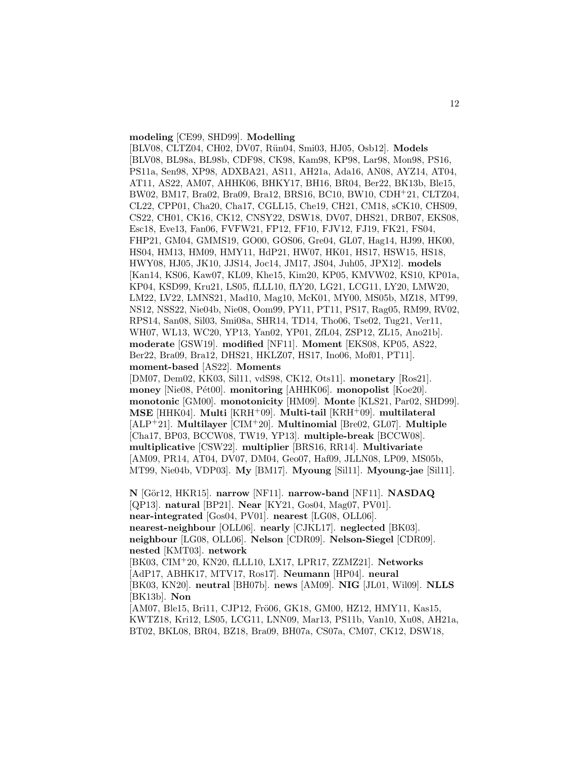**modeling** [CE99, SHD99]. **Modelling** [BLV08, CLTZ04, CH02, DV07, Rün04, Smi03, HJ05, Osb12]. **Models** [BLV08, BL98a, BL98b, CDF98, CK98, Kam98, KP98, Lar98, Mon98, PS16, PS11a, Sen98, XP98, ADXBA21, AS11, AH21a, Ada16, AN08, AYZ14, AT04, AT11, AS22, AM07, AHHK06, BHKY17, BH16, BR04, Ber22, BK13b, Ble15, BW02, BM17, Bra02, Bra09, Bra12, BRS16, BC10, BW10, CDH[+]21, CLTZ04, CL22, CPP01, Cha20, Cha17, CGLL15, Che19, CH21, CM18, sCK10, CHS09, CS22, CH01, CK16, CK12, CNSY22, DSW18, DV07, DHS21, DRB07, EKS08, Esc18, Eve13, Fan06, FVFW21, FP12, FF10, FJV12, FJ19, FK21, FS04, FHP21, GM04, GMMS19, GO00, GOS06, Gre04, GL07, Hag14, HJ99, HK00, HS04, HM13, HM09, HMY11, HdP21, HW07, HK01, HS17, HSW15, HS18, HWY08, HJ05, JK10, JJS14, Joc14, JM17, JS04, Juh05, JPX12]. **models** [Kan14, KS06, Kaw07, KL09, Khe15, Kim20, KP05, KMVW02, KS10, KP01a, KP04, KSD99, Kru21, LS05, fLY20, LG21, LCG11, LY20, LMW20, LM22, LV22, LMNS21, Mad10, Mag10, McK01, MY00, MS05b, MZ18, MT99, NS12, NSS22, Nie04b, Nie08, Oom99, PY11, PT11, PS17, Rag05, RM99, RV02, RPS14, San08, Sil03, Smi08a, SHR14, TD14, Tho06, Tse02, Tug21, Ver11, WH07, WL13, WC20, YP13, Yan02, YP01, ZfL04, ZSP12, ZL15, Ano21b]. **moderate** [GSW19]. **modified** [NF11]. **Moment** [EKS08, KP05, AS22, Ber22, Bra09, Bra12, DHS21, HKLZ07, HS17, Ino06, Mof01, PT11]. **moment-based** [AS22]. **Moments** [DM07, Dem02, KK03, Sil11, vdS98, CK12, Ots11]. **monetary** [Ros21]. **money** [Nie08, Pét00]. **monitoring** [AHHK06]. **monopolist** [Koe20]. **monotonic** [GM00]. **monotonicity** [HM09]. **Monte** [KLS21, Par02, SHD99]. **MSE** [HHK04]. **Multi** [KRH[+]09]. **Multi-tail** [KRH[+]09]. **multilateral** [ALP[+]21]. **Multilayer** [CIM[+]20]. **Multinomial** [Bre02, GL07]. **Multiple** [Cha17, BP03, BCCW08, TW19, YP13]. **multiple-break** [BCCW08]. **multiplicative** [CSW22]. **multiplier** [BRS16, RR14]. **Multivariate** [AM09, PR14, AT04, DV07, DM04, Geo07, Haf09, JLLN08, LP09, MS05b, MT99, Nie04b, VDP03]. **My** [BM17]. **Myoung** [Sil11]. **Myoung-jae** [Sil11].

**N** [Gör12, HKR15]. **narrow** [NF11]. **narrow-band** [NF11]. **NASDAQ** [QP13]. **natural** [BP21]. **Near** [KY21, Gos04, Mag07, PV01]. **near-integrated** [Gos04, PV01]. **nearest** [LG08, OLL06]. **nearest-neighbour** [OLL06]. **nearly** [CJKL17]. **neglected** [BK03]. **neighbour** [LG08, OLL06]. **Nelson** [CDR09]. **Nelson-Siegel** [CDR09]. **nested** [KMT03]. **network** [BK03, CIM[+]20, KN20, fLLL10, LX17, LPR17, ZZMZ21]. **Networks** [AdP17, ABHK17, MTV17, Ros17]. **Neumann** [HP04]. **neural** [BK03, KN20]. **neutral** [BH07b]. **news** [AM09]. **NIG** [JL01, Wil09]. **NLLS** [BK13b]. **Non** [AM07, Ble15, Bri11, CJP12, Frö06, GK18, GM00, HZ12, HMY11, Kas15, KWTZ18, Kri12, LS05, LCG11, LNN09, Mar13, PS11b, Van10, Xu08, AH21a, BT02, BKL08, BR04, BZ18, Bra09, BH07a, CS07a, CM07, CK12, DSW18,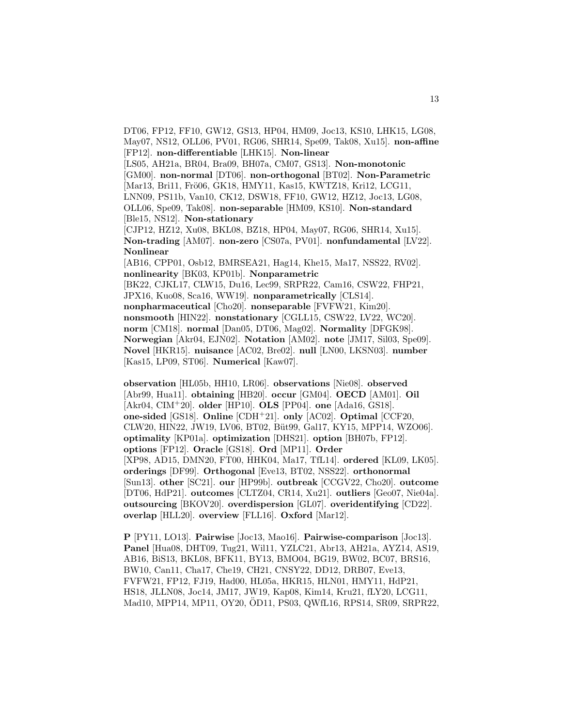DT06, FP12, FF10, GW12, GS13, HP04, HM09, Joc13, KS10, LHK15, LG08, May07, NS12, OLL06, PV01, RG06, SHR14, Spe09, Tak08, Xu15]. **non-affine** [FP12]. **non-differentiable** [LHK15]. **Non-linear** [LS05, AH21a, BR04, Bra09, BH07a, CM07, GS13]. **Non-monotonic** [GM00]. **non-normal** [DT06]. **non-orthogonal** [BT02]. **Non-Parametric** [Mar13, Bri11, Frö06, GK18, HMY11, Kas15, KWTZ18, Kri12, LCG11, LNN09, PS11b, Van10, CK12, DSW18, FF10, GW12, HZ12, Joc13, LG08, OLL06, Spe09, Tak08]. **non-separable** [HM09, KS10]. **Non-standard** [Ble15, NS12]. **Non-stationary** [CJP12, HZ12, Xu08, BKL08, BZ18, HP04, May07, RG06, SHR14, Xu15]. **Non-trading** [AM07]. **non-zero** [CS07a, PV01]. **nonfundamental** [LV22]. **Nonlinear** [AB16, CPP01, Osb12, BMRSEA21, Hag14, Khe15, Ma17, NSS22, RV02]. **nonlinearity** [BK03, KP01b]. **Nonparametric** [BK22, CJKL17, CLW15, Du16, Lec99, SRPR22, Cam16, CSW22, FHP21, JPX16, Kuo08, Sca16, WW19]. **nonparametrically** [CLS14]. **nonpharmaceutical** [Cho20]. **nonseparable** [FVFW21, Kim20]. **nonsmooth** [HIN22]. **nonstationary** [CGLL15, CSW22, LV22, WC20]. **norm** [CM18]. **normal** [Dan05, DT06, Mag02]. **Normality** [DFGK98]. **Norwegian** [Akr04, EJN02]. **Notation** [AM02]. **note** [JM17, Sil03, Spe09]. **Novel** [HKR15]. **nuisance** [AC02, Bre02]. **null** [LN00, LKSN03]. **number** [Kas15, LP09, ST06]. **Numerical** [Kaw07].

**observation** [HL05b, HH10, LR06]. **observations** [Nie08]. **observed** [Abr99, Hua11]. **obtaining** [HB20]. **occur** [GM04]. **OECD** [AM01]. **Oil** [Akr04, CIM+20]. **older** [HP10]. **OLS** [PP04]. **one** [Ada16, GS18]. **one-sided** [GS18]. **Online** [CDH+21]. **only** [AC02]. **Optimal** [CCF20, CLW20, HIN22, JW19, LV06, BT02, Büt99, Gal17, KY15, MPP14, WZO06]. **optimality** [KP01a]. **optimization** [DHS21]. **option** [BH07b, FP12]. **options** [FP12]. **Oracle** [GS18]. **Ord** [MP11]. **Order** [XP98, AD15, DMN20, FT00, HHK04, Ma17, TfL14]. **ordered** [KL09, LK05]. **orderings** [DF99]. **Orthogonal** [Eve13, BT02, NSS22]. **orthonormal** [Sun13]. **other** [SC21]. **our** [HP99b]. **outbreak** [CCGV22, Cho20]. **outcome** [DT06, HdP21]. **outcomes** [CLTZ04, CR14, Xu21]. **outliers** [Geo07, Nie04a]. **outsourcing** [BKOV20]. **overdispersion** [GL07]. **overidentifying** [CD22]. **overlap** [HLL20]. **overview** [FLL16]. **Oxford** [Mar12].

**P** [PY11, LO13]. **Pairwise** [Joc13, Mao16]. **Pairwise-comparison** [Joc13]. **Panel** [Hua08, DHT09, Tug21, Wil11, YZLC21, Abr13, AH21a, AYZ14, AS19, AB16, BiS13, BKL08, BFK11, BY13, BMO04, BG19, BW02, BC07, BRS16, BW10, Can11, Cha17, Che19, CH21, CNSY22, DD12, DRB07, Eve13, FVFW21, FP12, FJ19, Had00, HL05a, HKR15, HLN01, HMY11, HdP21, HS18, JLLN08, Joc14, JM17, JW19, Kap08, Kim14, Kru21, fLY20, LCG11, Mad10, MPP14, MP11, OY20, ÖD11, PS03, QWfL16, RPS14, SR09, SRPR22,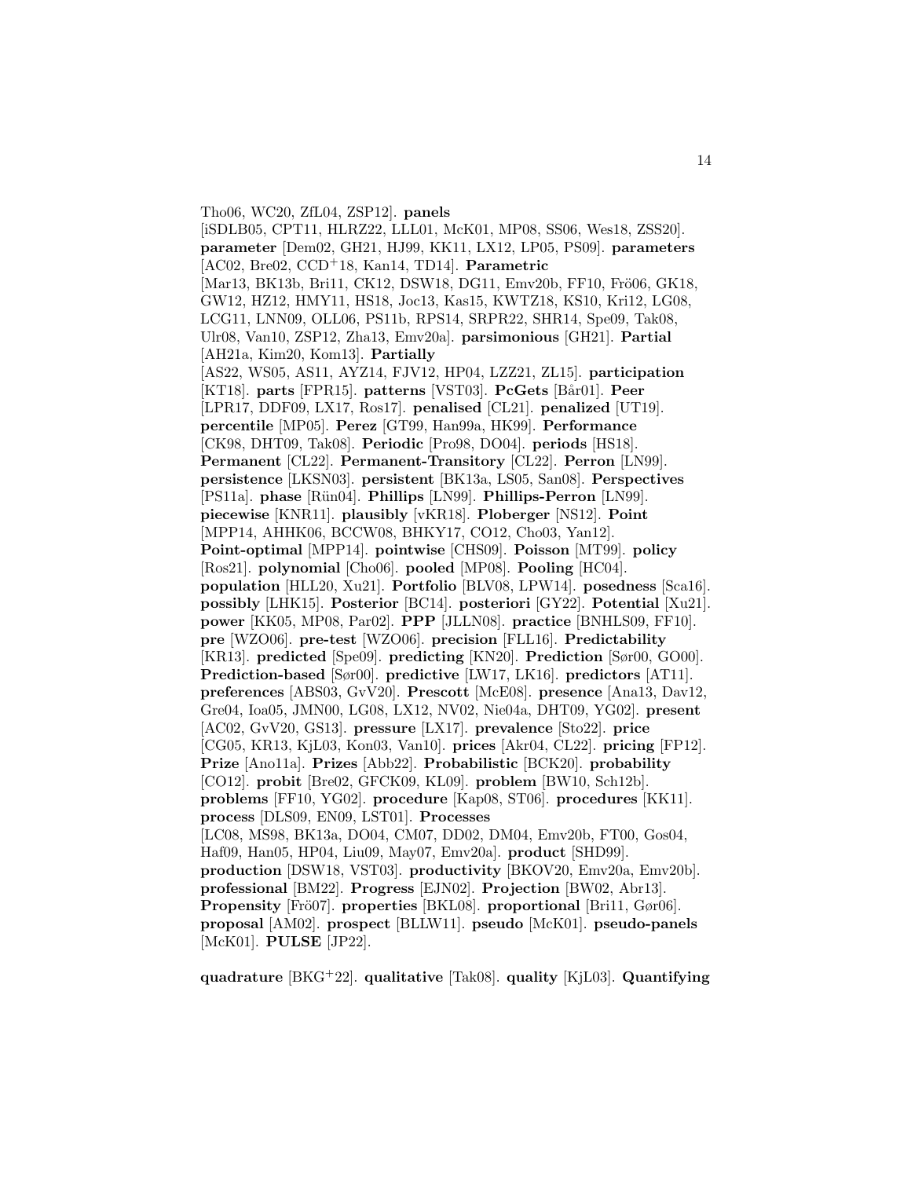Tho06, WC20, ZfL04, ZSP12]. **panels** [iSDLB05, CPT11, HLRZ22, LLL01, McK01, MP08, SS06, Wes18, ZSS20]. **parameter** [Dem02, GH21, HJ99, KK11, LX12, LP05, PS09]. **parameters** [AC02, Bre02, CCD+18, Kan14, TD14]. **Parametric** [Mar13, BK13b, Bri11, CK12, DSW18, DG11, Emv20b, FF10, Frö06, GK18, GW12, HZ12, HMY11, HS18, Joc13, Kas15, KWTZ18, KS10, Kri12, LG08, LCG11, LNN09, OLL06, PS11b, RPS14, SRPR22, SHR14, Spe09, Tak08, Ulr08, Van10, ZSP12, Zha13, Emv20a]. **parsimonious** [GH21]. **Partial** [AH21a, Kim20, Kom13]. **Partially** [AS22, WS05, AS11, AYZ14, FJV12, HP04, LZZ21, ZL15]. **participation** [KT18]. **parts** [FPR15]. **patterns** [VST03]. **PcGets** [Bår01]. **Peer** [LPR17, DDF09, LX17, Ros17]. **penalised** [CL21]. **penalized** [UT19]. **percentile** [MP05]. **Perez** [GT99, Han99a, HK99]. **Performance** [CK98, DHT09, Tak08]. **Periodic** [Pro98, DO04]. **periods** [HS18]. **Permanent** [CL22]. **Permanent-Transitory** [CL22]. **Perron** [LN99]. **persistence** [LKSN03]. **persistent** [BK13a, LS05, San08]. **Perspectives** [PS11a]. **phase** [Rün04]. **Phillips** [LN99]. **Phillips-Perron** [LN99]. **piecewise** [KNR11]. **plausibly** [vKR18]. **Ploberger** [NS12]. **Point** [MPP14, AHHK06, BCCW08, BHKY17, CO12, Cho03, Yan12]. **Point-optimal** [MPP14]. **pointwise** [CHS09]. **Poisson** [MT99]. **policy** [Ros21]. **polynomial** [Cho06]. **pooled** [MP08]. **Pooling** [HC04]. **population** [HLL20, Xu21]. **Portfolio** [BLV08, LPW14]. **posedness** [Sca16]. **possibly** [LHK15]. **Posterior** [BC14]. **posteriori** [GY22]. **Potential** [Xu21]. **power** [KK05, MP08, Par02]. **PPP** [JLLN08]. **practice** [BNHLS09, FF10]. **pre** [WZO06]. **pre-test** [WZO06]. **precision** [FLL16]. **Predictability** [KR13]. **predicted** [Spe09]. **predicting** [KN20]. **Prediction** [Sør00, GO00]. **Prediction-based** [Sør00]. **predictive** [LW17, LK16]. **predictors** [AT11]. **preferences** [ABS03, GvV20]. **Prescott** [McE08]. **presence** [Ana13, Dav12, Gre04, Ioa05, JMN00, LG08, LX12, NV02, Nie04a, DHT09, YG02]. **present** [AC02, GvV20, GS13]. **pressure** [LX17]. **prevalence** [Sto22]. **price** [CG05, KR13, KjL03, Kon03, Van10]. **prices** [Akr04, CL22]. **pricing** [FP12]. **Prize** [Ano11a]. **Prizes** [Abb22]. **Probabilistic** [BCK20]. **probability** [CO12]. **probit** [Bre02, GFCK09, KL09]. **problem** [BW10, Sch12b]. **problems** [FF10, YG02]. **procedure** [Kap08, ST06]. **procedures** [KK11]. **process** [DLS09, EN09, LST01]. **Processes** [LC08, MS98, BK13a, DO04, CM07, DD02, DM04, Emv20b, FT00, Gos04, Haf09, Han05, HP04, Liu09, May07, Emv20a]. **product** [SHD99]. **production** [DSW18, VST03]. **productivity** [BKOV20, Emv20a, Emv20b]. **professional** [BM22]. **Progress** [EJN02]. **Projection** [BW02, Abr13]. **Propensity** [Frö07]. **properties** [BKL08]. **proportional** [Bri11, Gør06]. **proposal** [AM02]. **prospect** [BLLW11]. **pseudo** [McK01]. **pseudo-panels** [McK01]. **PULSE** [JP22].

**quadrature** [BKG+22]. **qualitative** [Tak08]. **quality** [KjL03]. **Quantifying**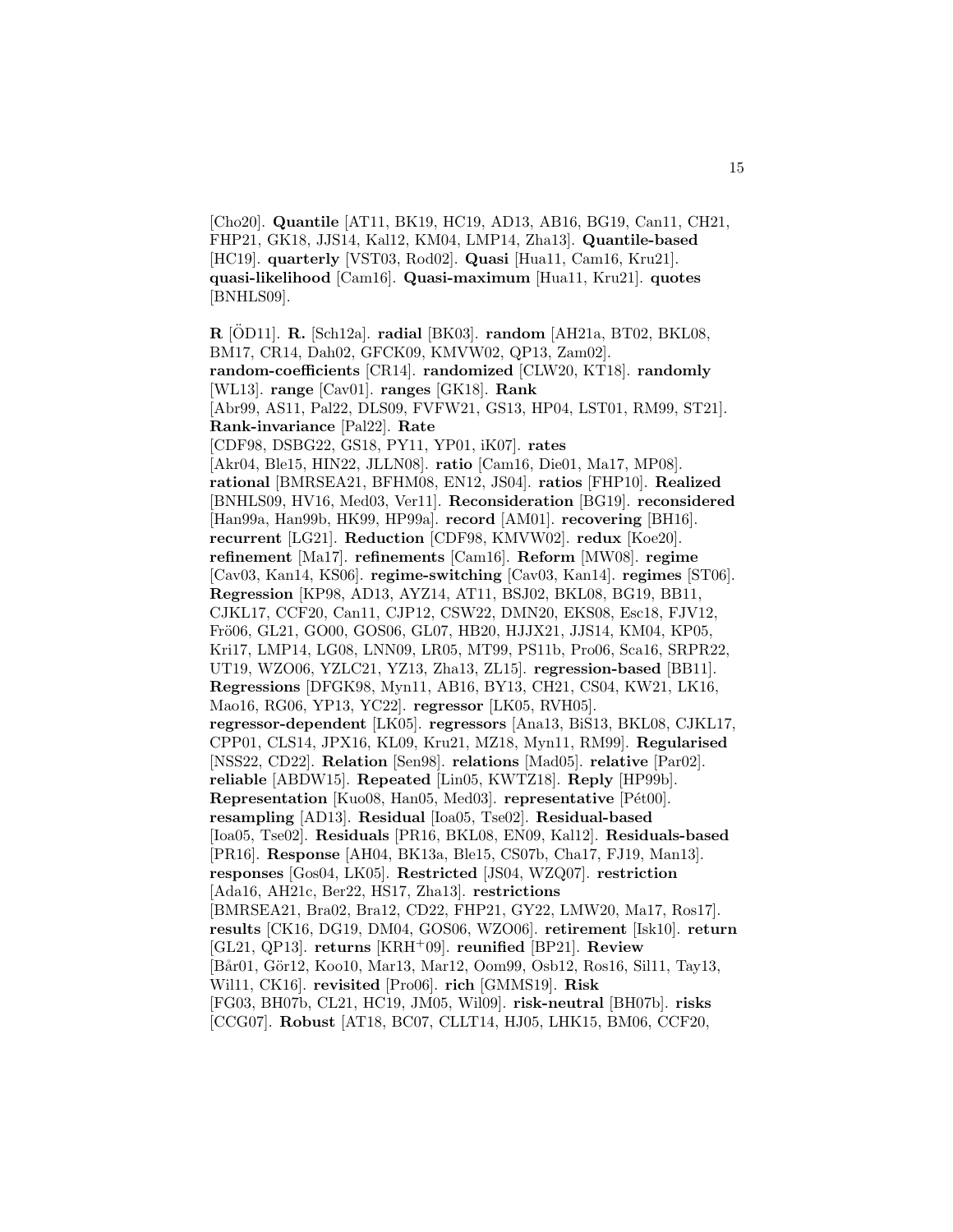[Cho20]. **Quantile** [AT11, BK19, HC19, AD13, AB16, BG19, Can11, CH21, FHP21, GK18, JJS14, Kal12, KM04, LMP14, Zha13]. **Quantile-based** [HC19]. **quarterly** [VST03, Rod02]. **Quasi** [Hua11, Cam16, Kru21]. **quasi-likelihood** [Cam16]. **Quasi-maximum** [Hua11, Kru21]. **quotes** [BNHLS09].

**R** [ÖD11]. **R.** [Sch12a]. **radial** [BK03]. **random** [AH21a, BT02, BKL08, BM17, CR14, Dah02, GFCK09, KMVW02, QP13, Zam02]. **random-coefficients** [CR14]. **randomized** [CLW20, KT18]. **randomly** [WL13]. **range** [Cav01]. **ranges** [GK18]. **Rank** [Abr99, AS11, Pal22, DLS09, FVFW21, GS13, HP04, LST01, RM99, ST21]. **Rank-invariance** [Pal22]. **Rate** [CDF98, DSBG22, GS18, PY11, YP01, iK07]. **rates** [Akr04, Ble15, HIN22, JLLN08]. **ratio** [Cam16, Die01, Ma17, MP08]. **rational** [BMRSEA21, BFHM08, EN12, JS04]. **ratios** [FHP10]. **Realized** [BNHLS09, HV16, Med03, Ver11]. **Reconsideration** [BG19]. **reconsidered** [Han99a, Han99b, HK99, HP99a]. **record** [AM01]. **recovering** [BH16]. **recurrent** [LG21]. **Reduction** [CDF98, KMVW02]. **redux** [Koe20]. **refinement** [Ma17]. **refinements** [Cam16]. **Reform** [MW08]. **regime** [Cav03, Kan14, KS06]. **regime-switching** [Cav03, Kan14]. **regimes** [ST06]. **Regression** [KP98, AD13, AYZ14, AT11, BSJ02, BKL08, BG19, BB11, CJKL17, CCF20, Can11, CJP12, CSW22, DMN20, EKS08, Esc18, FJV12, Frö06, GL21, GO00, GOS06, GL07, HB20, HJJX21, JJS14, KM04, KP05, Kri17, LMP14, LG08, LNN09, LR05, MT99, PS11b, Pro06, Sca16, SRPR22, UT19, WZO06, YZLC21, YZ13, Zha13, ZL15]. **regression-based** [BB11]. **Regressions** [DFGK98, Myn11, AB16, BY13, CH21, CS04, KW21, LK16, Mao16, RG06, YP13, YC22]. **regressor** [LK05, RVH05]. **regressor-dependent** [LK05]. **regressors** [Ana13, BiS13, BKL08, CJKL17, CPP01, CLS14, JPX16, KL09, Kru21, MZ18, Myn11, RM99]. **Regularised** [NSS22, CD22]. **Relation** [Sen98]. **relations** [Mad05]. **relative** [Par02]. **reliable** [ABDW15]. **Repeated** [Lin05, KWTZ18]. **Reply** [HP99b]. **Representation** [Kuo08, Han05, Med03]. **representative** [Pét00]. **resampling** [AD13]. **Residual** [Ioa05, Tse02]. **Residual-based** [Ioa05, Tse02]. **Residuals** [PR16, BKL08, EN09, Kal12]. **Residuals-based** [PR16]. **Response** [AH04, BK13a, Ble15, CS07b, Cha17, FJ19, Man13]. **responses** [Gos04, LK05]. **Restricted** [JS04, WZQ07]. **restriction** [Ada16, AH21c, Ber22, HS17, Zha13]. **restrictions** [BMRSEA21, Bra02, Bra12, CD22, FHP21, GY22, LMW20, Ma17, Ros17]. **results** [CK16, DG19, DM04, GOS06, WZO06]. **retirement** [Isk10]. **return** [GL21, QP13]. **returns** [KRH+09]. **reunified** [BP21]. **Review** [Bår01, Gör12, Koo10, Mar13, Mar12, Oom99, Osb12, Ros16, Sil11, Tay13, Wil11, CK16]. **revisited** [Pro06]. **rich** [GMMS19]. **Risk** [FG03, BH07b, CL21, HC19, JM05, Wil09]. **risk-neutral** [BH07b]. **risks** [CCG07]. **Robust** [AT18, BC07, CLLT14, HJ05, LHK15, BM06, CCF20,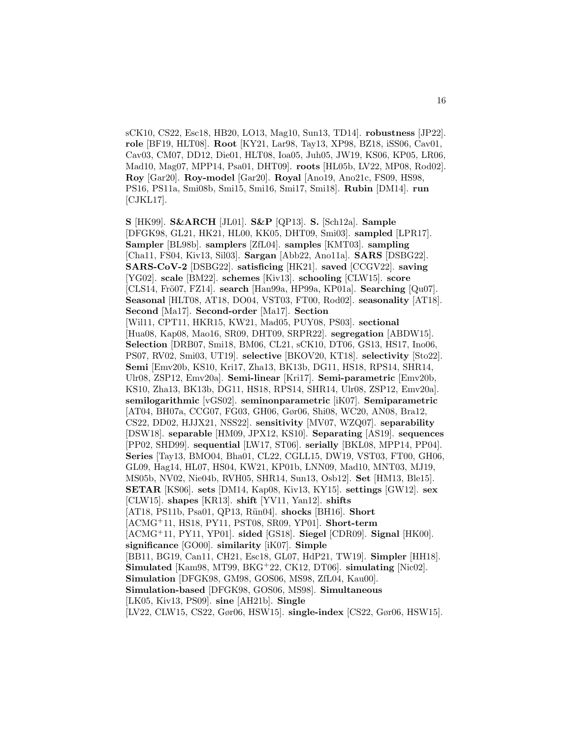sCK10, CS22, Esc18, HB20, LO13, Mag10, Sun13, TD14]. **robustness** [JP22]. **role** [BF19, HLT08]. **Root** [KY21, Lar98, Tay13, XP98, BZ18, iSS06, Cav01, Cav03, CM07, DD12, Die01, HLT08, Ioa05, Juh05, JW19, KS06, KP05, LR06, Mad10, Mag07, MPP14, Psa01, DHT09]. **roots** [HL05b, LV22, MP08, Rod02]. **Roy** [Gar20]. **Roy-model** [Gar20]. **Royal** [Ano19, Ano21c, FS09, HS98, PS16, PS11a, Smi08b, Smi15, Smi16, Smi17, Smi18]. **Rubin** [DM14]. **run** [CJKL17].

**S** [HK99]. **S&ARCH** [JL01]. **S&P** [QP13]. **S.** [Sch12a]. **Sample** [DFGK98, GL21, HK21, HL00, KK05, DHT09, Smi03]. **sampled** [LPR17]. **Sampler** [BL98b]. **samplers** [ZfL04]. **samples** [KMT03]. **sampling** [Cha11, FS04, Kiv13, Sil03]. **Sargan** [Abb22, Ano11a]. **SARS** [DSBG22]. **SARS-CoV-2** [DSBG22]. **satisficing** [HK21]. **saved** [CCGV22]. **saving** [YG02]. **scale** [BM22]. **schemes** [Kiv13]. **schooling** [CLW15]. **score** [CLS14, Frö07, FZ14]. **search** [Han99a, HP99a, KP01a]. **Searching** [Qu07]. **Seasonal** [HLT08, AT18, DO04, VST03, FT00, Rod02]. **seasonality** [AT18]. **Second** [Ma17]. **Second-order** [Ma17]. **Section** [Wil11, CPT11, HKR15, KW21, Mad05, PUY08, PS03]. **sectional** [Hua08, Kap08, Mao16, SR09, DHT09, SRPR22]. **segregation** [ABDW15]. **Selection** [DRB07, Smi18, BM06, CL21, sCK10, DT06, GS13, HS17, Ino06, PS07, RV02, Smi03, UT19]. **selective** [BKOV20, KT18]. **selectivity** [Sto22]. **Semi** [Emv20b, KS10, Kri17, Zha13, BK13b, DG11, HS18, RPS14, SHR14, Ulr08, ZSP12, Emv20a]. **Semi-linear** [Kri17]. **Semi-parametric** [Emv20b, KS10, Zha13, BK13b, DG11, HS18, RPS14, SHR14, Ulr08, ZSP12, Emv20a]. **semilogarithmic** [vGS02]. **seminonparametric** [iK07]. **Semiparametric** [AT04, BH07a, CCG07, FG03, GH06, Gør06, Shi08, WC20, AN08, Bra12, CS22, DD02, HJJX21, NSS22]. **sensitivity** [MV07, WZQ07]. **separability** [DSW18]. **separable** [HM09, JPX12, KS10]. **Separating** [AS19]. **sequences** [PP02, SHD99]. **sequential** [LW17, ST06]. **serially** [BKL08, MPP14, PP04]. **Series** [Tay13, BMO04, Bha01, CL22, CGLL15, DW19, VST03, FT00, GH06, GL09, Hag14, HL07, HS04, KW21, KP01b, LNN09, Mad10, MNT03, MJ19, MS05b, NV02, Nie04b, RVH05, SHR14, Sun13, Osb12]. **Set** [HM13, Ble15]. **SETAR** [KS06]. **sets** [DM14, Kap08, Kiv13, KY15]. **settings** [GW12]. **sex** [CLW15]. **shapes** [KR13]. **shift** [YV11, Yan12]. **shifts** [AT18, PS11b, Psa01, QP13, Rün04]. **shocks** [BH16]. **Short** [ACMG+11, HS18, PY11, PST08, SR09, YP01]. **Short-term** [ACMG+11, PY11, YP01]. **sided** [GS18]. **Siegel** [CDR09]. **Signal** [HK00]. **significance** [GO00]. **similarity** [iK07]. **Simple** [BB11, BG19, Can11, CH21, Esc18, GL07, HdP21, TW19]. **Simpler** [HH18]. **Simulated** [Kam98, MT99, BKG+22, CK12, DT06]. **simulating** [Nic02]. **Simulation** [DFGK98, GM98, GOS06, MS98, ZfL04, Kau00]. **Simulation-based** [DFGK98, GOS06, MS98]. **Simultaneous** [LK05, Kiv13, PS09]. **sine** [AH21b]. **Single** [LV22, CLW15, CS22, Gør06, HSW15]. **single-index** [CS22, Gør06, HSW15].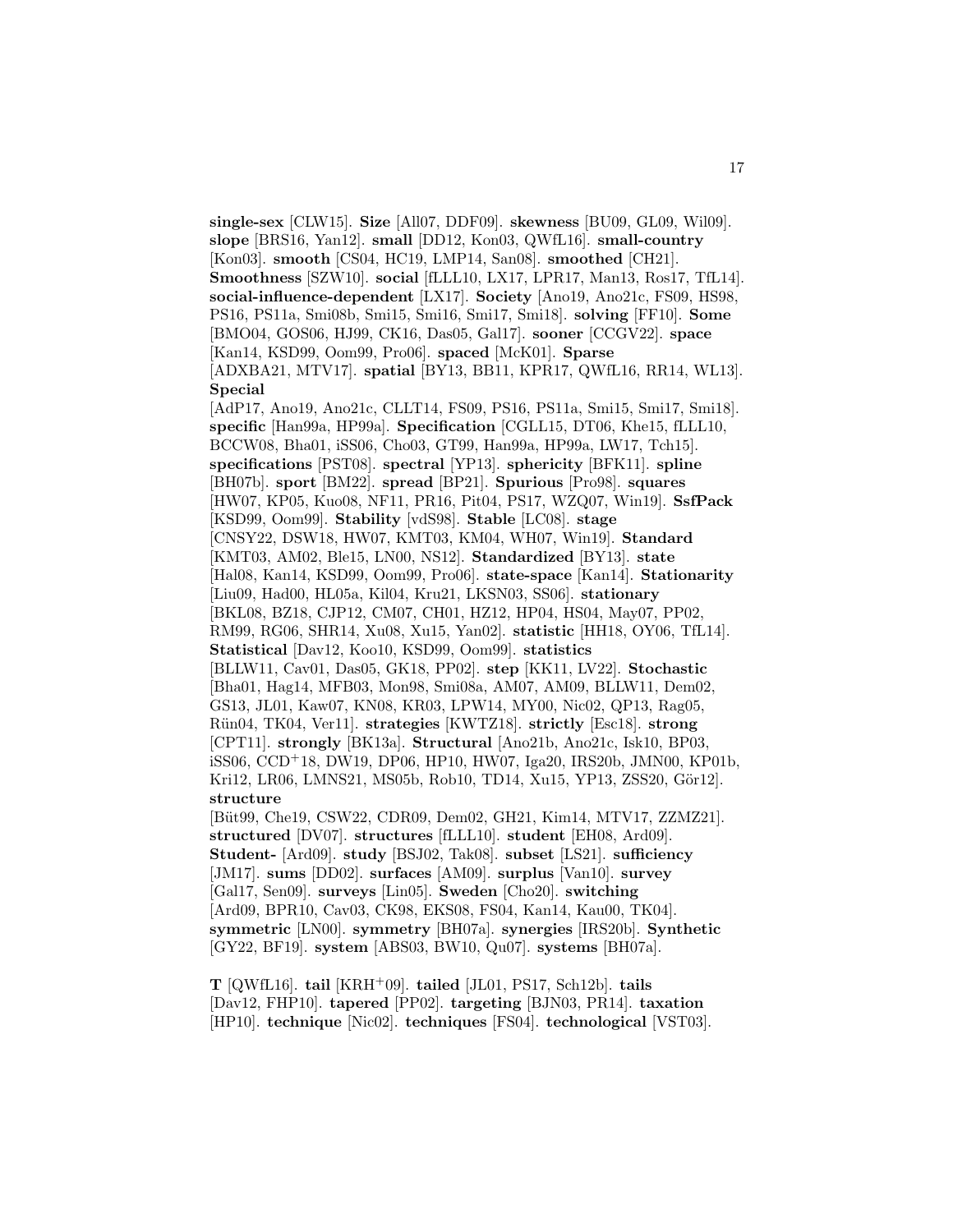**single-sex** [CLW15]. **Size** [All07, DDF09]. **skewness** [BU09, GL09, Wil09]. **slope** [BRS16, Yan12]. **small** [DD12, Kon03, QWfL16]. **small-country** [Kon03]. **smooth** [CS04, HC19, LMP14, San08]. **smoothed** [CH21]. **Smoothness** [SZW10]. **social** [fLLL10, LX17, LPR17, Man13, Ros17, TfL14]. **social-influence-dependent** [LX17]. **Society** [Ano19, Ano21c, FS09, HS98, PS16, PS11a, Smi08b, Smi15, Smi16, Smi17, Smi18]. **solving** [FF10]. **Some** [BMO04, GOS06, HJ99, CK16, Das05, Gal17]. **sooner** [CCGV22]. **space** [Kan14, KSD99, Oom99, Pro06]. **spaced** [McK01]. **Sparse** [ADXBA21, MTV17]. **spatial** [BY13, BB11, KPR17, QWfL16, RR14, WL13]. **Special** [AdP17, Ano19, Ano21c, CLLT14, FS09, PS16, PS11a, Smi15, Smi17, Smi18]. **specific** [Han99a, HP99a]. **Specification** [CGLL15, DT06, Khe15, fLLL10, BCCW08, Bha01, iSS06, Cho03, GT99, Han99a, HP99a, LW17, Tch15]. **specifications** [PST08]. **spectral** [YP13]. **sphericity** [BFK11]. **spline** [BH07b]. **sport** [BM22]. **spread** [BP21]. **Spurious** [Pro98]. **squares** [HW07, KP05, Kuo08, NF11, PR16, Pit04, PS17, WZQ07, Win19]. **SsfPack** [KSD99, Oom99]. **Stability** [vdS98]. **Stable** [LC08]. **stage** [CNSY22, DSW18, HW07, KMT03, KM04, WH07, Win19]. **Standard** [KMT03, AM02, Ble15, LN00, NS12]. **Standardized** [BY13]. **state** [Hal08, Kan14, KSD99, Oom99, Pro06]. **state-space** [Kan14]. **Stationarity** [Liu09, Had00, HL05a, Kil04, Kru21, LKSN03, SS06]. **stationary** [BKL08, BZ18, CJP12, CM07, CH01, HZ12, HP04, HS04, May07, PP02, RM99, RG06, SHR14, Xu08, Xu15, Yan02]. **statistic** [HH18, OY06, TfL14]. **Statistical** [Dav12, Koo10, KSD99, Oom99]. **statistics** [BLLW11, Cav01, Das05, GK18, PP02]. **step** [KK11, LV22]. **Stochastic** [Bha01, Hag14, MFB03, Mon98, Smi08a, AM07, AM09, BLLW11, Dem02, GS13, JL01, Kaw07, KN08, KR03, LPW14, MY00, Nic02, QP13, Rag05, Rün04, TK04, Ver11]. **strategies** [KWTZ18]. **strictly** [Esc18]. **strong** [CPT11]. **strongly** [BK13a]. **Structural** [Ano21b, Ano21c, Isk10, BP03, iSS06, CCD+18, DW19, DP06, HP10, HW07, Iga20, IRS20b, JMN00, KP01b, Kri12, LR06, LMNS21, MS05b, Rob10, TD14, Xu15, YP13, ZSS20, Gör12]. **structure** [Büt99, Che19, CSW22, CDR09, Dem02, GH21, Kim14, MTV17, ZZMZ21]. **structured** [DV07]. **structures** [fLLL10]. **student** [EH08, Ard09]. **Student-** [Ard09]. **study** [BSJ02, Tak08]. **subset** [LS21]. **sufficiency** [JM17]. **sums** [DD02]. **surfaces** [AM09]. **surplus** [Van10]. **survey** [Gal17, Sen09]. **surveys** [Lin05]. **Sweden** [Cho20]. **switching** [Ard09, BPR10, Cav03, CK98, EKS08, FS04, Kan14, Kau00, TK04]. **symmetric** [LN00]. **symmetry** [BH07a]. **synergies** [IRS20b]. **Synthetic** [GY22, BF19]. **system** [ABS03, BW10, Qu07]. **systems** [BH07a].

**T** [QWfL16]. **tail** [KRH+09]. **tailed** [JL01, PS17, Sch12b]. **tails** [Dav12, FHP10]. **tapered** [PP02]. **targeting** [BJN03, PR14]. **taxation** [HP10]. **technique** [Nic02]. **techniques** [FS04]. **technological** [VST03].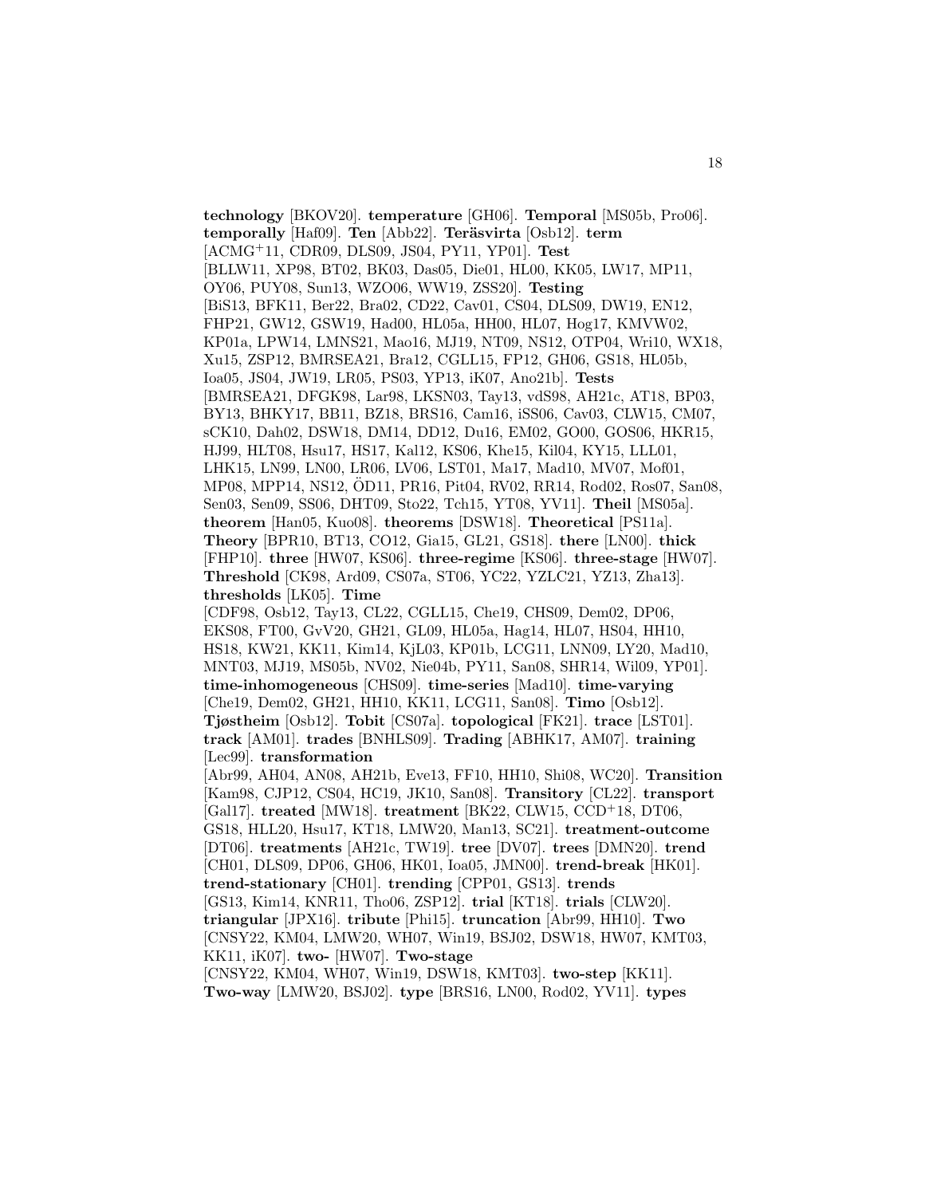**technology** [BKOV20]. **temperature** [GH06]. **Temporal** [MS05b, Pro06]. **temporally** [Haf09]. **Ten** [Abb22]. **Teräsvirta** [Osb12]. **term** [ACMG+11, CDR09, DLS09, JS04, PY11, YP01]. **Test** [BLLW11, XP98, BT02, BK03, Das05, Die01, HL00, KK05, LW17, MP11, OY06, PUY08, Sun13, WZO06, WW19, ZSS20]. **Testing** [BiS13, BFK11, Ber22, Bra02, CD22, Cav01, CS04, DLS09, DW19, EN12, FHP21, GW12, GSW19, Had00, HL05a, HH00, HL07, Hog17, KMVW02, KP01a, LPW14, LMNS21, Mao16, MJ19, NT09, NS12, OTP04, Wri10, WX18, Xu15, ZSP12, BMRSEA21, Bra12, CGLL15, FP12, GH06, GS18, HL05b, Ioa05, JS04, JW19, LR05, PS03, YP13, iK07, Ano21b]. **Tests** [BMRSEA21, DFGK98, Lar98, LKSN03, Tay13, vdS98, AH21c, AT18, BP03, BY13, BHKY17, BB11, BZ18, BRS16, Cam16, iSS06, Cav03, CLW15, CM07, sCK10, Dah02, DSW18, DM14, DD12, Du16, EM02, GO00, GOS06, HKR15, HJ99, HLT08, Hsu17, HS17, Kal12, KS06, Khe15, Kil04, KY15, LLL01, LHK15, LN99, LN00, LR06, LV06, LST01, Ma17, Mad10, MV07, Mof01, MP08, MPP14, NS12, ÖD11, PR16, Pit04, RV02, RR14, Rod02, Ros07, San08, Sen03, Sen09, SS06, DHT09, Sto22, Tch15, YT08, YV11]. **Theil** [MS05a]. **theorem** [Han05, Kuo08]. **theorems** [DSW18]. **Theoretical** [PS11a]. **Theory** [BPR10, BT13, CO12, Gia15, GL21, GS18]. **there** [LN00]. **thick** [FHP10]. **three** [HW07, KS06]. **three-regime** [KS06]. **three-stage** [HW07]. **Threshold** [CK98, Ard09, CS07a, ST06, YC22, YZLC21, YZ13, Zha13]. **thresholds** [LK05]. **Time** [CDF98, Osb12, Tay13, CL22, CGLL15, Che19, CHS09, Dem02, DP06, EKS08, FT00, GvV20, GH21, GL09, HL05a, Hag14, HL07, HS04, HH10, HS18, KW21, KK11, Kim14, KjL03, KP01b, LCG11, LNN09, LY20, Mad10, MNT03, MJ19, MS05b, NV02, Nie04b, PY11, San08, SHR14, Wil09, YP01]. **time-inhomogeneous** [CHS09]. **time-series** [Mad10]. **time-varying** [Che19, Dem02, GH21, HH10, KK11, LCG11, San08]. **Timo** [Osb12]. **Tjøstheim** [Osb12]. **Tobit** [CS07a]. **topological** [FK21]. **trace** [LST01]. **track** [AM01]. **trades** [BNHLS09]. **Trading** [ABHK17, AM07]. **training** [Lec99]. **transformation** [Abr99, AH04, AN08, AH21b, Eve13, FF10, HH10, Shi08, WC20]. **Transition** [Kam98, CJP12, CS04, HC19, JK10, San08]. **Transitory** [CL22]. **transport** [Gal17]. **treated** [MW18]. **treatment** [BK22, CLW15, CCD+18, DT06, GS18, HLL20, Hsu17, KT18, LMW20, Man13, SC21]. **treatment-outcome** [DT06]. **treatments** [AH21c, TW19]. **tree** [DV07]. **trees** [DMN20]. **trend** [CH01, DLS09, DP06, GH06, HK01, Ioa05, JMN00]. **trend-break** [HK01]. **trend-stationary** [CH01]. **trending** [CPP01, GS13]. **trends** [GS13, Kim14, KNR11, Tho06, ZSP12]. **trial** [KT18]. **trials** [CLW20]. **triangular** [JPX16]. **tribute** [Phi15]. **truncation** [Abr99, HH10]. **Two** [CNSY22, KM04, LMW20, WH07, Win19, BSJ02, DSW18, HW07, KMT03, KK11, iK07]. **two-** [HW07]. **Two-stage** [CNSY22, KM04, WH07, Win19, DSW18, KMT03]. **two-step** [KK11]. **Two-way** [LMW20, BSJ02]. **type** [BRS16, LN00, Rod02, YV11]. **types**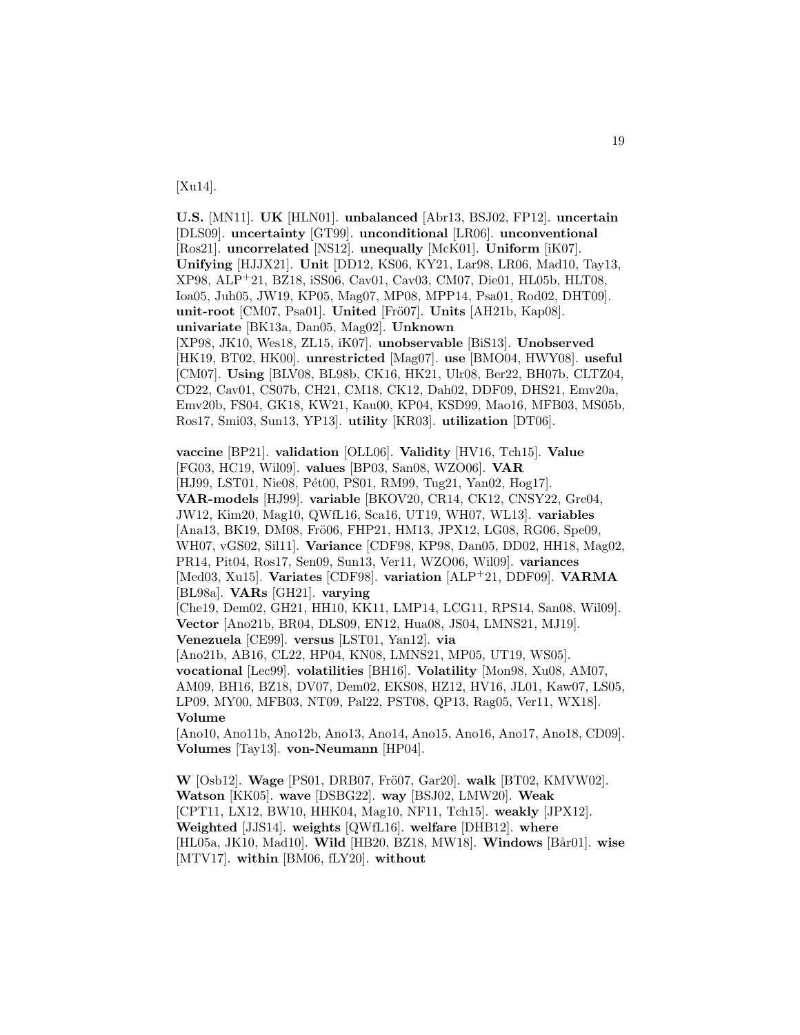[Xu14].

**U.S.** [MN11]. **UK** [HLN01]. **unbalanced** [Abr13, BSJ02, FP12]. **uncertain** [DLS09]. **uncertainty** [GT99]. **unconditional** [LR06]. **unconventional** [Ros21]. **uncorrelated** [NS12]. **unequally** [McK01]. **Uniform** [iK07]. **Unifying** [HJJX21]. **Unit** [DD12, KS06, KY21, Lar98, LR06, Mad10, Tay13, XP98, ALP+21, BZ18, iSS06, Cav01, Cav03, CM07, Die01, HL05b, HLT08, Ioa05, Juh05, JW19, KP05, Mag07, MP08, MPP14, Psa01, Rod02, DHT09]. **unit-root** [CM07, Psa01]. **United** [Frö07]. **Units** [AH21b, Kap08]. **univariate** [BK13a, Dan05, Mag02]. **Unknown** [XP98, JK10, Wes18, ZL15, iK07]. **unobservable** [BiS13]. **Unobserved** [HK19, BT02, HK00]. **unrestricted** [Mag07]. **use** [BMO04, HWY08]. **useful** [CM07]. **Using** [BLV08, BL98b, CK16, HK21, Ulr08, Ber22, BH07b, CLTZ04, CD22, Cav01, CS07b, CH21, CM18, CK12, Dah02, DDF09, DHS21, Emv20a, Emv20b, FS04, GK18, KW21, Kau00, KP04, KSD99, Mao16, MFB03, MS05b, Ros17, Smi03, Sun13, YP13]. **utility** [KR03]. **utilization** [DT06].

**vaccine** [BP21]. **validation** [OLL06]. **Validity** [HV16, Tch15]. **Value** [FG03, HC19, Wil09]. **values** [BP03, San08, WZO06]. **VAR** [HJ99, LST01, Nie08, Pét00, PS01, RM99, Tug21, Yan02, Hog17]. **VAR-models** [HJ99]. **variable** [BKOV20, CR14, CK12, CNSY22, Gre04, JW12, Kim20, Mag10, QWfL16, Sca16, UT19, WH07, WL13]. **variables** [Ana13, BK19, DM08, Frö06, FHP21, HM13, JPX12, LG08, RG06, Spe09, WH07, vGS02, Sil11]. **Variance** [CDF98, KP98, Dan05, DD02, HH18, Mag02, PR14, Pit04, Ros17, Sen09, Sun13, Ver11, WZO06, Wil09]. **variances** [Med03, Xu15]. **Variates** [CDF98]. **variation** [ALP+21, DDF09]. **VARMA** [BL98a]. **VARs** [GH21]. **varying** [Che19, Dem02, GH21, HH10, KK11, LMP14, LCG11, RPS14, San08, Wil09]. **Vector** [Ano21b, BR04, DLS09, EN12, Hua08, JS04, LMNS21, MJ19]. **Venezuela** [CE99]. **versus** [LST01, Yan12]. **via** [Ano21b, AB16, CL22, HP04, KN08, LMNS21, MP05, UT19, WS05]. **vocational** [Lec99]. **volatilities** [BH16]. **Volatility** [Mon98, Xu08, AM07, AM09, BH16, BZ18, DV07, Dem02, EKS08, HZ12, HV16, JL01, Kaw07, LS05, LP09, MY00, MFB03, NT09, Pal22, PST08, QP13, Rag05, Ver11, WX18]. **Volume** [Ano10, Ano11b, Ano12b, Ano13, Ano14, Ano15, Ano16, Ano17, Ano18, CD09]. **Volumes** [Tay13]. **von-Neumann** [HP04].

**W** [Osb12]. **Wage** [PS01, DRB07, Frö07, Gar20]. **walk** [BT02, KMVW02]. **Watson** [KK05]. **wave** [DSBG22]. **way** [BSJ02, LMW20]. **Weak** [CPT11, LX12, BW10, HHK04, Mag10, NF11, Tch15]. **weakly** [JPX12]. **Weighted** [JJS14]. **weights** [QWfL16]. **welfare** [DHB12]. **where** [HL05a, JK10, Mad10]. **Wild** [HB20, BZ18, MW18]. **Windows** [Bår01]. **wise** [MTV17]. **within** [BM06, fLY20]. **without**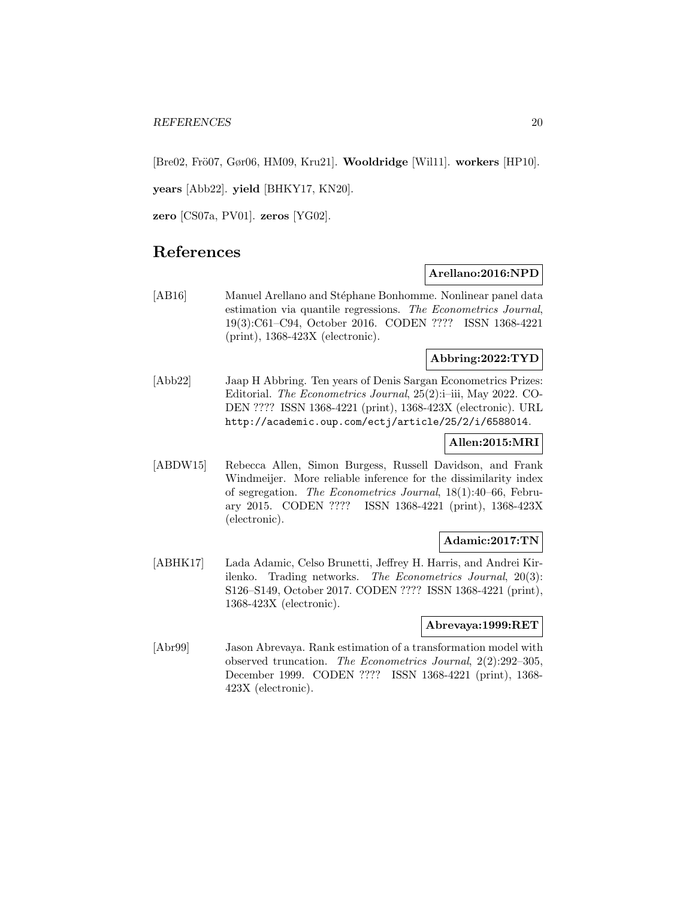[Bre02, Frö07, Gør06, HM09, Kru21]. **Wooldridge** [Wil11]. **workers** [HP10].

**years** [Abb22]. **yield** [BHKY17, KN20].

**zero** [CS07a, PV01]. **zeros** [YG02].

# References

**Arellano:2016:NPD**

[AB16] Manuel Arellano and Stéphane Bonhomme. Nonlinear panel data estimation via quantile regressions. *The Econometrics Journal*, 19(3):C61–C94, October 2016. CODEN ???? ISSN 1368-4221 (print), 1368-423X (electronic).

**Abbring:2022:TYD**

[Abb22] Jaap H Abbring. Ten years of Denis Sargan Econometrics Prizes: Editorial. *The Econometrics Journal*, 25(2):i–iii, May 2022. CODEN ???? ISSN 1368-4221 (print), 1368-423X (electronic). URL http://academic.oup.com/ectj/article/25/2/i/6588014.

**Allen:2015:MRI**

[ABDW15] Rebecca Allen, Simon Burgess, Russell Davidson, and Frank Windmeijer. More reliable inference for the dissimilarity index of segregation. *The Econometrics Journal*, 18(1):40–66, February 2015. CODEN ???? ISSN 1368-4221 (print), 1368-423X (electronic).

**Adamic:2017:TN**

[ABHK17] Lada Adamic, Celso Brunetti, Jeffrey H. Harris, and Andrei Kirilenko. Trading networks. *The Econometrics Journal*, 20(3): S126–S149, October 2017. CODEN ???? ISSN 1368-4221 (print), 1368-423X (electronic).

**Abrevaya:1999:RET**

[Abr99] Jason Abrevaya. Rank estimation of a transformation model with observed truncation. *The Econometrics Journal*, 2(2):292–305, December 1999. CODEN ???? ISSN 1368-4221 (print), 1368-423X (electronic).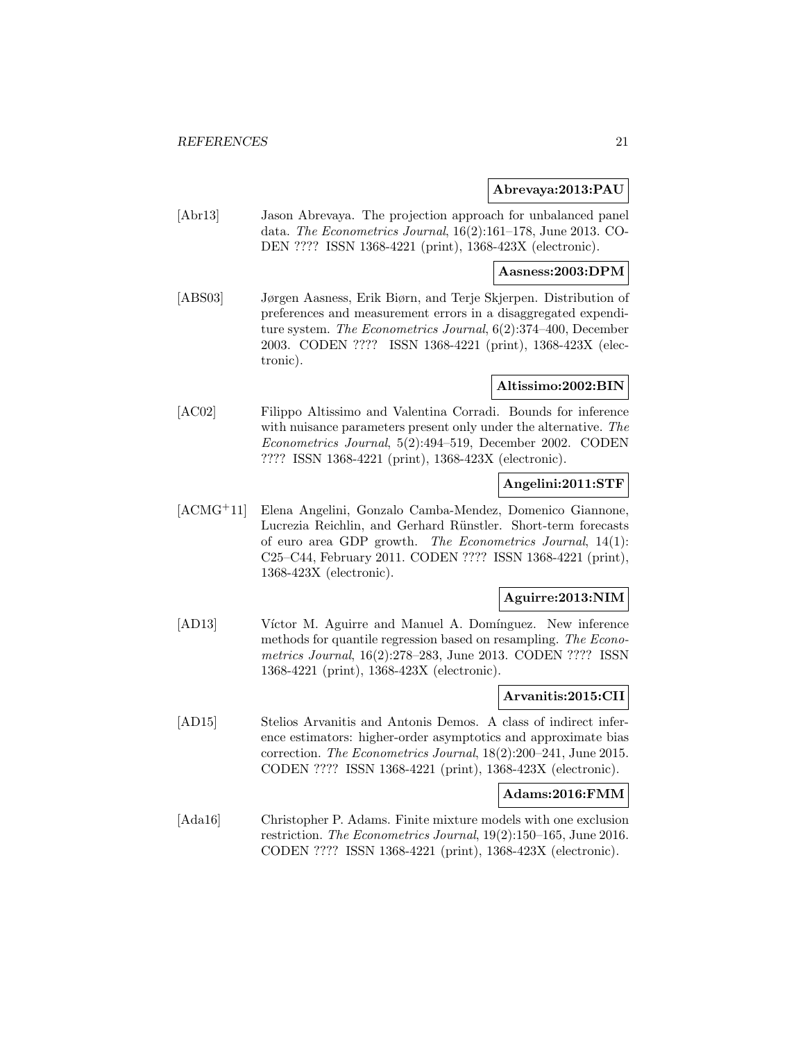**Abrevaya:2013:PAU**

[Abr13] Jason Abrevaya. The projection approach for unbalanced panel data. *The Econometrics Journal*, 16(2):161–178, June 2013. CODEN ???? ISSN 1368-4221 (print), 1368-423X (electronic).

**Aasness:2003:DPM**

[ABS03] Jørgen Aasness, Erik Biørn, and Terje Skjerpen. Distribution of preferences and measurement errors in a disaggregated expenditure system. *The Econometrics Journal*, 6(2):374–400, December 2003. CODEN ???? ISSN 1368-4221 (print), 1368-423X (electronic).

**Altissimo:2002:BIN**

[AC02] Filippo Altissimo and Valentina Corradi. Bounds for inference with nuisance parameters present only under the alternative. *The Econometrics Journal*, 5(2):494–519, December 2002. CODEN ???? ISSN 1368-4221 (print), 1368-423X (electronic).

**Angelini:2011:STF**

[ACMG+11] Elena Angelini, Gonzalo Camba-Mendez, Domenico Giannone, Lucrezia Reichlin, and Gerhard Rünstler. Short-term forecasts of euro area GDP growth. *The Econometrics Journal*, 14(1): C25–C44, February 2011. CODEN ???? ISSN 1368-4221 (print), 1368-423X (electronic).

**Aguirre:2013:NIM**

[AD13] Víctor M. Aguirre and Manuel A. Domínguez. New inference methods for quantile regression based on resampling. *The Econometrics Journal*, 16(2):278–283, June 2013. CODEN ???? ISSN 1368-4221 (print), 1368-423X (electronic).

**Arvanitis:2015:CII**

[AD15] Stelios Arvanitis and Antonis Demos. A class of indirect inference estimators: higher-order asymptotics and approximate bias correction. *The Econometrics Journal*, 18(2):200–241, June 2015. CODEN ???? ISSN 1368-4221 (print), 1368-423X (electronic).

**Adams:2016:FMM**

[Ada16] Christopher P. Adams. Finite mixture models with one exclusion restriction. *The Econometrics Journal*, 19(2):150–165, June 2016. CODEN ???? ISSN 1368-4221 (print), 1368-423X (electronic).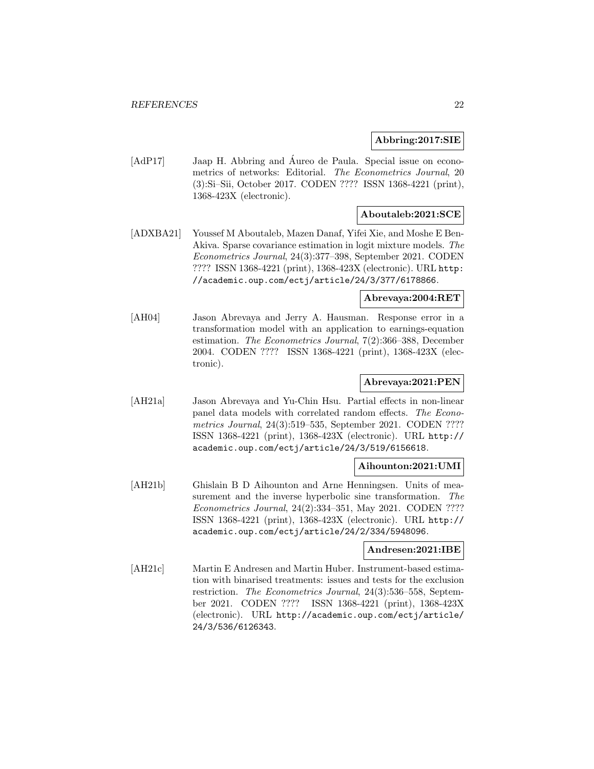**Abbring:2017:SIE**

[AdP17] Jaap H. Abbring and Áureo de Paula. Special issue on econometrics of networks: Editorial. *The Econometrics Journal*, 20 (3):Si–Sii, October 2017. CODEN ???? ISSN 1368-4221 (print), 1368-423X (electronic).

**Aboutaleb:2021:SCE**

[ADXBA21] Youssef M Aboutaleb, Mazen Danaf, Yifei Xie, and Moshe E Ben-Akiva. Sparse covariance estimation in logit mixture models. *The Econometrics Journal*, 24(3):377–398, September 2021. CODEN ???? ISSN 1368-4221 (print), 1368-423X (electronic). URL http://academic.oup.com/ectj/article/24/3/377/6178866.

**Abrevaya:2004:RET**

[AH04] Jason Abrevaya and Jerry A. Hausman. Response error in a transformation model with an application to earnings-equation estimation. *The Econometrics Journal*, 7(2):366–388, December 2004. CODEN ???? ISSN 1368-4221 (print), 1368-423X (electronic).

**Abrevaya:2021:PEN**

[AH21a] Jason Abrevaya and Yu-Chin Hsu. Partial effects in non-linear panel data models with correlated random effects. *The Econometrics Journal*, 24(3):519–535, September 2021. CODEN ???? ISSN 1368-4221 (print), 1368-423X (electronic). URL http://academic.oup.com/ectj/article/24/3/519/6156618.

**Aihounton:2021:UMI**

[AH21b] Ghislain B D Aihounton and Arne Henningsen. Units of measurement and the inverse hyperbolic sine transformation. *The Econometrics Journal*, 24(2):334–351, May 2021. CODEN ???? ISSN 1368-4221 (print), 1368-423X (electronic). URL http://academic.oup.com/ectj/article/24/2/334/5948096.

**Andresen:2021:IBE**

[AH21c] Martin E Andresen and Martin Huber. Instrument-based estimation with binarised treatments: issues and tests for the exclusion restriction. *The Econometrics Journal*, 24(3):536–558, September 2021. CODEN ???? ISSN 1368-4221 (print), 1368-423X (electronic). URL http://academic.oup.com/ectj/article/24/3/536/6126343.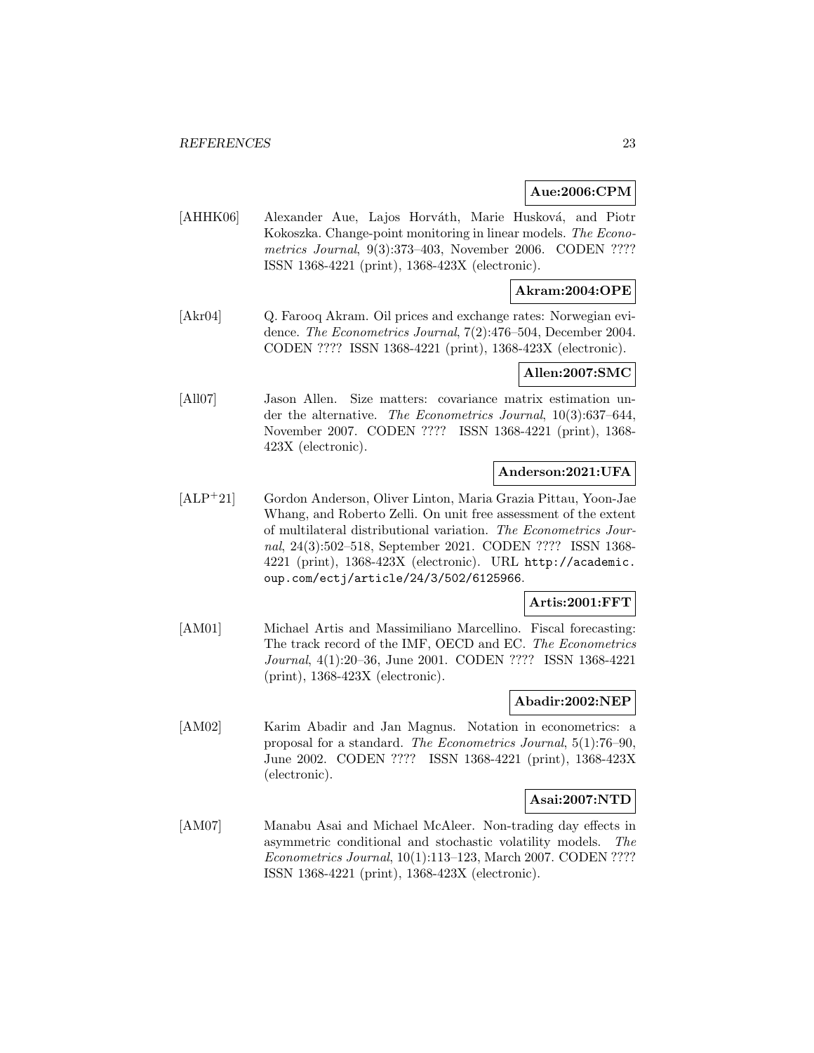**Aue:2006:CPM**

[AHHK06] Alexander Aue, Lajos Horváth, Marie Husková, and Piotr Kokoszka. Change-point monitoring in linear models. *The Econometrics Journal*, 9(3):373–403, November 2006. CODEN ???? ISSN 1368-4221 (print), 1368-423X (electronic).

**Akram:2004:OPE**

[Akr04] Q. Farooq Akram. Oil prices and exchange rates: Norwegian evidence. *The Econometrics Journal*, 7(2):476–504, December 2004. CODEN ???? ISSN 1368-4221 (print), 1368-423X (electronic).

**Allen:2007:SMC**

[All07] Jason Allen. Size matters: covariance matrix estimation under the alternative. *The Econometrics Journal*, 10(3):637–644, November 2007. CODEN ???? ISSN 1368-4221 (print), 1368-423X (electronic).

**Anderson:2021:UFA**

[ALP+21] Gordon Anderson, Oliver Linton, Maria Grazia Pittau, Yoon-Jae Whang, and Roberto Zelli. On unit free assessment of the extent of multilateral distributional variation. *The Econometrics Journal*, 24(3):502–518, September 2021. CODEN ???? ISSN 1368-4221 (print), 1368-423X (electronic). URL http://academic.oup.com/ectj/article/24/3/502/6125966.

**Artis:2001:FFT**

[AM01] Michael Artis and Massimiliano Marcellino. Fiscal forecasting: The track record of the IMF, OECD and EC. *The Econometrics Journal*, 4(1):20–36, June 2001. CODEN ???? ISSN 1368-4221 (print), 1368-423X (electronic).

**Abadir:2002:NEP**

[AM02] Karim Abadir and Jan Magnus. Notation in econometrics: a proposal for a standard. *The Econometrics Journal*, 5(1):76–90, June 2002. CODEN ???? ISSN 1368-4221 (print), 1368-423X (electronic).

**Asai:2007:NTD**

[AM07] Manabu Asai and Michael McAleer. Non-trading day effects in asymmetric conditional and stochastic volatility models. *The Econometrics Journal*, 10(1):113–123, March 2007. CODEN ???? ISSN 1368-4221 (print), 1368-423X (electronic).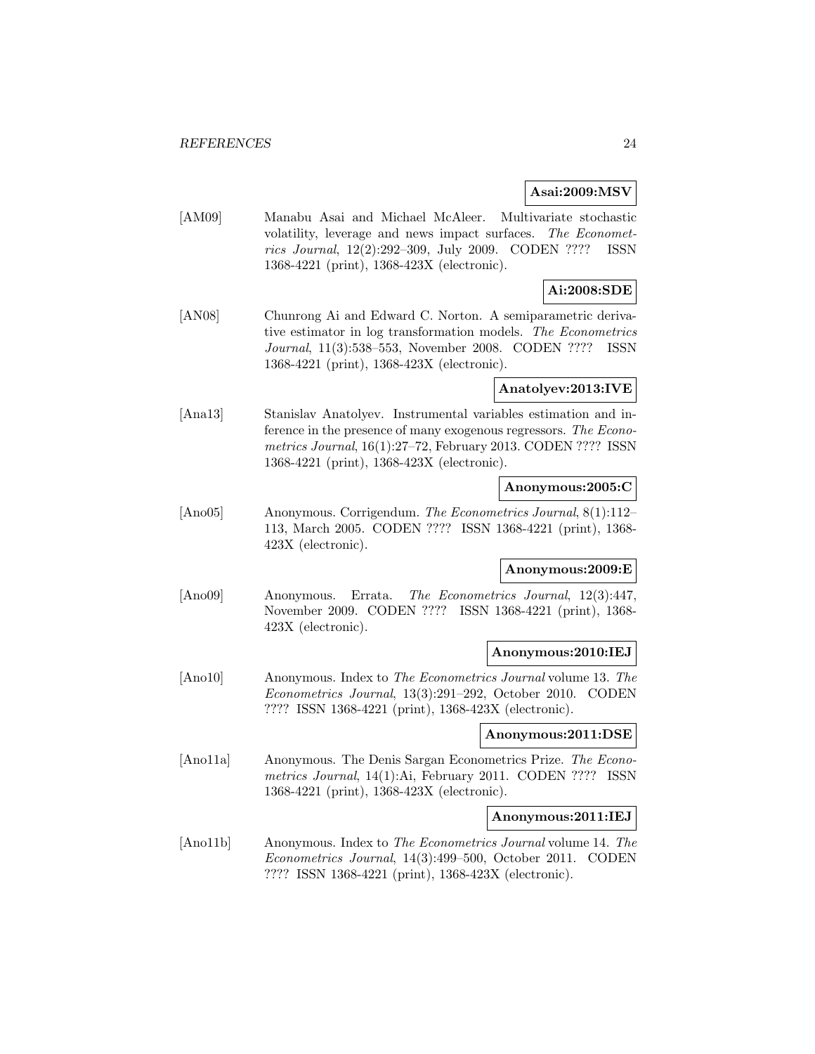**Asai:2009:MSV**

[AM09] Manabu Asai and Michael McAleer. Multivariate stochastic volatility, leverage and news impact surfaces. *The Econometrics Journal*, 12(2):292–309, July 2009. CODEN ???? ISSN 1368-4221 (print), 1368-423X (electronic).

**Ai:2008:SDE**

[AN08] Chunrong Ai and Edward C. Norton. A semiparametric derivative estimator in log transformation models. *The Econometrics Journal*, 11(3):538–553, November 2008. CODEN ???? ISSN 1368-4221 (print), 1368-423X (electronic).

**Anatolyev:2013:IVE**

[Ana13] Stanislav Anatolyev. Instrumental variables estimation and inference in the presence of many exogenous regressors. *The Econometrics Journal*, 16(1):27–72, February 2013. CODEN ???? ISSN 1368-4221 (print), 1368-423X (electronic).

**Anonymous:2005:C**

[Ano05] Anonymous. Corrigendum. *The Econometrics Journal*, 8(1):112–113, March 2005. CODEN ???? ISSN 1368-4221 (print), 1368-423X (electronic).

**Anonymous:2009:E**

[Ano09] Anonymous. Errata. *The Econometrics Journal*, 12(3):447, November 2009. CODEN ???? ISSN 1368-4221 (print), 1368-423X (electronic).

**Anonymous:2010:IEJ**

[Ano10] Anonymous. Index to *The Econometrics Journal* volume 13. *The Econometrics Journal*, 13(3):291–292, October 2010. CODEN ???? ISSN 1368-4221 (print), 1368-423X (electronic).

**Anonymous:2011:DSE**

[Ano11a] Anonymous. The Denis Sargan Econometrics Prize. *The Econometrics Journal*, 14(1):Ai, February 2011. CODEN ???? ISSN 1368-4221 (print), 1368-423X (electronic).

**Anonymous:2011:IEJ**

[Ano11b] Anonymous. Index to *The Econometrics Journal* volume 14. *The Econometrics Journal*, 14(3):499–500, October 2011. CODEN ???? ISSN 1368-4221 (print), 1368-423X (electronic).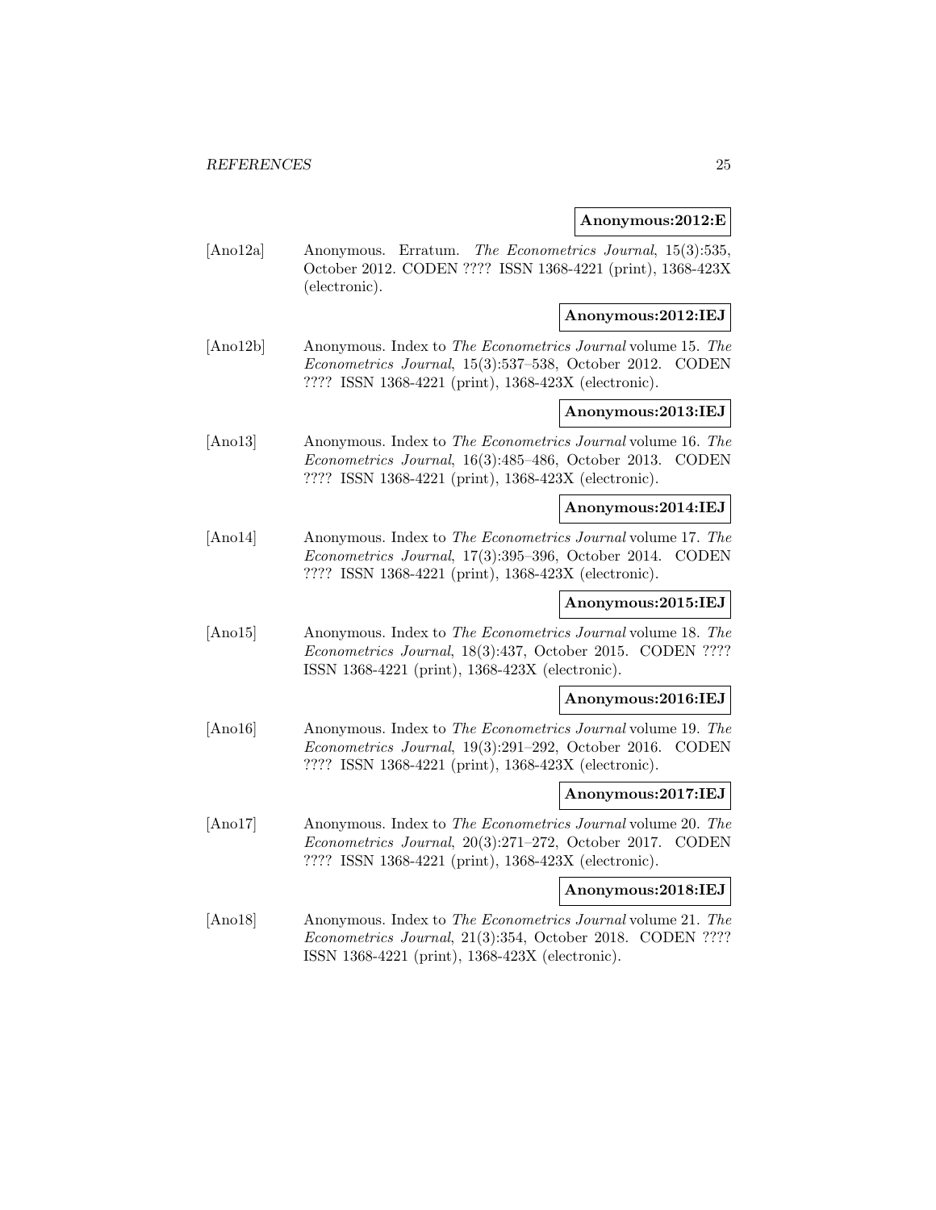**Anonymous:2012:E**

[Ano12a] Anonymous. Erratum. *The Econometrics Journal*, 15(3):535, October 2012. CODEN ???? ISSN 1368-4221 (print), 1368-423X (electronic).

**Anonymous:2012:IEJ**

[Ano12b] Anonymous. Index to *The Econometrics Journal* volume 15. *The Econometrics Journal*, 15(3):537–538, October 2012. CODEN ???? ISSN 1368-4221 (print), 1368-423X (electronic).

**Anonymous:2013:IEJ**

[Ano13] Anonymous. Index to *The Econometrics Journal* volume 16. *The Econometrics Journal*, 16(3):485–486, October 2013. CODEN ???? ISSN 1368-4221 (print), 1368-423X (electronic).

**Anonymous:2014:IEJ**

[Ano14] Anonymous. Index to *The Econometrics Journal* volume 17. *The Econometrics Journal*, 17(3):395–396, October 2014. CODEN ???? ISSN 1368-4221 (print), 1368-423X (electronic).

**Anonymous:2015:IEJ**

[Ano15] Anonymous. Index to *The Econometrics Journal* volume 18. *The Econometrics Journal*, 18(3):437, October 2015. CODEN ???? ISSN 1368-4221 (print), 1368-423X (electronic).

**Anonymous:2016:IEJ**

[Ano16] Anonymous. Index to *The Econometrics Journal* volume 19. *The Econometrics Journal*, 19(3):291–292, October 2016. CODEN ???? ISSN 1368-4221 (print), 1368-423X (electronic).

**Anonymous:2017:IEJ**

[Ano17] Anonymous. Index to *The Econometrics Journal* volume 20. *The Econometrics Journal*, 20(3):271–272, October 2017. CODEN ???? ISSN 1368-4221 (print), 1368-423X (electronic).

**Anonymous:2018:IEJ**

[Ano18] Anonymous. Index to *The Econometrics Journal* volume 21. *The Econometrics Journal*, 21(3):354, October 2018. CODEN ???? ISSN 1368-4221 (print), 1368-423X (electronic).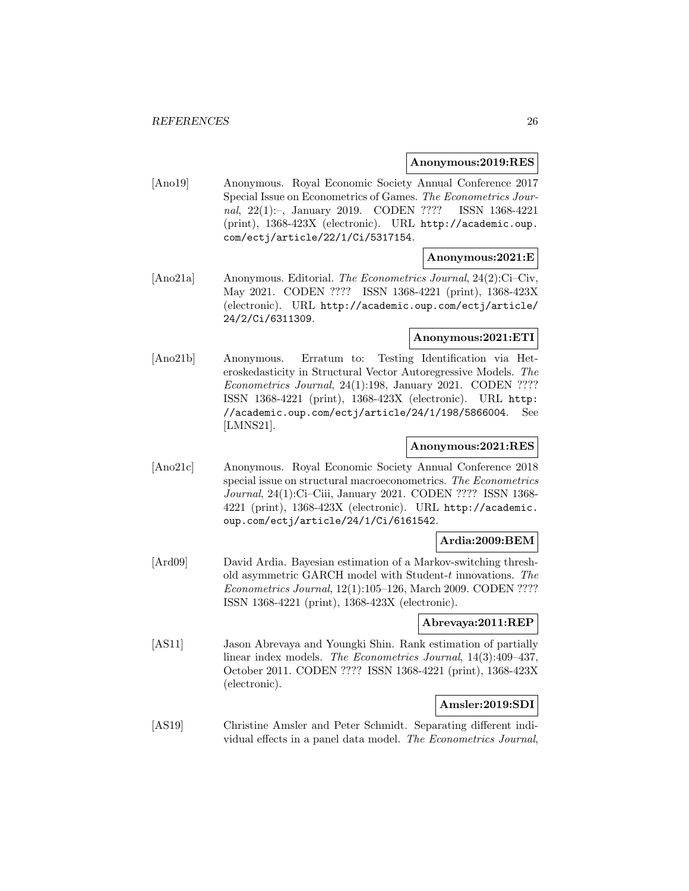**Anonymous:2019:RES**

[Ano19] Anonymous. Royal Economic Society Annual Conference 2017 Special Issue on Econometrics of Games. *The Econometrics Journal*, 22(1):–, January 2019. CODEN ???? ISSN 1368-4221 (print), 1368-423X (electronic). URL http://academic.oup.com/ectj/article/22/1/Ci/5317154.

**Anonymous:2021:E**

[Ano21a] Anonymous. Editorial. *The Econometrics Journal*, 24(2):Ci–Civ, May 2021. CODEN ???? ISSN 1368-4221 (print), 1368-423X (electronic). URL http://academic.oup.com/ectj/article/24/2/Ci/6311309.

**Anonymous:2021:ETI**

[Ano21b] Anonymous. Erratum to: Testing Identification via Heteroskedasticity in Structural Vector Autoregressive Models. *The Econometrics Journal*, 24(1):198, January 2021. CODEN ???? ISSN 1368-4221 (print), 1368-423X (electronic). URL http://academic.oup.com/ectj/article/24/1/198/5866004. See [LMNS21].

**Anonymous:2021:RES**

[Ano21c] Anonymous. Royal Economic Society Annual Conference 2018 special issue on structural macroeconometrics. *The Econometrics Journal*, 24(1):Ci–Ciii, January 2021. CODEN ???? ISSN 1368-4221 (print), 1368-423X (electronic). URL http://academic.oup.com/ectj/article/24/1/Ci/6161542.

**Ardia:2009:BEM**

[Ard09] David Ardia. Bayesian estimation of a Markov-switching threshold asymmetric GARCH model with Student-$t$ innovations. *The Econometrics Journal*, 12(1):105–126, March 2009. CODEN ???? ISSN 1368-4221 (print), 1368-423X (electronic).

**Abrevaya:2011:REP**

[AS11] Jason Abrevaya and Youngki Shin. Rank estimation of partially linear index models. *The Econometrics Journal*, 14(3):409–437, October 2011. CODEN ???? ISSN 1368-4221 (print), 1368-423X (electronic).

**Amsler:2019:SDI**

[AS19] Christine Amsler and Peter Schmidt. Separating different individual effects in a panel data model. *The Econometrics Journal*,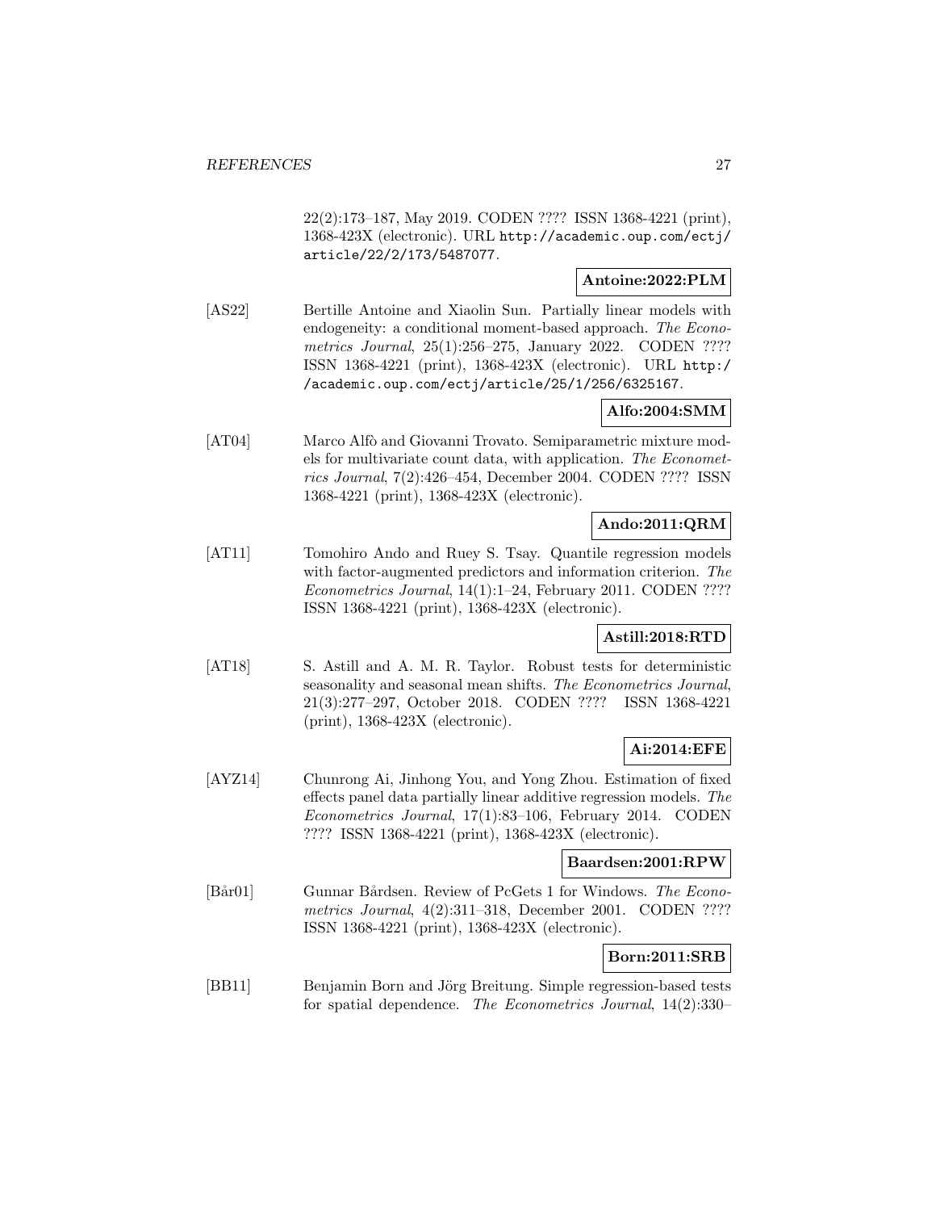22(2):173–187, May 2019. CODEN ???? ISSN 1368-4221 (print), 1368-423X (electronic). URL http://academic.oup.com/ectj/article/22/2/173/5487077.

**Antoine:2022:PLM**

[AS22] Bertille Antoine and Xiaolin Sun. Partially linear models with endogeneity: a conditional moment-based approach. *The Econometrics Journal*, 25(1):256–275, January 2022. CODEN ???? ISSN 1368-4221 (print), 1368-423X (electronic). URL http://academic.oup.com/ectj/article/25/1/256/6325167.

**Alfo:2004:SMM**

[AT04] Marco Alfò and Giovanni Trovato. Semiparametric mixture models for multivariate count data, with application. *The Econometrics Journal*, 7(2):426–454, December 2004. CODEN ???? ISSN 1368-4221 (print), 1368-423X (electronic).

**Ando:2011:QRM**

[AT11] Tomohiro Ando and Ruey S. Tsay. Quantile regression models with factor-augmented predictors and information criterion. *The Econometrics Journal*, 14(1):1–24, February 2011. CODEN ???? ISSN 1368-4221 (print), 1368-423X (electronic).

**Astill:2018:RTD**

[AT18] S. Astill and A. M. R. Taylor. Robust tests for deterministic seasonality and seasonal mean shifts. *The Econometrics Journal*, 21(3):277–297, October 2018. CODEN ???? ISSN 1368-4221 (print), 1368-423X (electronic).

**Ai:2014:EFE**

[AYZ14] Chunrong Ai, Jinhong You, and Yong Zhou. Estimation of fixed effects panel data partially linear additive regression models. *The Econometrics Journal*, 17(1):83–106, February 2014. CODEN ???? ISSN 1368-4221 (print), 1368-423X (electronic).

**Baardsen:2001:RPW**

[Bår01] Gunnar Bårdsen. Review of PcGets 1 for Windows. *The Econometrics Journal*, 4(2):311–318, December 2001. CODEN ???? ISSN 1368-4221 (print), 1368-423X (electronic).

**Born:2011:SRB**

[BB11] Benjamin Born and Jörg Breitung. Simple regression-based tests for spatial dependence. *The Econometrics Journal*, 14(2):330–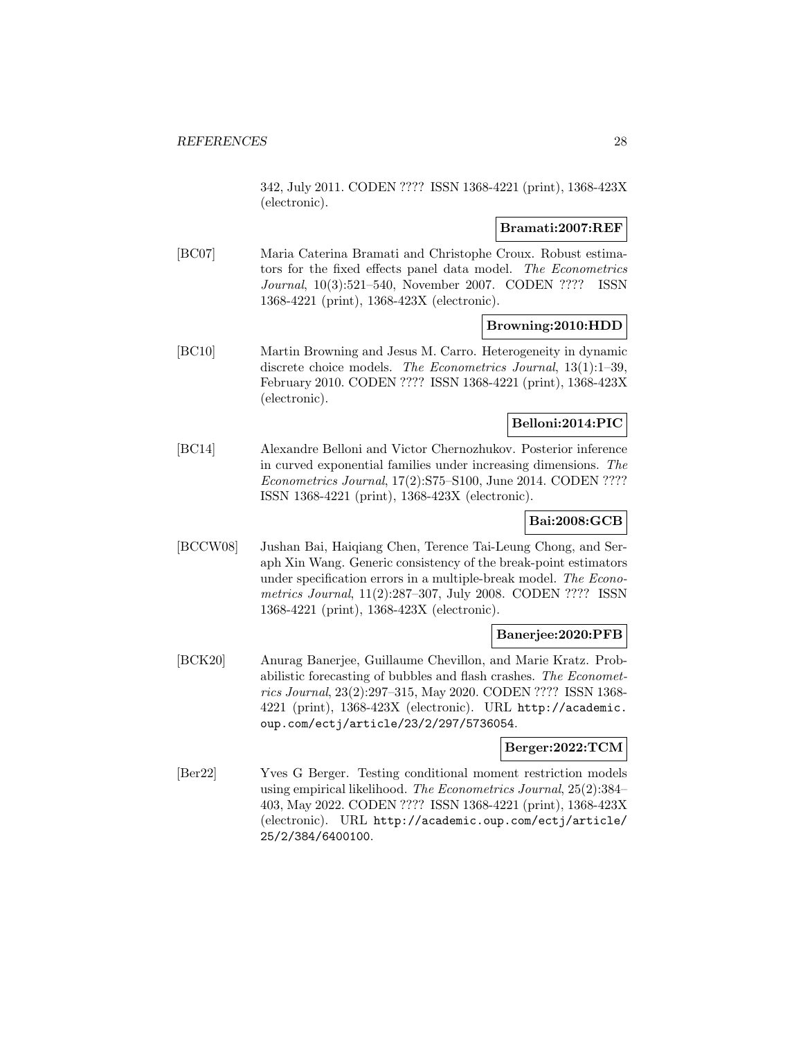342, July 2011. CODEN ???? ISSN 1368-4221 (print), 1368-423X (electronic).

**Bramati:2007:REF**

[BC07] Maria Caterina Bramati and Christophe Croux. Robust estimators for the fixed effects panel data model. *The Econometrics Journal*, 10(3):521–540, November 2007. CODEN ???? ISSN 1368-4221 (print), 1368-423X (electronic).

**Browning:2010:HDD**

[BC10] Martin Browning and Jesus M. Carro. Heterogeneity in dynamic discrete choice models. *The Econometrics Journal*, 13(1):1–39, February 2010. CODEN ???? ISSN 1368-4221 (print), 1368-423X (electronic).

**Belloni:2014:PIC**

[BC14] Alexandre Belloni and Victor Chernozhukov. Posterior inference in curved exponential families under increasing dimensions. *The Econometrics Journal*, 17(2):S75–S100, June 2014. CODEN ???? ISSN 1368-4221 (print), 1368-423X (electronic).

**Bai:2008:GCB**

[BCCW08] Jushan Bai, Haiqiang Chen, Terence Tai-Leung Chong, and Seraph Xin Wang. Generic consistency of the break-point estimators under specification errors in a multiple-break model. *The Econometrics Journal*, 11(2):287–307, July 2008. CODEN ???? ISSN 1368-4221 (print), 1368-423X (electronic).

**Banerjee:2020:PFB**

[BCK20] Anurag Banerjee, Guillaume Chevillon, and Marie Kratz. Probabilistic forecasting of bubbles and flash crashes. *The Econometrics Journal*, 23(2):297–315, May 2020. CODEN ???? ISSN 1368-4221 (print), 1368-423X (electronic). URL http://academic.oup.com/ectj/article/23/2/297/5736054.

**Berger:2022:TCM**

[Ber22] Yves G Berger. Testing conditional moment restriction models using empirical likelihood. *The Econometrics Journal*, 25(2):384–403, May 2022. CODEN ???? ISSN 1368-4221 (print), 1368-423X (electronic). URL http://academic.oup.com/ectj/article/25/2/384/6400100.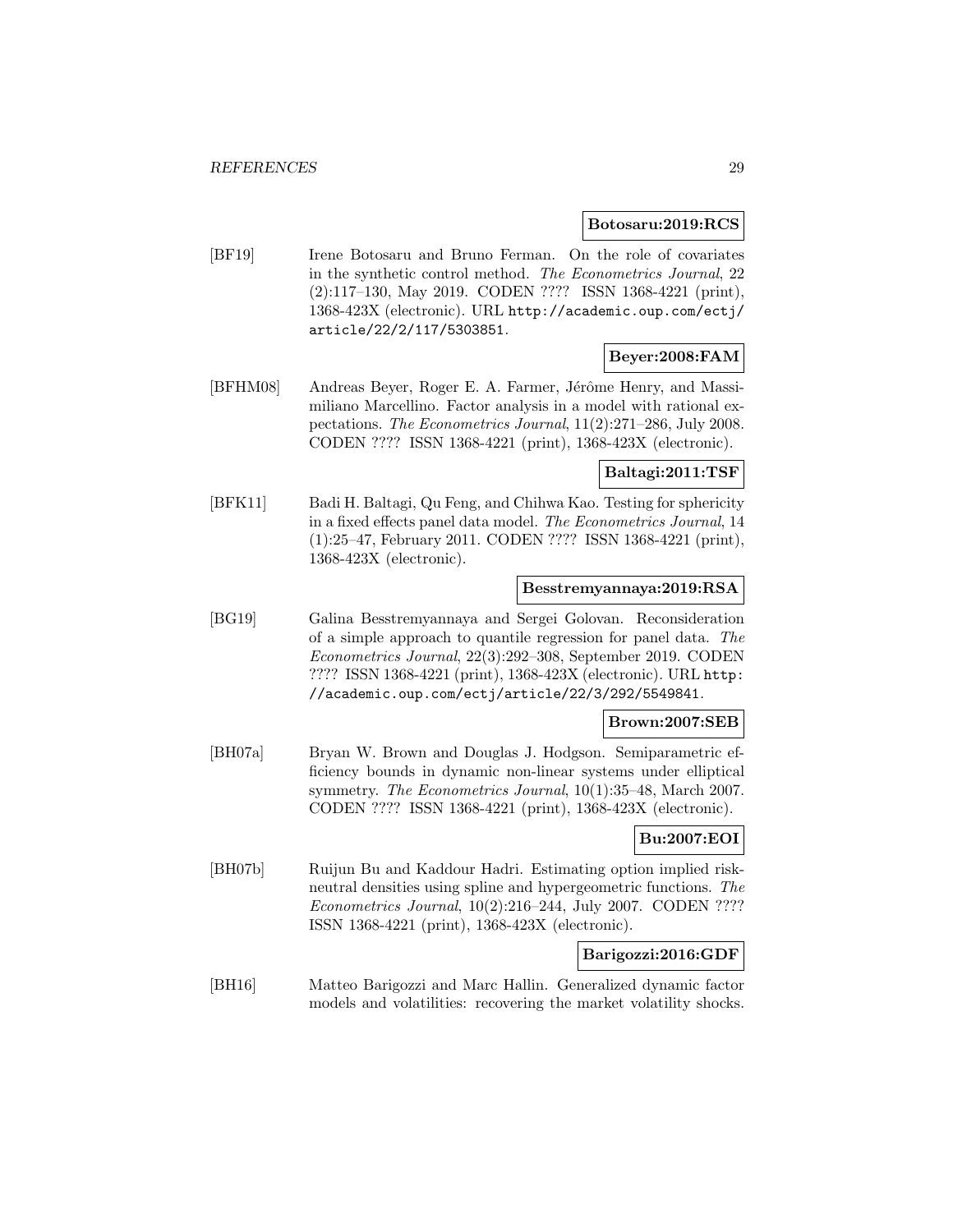**Botosaru:2019:RCS**

[BF19] Irene Botosaru and Bruno Ferman. On the role of covariates in the synthetic control method. *The Econometrics Journal*, 22 (2):117–130, May 2019. CODEN ???? ISSN 1368-4221 (print), 1368-423X (electronic). URL http://academic.oup.com/ectj/article/22/2/117/5303851.

**Beyer:2008:FAM**

[BFHM08] Andreas Beyer, Roger E. A. Farmer, Jérôme Henry, and Massimiliano Marcellino. Factor analysis in a model with rational expectations. *The Econometrics Journal*, 11(2):271–286, July 2008. CODEN ???? ISSN 1368-4221 (print), 1368-423X (electronic).

**Baltagi:2011:TSF**

[BFK11] Badi H. Baltagi, Qu Feng, and Chihwa Kao. Testing for sphericity in a fixed effects panel data model. *The Econometrics Journal*, 14 (1):25–47, February 2011. CODEN ???? ISSN 1368-4221 (print), 1368-423X (electronic).

**Besstremyannaya:2019:RSA**

[BG19] Galina Besstremyannaya and Sergei Golovan. Reconsideration of a simple approach to quantile regression for panel data. *The Econometrics Journal*, 22(3):292–308, September 2019. CODEN ???? ISSN 1368-4221 (print), 1368-423X (electronic). URL http://academic.oup.com/ectj/article/22/3/292/5549841.

**Brown:2007:SEB**

[BH07a] Bryan W. Brown and Douglas J. Hodgson. Semiparametric efficiency bounds in dynamic non-linear systems under elliptical symmetry. *The Econometrics Journal*, 10(1):35–48, March 2007. CODEN ???? ISSN 1368-4221 (print), 1368-423X (electronic).

**Bu:2007:EOI**

[BH07b] Ruijun Bu and Kaddour Hadri. Estimating option implied risk-neutral densities using spline and hypergeometric functions. *The Econometrics Journal*, 10(2):216–244, July 2007. CODEN ???? ISSN 1368-4221 (print), 1368-423X (electronic).

**Barigozzi:2016:GDF**

[BH16] Matteo Barigozzi and Marc Hallin. Generalized dynamic factor models and volatilities: recovering the market volatility shocks.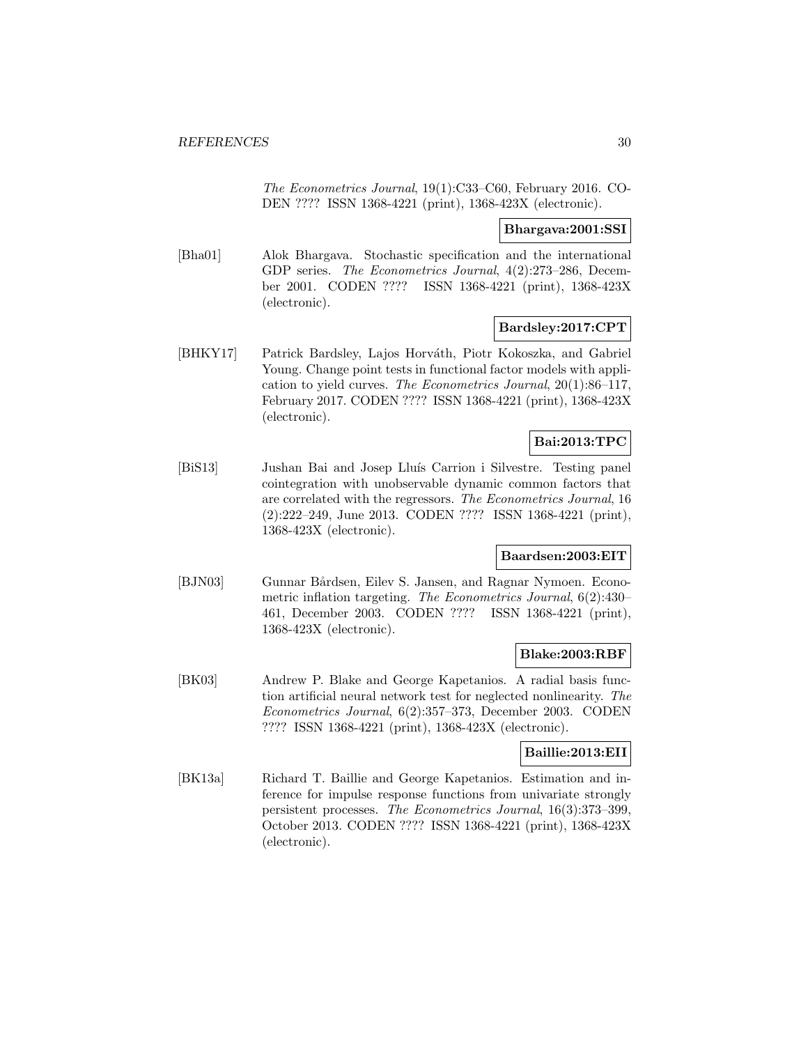*The Econometrics Journal*, 19(1):C33–C60, February 2016. CODEN ???? ISSN 1368-4221 (print), 1368-423X (electronic).

**Bhargava:2001:SSI**

[Bha01] Alok Bhargava. Stochastic specification and the international GDP series. *The Econometrics Journal*, 4(2):273–286, December 2001. CODEN ???? ISSN 1368-4221 (print), 1368-423X (electronic).

**Bardsley:2017:CPT**

[BHKY17] Patrick Bardsley, Lajos Horváth, Piotr Kokoszka, and Gabriel Young. Change point tests in functional factor models with application to yield curves. *The Econometrics Journal*, 20(1):86–117, February 2017. CODEN ???? ISSN 1368-4221 (print), 1368-423X (electronic).

**Bai:2013:TPC**

[BiS13] Jushan Bai and Josep Lluís Carrion i Silvestre. Testing panel cointegration with unobservable dynamic common factors that are correlated with the regressors. *The Econometrics Journal*, 16 (2):222–249, June 2013. CODEN ???? ISSN 1368-4221 (print), 1368-423X (electronic).

**Baardsen:2003:EIT**

[BJN03] Gunnar Bårdsen, Eilev S. Jansen, and Ragnar Nymoen. Econometric inflation targeting. *The Econometrics Journal*, 6(2):430–461, December 2003. CODEN ???? ISSN 1368-4221 (print), 1368-423X (electronic).

**Blake:2003:RBF**

[BK03] Andrew P. Blake and George Kapetanios. A radial basis function artificial neural network test for neglected nonlinearity. *The Econometrics Journal*, 6(2):357–373, December 2003. CODEN ???? ISSN 1368-4221 (print), 1368-423X (electronic).

**Baillie:2013:EII**

[BK13a] Richard T. Baillie and George Kapetanios. Estimation and inference for impulse response functions from univariate strongly persistent processes. *The Econometrics Journal*, 16(3):373–399, October 2013. CODEN ???? ISSN 1368-4221 (print), 1368-423X (electronic).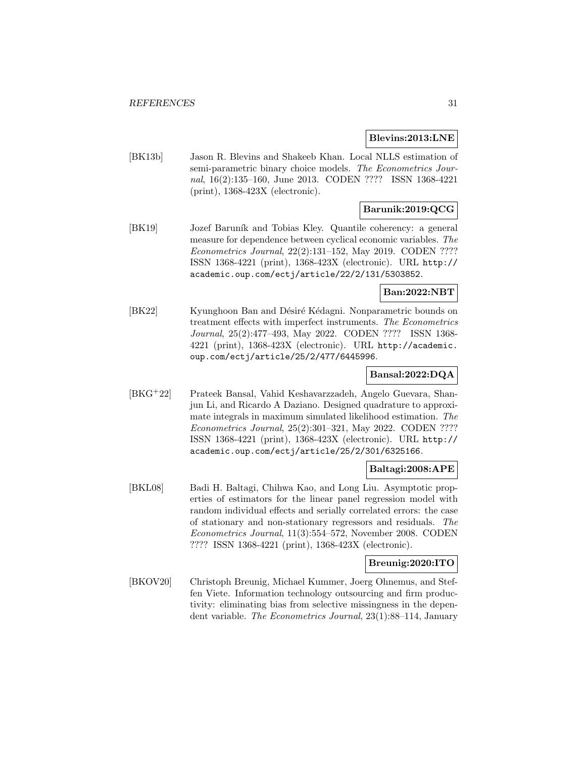**Blevins:2013:LNE**

[BK13b] Jason R. Blevins and Shakeeb Khan. Local NLLS estimation of semi-parametric binary choice models. *The Econometrics Journal*, 16(2):135–160, June 2013. CODEN ???? ISSN 1368-4221 (print), 1368-423X (electronic).

**Barunik:2019:QCG**

[BK19] Jozef Baruník and Tobias Kley. Quantile coherency: a general measure for dependence between cyclical economic variables. *The Econometrics Journal*, 22(2):131–152, May 2019. CODEN ???? ISSN 1368-4221 (print), 1368-423X (electronic). URL http://academic.oup.com/ectj/article/22/2/131/5303852.

**Ban:2022:NBT**

[BK22] Kyunghoon Ban and Désiré Kédagni. Nonparametric bounds on treatment effects with imperfect instruments. *The Econometrics Journal*, 25(2):477–493, May 2022. CODEN ???? ISSN 1368-4221 (print), 1368-423X (electronic). URL http://academic.oup.com/ectj/article/25/2/477/6445996.

**Bansal:2022:DQA**

[BKG+22] Prateek Bansal, Vahid Keshavarzzadeh, Angelo Guevara, Shanjun Li, and Ricardo A Daziano. Designed quadrature to approximate integrals in maximum simulated likelihood estimation. *The Econometrics Journal*, 25(2):301–321, May 2022. CODEN ???? ISSN 1368-4221 (print), 1368-423X (electronic). URL http://academic.oup.com/ectj/article/25/2/301/6325166.

**Baltagi:2008:APE**

[BKL08] Badi H. Baltagi, Chihwa Kao, and Long Liu. Asymptotic properties of estimators for the linear panel regression model with random individual effects and serially correlated errors: the case of stationary and non-stationary regressors and residuals. *The Econometrics Journal*, 11(3):554–572, November 2008. CODEN ???? ISSN 1368-4221 (print), 1368-423X (electronic).

**Breunig:2020:ITO**

[BKOV20] Christoph Breunig, Michael Kummer, Joerg Ohnemus, and Steffen Viete. Information technology outsourcing and firm productivity: eliminating bias from selective missingness in the dependent variable. *The Econometrics Journal*, 23(1):88–114, January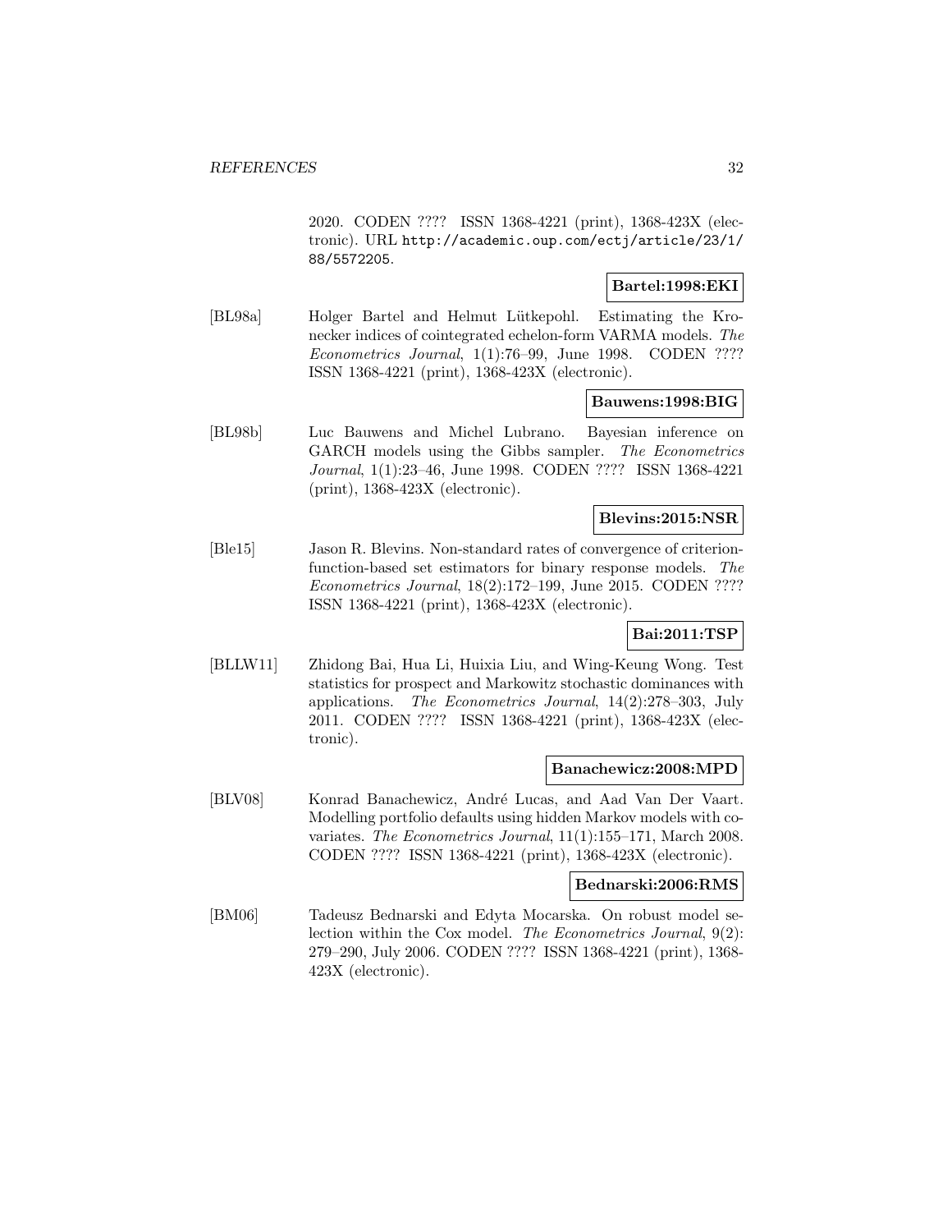2020. CODEN ???? ISSN 1368-4221 (print), 1368-423X (electronic). URL http://academic.oup.com/ectj/article/23/1/88/5572205.

**Bartel:1998:EKI**

[BL98a] Holger Bartel and Helmut Lütkepohl. Estimating the Kronecker indices of cointegrated echelon-form VARMA models. *The Econometrics Journal*, 1(1):76–99, June 1998. CODEN ???? ISSN 1368-4221 (print), 1368-423X (electronic).

**Bauwens:1998:BIG**

[BL98b] Luc Bauwens and Michel Lubrano. Bayesian inference on GARCH models using the Gibbs sampler. *The Econometrics Journal*, 1(1):23–46, June 1998. CODEN ???? ISSN 1368-4221 (print), 1368-423X (electronic).

**Blevins:2015:NSR**

[Ble15] Jason R. Blevins. Non-standard rates of convergence of criterion-function-based set estimators for binary response models. *The Econometrics Journal*, 18(2):172–199, June 2015. CODEN ???? ISSN 1368-4221 (print), 1368-423X (electronic).

**Bai:2011:TSP**

[BLLW11] Zhidong Bai, Hua Li, Huixia Liu, and Wing-Keung Wong. Test statistics for prospect and Markowitz stochastic dominances with applications. *The Econometrics Journal*, 14(2):278–303, July 2011. CODEN ???? ISSN 1368-4221 (print), 1368-423X (electronic).

**Banachewicz:2008:MPD**

[BLV08] Konrad Banachewicz, André Lucas, and Aad Van Der Vaart. Modelling portfolio defaults using hidden Markov models with covariates. *The Econometrics Journal*, 11(1):155–171, March 2008. CODEN ???? ISSN 1368-4221 (print), 1368-423X (electronic).

**Bednarski:2006:RMS**

[BM06] Tadeusz Bednarski and Edyta Mocarska. On robust model selection within the Cox model. *The Econometrics Journal*, 9(2): 279–290, July 2006. CODEN ???? ISSN 1368-4221 (print), 1368-423X (electronic).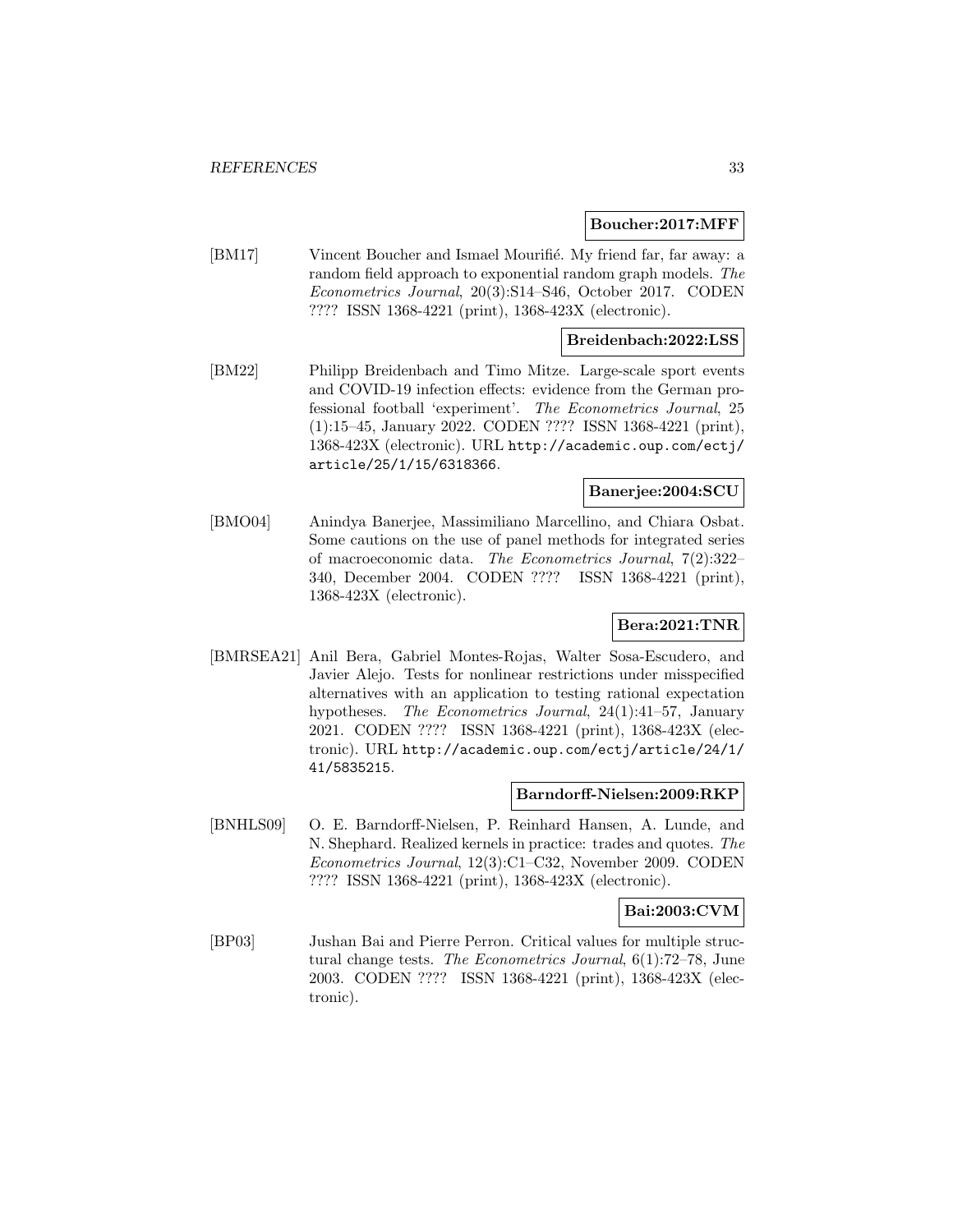**Boucher:2017:MFF**

[BM17] Vincent Boucher and Ismael Mourifié. My friend far, far away: a random field approach to exponential random graph models. *The Econometrics Journal*, 20(3):S14–S46, October 2017. CODEN ???? ISSN 1368-4221 (print), 1368-423X (electronic).

**Breidenbach:2022:LSS**

[BM22] Philipp Breidenbach and Timo Mitze. Large-scale sport events and COVID-19 infection effects: evidence from the German professional football 'experiment'. *The Econometrics Journal*, 25 (1):15–45, January 2022. CODEN ???? ISSN 1368-4221 (print), 1368-423X (electronic). URL http://academic.oup.com/ectj/article/25/1/15/6318366.

**Banerjee:2004:SCU**

[BMO04] Anindya Banerjee, Massimiliano Marcellino, and Chiara Osbat. Some cautions on the use of panel methods for integrated series of macroeconomic data. *The Econometrics Journal*, 7(2):322–340, December 2004. CODEN ???? ISSN 1368-4221 (print), 1368-423X (electronic).

**Bera:2021:TNR**

[BMRSEA21] Anil Bera, Gabriel Montes-Rojas, Walter Sosa-Escudero, and Javier Alejo. Tests for nonlinear restrictions under misspecified alternatives with an application to testing rational expectation hypotheses. *The Econometrics Journal*, 24(1):41–57, January 2021. CODEN ???? ISSN 1368-4221 (print), 1368-423X (electronic). URL http://academic.oup.com/ectj/article/24/1/41/5835215.

**Barndorff-Nielsen:2009:RKP**

[BNHLS09] O. E. Barndorff-Nielsen, P. Reinhard Hansen, A. Lunde, and N. Shephard. Realized kernels in practice: trades and quotes. *The Econometrics Journal*, 12(3):C1–C32, November 2009. CODEN ???? ISSN 1368-4221 (print), 1368-423X (electronic).

**Bai:2003:CVM**

[BP03] Jushan Bai and Pierre Perron. Critical values for multiple structural change tests. *The Econometrics Journal*, 6(1):72–78, June 2003. CODEN ???? ISSN 1368-4221 (print), 1368-423X (electronic).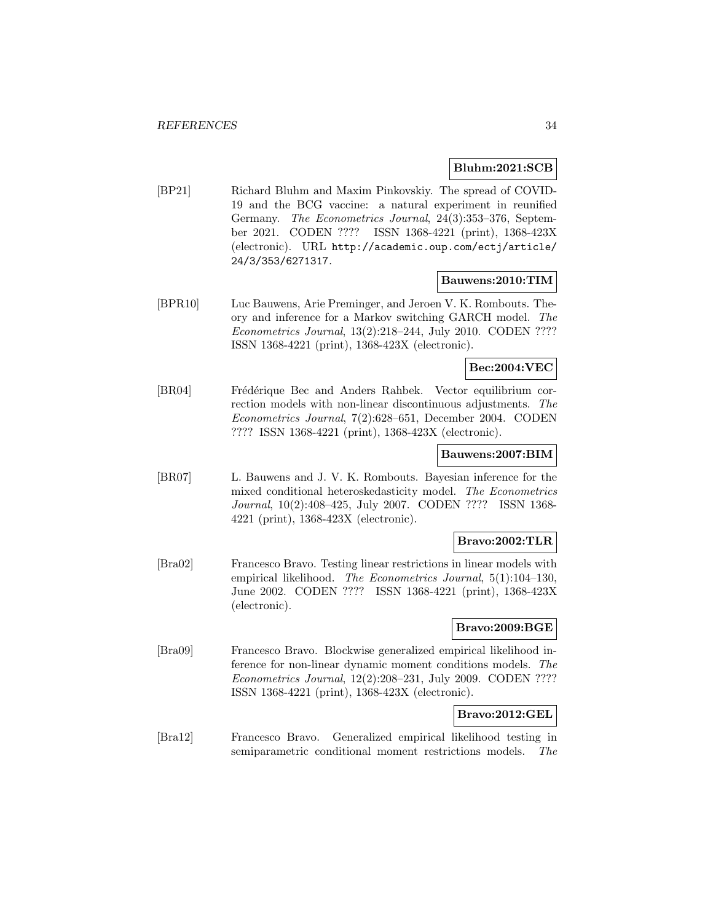**Bluhm:2021:SCB**

[BP21] Richard Bluhm and Maxim Pinkovskiy. The spread of COVID-19 and the BCG vaccine: a natural experiment in reunified Germany. *The Econometrics Journal*, 24(3):353–376, September 2021. CODEN ???? ISSN 1368-4221 (print), 1368-423X (electronic). URL http://academic.oup.com/ectj/article/24/3/353/6271317.

**Bauwens:2010:TIM**

[BPR10] Luc Bauwens, Arie Preminger, and Jeroen V. K. Rombouts. Theory and inference for a Markov switching GARCH model. *The Econometrics Journal*, 13(2):218–244, July 2010. CODEN ???? ISSN 1368-4221 (print), 1368-423X (electronic).

**Bec:2004:VEC**

[BR04] Frédérique Bec and Anders Rahbek. Vector equilibrium correction models with non-linear discontinuous adjustments. *The Econometrics Journal*, 7(2):628–651, December 2004. CODEN ???? ISSN 1368-4221 (print), 1368-423X (electronic).

**Bauwens:2007:BIM**

[BR07] L. Bauwens and J. V. K. Rombouts. Bayesian inference for the mixed conditional heteroskedasticity model. *The Econometrics Journal*, 10(2):408–425, July 2007. CODEN ???? ISSN 1368-4221 (print), 1368-423X (electronic).

**Bravo:2002:TLR**

[Bra02] Francesco Bravo. Testing linear restrictions in linear models with empirical likelihood. *The Econometrics Journal*, 5(1):104–130, June 2002. CODEN ???? ISSN 1368-4221 (print), 1368-423X (electronic).

**Bravo:2009:BGE**

[Bra09] Francesco Bravo. Blockwise generalized empirical likelihood inference for non-linear dynamic moment conditions models. *The Econometrics Journal*, 12(2):208–231, July 2009. CODEN ???? ISSN 1368-4221 (print), 1368-423X (electronic).

**Bravo:2012:GEL**

[Bra12] Francesco Bravo. Generalized empirical likelihood testing in semiparametric conditional moment restrictions models. *The*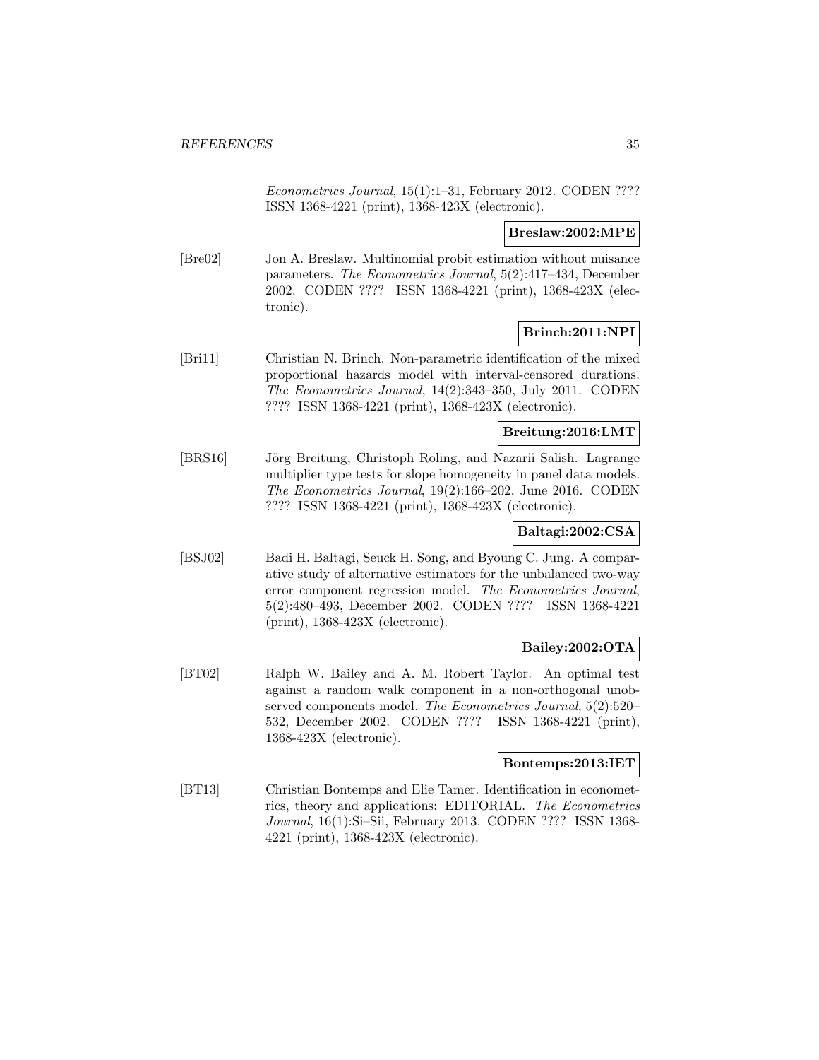*Econometrics Journal*, 15(1):1–31, February 2012. CODEN ???? ISSN 1368-4221 (print), 1368-423X (electronic).

**Breslaw:2002:MPE**

[Bre02] Jon A. Breslaw. Multinomial probit estimation without nuisance parameters. *The Econometrics Journal*, 5(2):417–434, December 2002. CODEN ???? ISSN 1368-4221 (print), 1368-423X (electronic).

**Brinch:2011:NPI**

[Bri11] Christian N. Brinch. Non-parametric identification of the mixed proportional hazards model with interval-censored durations. *The Econometrics Journal*, 14(2):343–350, July 2011. CODEN ???? ISSN 1368-4221 (print), 1368-423X (electronic).

**Breitung:2016:LMT**

[BRS16] Jörg Breitung, Christoph Roling, and Nazarii Salish. Lagrange multiplier type tests for slope homogeneity in panel data models. *The Econometrics Journal*, 19(2):166–202, June 2016. CODEN ???? ISSN 1368-4221 (print), 1368-423X (electronic).

**Baltagi:2002:CSA**

[BSJ02] Badi H. Baltagi, Seuck H. Song, and Byoung C. Jung. A comparative study of alternative estimators for the unbalanced two-way error component regression model. *The Econometrics Journal*, 5(2):480–493, December 2002. CODEN ???? ISSN 1368-4221 (print), 1368-423X (electronic).

**Bailey:2002:OTA**

[BT02] Ralph W. Bailey and A. M. Robert Taylor. An optimal test against a random walk component in a non-orthogonal unobserved components model. *The Econometrics Journal*, 5(2):520–532, December 2002. CODEN ???? ISSN 1368-4221 (print), 1368-423X (electronic).

**Bontemps:2013:IET**

[BT13] Christian Bontemps and Elie Tamer. Identification in econometrics, theory and applications: EDITORIAL. *The Econometrics Journal*, 16(1):Si–Sii, February 2013. CODEN ???? ISSN 1368-4221 (print), 1368-423X (electronic).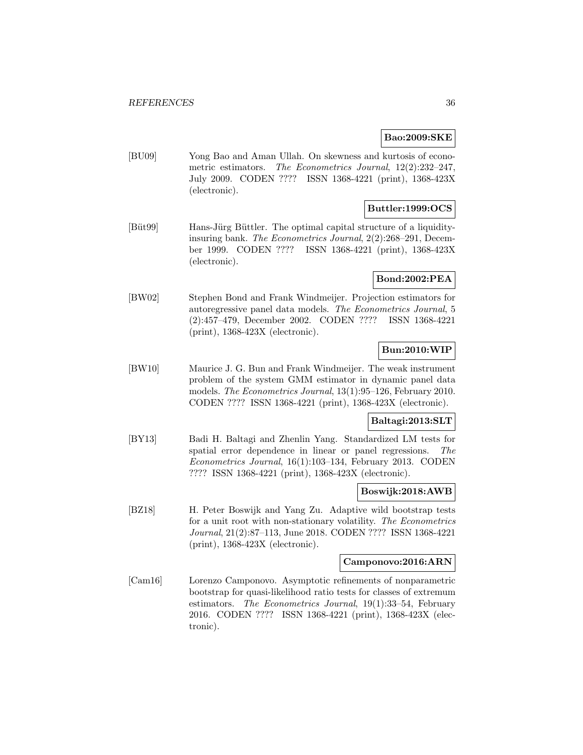**Bao:2009:SKE**

[BU09] Yong Bao and Aman Ullah. On skewness and kurtosis of econometric estimators. *The Econometrics Journal*, 12(2):232–247, July 2009. CODEN ???? ISSN 1368-4221 (print), 1368-423X (electronic).

**Buttler:1999:OCS**

[Büt99] Hans-Jürg Büttler. The optimal capital structure of a liquidity-insuring bank. *The Econometrics Journal*, 2(2):268–291, December 1999. CODEN ???? ISSN 1368-4221 (print), 1368-423X (electronic).

**Bond:2002:PEA**

[BW02] Stephen Bond and Frank Windmeijer. Projection estimators for autoregressive panel data models. *The Econometrics Journal*, 5 (2):457–479, December 2002. CODEN ???? ISSN 1368-4221 (print), 1368-423X (electronic).

**Bun:2010:WIP**

[BW10] Maurice J. G. Bun and Frank Windmeijer. The weak instrument problem of the system GMM estimator in dynamic panel data models. *The Econometrics Journal*, 13(1):95–126, February 2010. CODEN ???? ISSN 1368-4221 (print), 1368-423X (electronic).

**Baltagi:2013:SLT**

[BY13] Badi H. Baltagi and Zhenlin Yang. Standardized LM tests for spatial error dependence in linear or panel regressions. *The Econometrics Journal*, 16(1):103–134, February 2013. CODEN ???? ISSN 1368-4221 (print), 1368-423X (electronic).

**Boswijk:2018:AWB**

[BZ18] H. Peter Boswijk and Yang Zu. Adaptive wild bootstrap tests for a unit root with non-stationary volatility. *The Econometrics Journal*, 21(2):87–113, June 2018. CODEN ???? ISSN 1368-4221 (print), 1368-423X (electronic).

**Camponovo:2016:ARN**

[Cam16] Lorenzo Camponovo. Asymptotic refinements of nonparametric bootstrap for quasi-likelihood ratio tests for classes of extremum estimators. *The Econometrics Journal*, 19(1):33–54, February 2016. CODEN ???? ISSN 1368-4221 (print), 1368-423X (electronic).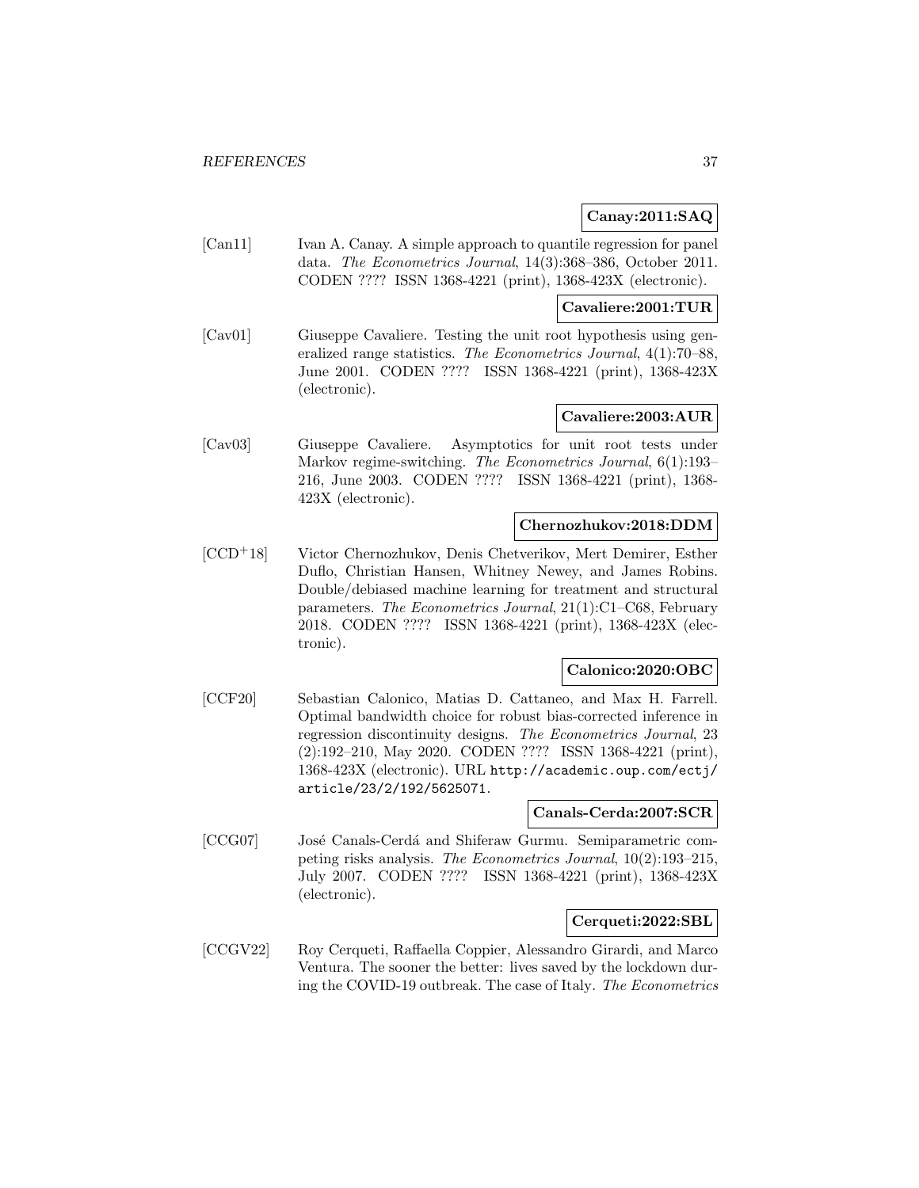**Canay:2011:SAQ**

[Can11] Ivan A. Canay. A simple approach to quantile regression for panel data. *The Econometrics Journal*, 14(3):368–386, October 2011. CODEN ???? ISSN 1368-4221 (print), 1368-423X (electronic).

**Cavaliere:2001:TUR**

[Cav01] Giuseppe Cavaliere. Testing the unit root hypothesis using generalized range statistics. *The Econometrics Journal*, 4(1):70–88, June 2001. CODEN ???? ISSN 1368-4221 (print), 1368-423X (electronic).

**Cavaliere:2003:AUR**

[Cav03] Giuseppe Cavaliere. Asymptotics for unit root tests under Markov regime-switching. *The Econometrics Journal*, 6(1):193–216, June 2003. CODEN ???? ISSN 1368-4221 (print), 1368-423X (electronic).

**Chernozhukov:2018:DDM**

[CCD+18] Victor Chernozhukov, Denis Chetverikov, Mert Demirer, Esther Duflo, Christian Hansen, Whitney Newey, and James Robins. Double/debiased machine learning for treatment and structural parameters. *The Econometrics Journal*, 21(1):C1–C68, February 2018. CODEN ???? ISSN 1368-4221 (print), 1368-423X (electronic).

**Calonico:2020:OBC**

[CCF20] Sebastian Calonico, Matias D. Cattaneo, and Max H. Farrell. Optimal bandwidth choice for robust bias-corrected inference in regression discontinuity designs. *The Econometrics Journal*, 23 (2):192–210, May 2020. CODEN ???? ISSN 1368-4221 (print), 1368-423X (electronic). URL http://academic.oup.com/ectj/article/23/2/192/5625071.

**Canals-Cerda:2007:SCR**

[CCG07] José Canals-Cerdá and Shiferaw Gurmu. Semiparametric competing risks analysis. *The Econometrics Journal*, 10(2):193–215, July 2007. CODEN ???? ISSN 1368-4221 (print), 1368-423X (electronic).

**Cerqueti:2022:SBL**

[CCGV22] Roy Cerqueti, Raffaella Coppier, Alessandro Girardi, and Marco Ventura. The sooner the better: lives saved by the lockdown during the COVID-19 outbreak. The case of Italy. *The Econometrics*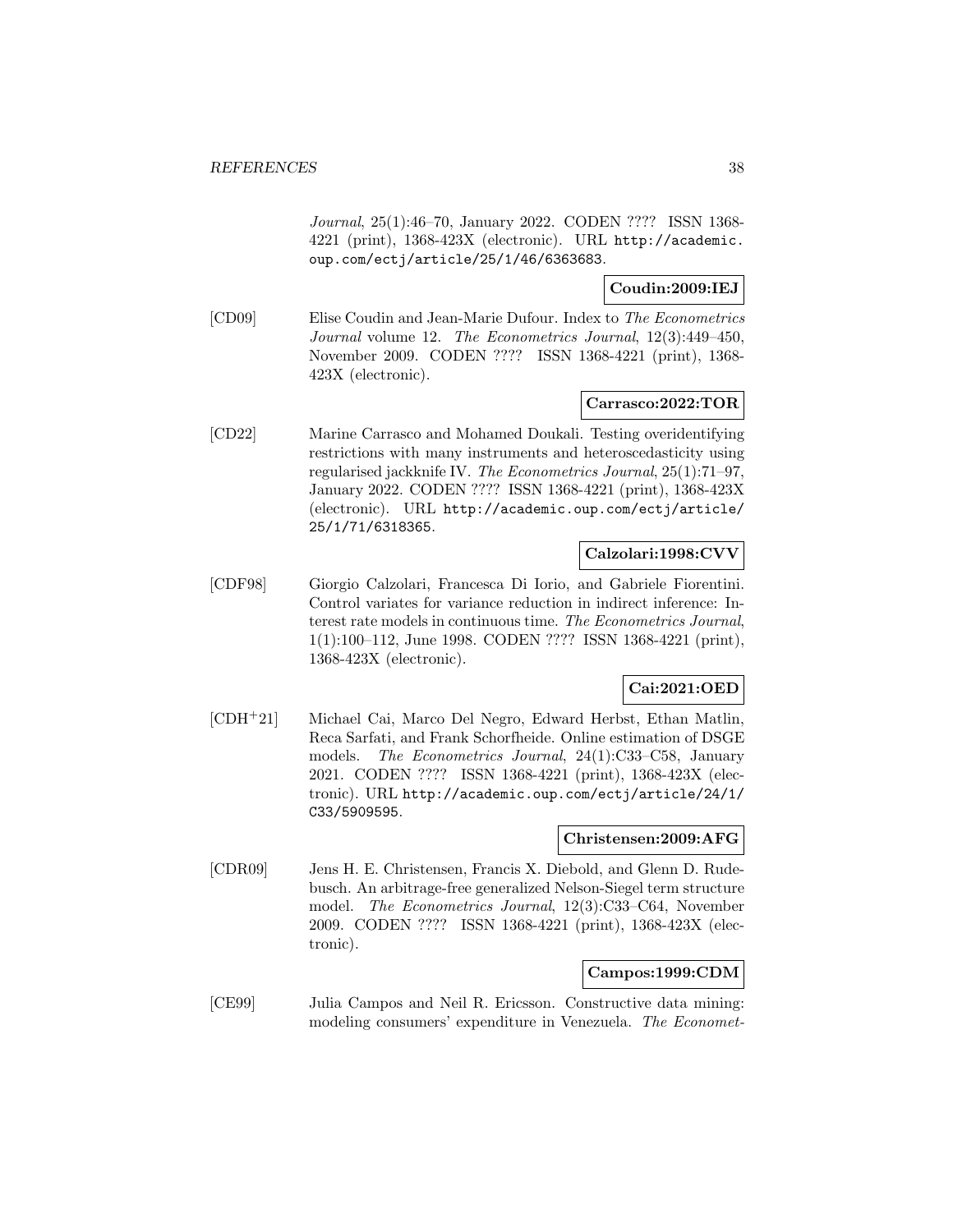*Journal*, 25(1):46–70, January 2022. CODEN ???? ISSN 1368-4221 (print), 1368-423X (electronic). URL http://academic.oup.com/ectj/article/25/1/46/6363683.

**Coudin:2009:IEJ**

[CD09] Elise Coudin and Jean-Marie Dufour. Index to *The Econometrics Journal* volume 12. *The Econometrics Journal*, 12(3):449–450, November 2009. CODEN ???? ISSN 1368-4221 (print), 1368-423X (electronic).

**Carrasco:2022:TOR**

[CD22] Marine Carrasco and Mohamed Doukali. Testing overidentifying restrictions with many instruments and heteroscedasticity using regularised jackknife IV. *The Econometrics Journal*, 25(1):71–97, January 2022. CODEN ???? ISSN 1368-4221 (print), 1368-423X (electronic). URL http://academic.oup.com/ectj/article/25/1/71/6318365.

**Calzolari:1998:CVV**

[CDF98] Giorgio Calzolari, Francesca Di Iorio, and Gabriele Fiorentini. Control variates for variance reduction in indirect inference: Interest rate models in continuous time. *The Econometrics Journal*, 1(1):100–112, June 1998. CODEN ???? ISSN 1368-4221 (print), 1368-423X (electronic).

**Cai:2021:OED**

[CDH+21] Michael Cai, Marco Del Negro, Edward Herbst, Ethan Matlin, Reca Sarfati, and Frank Schorfheide. Online estimation of DSGE models. *The Econometrics Journal*, 24(1):C33–C58, January 2021. CODEN ???? ISSN 1368-4221 (print), 1368-423X (electronic). URL http://academic.oup.com/ectj/article/24/1/C33/5909595.

**Christensen:2009:AFG**

[CDR09] Jens H. E. Christensen, Francis X. Diebold, and Glenn D. Rudebusch. An arbitrage-free generalized Nelson-Siegel term structure model. *The Econometrics Journal*, 12(3):C33–C64, November 2009. CODEN ???? ISSN 1368-4221 (print), 1368-423X (electronic).

**Campos:1999:CDM**

[CE99] Julia Campos and Neil R. Ericsson. Constructive data mining: modeling consumers' expenditure in Venezuela. *The Economet-*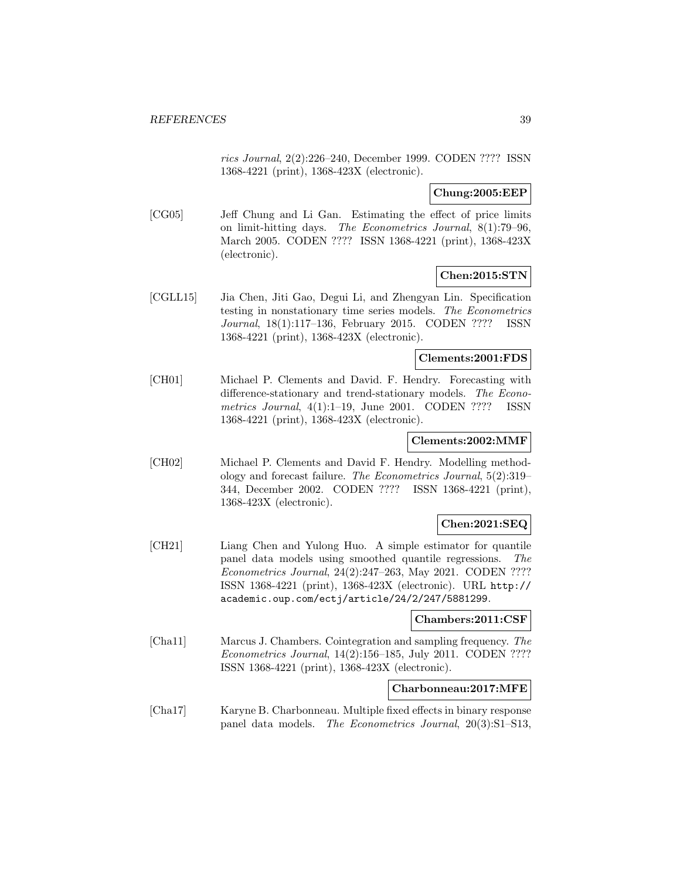*rics Journal*, 2(2):226–240, December 1999. CODEN ???? ISSN 1368-4221 (print), 1368-423X (electronic).

**Chung:2005:EEP**

[CG05] Jeff Chung and Li Gan. Estimating the effect of price limits on limit-hitting days. *The Econometrics Journal*, 8(1):79–96, March 2005. CODEN ???? ISSN 1368-4221 (print), 1368-423X (electronic).

**Chen:2015:STN**

[CGLL15] Jia Chen, Jiti Gao, Degui Li, and Zhengyan Lin. Specification testing in nonstationary time series models. *The Econometrics Journal*, 18(1):117–136, February 2015. CODEN ???? ISSN 1368-4221 (print), 1368-423X (electronic).

**Clements:2001:FDS**

[CH01] Michael P. Clements and David. F. Hendry. Forecasting with difference-stationary and trend-stationary models. *The Econometrics Journal*, 4(1):1–19, June 2001. CODEN ???? ISSN 1368-4221 (print), 1368-423X (electronic).

**Clements:2002:MMF**

[CH02] Michael P. Clements and David F. Hendry. Modelling methodology and forecast failure. *The Econometrics Journal*, 5(2):319–344, December 2002. CODEN ???? ISSN 1368-4221 (print), 1368-423X (electronic).

**Chen:2021:SEQ**

[CH21] Liang Chen and Yulong Huo. A simple estimator for quantile panel data models using smoothed quantile regressions. *The Econometrics Journal*, 24(2):247–263, May 2021. CODEN ???? ISSN 1368-4221 (print), 1368-423X (electronic). URL `http://academic.oup.com/ectj/article/24/2/247/5881299`.

**Chambers:2011:CSF**

[Cha11] Marcus J. Chambers. Cointegration and sampling frequency. *The Econometrics Journal*, 14(2):156–185, July 2011. CODEN ???? ISSN 1368-4221 (print), 1368-423X (electronic).

**Charbonneau:2017:MFE**

[Cha17] Karyne B. Charbonneau. Multiple fixed effects in binary response panel data models. *The Econometrics Journal*, 20(3):S1–S13,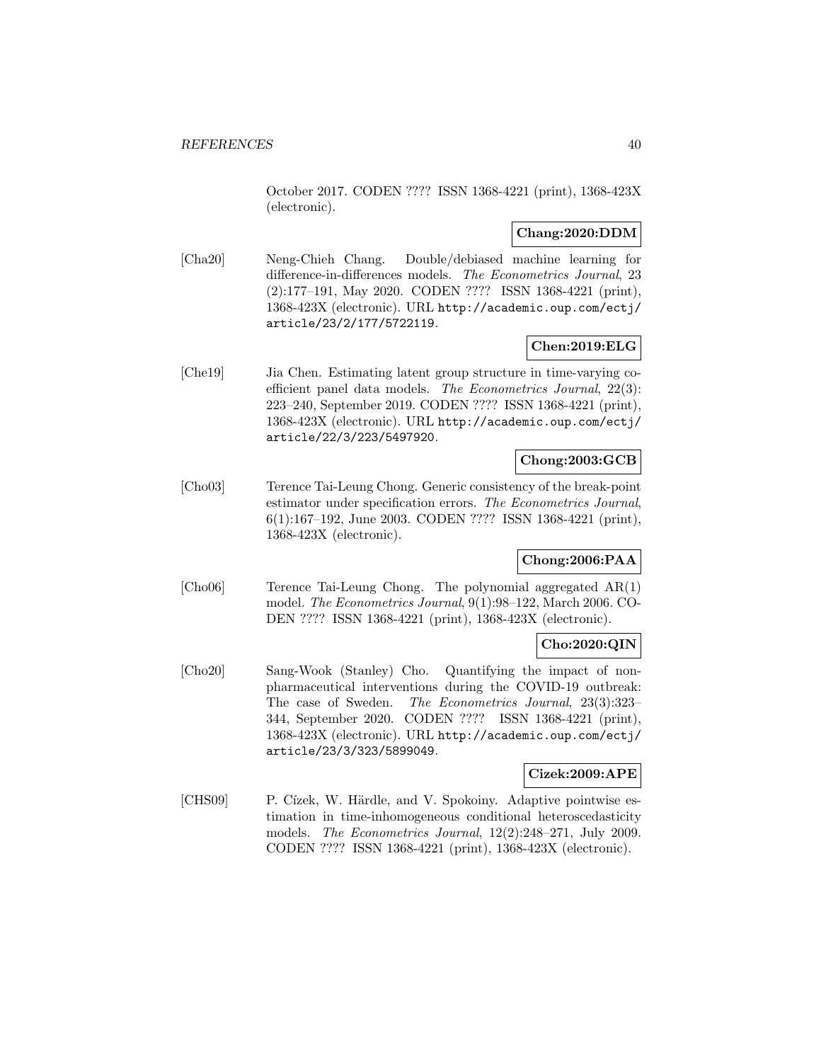October 2017. CODEN ???? ISSN 1368-4221 (print), 1368-423X (electronic).

**Chang:2020:DDM**

[Cha20] Neng-Chieh Chang. Double/debiased machine learning for difference-in-differences models. *The Econometrics Journal*, 23 (2):177–191, May 2020. CODEN ???? ISSN 1368-4221 (print), 1368-423X (electronic). URL http://academic.oup.com/ectj/article/23/2/177/5722119.

**Chen:2019:ELG**

[Che19] Jia Chen. Estimating latent group structure in time-varying coefficient panel data models. *The Econometrics Journal*, 22(3): 223–240, September 2019. CODEN ???? ISSN 1368-4221 (print), 1368-423X (electronic). URL http://academic.oup.com/ectj/article/22/3/223/5497920.

**Chong:2003:GCB**

[Cho03] Terence Tai-Leung Chong. Generic consistency of the break-point estimator under specification errors. *The Econometrics Journal*, 6(1):167–192, June 2003. CODEN ???? ISSN 1368-4221 (print), 1368-423X (electronic).

**Chong:2006:PAA**

[Cho06] Terence Tai-Leung Chong. The polynomial aggregated AR(1) model. *The Econometrics Journal*, 9(1):98–122, March 2006. CODEN ???? ISSN 1368-4221 (print), 1368-423X (electronic).

**Cho:2020:QIN**

[Cho20] Sang-Wook (Stanley) Cho. Quantifying the impact of non-pharmaceutical interventions during the COVID-19 outbreak: The case of Sweden. *The Econometrics Journal*, 23(3):323–344, September 2020. CODEN ???? ISSN 1368-4221 (print), 1368-423X (electronic). URL http://academic.oup.com/ectj/article/23/3/323/5899049.

**Cizek:2009:APE**

[CHS09] P. Cízek, W. Härdle, and V. Spokoiny. Adaptive pointwise estimation in time-inhomogeneous conditional heteroscedasticity models. *The Econometrics Journal*, 12(2):248–271, July 2009. CODEN ???? ISSN 1368-4221 (print), 1368-423X (electronic).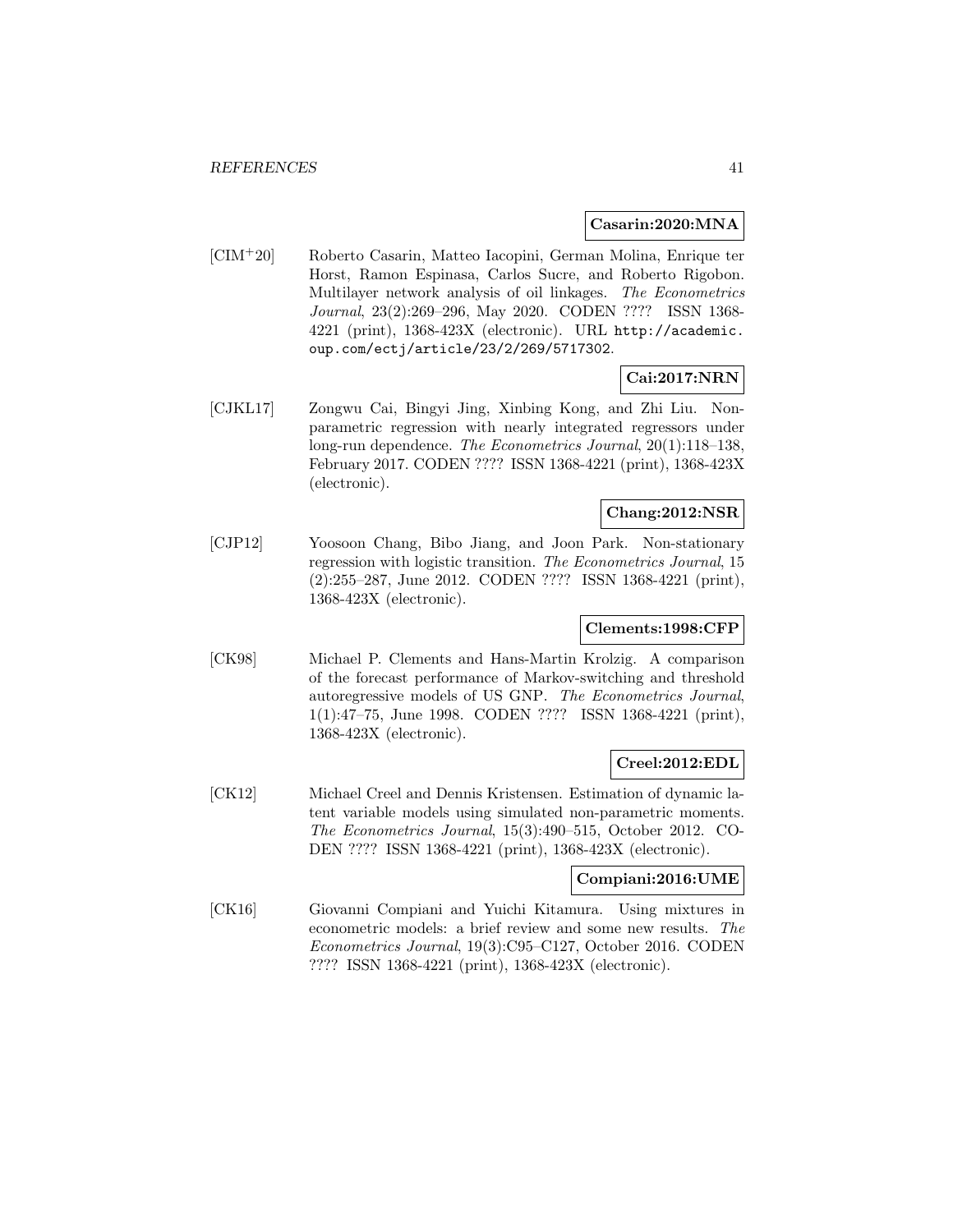**Casarin:2020:MNA**

[CIM+20] Roberto Casarin, Matteo Iacopini, German Molina, Enrique ter Horst, Ramon Espinasa, Carlos Sucre, and Roberto Rigobon. Multilayer network analysis of oil linkages. *The Econometrics Journal*, 23(2):269–296, May 2020. CODEN ???? ISSN 1368-4221 (print), 1368-423X (electronic). URL http://academic.oup.com/ectj/article/23/2/269/5717302.

**Cai:2017:NRN**

[CJKL17] Zongwu Cai, Bingyi Jing, Xinbing Kong, and Zhi Liu. Nonparametric regression with nearly integrated regressors under long-run dependence. *The Econometrics Journal*, 20(1):118–138, February 2017. CODEN ???? ISSN 1368-4221 (print), 1368-423X (electronic).

**Chang:2012:NSR**

[CJP12] Yoosoon Chang, Bibo Jiang, and Joon Park. Non-stationary regression with logistic transition. *The Econometrics Journal*, 15 (2):255–287, June 2012. CODEN ???? ISSN 1368-4221 (print), 1368-423X (electronic).

**Clements:1998:CFP**

[CK98] Michael P. Clements and Hans-Martin Krolzig. A comparison of the forecast performance of Markov-switching and threshold autoregressive models of US GNP. *The Econometrics Journal*, 1(1):47–75, June 1998. CODEN ???? ISSN 1368-4221 (print), 1368-423X (electronic).

**Creel:2012:EDL**

[CK12] Michael Creel and Dennis Kristensen. Estimation of dynamic latent variable models using simulated non-parametric moments. *The Econometrics Journal*, 15(3):490–515, October 2012. CODEN ???? ISSN 1368-4221 (print), 1368-423X (electronic).

**Compiani:2016:UME**

[CK16] Giovanni Compiani and Yuichi Kitamura. Using mixtures in econometric models: a brief review and some new results. *The Econometrics Journal*, 19(3):C95–C127, October 2016. CODEN ???? ISSN 1368-4221 (print), 1368-423X (electronic).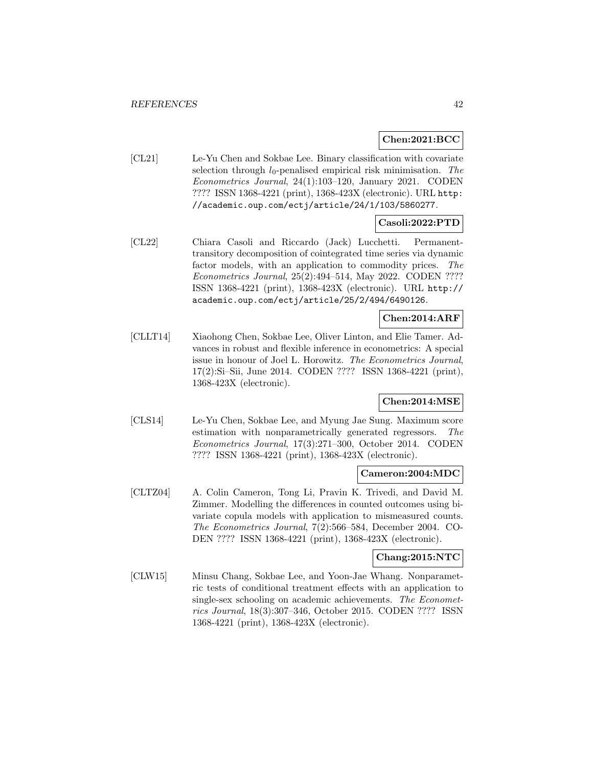**Chen:2021:BCC**

[CL21] Le-Yu Chen and Sokbae Lee. Binary classification with covariate selection through $l_0$-penalised empirical risk minimisation. *The Econometrics Journal*, 24(1):103–120, January 2021. CODEN ???? ISSN 1368-4221 (print), 1368-423X (electronic). URL `http://academic.oup.com/ectj/article/24/1/103/5860277`.

**Casoli:2022:PTD**

[CL22] Chiara Casoli and Riccardo (Jack) Lucchetti. Permanent-transitory decomposition of cointegrated time series via dynamic factor models, with an application to commodity prices. *The Econometrics Journal*, 25(2):494–514, May 2022. CODEN ???? ISSN 1368-4221 (print), 1368-423X (electronic). URL `http://academic.oup.com/ectj/article/25/2/494/6490126`.

**Chen:2014:ARF**

[CLLT14] Xiaohong Chen, Sokbae Lee, Oliver Linton, and Elie Tamer. Advances in robust and flexible inference in econometrics: A special issue in honour of Joel L. Horowitz. *The Econometrics Journal*, 17(2):Si–Sii, June 2014. CODEN ???? ISSN 1368-4221 (print), 1368-423X (electronic).

**Chen:2014:MSE**

[CLS14] Le-Yu Chen, Sokbae Lee, and Myung Jae Sung. Maximum score estimation with nonparametrically generated regressors. *The Econometrics Journal*, 17(3):271–300, October 2014. CODEN ???? ISSN 1368-4221 (print), 1368-423X (electronic).

**Cameron:2004:MDC**

[CLTZ04] A. Colin Cameron, Tong Li, Pravin K. Trivedi, and David M. Zimmer. Modelling the differences in counted outcomes using bivariate copula models with application to mismeasured counts. *The Econometrics Journal*, 7(2):566–584, December 2004. CODEN ???? ISSN 1368-4221 (print), 1368-423X (electronic).

**Chang:2015:NTC**

[CLW15] Minsu Chang, Sokbae Lee, and Yoon-Jae Whang. Nonparametric tests of conditional treatment effects with an application to single-sex schooling on academic achievements. *The Econometrics Journal*, 18(3):307–346, October 2015. CODEN ???? ISSN 1368-4221 (print), 1368-423X (electronic).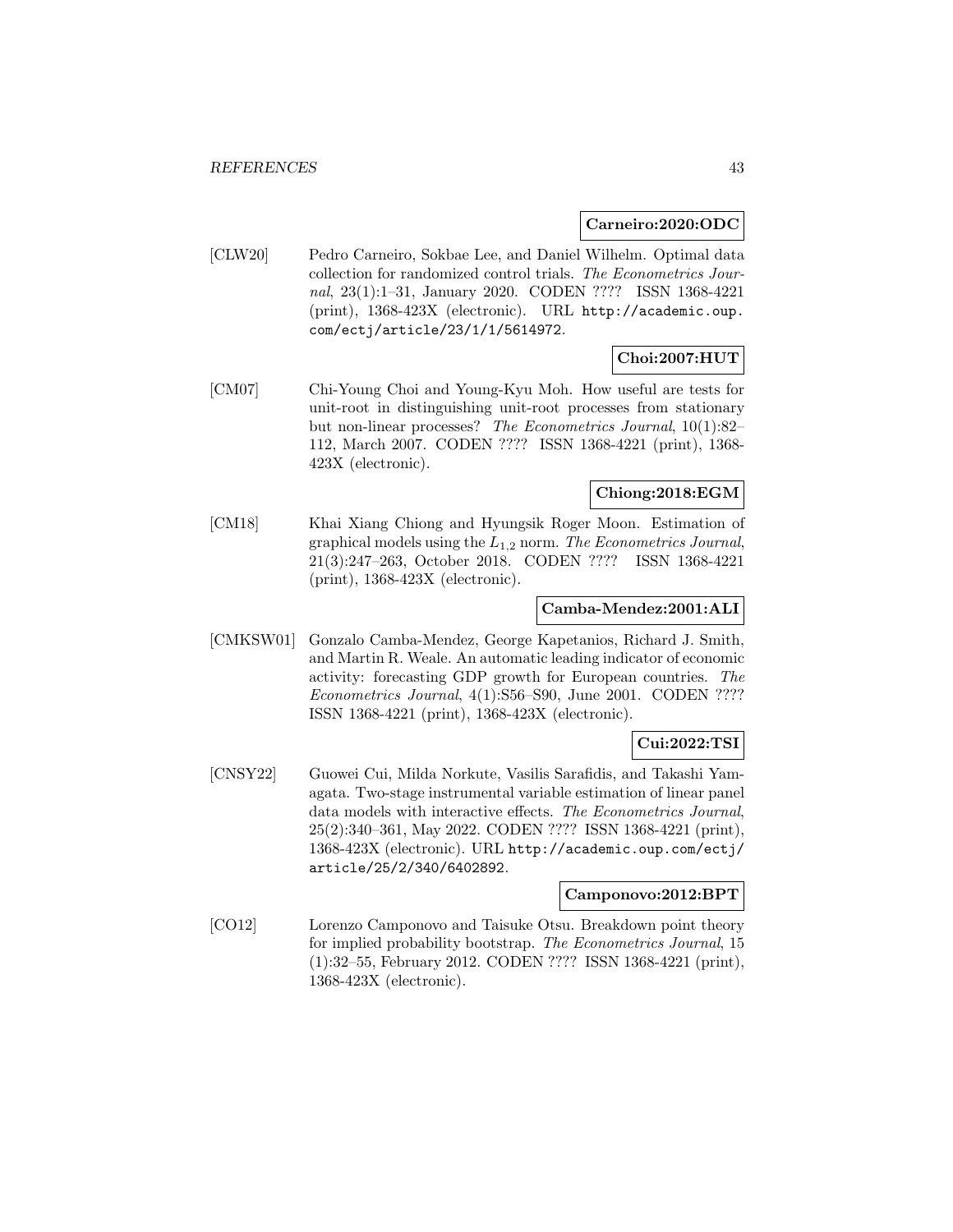**Carneiro:2020:ODC**

[CLW20] Pedro Carneiro, Sokbae Lee, and Daniel Wilhelm. Optimal data collection for randomized control trials. *The Econometrics Journal*, 23(1):1–31, January 2020. CODEN ???? ISSN 1368-4221 (print), 1368-423X (electronic). URL http://academic.oup.com/ectj/article/23/1/1/5614972.

**Choi:2007:HUT**

[CM07] Chi-Young Choi and Young-Kyu Moh. How useful are tests for unit-root in distinguishing unit-root processes from stationary but non-linear processes? *The Econometrics Journal*, 10(1):82–112, March 2007. CODEN ???? ISSN 1368-4221 (print), 1368-423X (electronic).

**Chiong:2018:EGM**

[CM18] Khai Xiang Chiong and Hyungsik Roger Moon. Estimation of graphical models using the $L_{1,2}$ norm. *The Econometrics Journal*, 21(3):247–263, October 2018. CODEN ???? ISSN 1368-4221 (print), 1368-423X (electronic).

**Camba-Mendez:2001:ALI**

[CMKSW01] Gonzalo Camba-Mendez, George Kapetanios, Richard J. Smith, and Martin R. Weale. An automatic leading indicator of economic activity: forecasting GDP growth for European countries. *The Econometrics Journal*, 4(1):S56–S90, June 2001. CODEN ???? ISSN 1368-4221 (print), 1368-423X (electronic).

**Cui:2022:TSI**

[CNSY22] Guowei Cui, Milda Norkute, Vasilis Sarafidis, and Takashi Yamagata. Two-stage instrumental variable estimation of linear panel data models with interactive effects. *The Econometrics Journal*, 25(2):340–361, May 2022. CODEN ???? ISSN 1368-4221 (print), 1368-423X (electronic). URL http://academic.oup.com/ectj/article/25/2/340/6402892.

**Camponovo:2012:BPT**

[CO12] Lorenzo Camponovo and Taisuke Otsu. Breakdown point theory for implied probability bootstrap. *The Econometrics Journal*, 15 (1):32–55, February 2012. CODEN ???? ISSN 1368-4221 (print), 1368-423X (electronic).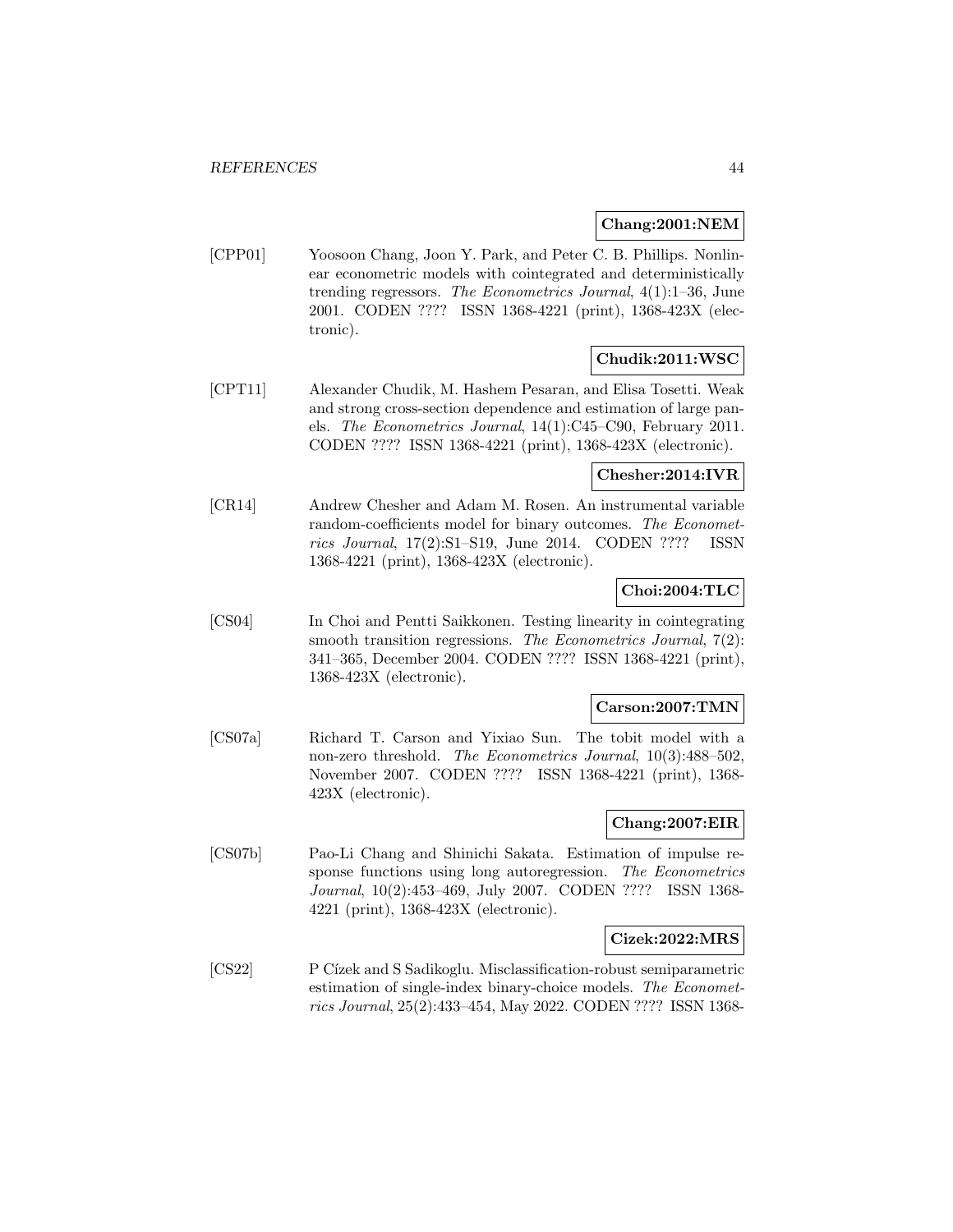**Chang:2001:NEM**

[CPP01] Yoosoon Chang, Joon Y. Park, and Peter C. B. Phillips. Nonlinear econometric models with cointegrated and deterministically trending regressors. *The Econometrics Journal*, 4(1):1–36, June 2001. CODEN ???? ISSN 1368-4221 (print), 1368-423X (electronic).

**Chudik:2011:WSC**

[CPT11] Alexander Chudik, M. Hashem Pesaran, and Elisa Tosetti. Weak and strong cross-section dependence and estimation of large panels. *The Econometrics Journal*, 14(1):C45–C90, February 2011. CODEN ???? ISSN 1368-4221 (print), 1368-423X (electronic).

**Chesher:2014:IVR**

[CR14] Andrew Chesher and Adam M. Rosen. An instrumental variable random-coefficients model for binary outcomes. *The Econometrics Journal*, 17(2):S1–S19, June 2014. CODEN ???? ISSN 1368-4221 (print), 1368-423X (electronic).

**Choi:2004:TLC**

[CS04] In Choi and Pentti Saikkonen. Testing linearity in cointegrating smooth transition regressions. *The Econometrics Journal*, 7(2): 341–365, December 2004. CODEN ???? ISSN 1368-4221 (print), 1368-423X (electronic).

**Carson:2007:TMN**

[CS07a] Richard T. Carson and Yixiao Sun. The tobit model with a non-zero threshold. *The Econometrics Journal*, 10(3):488–502, November 2007. CODEN ???? ISSN 1368-4221 (print), 1368-423X (electronic).

**Chang:2007:EIR**

[CS07b] Pao-Li Chang and Shinichi Sakata. Estimation of impulse response functions using long autoregression. *The Econometrics Journal*, 10(2):453–469, July 2007. CODEN ???? ISSN 1368-4221 (print), 1368-423X (electronic).

**Cizek:2022:MRS**

[CS22] P Cízek and S Sadikoglu. Misclassification-robust semiparametric estimation of single-index binary-choice models. *The Econometrics Journal*, 25(2):433–454, May 2022. CODEN ???? ISSN 1368-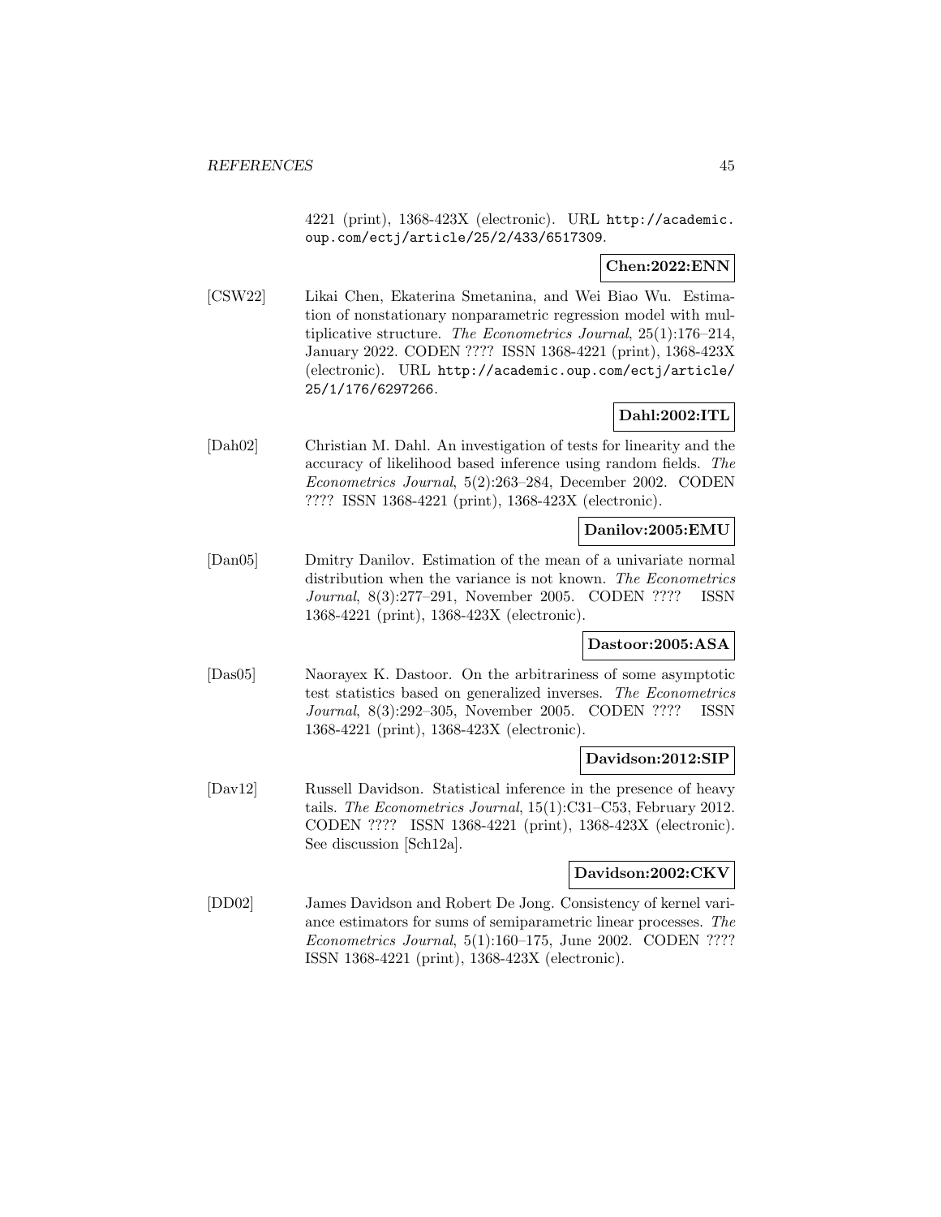4221 (print), 1368-423X (electronic). URL http://academic.oup.com/ectj/article/25/2/433/6517309.

**Chen:2022:ENN**

[CSW22] Likai Chen, Ekaterina Smetanina, and Wei Biao Wu. Estimation of nonstationary nonparametric regression model with multiplicative structure. *The Econometrics Journal*, 25(1):176–214, January 2022. CODEN ???? ISSN 1368-4221 (print), 1368-423X (electronic). URL http://academic.oup.com/ectj/article/25/1/176/6297266.

**Dahl:2002:ITL**

[Dah02] Christian M. Dahl. An investigation of tests for linearity and the accuracy of likelihood based inference using random fields. *The Econometrics Journal*, 5(2):263–284, December 2002. CODEN ???? ISSN 1368-4221 (print), 1368-423X (electronic).

**Danilov:2005:EMU**

[Dan05] Dmitry Danilov. Estimation of the mean of a univariate normal distribution when the variance is not known. *The Econometrics Journal*, 8(3):277–291, November 2005. CODEN ???? ISSN 1368-4221 (print), 1368-423X (electronic).

**Dastoor:2005:ASA**

[Das05] Naorayex K. Dastoor. On the arbitrariness of some asymptotic test statistics based on generalized inverses. *The Econometrics Journal*, 8(3):292–305, November 2005. CODEN ???? ISSN 1368-4221 (print), 1368-423X (electronic).

**Davidson:2012:SIP**

[Dav12] Russell Davidson. Statistical inference in the presence of heavy tails. *The Econometrics Journal*, 15(1):C31–C53, February 2012. CODEN ???? ISSN 1368-4221 (print), 1368-423X (electronic). See discussion [Sch12a].

**Davidson:2002:CKV**

[DD02] James Davidson and Robert De Jong. Consistency of kernel variance estimators for sums of semiparametric linear processes. *The Econometrics Journal*, 5(1):160–175, June 2002. CODEN ???? ISSN 1368-4221 (print), 1368-423X (electronic).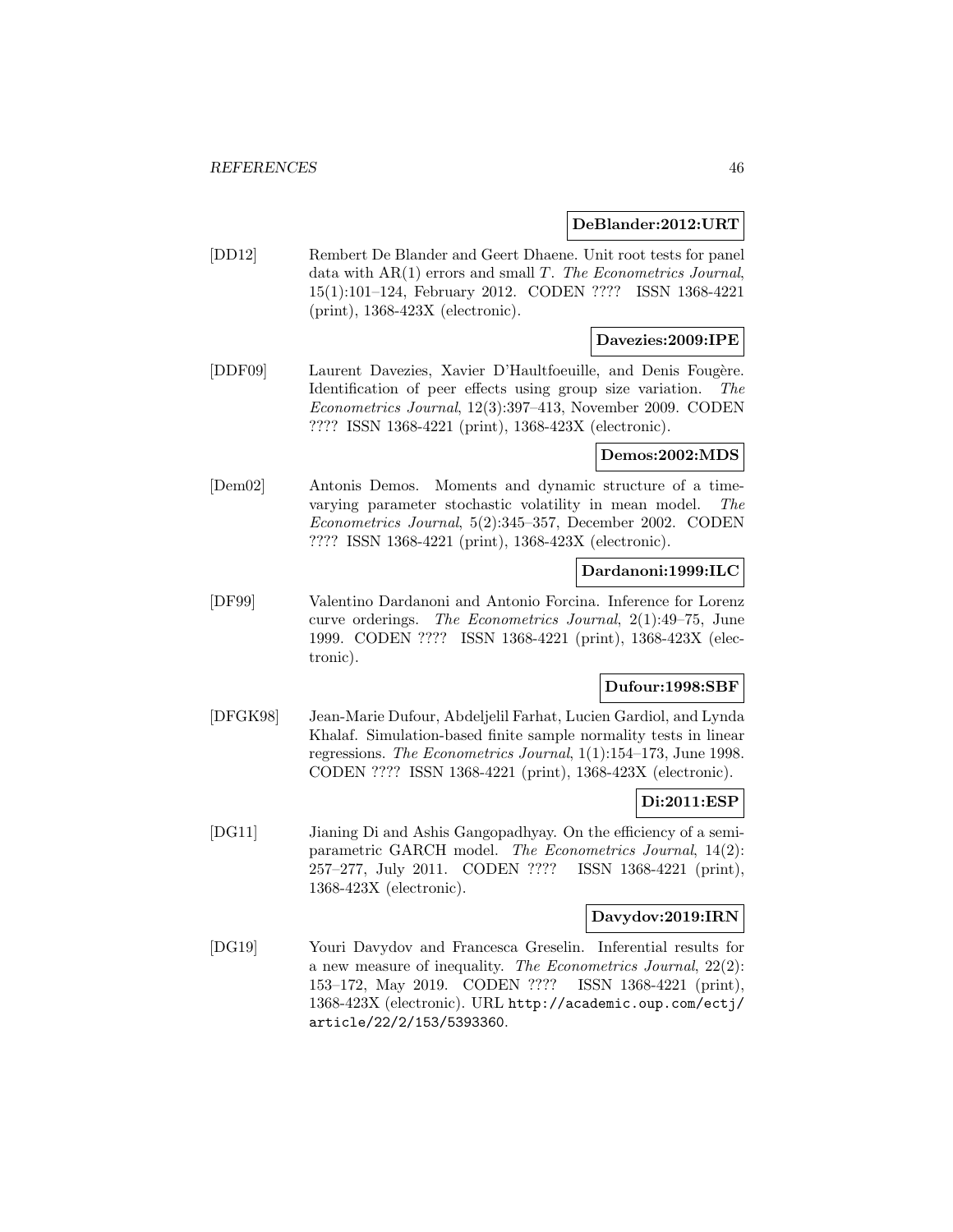**DeBlander:2012:URT**

[DD12] Rembert De Blander and Geert Dhaene. Unit root tests for panel data with AR(1) errors and small $T$. *The Econometrics Journal*, 15(1):101–124, February 2012. CODEN ???? ISSN 1368-4221 (print), 1368-423X (electronic).

**Davezies:2009:IPE**

[DDF09] Laurent Davezies, Xavier D'Haultfoeuille, and Denis Fougère. Identification of peer effects using group size variation. *The Econometrics Journal*, 12(3):397–413, November 2009. CODEN ???? ISSN 1368-4221 (print), 1368-423X (electronic).

**Demos:2002:MDS**

[Dem02] Antonis Demos. Moments and dynamic structure of a time-varying parameter stochastic volatility in mean model. *The Econometrics Journal*, 5(2):345–357, December 2002. CODEN ???? ISSN 1368-4221 (print), 1368-423X (electronic).

**Dardanoni:1999:ILC**

[DF99] Valentino Dardanoni and Antonio Forcina. Inference for Lorenz curve orderings. *The Econometrics Journal*, 2(1):49–75, June 1999. CODEN ???? ISSN 1368-4221 (print), 1368-423X (electronic).

**Dufour:1998:SBF**

[DFGK98] Jean-Marie Dufour, Abdeljelil Farhat, Lucien Gardiol, and Lynda Khalaf. Simulation-based finite sample normality tests in linear regressions. *The Econometrics Journal*, 1(1):154–173, June 1998. CODEN ???? ISSN 1368-4221 (print), 1368-423X (electronic).

**Di:2011:ESP**

[DG11] Jianing Di and Ashis Gangopadhyay. On the efficiency of a semi-parametric GARCH model. *The Econometrics Journal*, 14(2): 257–277, July 2011. CODEN ???? ISSN 1368-4221 (print), 1368-423X (electronic).

**Davydov:2019:IRN**

[DG19] Youri Davydov and Francesca Greselin. Inferential results for a new measure of inequality. *The Econometrics Journal*, 22(2): 153–172, May 2019. CODEN ???? ISSN 1368-4221 (print), 1368-423X (electronic). URL http://academic.oup.com/ectj/article/22/2/153/5393360.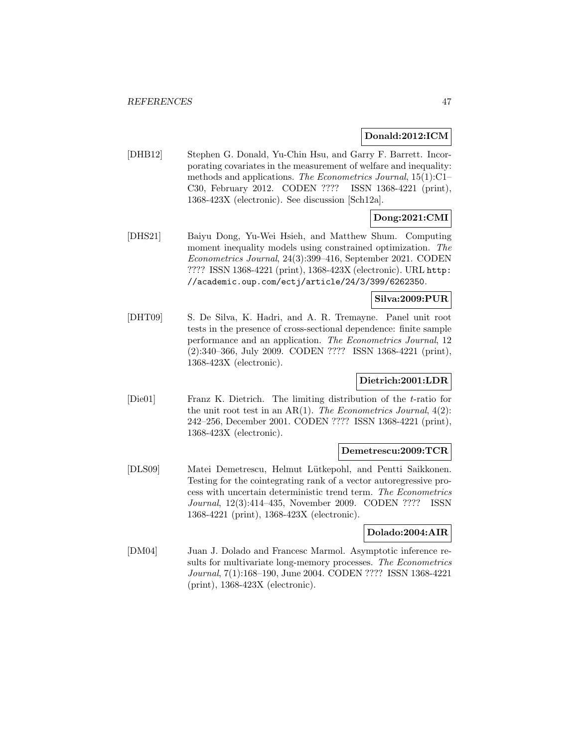**Donald:2012:ICM**

[DHB12] Stephen G. Donald, Yu-Chin Hsu, and Garry F. Barrett. Incorporating covariates in the measurement of welfare and inequality: methods and applications. *The Econometrics Journal*, 15(1):C1–C30, February 2012. CODEN ???? ISSN 1368-4221 (print), 1368-423X (electronic). See discussion [Sch12a].

**Dong:2021:CMI**

[DHS21] Baiyu Dong, Yu-Wei Hsieh, and Matthew Shum. Computing moment inequality models using constrained optimization. *The Econometrics Journal*, 24(3):399–416, September 2021. CODEN ???? ISSN 1368-4221 (print), 1368-423X (electronic). URL `http://academic.oup.com/ectj/article/24/3/399/6262350`.

**Silva:2009:PUR**

[DHT09] S. De Silva, K. Hadri, and A. R. Tremayne. Panel unit root tests in the presence of cross-sectional dependence: finite sample performance and an application. *The Econometrics Journal*, 12 (2):340–366, July 2009. CODEN ???? ISSN 1368-4221 (print), 1368-423X (electronic).

**Dietrich:2001:LDR**

[Die01] Franz K. Dietrich. The limiting distribution of the $t$-ratio for the unit root test in an AR(1). *The Econometrics Journal*, 4(2): 242–256, December 2001. CODEN ???? ISSN 1368-4221 (print), 1368-423X (electronic).

**Demetrescu:2009:TCR**

[DLS09] Matei Demetrescu, Helmut Lütkepohl, and Pentti Saikkonen. Testing for the cointegrating rank of a vector autoregressive process with uncertain deterministic trend term. *The Econometrics Journal*, 12(3):414–435, November 2009. CODEN ???? ISSN 1368-4221 (print), 1368-423X (electronic).

**Dolado:2004:AIR**

[DM04] Juan J. Dolado and Francesc Marmol. Asymptotic inference results for multivariate long-memory processes. *The Econometrics Journal*, 7(1):168–190, June 2004. CODEN ???? ISSN 1368-4221 (print), 1368-423X (electronic).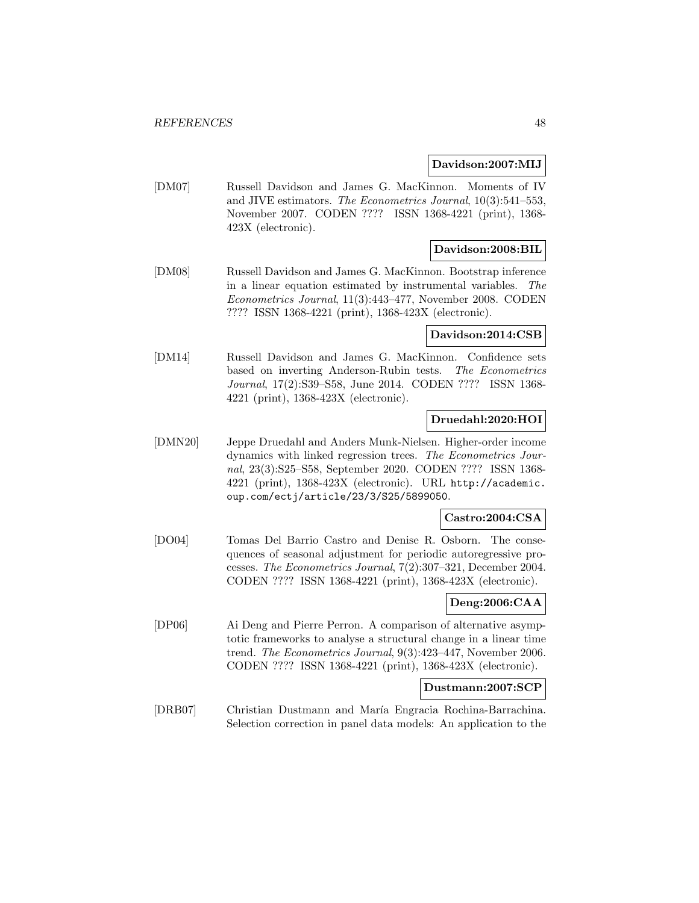**Davidson:2007:MIJ**

[DM07] Russell Davidson and James G. MacKinnon. Moments of IV and JIVE estimators. *The Econometrics Journal*, 10(3):541–553, November 2007. CODEN ???? ISSN 1368-4221 (print), 1368-423X (electronic).

**Davidson:2008:BIL**

[DM08] Russell Davidson and James G. MacKinnon. Bootstrap inference in a linear equation estimated by instrumental variables. *The Econometrics Journal*, 11(3):443–477, November 2008. CODEN ???? ISSN 1368-4221 (print), 1368-423X (electronic).

**Davidson:2014:CSB**

[DM14] Russell Davidson and James G. MacKinnon. Confidence sets based on inverting Anderson-Rubin tests. *The Econometrics Journal*, 17(2):S39–S58, June 2014. CODEN ???? ISSN 1368-4221 (print), 1368-423X (electronic).

**Druedahl:2020:HOI**

[DMN20] Jeppe Druedahl and Anders Munk-Nielsen. Higher-order income dynamics with linked regression trees. *The Econometrics Journal*, 23(3):S25–S58, September 2020. CODEN ???? ISSN 1368-4221 (print), 1368-423X (electronic). URL http://academic.oup.com/ectj/article/23/3/S25/5899050.

**Castro:2004:CSA**

[DO04] Tomas Del Barrio Castro and Denise R. Osborn. The consequences of seasonal adjustment for periodic autoregressive processes. *The Econometrics Journal*, 7(2):307–321, December 2004. CODEN ???? ISSN 1368-4221 (print), 1368-423X (electronic).

**Deng:2006:CAA**

[DP06] Ai Deng and Pierre Perron. A comparison of alternative asymptotic frameworks to analyse a structural change in a linear time trend. *The Econometrics Journal*, 9(3):423–447, November 2006. CODEN ???? ISSN 1368-4221 (print), 1368-423X (electronic).

**Dustmann:2007:SCP**

[DRB07] Christian Dustmann and María Engracia Rochina-Barrachina. Selection correction in panel data models: An application to the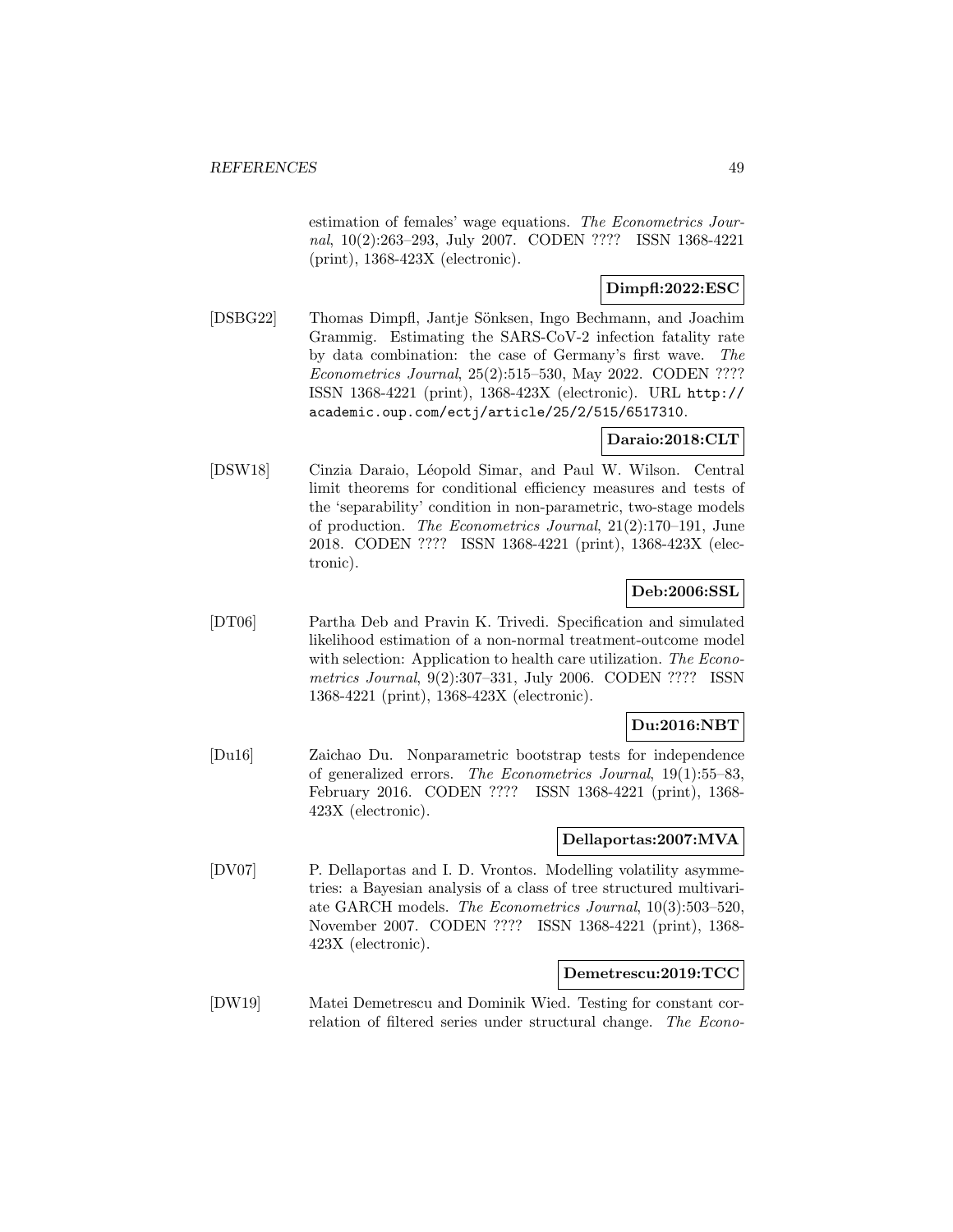estimation of females' wage equations. *The Econometrics Journal*, 10(2):263–293, July 2007. CODEN ???? ISSN 1368-4221 (print), 1368-423X (electronic).

**Dimpfl:2022:ESC**

[DSBG22] Thomas Dimpfl, Jantje Sönksen, Ingo Bechmann, and Joachim Grammig. Estimating the SARS-CoV-2 infection fatality rate by data combination: the case of Germany's first wave. *The Econometrics Journal*, 25(2):515–530, May 2022. CODEN ???? ISSN 1368-4221 (print), 1368-423X (electronic). URL `http://academic.oup.com/ectj/article/25/2/515/6517310`.

**Daraio:2018:CLT**

[DSW18] Cinzia Daraio, Léopold Simar, and Paul W. Wilson. Central limit theorems for conditional efficiency measures and tests of the 'separability' condition in non-parametric, two-stage models of production. *The Econometrics Journal*, 21(2):170–191, June 2018. CODEN ???? ISSN 1368-4221 (print), 1368-423X (electronic).

**Deb:2006:SSL**

[DT06] Partha Deb and Pravin K. Trivedi. Specification and simulated likelihood estimation of a non-normal treatment-outcome model with selection: Application to health care utilization. *The Econometrics Journal*, 9(2):307–331, July 2006. CODEN ???? ISSN 1368-4221 (print), 1368-423X (electronic).

**Du:2016:NBT**

[Du16] Zaichao Du. Nonparametric bootstrap tests for independence of generalized errors. *The Econometrics Journal*, 19(1):55–83, February 2016. CODEN ???? ISSN 1368-4221 (print), 1368-423X (electronic).

**Dellaportas:2007:MVA**

[DV07] P. Dellaportas and I. D. Vrontos. Modelling volatility asymmetries: a Bayesian analysis of a class of tree structured multivariate GARCH models. *The Econometrics Journal*, 10(3):503–520, November 2007. CODEN ???? ISSN 1368-4221 (print), 1368-423X (electronic).

**Demetrescu:2019:TCC**

[DW19] Matei Demetrescu and Dominik Wied. Testing for constant correlation of filtered series under structural change. *The Econo-*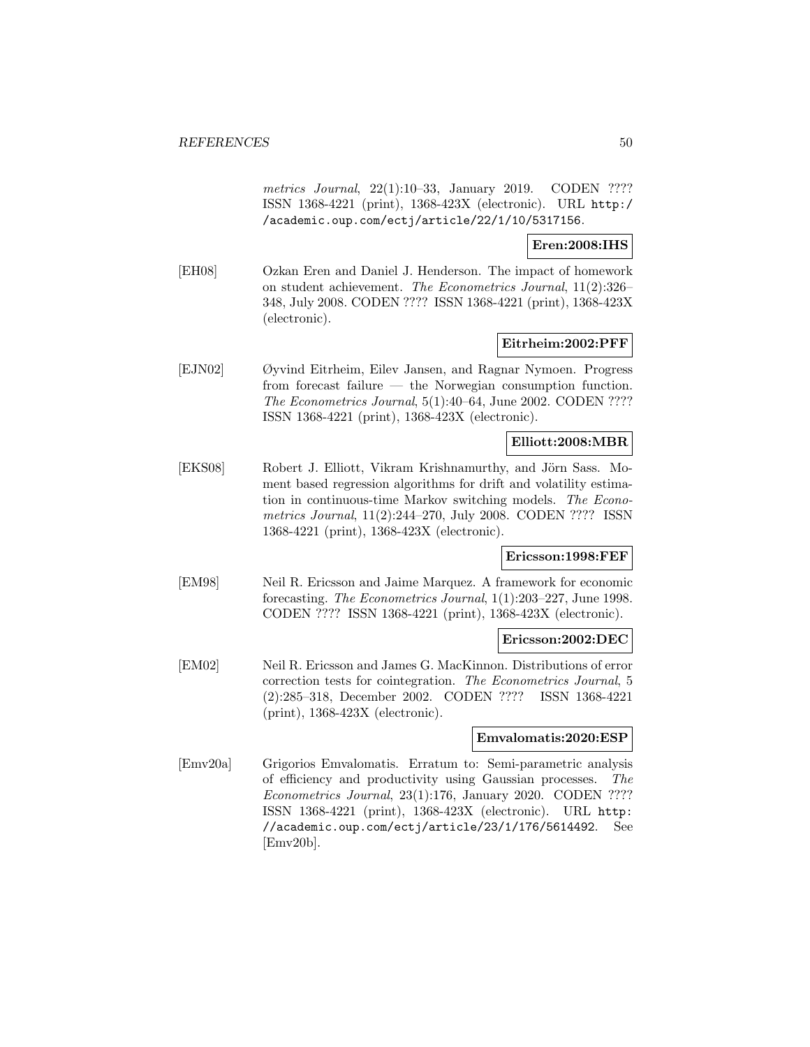*metrics Journal*, 22(1):10–33, January 2019. CODEN ???? ISSN 1368-4221 (print), 1368-423X (electronic). URL http://academic.oup.com/ectj/article/22/1/10/5317156.

**Eren:2008:IHS**

[EH08] Ozkan Eren and Daniel J. Henderson. The impact of homework on student achievement. *The Econometrics Journal*, 11(2):326–348, July 2008. CODEN ???? ISSN 1368-4221 (print), 1368-423X (electronic).

**Eitrheim:2002:PFF**

[EJN02] Øyvind Eitrheim, Eilev Jansen, and Ragnar Nymoen. Progress from forecast failure — the Norwegian consumption function. *The Econometrics Journal*, 5(1):40–64, June 2002. CODEN ???? ISSN 1368-4221 (print), 1368-423X (electronic).

**Elliott:2008:MBR**

[EKS08] Robert J. Elliott, Vikram Krishnamurthy, and Jörn Sass. Moment based regression algorithms for drift and volatility estimation in continuous-time Markov switching models. *The Econometrics Journal*, 11(2):244–270, July 2008. CODEN ???? ISSN 1368-4221 (print), 1368-423X (electronic).

**Ericsson:1998:FEF**

[EM98] Neil R. Ericsson and Jaime Marquez. A framework for economic forecasting. *The Econometrics Journal*, 1(1):203–227, June 1998. CODEN ???? ISSN 1368-4221 (print), 1368-423X (electronic).

**Ericsson:2002:DEC**

[EM02] Neil R. Ericsson and James G. MacKinnon. Distributions of error correction tests for cointegration. *The Econometrics Journal*, 5 (2):285–318, December 2002. CODEN ???? ISSN 1368-4221 (print), 1368-423X (electronic).

**Emvalomatis:2020:ESP**

[Emv20a] Grigorios Emvalomatis. Erratum to: Semi-parametric analysis of efficiency and productivity using Gaussian processes. *The Econometrics Journal*, 23(1):176, January 2020. CODEN ???? ISSN 1368-4221 (print), 1368-423X (electronic). URL http://academic.oup.com/ectj/article/23/1/176/5614492. See [Emv20b].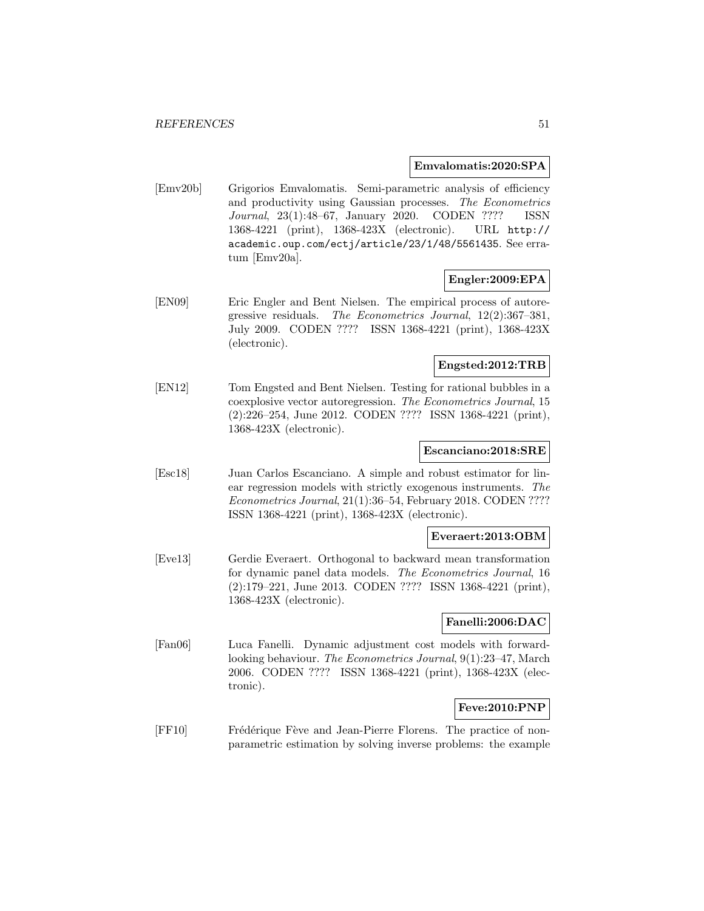**Emvalomatis:2020:SPA**

[Emv20b] Grigorios Emvalomatis. Semi-parametric analysis of efficiency and productivity using Gaussian processes. *The Econometrics Journal*, 23(1):48–67, January 2020. CODEN ???? ISSN 1368-4221 (print), 1368-423X (electronic). URL `http://academic.oup.com/ectj/article/23/1/48/5561435`. See erratum [Emv20a].

**Engler:2009:EPA**

[EN09] Eric Engler and Bent Nielsen. The empirical process of autoregressive residuals. *The Econometrics Journal*, 12(2):367–381, July 2009. CODEN ???? ISSN 1368-4221 (print), 1368-423X (electronic).

**Engsted:2012:TRB**

[EN12] Tom Engsted and Bent Nielsen. Testing for rational bubbles in a coexplosive vector autoregression. *The Econometrics Journal*, 15 (2):226–254, June 2012. CODEN ???? ISSN 1368-4221 (print), 1368-423X (electronic).

**Escanciano:2018:SRE**

[Esc18] Juan Carlos Escanciano. A simple and robust estimator for linear regression models with strictly exogenous instruments. *The Econometrics Journal*, 21(1):36–54, February 2018. CODEN ???? ISSN 1368-4221 (print), 1368-423X (electronic).

**Everaert:2013:OBM**

[Eve13] Gerdie Everaert. Orthogonal to backward mean transformation for dynamic panel data models. *The Econometrics Journal*, 16 (2):179–221, June 2013. CODEN ???? ISSN 1368-4221 (print), 1368-423X (electronic).

**Fanelli:2006:DAC**

[Fan06] Luca Fanelli. Dynamic adjustment cost models with forward-looking behaviour. *The Econometrics Journal*, 9(1):23–47, March 2006. CODEN ???? ISSN 1368-4221 (print), 1368-423X (electronic).

**Feve:2010:PNP**

[FF10] Frédérique Fève and Jean-Pierre Florens. The practice of non-parametric estimation by solving inverse problems: the example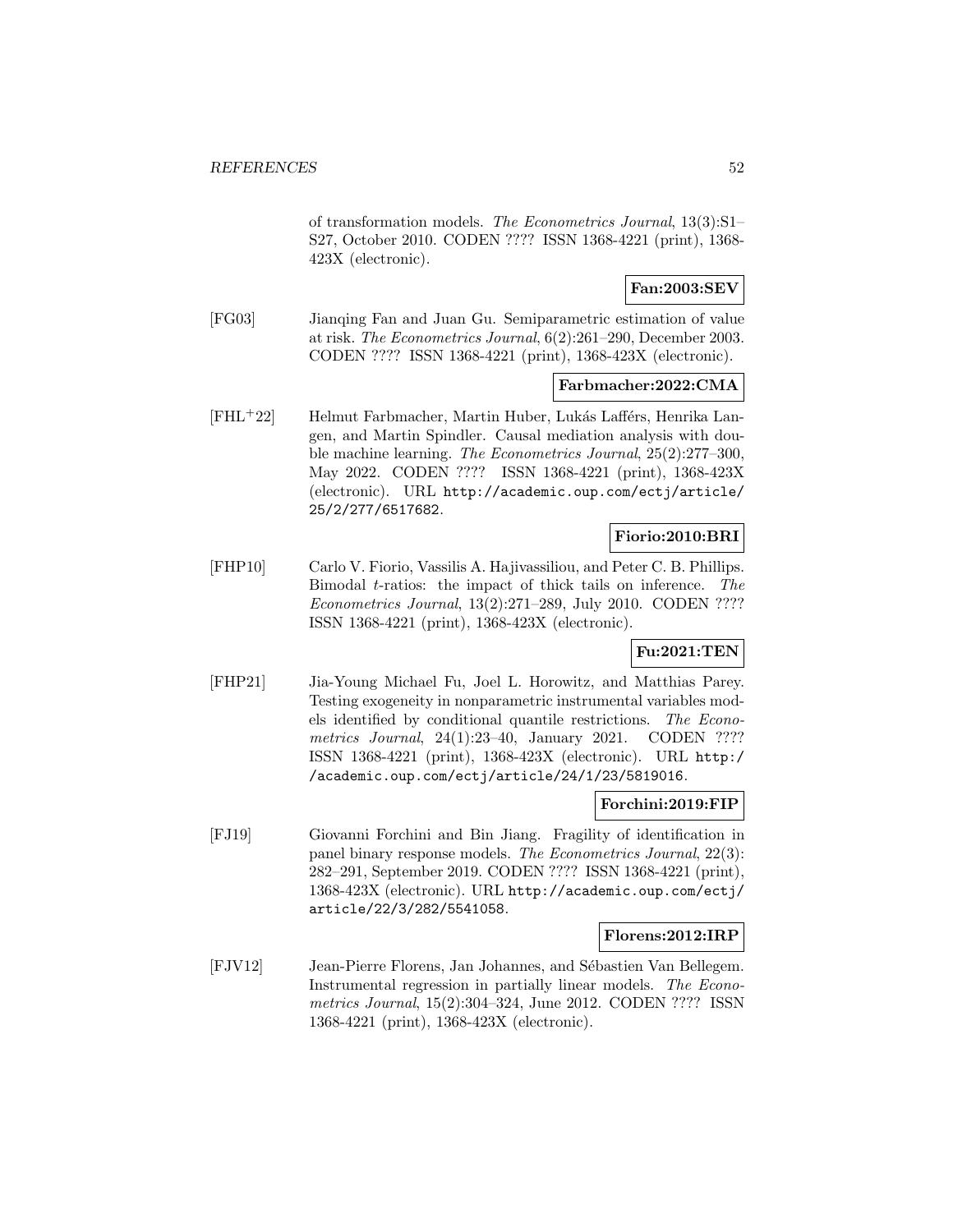of transformation models. *The Econometrics Journal*, 13(3):S1–S27, October 2010. CODEN ???? ISSN 1368-4221 (print), 1368-423X (electronic).

**Fan:2003:SEV**

[FG03] Jianqing Fan and Juan Gu. Semiparametric estimation of value at risk. *The Econometrics Journal*, 6(2):261–290, December 2003. CODEN ???? ISSN 1368-4221 (print), 1368-423X (electronic).

**Farbmacher:2022:CMA**

[FHL+22] Helmut Farbmacher, Martin Huber, Lukás Laffférs, Henrika Langen, and Martin Spindler. Causal mediation analysis with double machine learning. *The Econometrics Journal*, 25(2):277–300, May 2022. CODEN ???? ISSN 1368-4221 (print), 1368-423X (electronic). URL `http://academic.oup.com/ectj/article/25/2/277/6517682`.

**Fiorio:2010:BRI**

[FHP10] Carlo V. Fiorio, Vassilis A. Hajivassiliou, and Peter C. B. Phillips. Bimodal $t$-ratios: the impact of thick tails on inference. *The Econometrics Journal*, 13(2):271–289, July 2010. CODEN ???? ISSN 1368-4221 (print), 1368-423X (electronic).

**Fu:2021:TEN**

[FHP21] Jia-Young Michael Fu, Joel L. Horowitz, and Matthias Parey. Testing exogeneity in nonparametric instrumental variables models identified by conditional quantile restrictions. *The Econometrics Journal*, 24(1):23–40, January 2021. CODEN ???? ISSN 1368-4221 (print), 1368-423X (electronic). URL `http://academic.oup.com/ectj/article/24/1/23/5819016`.

**Forchini:2019:FIP**

[FJ19] Giovanni Forchini and Bin Jiang. Fragility of identification in panel binary response models. *The Econometrics Journal*, 22(3): 282–291, September 2019. CODEN ???? ISSN 1368-4221 (print), 1368-423X (electronic). URL `http://academic.oup.com/ectj/article/22/3/282/5541058`.

**Florens:2012:IRP**

[FJV12] Jean-Pierre Florens, Jan Johannes, and Sébastien Van Bellegem. Instrumental regression in partially linear models. *The Econometrics Journal*, 15(2):304–324, June 2012. CODEN ???? ISSN 1368-4221 (print), 1368-423X (electronic).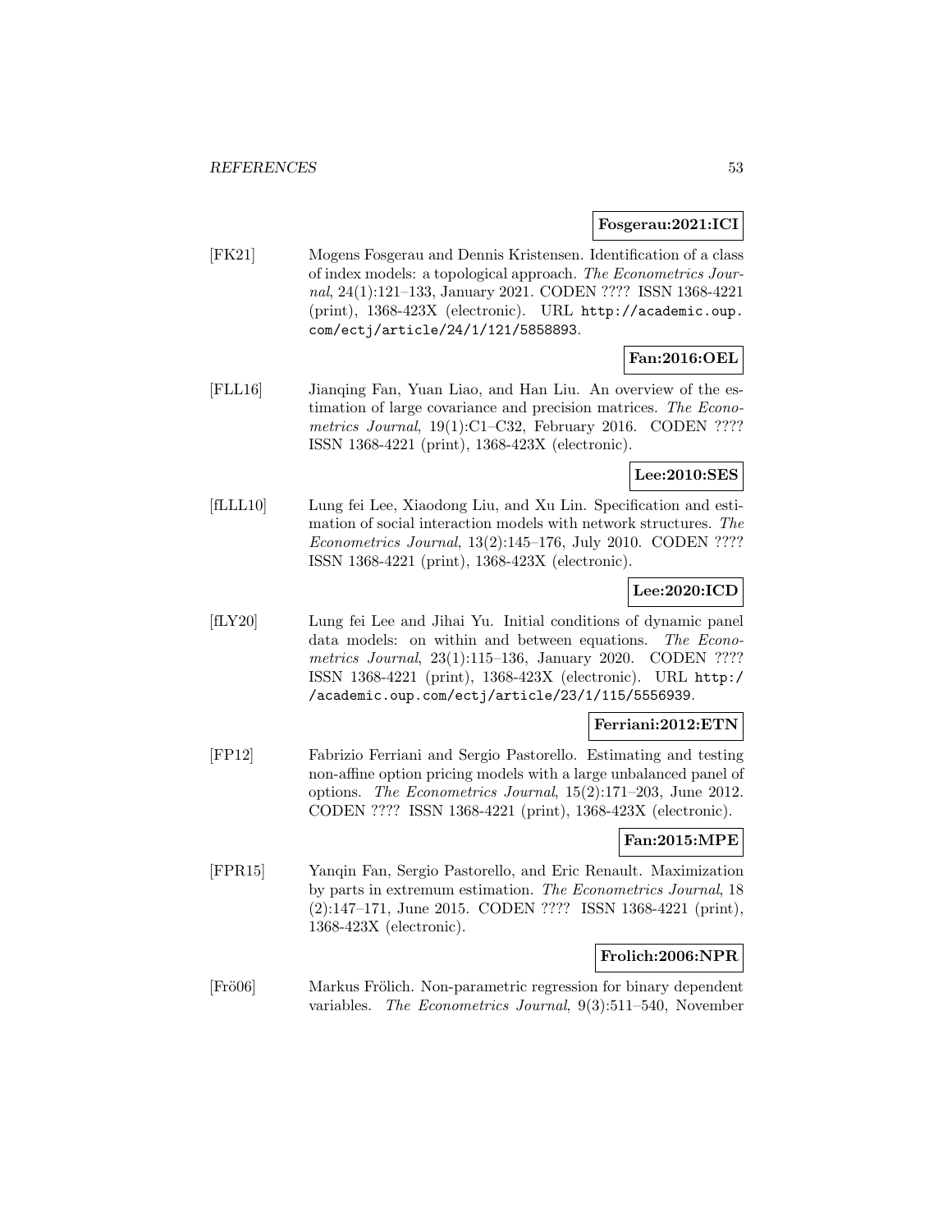**Fosgerau:2021:ICI**

[FK21] Mogens Fosgerau and Dennis Kristensen. Identification of a class of index models: a topological approach. *The Econometrics Journal*, 24(1):121–133, January 2021. CODEN ???? ISSN 1368-4221 (print), 1368-423X (electronic). URL http://academic.oup.com/ectj/article/24/1/121/5858893.

**Fan:2016:OEL**

[FLL16] Jianqing Fan, Yuan Liao, and Han Liu. An overview of the estimation of large covariance and precision matrices. *The Econometrics Journal*, 19(1):C1–C32, February 2016. CODEN ???? ISSN 1368-4221 (print), 1368-423X (electronic).

**Lee:2010:SES**

[fLLL10] Lung fei Lee, Xiaodong Liu, and Xu Lin. Specification and estimation of social interaction models with network structures. *The Econometrics Journal*, 13(2):145–176, July 2010. CODEN ???? ISSN 1368-4221 (print), 1368-423X (electronic).

**Lee:2020:ICD**

[fLY20] Lung fei Lee and Jihai Yu. Initial conditions of dynamic panel data models: on within and between equations. *The Econometrics Journal*, 23(1):115–136, January 2020. CODEN ???? ISSN 1368-4221 (print), 1368-423X (electronic). URL http://academic.oup.com/ectj/article/23/1/115/5556939.

**Ferriani:2012:ETN**

[FP12] Fabrizio Ferriani and Sergio Pastorello. Estimating and testing non-affine option pricing models with a large unbalanced panel of options. *The Econometrics Journal*, 15(2):171–203, June 2012. CODEN ???? ISSN 1368-4221 (print), 1368-423X (electronic).

**Fan:2015:MPE**

[FPR15] Yanqin Fan, Sergio Pastorello, and Eric Renault. Maximization by parts in extremum estimation. *The Econometrics Journal*, 18 (2):147–171, June 2015. CODEN ???? ISSN 1368-4221 (print), 1368-423X (electronic).

**Frolich:2006:NPR**

[Frö06] Markus Frölich. Non-parametric regression for binary dependent variables. *The Econometrics Journal*, 9(3):511–540, November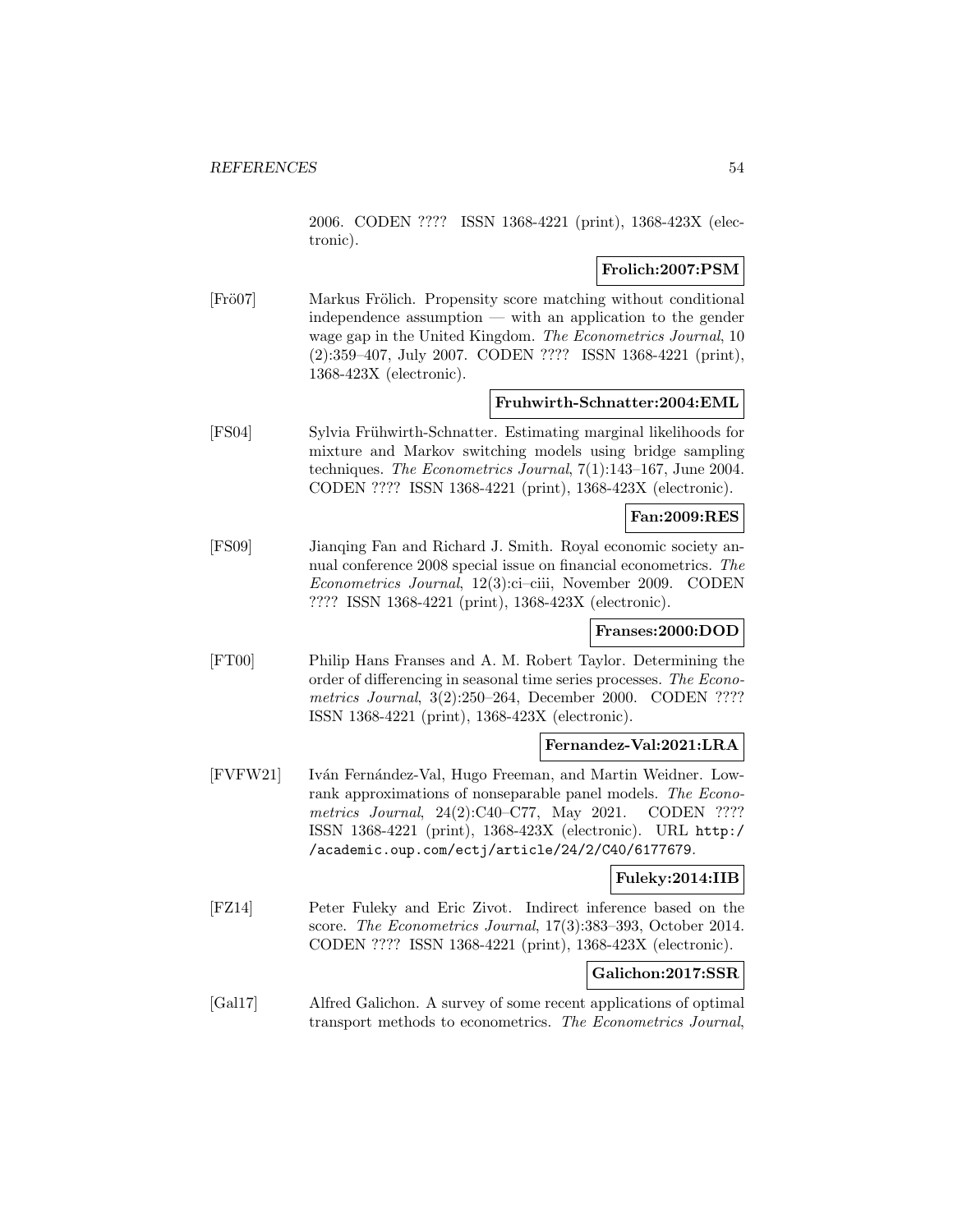2006. CODEN ???? ISSN 1368-4221 (print), 1368-423X (electronic).

**Frolich:2007:PSM**

[Frö07] Markus Frölich. Propensity score matching without conditional independence assumption — with an application to the gender wage gap in the United Kingdom. *The Econometrics Journal*, 10 (2):359–407, July 2007. CODEN ???? ISSN 1368-4221 (print), 1368-423X (electronic).

**Fruhwirth-Schnatter:2004:EML**

[FS04] Sylvia Frühwirth-Schnatter. Estimating marginal likelihoods for mixture and Markov switching models using bridge sampling techniques. *The Econometrics Journal*, 7(1):143–167, June 2004. CODEN ???? ISSN 1368-4221 (print), 1368-423X (electronic).

**Fan:2009:RES**

[FS09] Jianqing Fan and Richard J. Smith. Royal economic society annual conference 2008 special issue on financial econometrics. *The Econometrics Journal*, 12(3):ci–ciii, November 2009. CODEN ???? ISSN 1368-4221 (print), 1368-423X (electronic).

**Franses:2000:DOD**

[FT00] Philip Hans Franses and A. M. Robert Taylor. Determining the order of differencing in seasonal time series processes. *The Econometrics Journal*, 3(2):250–264, December 2000. CODEN ???? ISSN 1368-4221 (print), 1368-423X (electronic).

**Fernandez-Val:2021:LRA**

[FVFW21] Iván Fernández-Val, Hugo Freeman, and Martin Weidner. Low-rank approximations of nonseparable panel models. *The Econometrics Journal*, 24(2):C40–C77, May 2021. CODEN ???? ISSN 1368-4221 (print), 1368-423X (electronic). URL `http://academic.oup.com/ectj/article/24/2/C40/6177679`.

**Fuleky:2014:IIB**

[FZ14] Peter Fuleky and Eric Zivot. Indirect inference based on the score. *The Econometrics Journal*, 17(3):383–393, October 2014. CODEN ???? ISSN 1368-4221 (print), 1368-423X (electronic).

**Galichon:2017:SSR**

[Gal17] Alfred Galichon. A survey of some recent applications of optimal transport methods to econometrics. *The Econometrics Journal*,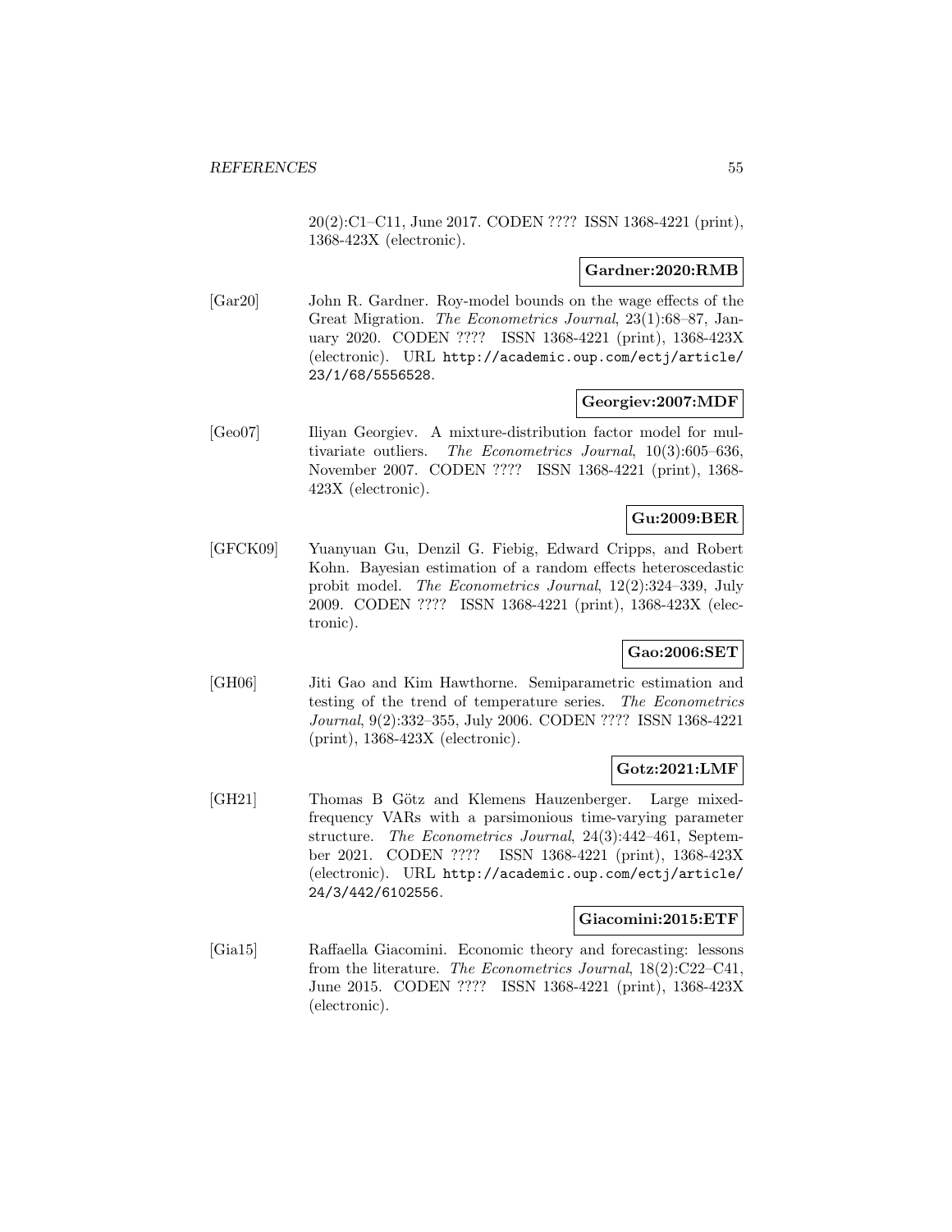20(2):C1–C11, June 2017. CODEN ???? ISSN 1368-4221 (print), 1368-423X (electronic).

**Gardner:2020:RMB**

[Gar20] John R. Gardner. Roy-model bounds on the wage effects of the Great Migration. *The Econometrics Journal*, 23(1):68–87, January 2020. CODEN ???? ISSN 1368-4221 (print), 1368-423X (electronic). URL `http://academic.oup.com/ectj/article/23/1/68/5556528`.

**Georgiev:2007:MDF**

[Geo07] Iliyan Georgiev. A mixture-distribution factor model for multivariate outliers. *The Econometrics Journal*, 10(3):605–636, November 2007. CODEN ???? ISSN 1368-4221 (print), 1368-423X (electronic).

**Gu:2009:BER**

[GFCK09] Yuanyuan Gu, Denzil G. Fiebig, Edward Cripps, and Robert Kohn. Bayesian estimation of a random effects heteroscedastic probit model. *The Econometrics Journal*, 12(2):324–339, July 2009. CODEN ???? ISSN 1368-4221 (print), 1368-423X (electronic).

**Gao:2006:SET**

[GH06] Jiti Gao and Kim Hawthorne. Semiparametric estimation and testing of the trend of temperature series. *The Econometrics Journal*, 9(2):332–355, July 2006. CODEN ???? ISSN 1368-4221 (print), 1368-423X (electronic).

**Gotz:2021:LMF**

[GH21] Thomas B Götz and Klemens Hauzenberger. Large mixed-frequency VARs with a parsimonious time-varying parameter structure. *The Econometrics Journal*, 24(3):442–461, September 2021. CODEN ???? ISSN 1368-4221 (print), 1368-423X (electronic). URL `http://academic.oup.com/ectj/article/24/3/442/6102556`.

**Giacomini:2015:ETF**

[Gia15] Raffaella Giacomini. Economic theory and forecasting: lessons from the literature. *The Econometrics Journal*, 18(2):C22–C41, June 2015. CODEN ???? ISSN 1368-4221 (print), 1368-423X (electronic).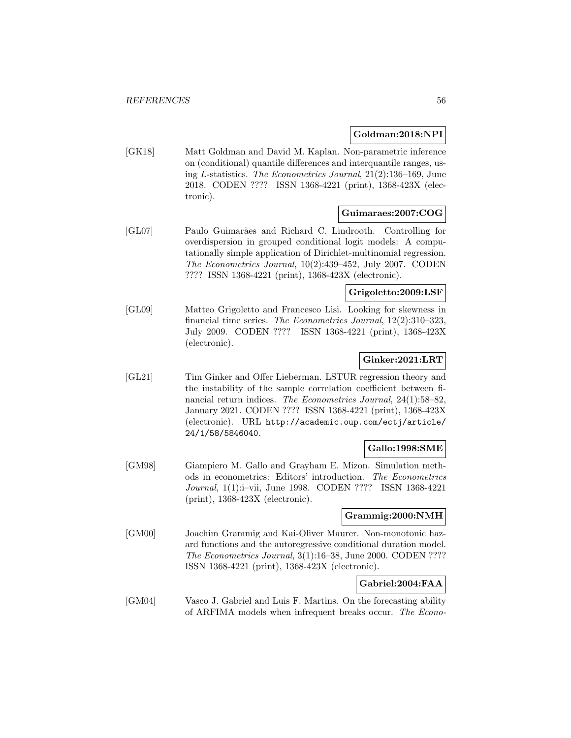**Goldman:2018:NPI**

[GK18] Matt Goldman and David M. Kaplan. Non-parametric inference on (conditional) quantile differences and interquantile ranges, using $L$-statistics. *The Econometrics Journal*, 21(2):136–169, June 2018. CODEN ???? ISSN 1368-4221 (print), 1368-423X (electronic).

**Guimaraes:2007:COG**

[GL07] Paulo Guimarães and Richard C. Lindrooth. Controlling for overdispersion in grouped conditional logit models: A computationally simple application of Dirichlet-multinomial regression. *The Econometrics Journal*, 10(2):439–452, July 2007. CODEN ???? ISSN 1368-4221 (print), 1368-423X (electronic).

**Grigoletto:2009:LSF**

[GL09] Matteo Grigoletto and Francesco Lisi. Looking for skewness in financial time series. *The Econometrics Journal*, 12(2):310–323, July 2009. CODEN ???? ISSN 1368-4221 (print), 1368-423X (electronic).

**Ginker:2021:LRT**

[GL21] Tim Ginker and Offer Lieberman. LSTUR regression theory and the instability of the sample correlation coefficient between financial return indices. *The Econometrics Journal*, 24(1):58–82, January 2021. CODEN ???? ISSN 1368-4221 (print), 1368-423X (electronic). URL http://academic.oup.com/ectj/article/24/1/58/5846040.

**Gallo:1998:SME**

[GM98] Giampiero M. Gallo and Grayham E. Mizon. Simulation methods in econometrics: Editors' introduction. *The Econometrics Journal*, 1(1):i–vii, June 1998. CODEN ???? ISSN 1368-4221 (print), 1368-423X (electronic).

**Grammig:2000:NMH**

[GM00] Joachim Grammig and Kai-Oliver Maurer. Non-monotonic hazard functions and the autoregressive conditional duration model. *The Econometrics Journal*, 3(1):16–38, June 2000. CODEN ???? ISSN 1368-4221 (print), 1368-423X (electronic).

**Gabriel:2004:FAA**

[GM04] Vasco J. Gabriel and Luis F. Martins. On the forecasting ability of ARFIMA models when infrequent breaks occur. *The Econo-*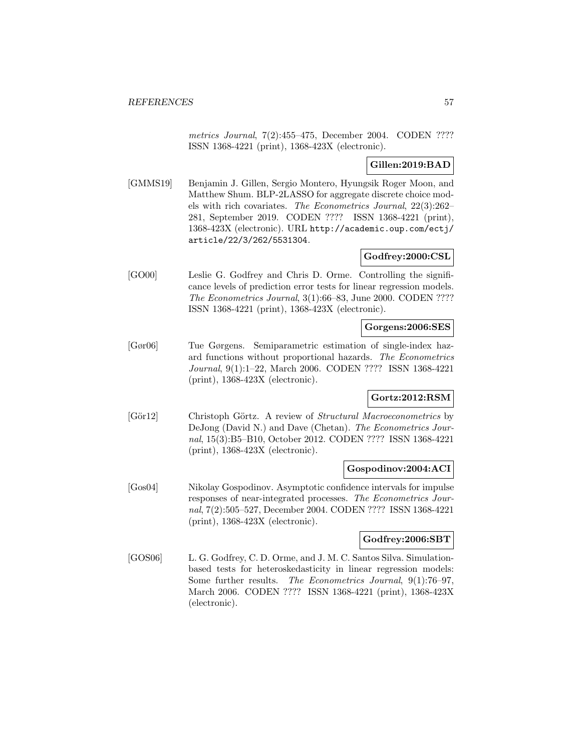*metrics Journal*, 7(2):455–475, December 2004. CODEN ???? ISSN 1368-4221 (print), 1368-423X (electronic).

**Gillen:2019:BAD**

[GMMS19] Benjamin J. Gillen, Sergio Montero, Hyungsik Roger Moon, and Matthew Shum. BLP-2LASSO for aggregate discrete choice models with rich covariates. *The Econometrics Journal*, 22(3):262–281, September 2019. CODEN ???? ISSN 1368-4221 (print), 1368-423X (electronic). URL http://academic.oup.com/ectj/article/22/3/262/5531304.

**Godfrey:2000:CSL**

[GO00] Leslie G. Godfrey and Chris D. Orme. Controlling the significance levels of prediction error tests for linear regression models. *The Econometrics Journal*, 3(1):66–83, June 2000. CODEN ???? ISSN 1368-4221 (print), 1368-423X (electronic).

**Gorgens:2006:SES**

[Gør06] Tue Gørgens. Semiparametric estimation of single-index hazard functions without proportional hazards. *The Econometrics Journal*, 9(1):1–22, March 2006. CODEN ???? ISSN 1368-4221 (print), 1368-423X (electronic).

**Gortz:2012:RSM**

[Gör12] Christoph Görtz. A review of *Structural Macroeconometrics* by DeJong (David N.) and Dave (Chetan). *The Econometrics Journal*, 15(3):B5–B10, October 2012. CODEN ???? ISSN 1368-4221 (print), 1368-423X (electronic).

**Gospodinov:2004:ACI**

[Gos04] Nikolay Gospodinov. Asymptotic confidence intervals for impulse responses of near-integrated processes. *The Econometrics Journal*, 7(2):505–527, December 2004. CODEN ???? ISSN 1368-4221 (print), 1368-423X (electronic).

**Godfrey:2006:SBT**

[GOS06] L. G. Godfrey, C. D. Orme, and J. M. C. Santos Silva. Simulation-based tests for heteroskedasticity in linear regression models: Some further results. *The Econometrics Journal*, 9(1):76–97, March 2006. CODEN ???? ISSN 1368-4221 (print), 1368-423X (electronic).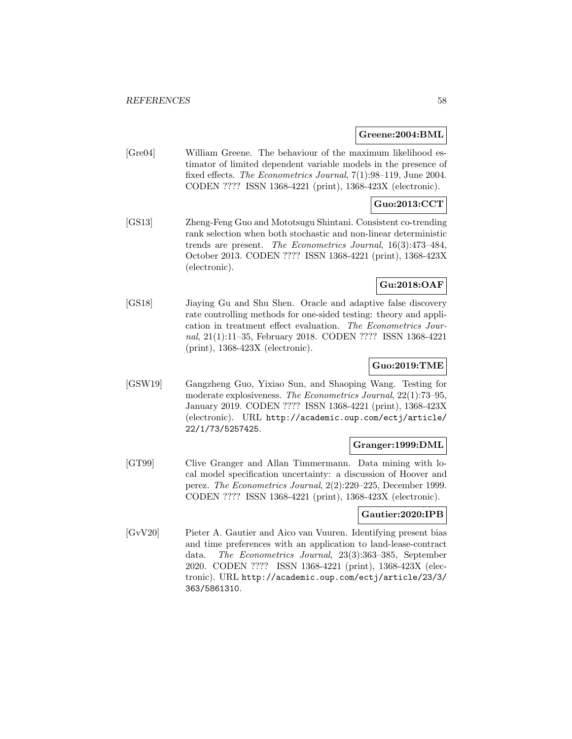**Greene:2004:BML**

[Gre04] William Greene. The behaviour of the maximum likelihood estimator of limited dependent variable models in the presence of fixed effects. *The Econometrics Journal*, 7(1):98–119, June 2004. CODEN ???? ISSN 1368-4221 (print), 1368-423X (electronic).

**Guo:2013:CCT**

[GS13] Zheng-Feng Guo and Mototsugu Shintani. Consistent co-trending rank selection when both stochastic and non-linear deterministic trends are present. *The Econometrics Journal*, 16(3):473–484, October 2013. CODEN ???? ISSN 1368-4221 (print), 1368-423X (electronic).

**Gu:2018:OAF**

[GS18] Jiaying Gu and Shu Shen. Oracle and adaptive false discovery rate controlling methods for one-sided testing: theory and application in treatment effect evaluation. *The Econometrics Journal*, 21(1):11–35, February 2018. CODEN ???? ISSN 1368-4221 (print), 1368-423X (electronic).

**Guo:2019:TME**

[GSW19] Gangzheng Guo, Yixiao Sun, and Shaoping Wang. Testing for moderate explosiveness. *The Econometrics Journal*, 22(1):73–95, January 2019. CODEN ???? ISSN 1368-4221 (print), 1368-423X (electronic). URL `http://academic.oup.com/ectj/article/22/1/73/5257425`.

**Granger:1999:DML**

[GT99] Clive Granger and Allan Timmermann. Data mining with local model specification uncertainty: a discussion of Hoover and perez. *The Econometrics Journal*, 2(2):220–225, December 1999. CODEN ???? ISSN 1368-4221 (print), 1368-423X (electronic).

**Gautier:2020:IPB**

[GvV20] Pieter A. Gautier and Aico van Vuuren. Identifying present bias and time preferences with an application to land-lease-contract data. *The Econometrics Journal*, 23(3):363–385, September 2020. CODEN ???? ISSN 1368-4221 (print), 1368-423X (electronic). URL `http://academic.oup.com/ectj/article/23/3/363/5861310`.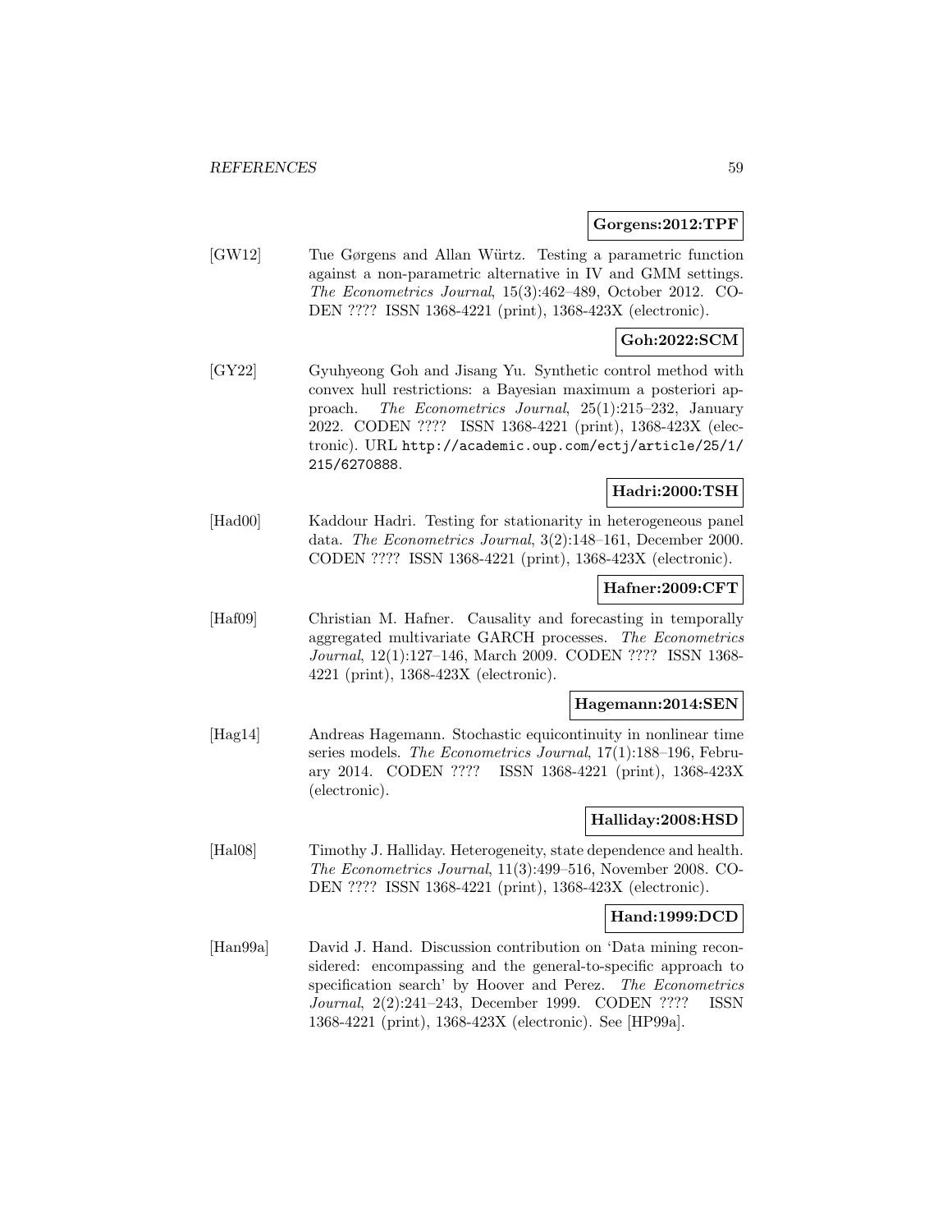**Gorgens:2012:TPF**

[GW12] Tue Gørgens and Allan Würtz. Testing a parametric function against a non-parametric alternative in IV and GMM settings. *The Econometrics Journal*, 15(3):462–489, October 2012. CODEN ???? ISSN 1368-4221 (print), 1368-423X (electronic).

**Goh:2022:SCM**

[GY22] Gyuhyeong Goh and Jisang Yu. Synthetic control method with convex hull restrictions: a Bayesian maximum a posteriori approach. *The Econometrics Journal*, 25(1):215–232, January 2022. CODEN ???? ISSN 1368-4221 (print), 1368-423X (electronic). URL http://academic.oup.com/ectj/article/25/1/215/6270888.

**Hadri:2000:TSH**

[Had00] Kaddour Hadri. Testing for stationarity in heterogeneous panel data. *The Econometrics Journal*, 3(2):148–161, December 2000. CODEN ???? ISSN 1368-4221 (print), 1368-423X (electronic).

**Hafner:2009:CFT**

[Haf09] Christian M. Hafner. Causality and forecasting in temporally aggregated multivariate GARCH processes. *The Econometrics Journal*, 12(1):127–146, March 2009. CODEN ???? ISSN 1368-4221 (print), 1368-423X (electronic).

**Hagemann:2014:SEN**

[Hag14] Andreas Hagemann. Stochastic equicontinuity in nonlinear time series models. *The Econometrics Journal*, 17(1):188–196, February 2014. CODEN ???? ISSN 1368-4221 (print), 1368-423X (electronic).

**Halliday:2008:HSD**

[Hal08] Timothy J. Halliday. Heterogeneity, state dependence and health. *The Econometrics Journal*, 11(3):499–516, November 2008. CODEN ???? ISSN 1368-4221 (print), 1368-423X (electronic).

**Hand:1999:DCD**

[Han99a] David J. Hand. Discussion contribution on 'Data mining reconsidered: encompassing and the general-to-specific approach to specification search' by Hoover and Perez. *The Econometrics Journal*, 2(2):241–243, December 1999. CODEN ???? ISSN 1368-4221 (print), 1368-423X (electronic). See [HP99a].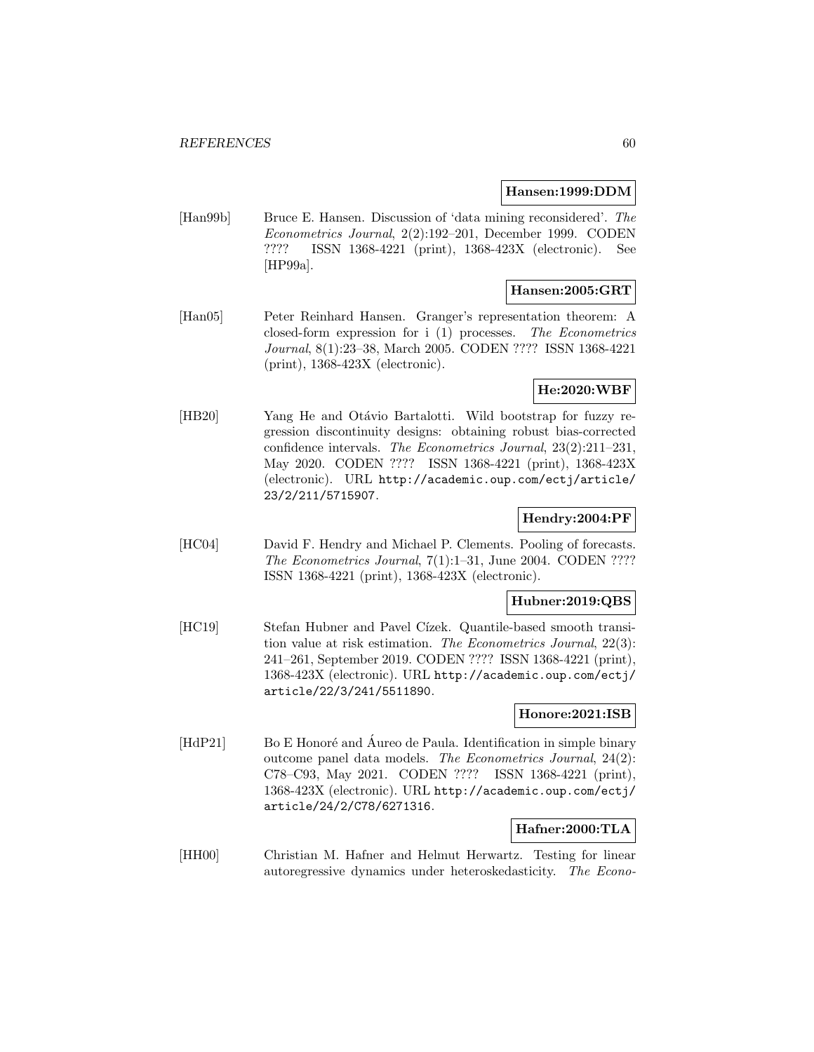**Hansen:1999:DDM**

[Han99b] Bruce E. Hansen. Discussion of 'data mining reconsidered'. *The Econometrics Journal*, 2(2):192–201, December 1999. CODEN ???? ISSN 1368-4221 (print), 1368-423X (electronic). See [HP99a].

**Hansen:2005:GRT**

[Han05] Peter Reinhard Hansen. Granger's representation theorem: A closed-form expression for i (1) processes. *The Econometrics Journal*, 8(1):23–38, March 2005. CODEN ???? ISSN 1368-4221 (print), 1368-423X (electronic).

**He:2020:WBF**

[HB20] Yang He and Otávio Bartalotti. Wild bootstrap for fuzzy regression discontinuity designs: obtaining robust bias-corrected confidence intervals. *The Econometrics Journal*, 23(2):211–231, May 2020. CODEN ???? ISSN 1368-4221 (print), 1368-423X (electronic). URL http://academic.oup.com/ectj/article/23/2/211/5715907.

**Hendry:2004:PF**

[HC04] David F. Hendry and Michael P. Clements. Pooling of forecasts. *The Econometrics Journal*, 7(1):1–31, June 2004. CODEN ???? ISSN 1368-4221 (print), 1368-423X (electronic).

**Hubner:2019:QBS**

[HC19] Stefan Hubner and Pavel Cízek. Quantile-based smooth transition value at risk estimation. *The Econometrics Journal*, 22(3): 241–261, September 2019. CODEN ???? ISSN 1368-4221 (print), 1368-423X (electronic). URL http://academic.oup.com/ectj/article/22/3/241/5511890.

**Honore:2021:ISB**

[HdP21] Bo E Honoré and Áureo de Paula. Identification in simple binary outcome panel data models. *The Econometrics Journal*, 24(2): C78–C93, May 2021. CODEN ???? ISSN 1368-4221 (print), 1368-423X (electronic). URL http://academic.oup.com/ectj/article/24/2/C78/6271316.

**Hafner:2000:TLA**

[HH00] Christian M. Hafner and Helmut Herwartz. Testing for linear autoregressive dynamics under heteroskedasticity. *The Econo-*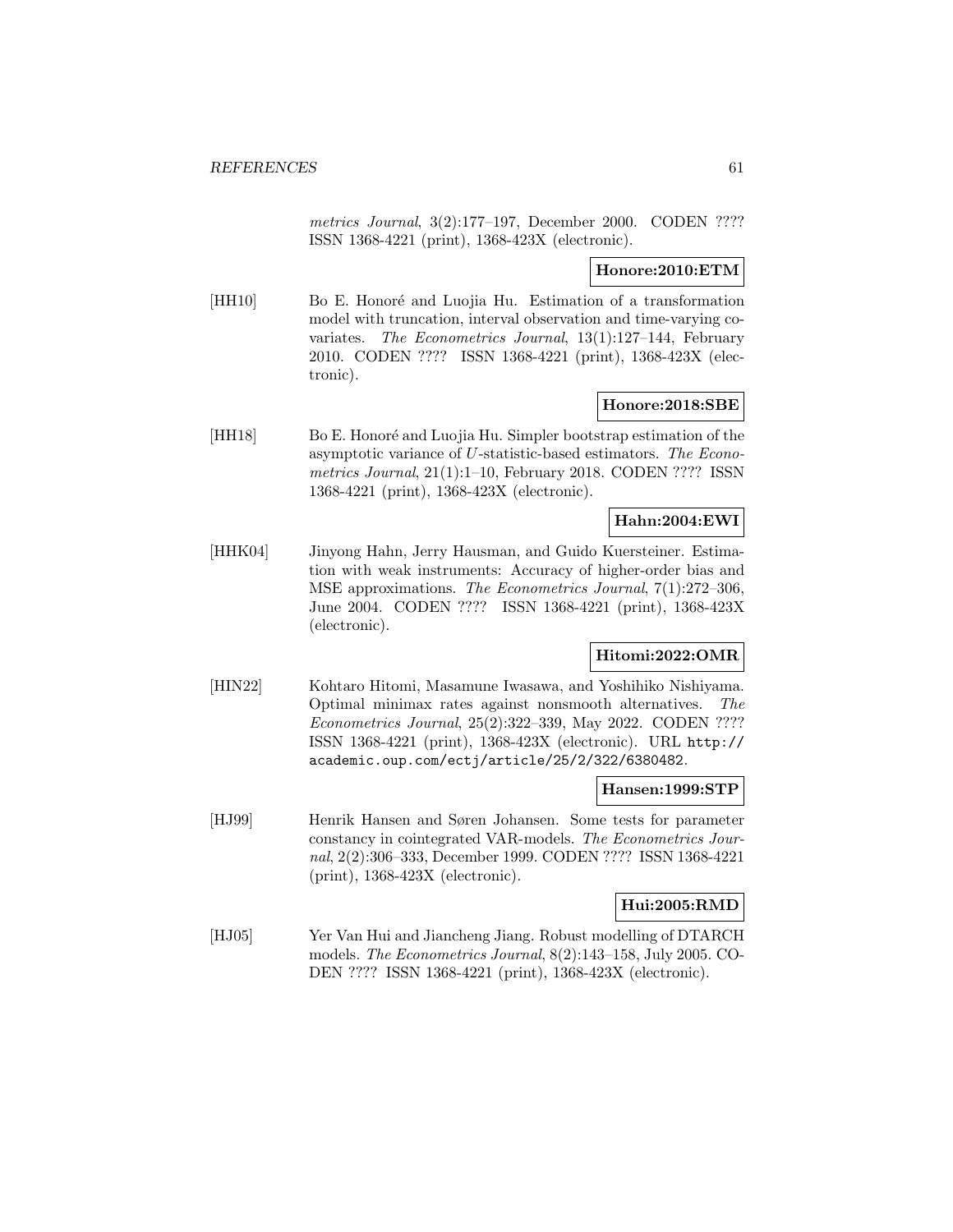*metrics Journal*, 3(2):177–197, December 2000. CODEN ???? ISSN 1368-4221 (print), 1368-423X (electronic).

**Honore:2010:ETM**

[HH10] Bo E. Honoré and Luojia Hu. Estimation of a transformation model with truncation, interval observation and time-varying covariates. *The Econometrics Journal*, 13(1):127–144, February 2010. CODEN ???? ISSN 1368-4221 (print), 1368-423X (electronic).

**Honore:2018:SBE**

[HH18] Bo E. Honoré and Luojia Hu. Simpler bootstrap estimation of the asymptotic variance of $U$-statistic-based estimators. *The Econometrics Journal*, 21(1):1–10, February 2018. CODEN ???? ISSN 1368-4221 (print), 1368-423X (electronic).

**Hahn:2004:EWI**

[HHK04] Jinyong Hahn, Jerry Hausman, and Guido Kuersteiner. Estimation with weak instruments: Accuracy of higher-order bias and MSE approximations. *The Econometrics Journal*, 7(1):272–306, June 2004. CODEN ???? ISSN 1368-4221 (print), 1368-423X (electronic).

**Hitomi:2022:OMR**

[HIN22] Kohtaro Hitomi, Masamune Iwasawa, and Yoshihiko Nishiyama. Optimal minimax rates against nonsmooth alternatives. *The Econometrics Journal*, 25(2):322–339, May 2022. CODEN ???? ISSN 1368-4221 (print), 1368-423X (electronic). URL http://academic.oup.com/ectj/article/25/2/322/6380482.

**Hansen:1999:STP**

[HJ99] Henrik Hansen and Søren Johansen. Some tests for parameter constancy in cointegrated VAR-models. *The Econometrics Journal*, 2(2):306–333, December 1999. CODEN ???? ISSN 1368-4221 (print), 1368-423X (electronic).

**Hui:2005:RMD**

[HJ05] Yer Van Hui and Jiancheng Jiang. Robust modelling of DTARCH models. *The Econometrics Journal*, 8(2):143–158, July 2005. CODEN ???? ISSN 1368-4221 (print), 1368-423X (electronic).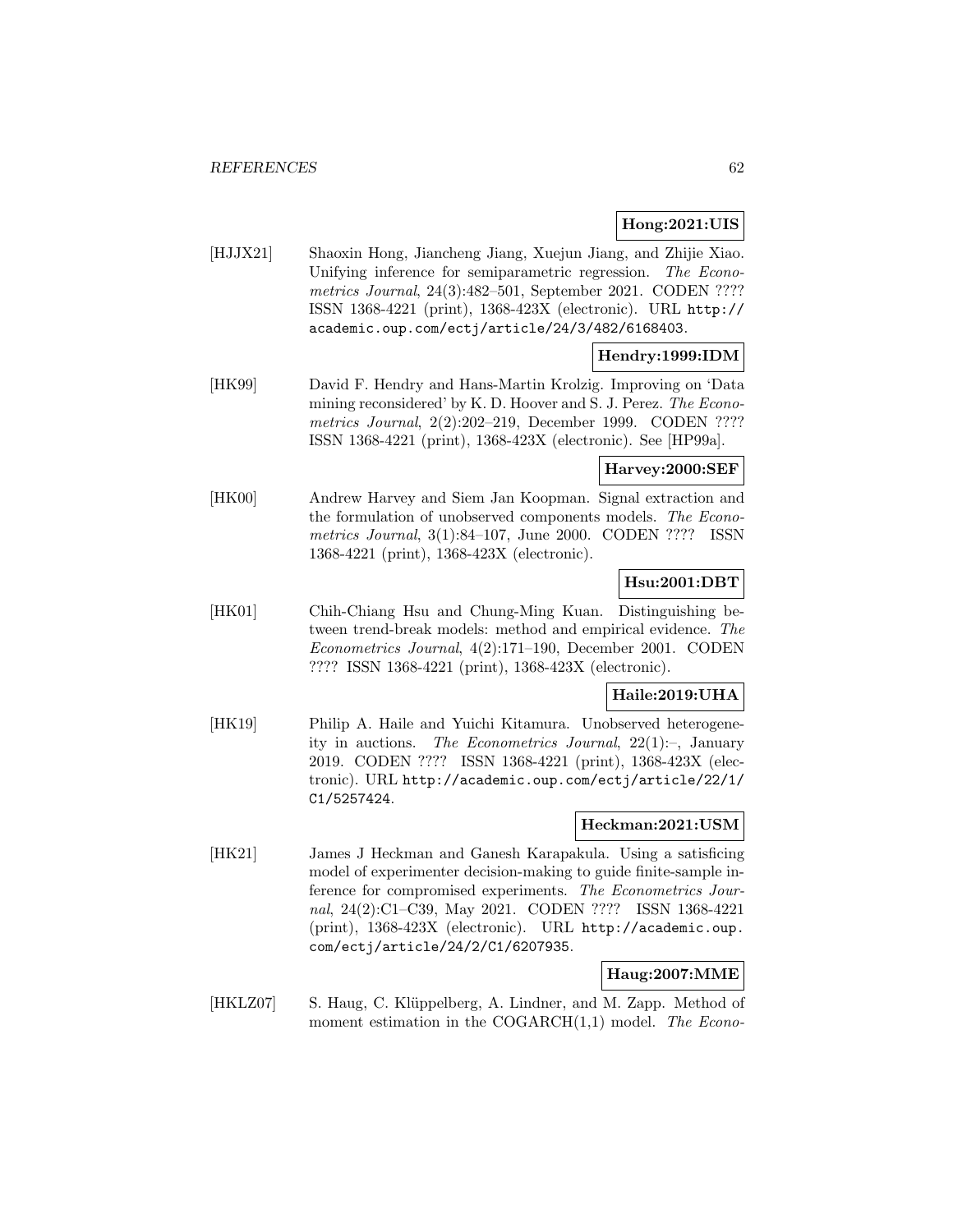**Hong:2021:UIS**

[HJJX21] Shaoxin Hong, Jiancheng Jiang, Xuejun Jiang, and Zhijie Xiao. Unifying inference for semiparametric regression. *The Econometrics Journal*, 24(3):482–501, September 2021. CODEN ???? ISSN 1368-4221 (print), 1368-423X (electronic). URL http://academic.oup.com/ectj/article/24/3/482/6168403.

**Hendry:1999:IDM**

[HK99] David F. Hendry and Hans-Martin Krolzig. Improving on 'Data mining reconsidered' by K. D. Hoover and S. J. Perez. *The Econometrics Journal*, 2(2):202–219, December 1999. CODEN ???? ISSN 1368-4221 (print), 1368-423X (electronic). See [HP99a].

**Harvey:2000:SEF**

[HK00] Andrew Harvey and Siem Jan Koopman. Signal extraction and the formulation of unobserved components models. *The Econometrics Journal*, 3(1):84–107, June 2000. CODEN ???? ISSN 1368-4221 (print), 1368-423X (electronic).

**Hsu:2001:DBT**

[HK01] Chih-Chiang Hsu and Chung-Ming Kuan. Distinguishing between trend-break models: method and empirical evidence. *The Econometrics Journal*, 4(2):171–190, December 2001. CODEN ???? ISSN 1368-4221 (print), 1368-423X (electronic).

**Haile:2019:UHA**

[HK19] Philip A. Haile and Yuichi Kitamura. Unobserved heterogeneity in auctions. *The Econometrics Journal*, 22(1):–, January 2019. CODEN ???? ISSN 1368-4221 (print), 1368-423X (electronic). URL http://academic.oup.com/ectj/article/22/1/C1/5257424.

**Heckman:2021:USM**

[HK21] James J Heckman and Ganesh Karapakula. Using a satisficing model of experimenter decision-making to guide finite-sample inference for compromised experiments. *The Econometrics Journal*, 24(2):C1–C39, May 2021. CODEN ???? ISSN 1368-4221 (print), 1368-423X (electronic). URL http://academic.oup.com/ectj/article/24/2/C1/6207935.

**Haug:2007:MME**

[HKLZ07] S. Haug, C. Klüppelberg, A. Lindner, and M. Zapp. Method of moment estimation in the COGARCH(1,1) model. *The Econo-*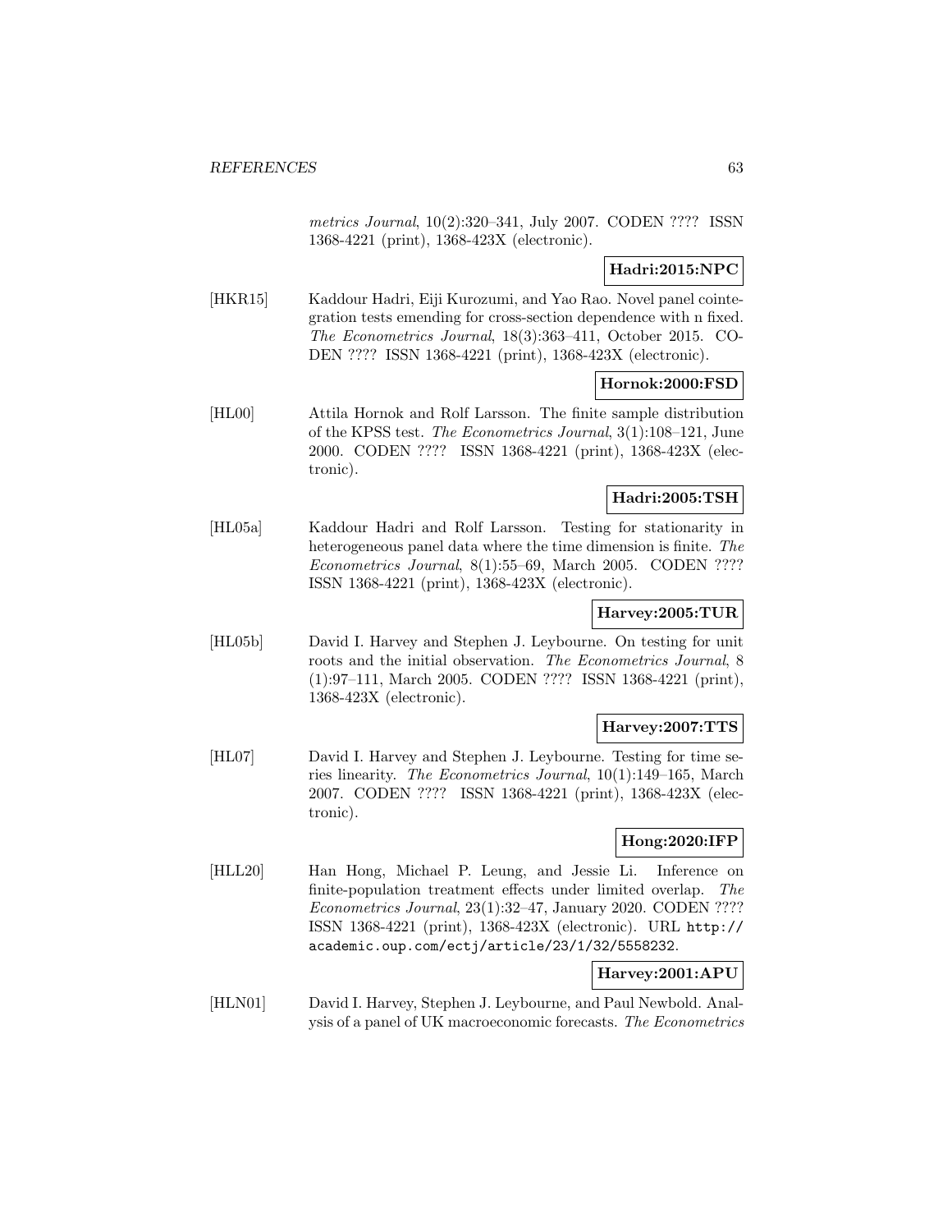*metrics Journal*, 10(2):320–341, July 2007. CODEN ???? ISSN 1368-4221 (print), 1368-423X (electronic).

**Hadri:2015:NPC**

[HKR15] Kaddour Hadri, Eiji Kurozumi, and Yao Rao. Novel panel cointegration tests emending for cross-section dependence with n fixed. *The Econometrics Journal*, 18(3):363–411, October 2015. CODEN ???? ISSN 1368-4221 (print), 1368-423X (electronic).

**Hornok:2000:FSD**

[HL00] Attila Hornok and Rolf Larsson. The finite sample distribution of the KPSS test. *The Econometrics Journal*, 3(1):108–121, June 2000. CODEN ???? ISSN 1368-4221 (print), 1368-423X (electronic).

**Hadri:2005:TSH**

[HL05a] Kaddour Hadri and Rolf Larsson. Testing for stationarity in heterogeneous panel data where the time dimension is finite. *The Econometrics Journal*, 8(1):55–69, March 2005. CODEN ???? ISSN 1368-4221 (print), 1368-423X (electronic).

**Harvey:2005:TUR**

[HL05b] David I. Harvey and Stephen J. Leybourne. On testing for unit roots and the initial observation. *The Econometrics Journal*, 8 (1):97–111, March 2005. CODEN ???? ISSN 1368-4221 (print), 1368-423X (electronic).

**Harvey:2007:TTS**

[HL07] David I. Harvey and Stephen J. Leybourne. Testing for time series linearity. *The Econometrics Journal*, 10(1):149–165, March 2007. CODEN ???? ISSN 1368-4221 (print), 1368-423X (electronic).

**Hong:2020:IFP**

[HLL20] Han Hong, Michael P. Leung, and Jessie Li. Inference on finite-population treatment effects under limited overlap. *The Econometrics Journal*, 23(1):32–47, January 2020. CODEN ???? ISSN 1368-4221 (print), 1368-423X (electronic). URL http://academic.oup.com/ectj/article/23/1/32/5558232.

**Harvey:2001:APU**

[HLN01] David I. Harvey, Stephen J. Leybourne, and Paul Newbold. Analysis of a panel of UK macroeconomic forecasts. *The Econometrics*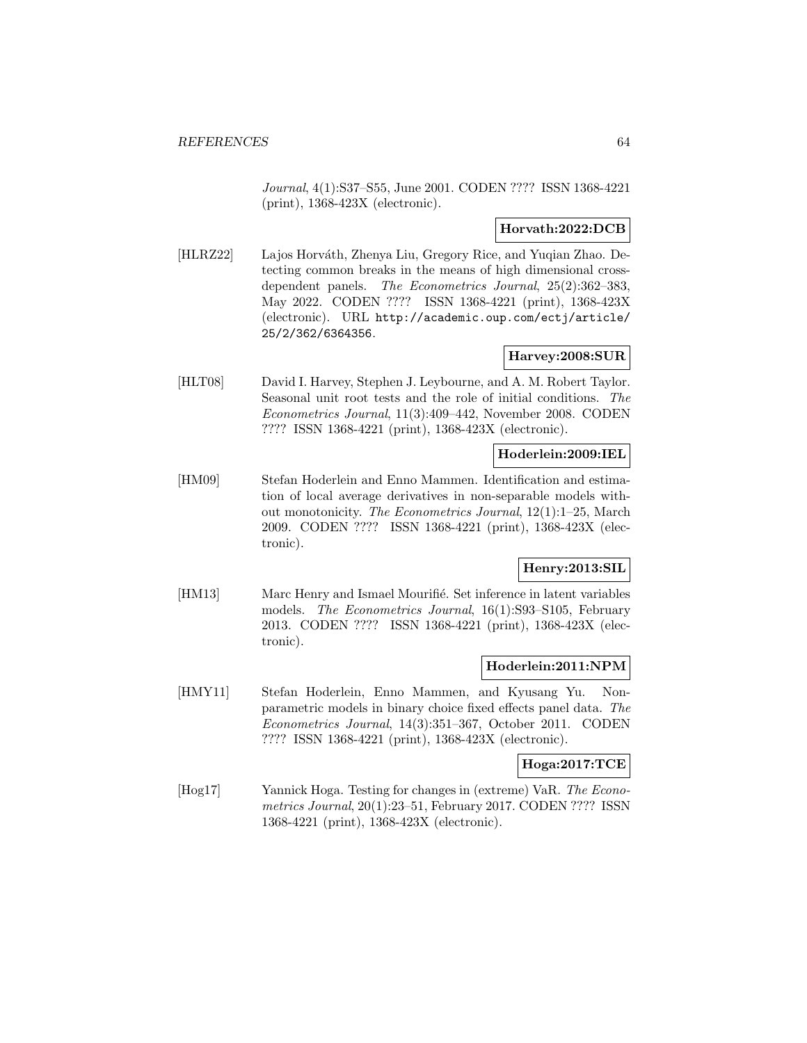*Journal*, 4(1):S37–S55, June 2001. CODEN ???? ISSN 1368-4221 (print), 1368-423X (electronic).

**Horvath:2022:DCB**

[HLRZ22] Lajos Horváth, Zhenya Liu, Gregory Rice, and Yuqian Zhao. Detecting common breaks in the means of high dimensional cross-dependent panels. *The Econometrics Journal*, 25(2):362–383, May 2022. CODEN ???? ISSN 1368-4221 (print), 1368-423X (electronic). URL `http://academic.oup.com/ectj/article/25/2/362/6364356`.

**Harvey:2008:SUR**

[HLT08] David I. Harvey, Stephen J. Leybourne, and A. M. Robert Taylor. Seasonal unit root tests and the role of initial conditions. *The Econometrics Journal*, 11(3):409–442, November 2008. CODEN ???? ISSN 1368-4221 (print), 1368-423X (electronic).

**Hoderlein:2009:IEL**

[HM09] Stefan Hoderlein and Enno Mammen. Identification and estimation of local average derivatives in non-separable models without monotonicity. *The Econometrics Journal*, 12(1):1–25, March 2009. CODEN ???? ISSN 1368-4221 (print), 1368-423X (electronic).

**Henry:2013:SIL**

[HM13] Marc Henry and Ismael Mourifié. Set inference in latent variables models. *The Econometrics Journal*, 16(1):S93–S105, February 2013. CODEN ???? ISSN 1368-4221 (print), 1368-423X (electronic).

**Hoderlein:2011:NPM**

[HMY11] Stefan Hoderlein, Enno Mammen, and Kyusang Yu. Nonparametric models in binary choice fixed effects panel data. *The Econometrics Journal*, 14(3):351–367, October 2011. CODEN ???? ISSN 1368-4221 (print), 1368-423X (electronic).

**Hoga:2017:TCE**

[Hog17] Yannick Hoga. Testing for changes in (extreme) VaR. *The Econometrics Journal*, 20(1):23–51, February 2017. CODEN ???? ISSN 1368-4221 (print), 1368-423X (electronic).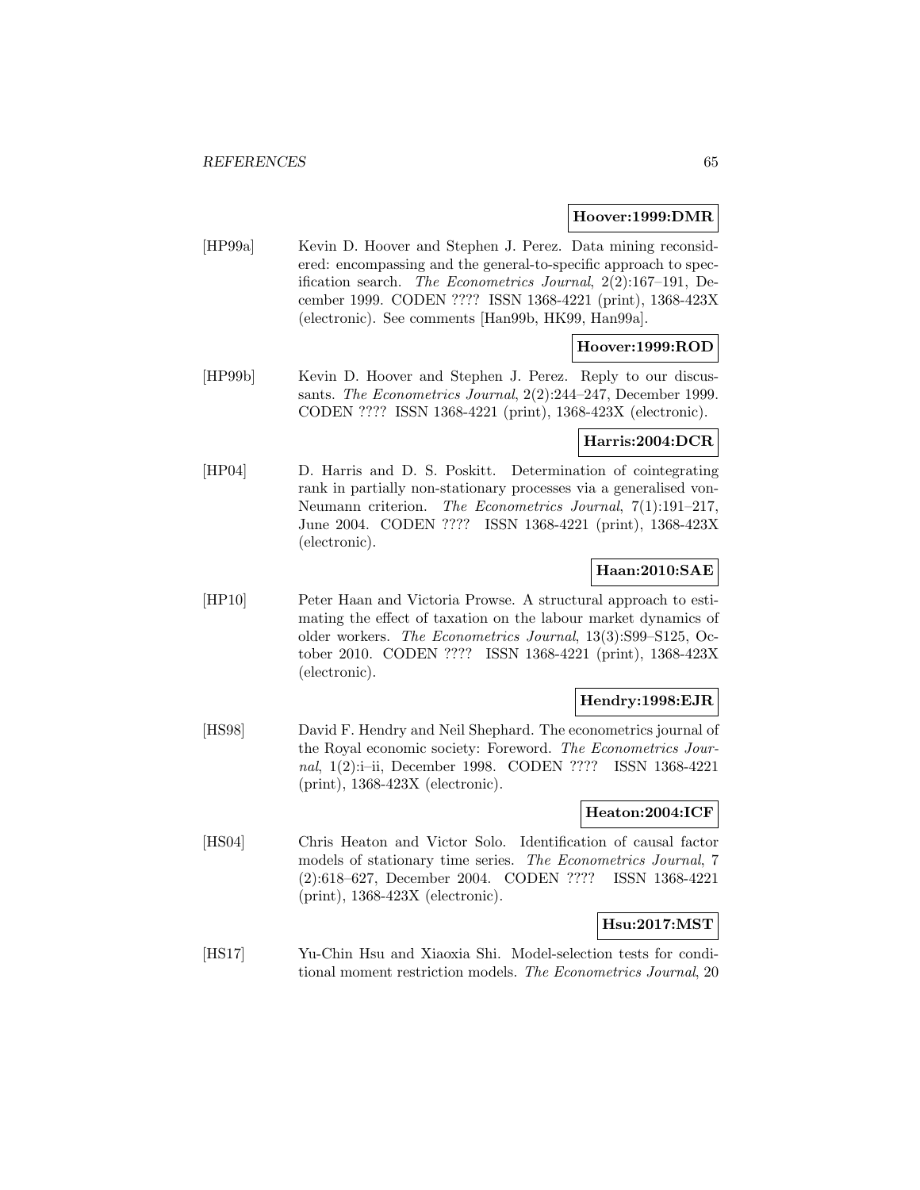**Hoover:1999:DMR**

[HP99a] Kevin D. Hoover and Stephen J. Perez. Data mining reconsidered: encompassing and the general-to-specific approach to specification search. *The Econometrics Journal*, 2(2):167–191, December 1999. CODEN ???? ISSN 1368-4221 (print), 1368-423X (electronic). See comments [Han99b, HK99, Han99a].

**Hoover:1999:ROD**

[HP99b] Kevin D. Hoover and Stephen J. Perez. Reply to our discussants. *The Econometrics Journal*, 2(2):244–247, December 1999. CODEN ???? ISSN 1368-4221 (print), 1368-423X (electronic).

**Harris:2004:DCR**

[HP04] D. Harris and D. S. Poskitt. Determination of cointegrating rank in partially non-stationary processes via a generalised von-Neumann criterion. *The Econometrics Journal*, 7(1):191–217, June 2004. CODEN ???? ISSN 1368-4221 (print), 1368-423X (electronic).

**Haan:2010:SAE**

[HP10] Peter Haan and Victoria Prowse. A structural approach to estimating the effect of taxation on the labour market dynamics of older workers. *The Econometrics Journal*, 13(3):S99–S125, October 2010. CODEN ???? ISSN 1368-4221 (print), 1368-423X (electronic).

**Hendry:1998:EJR**

[HS98] David F. Hendry and Neil Shephard. The econometrics journal of the Royal economic society: Foreword. *The Econometrics Journal*, 1(2):i–ii, December 1998. CODEN ???? ISSN 1368-4221 (print), 1368-423X (electronic).

**Heaton:2004:ICF**

[HS04] Chris Heaton and Victor Solo. Identification of causal factor models of stationary time series. *The Econometrics Journal*, 7 (2):618–627, December 2004. CODEN ???? ISSN 1368-4221 (print), 1368-423X (electronic).

**Hsu:2017:MST**

[HS17] Yu-Chin Hsu and Xiaoxia Shi. Model-selection tests for conditional moment restriction models. *The Econometrics Journal*, 20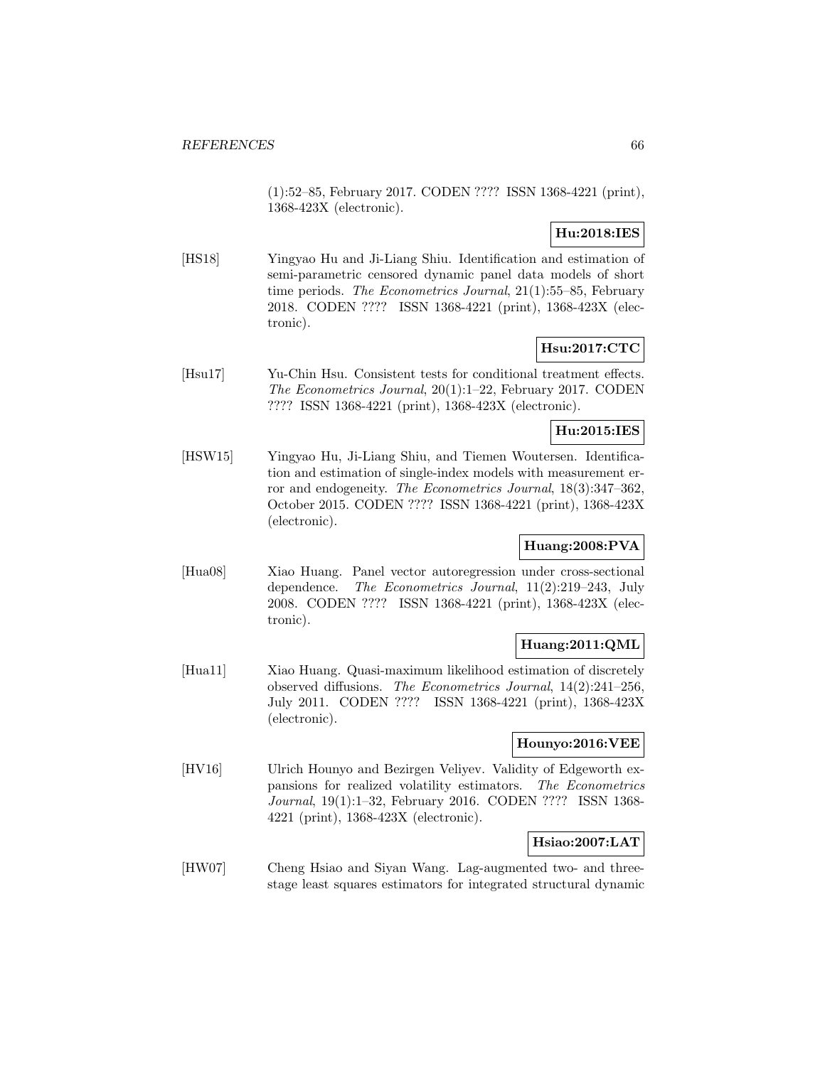(1):52–85, February 2017. CODEN ???? ISSN 1368-4221 (print), 1368-423X (electronic).

**Hu:2018:IES**

[HS18] Yingyao Hu and Ji-Liang Shiu. Identification and estimation of semi-parametric censored dynamic panel data models of short time periods. *The Econometrics Journal*, 21(1):55–85, February 2018. CODEN ???? ISSN 1368-4221 (print), 1368-423X (electronic).

**Hsu:2017:CTC**

[Hsu17] Yu-Chin Hsu. Consistent tests for conditional treatment effects. *The Econometrics Journal*, 20(1):1–22, February 2017. CODEN ???? ISSN 1368-4221 (print), 1368-423X (electronic).

**Hu:2015:IES**

[HSW15] Yingyao Hu, Ji-Liang Shiu, and Tiemen Woutersen. Identification and estimation of single-index models with measurement error and endogeneity. *The Econometrics Journal*, 18(3):347–362, October 2015. CODEN ???? ISSN 1368-4221 (print), 1368-423X (electronic).

**Huang:2008:PVA**

[Hua08] Xiao Huang. Panel vector autoregression under cross-sectional dependence. *The Econometrics Journal*, 11(2):219–243, July 2008. CODEN ???? ISSN 1368-4221 (print), 1368-423X (electronic).

**Huang:2011:QML**

[Hua11] Xiao Huang. Quasi-maximum likelihood estimation of discretely observed diffusions. *The Econometrics Journal*, 14(2):241–256, July 2011. CODEN ???? ISSN 1368-4221 (print), 1368-423X (electronic).

**Hounyo:2016:VEE**

[HV16] Ulrich Hounyo and Bezirgen Veliyev. Validity of Edgeworth expansions for realized volatility estimators. *The Econometrics Journal*, 19(1):1–32, February 2016. CODEN ???? ISSN 1368-4221 (print), 1368-423X (electronic).

**Hsiao:2007:LAT**

[HW07] Cheng Hsiao and Siyan Wang. Lag-augmented two- and three-stage least squares estimators for integrated structural dynamic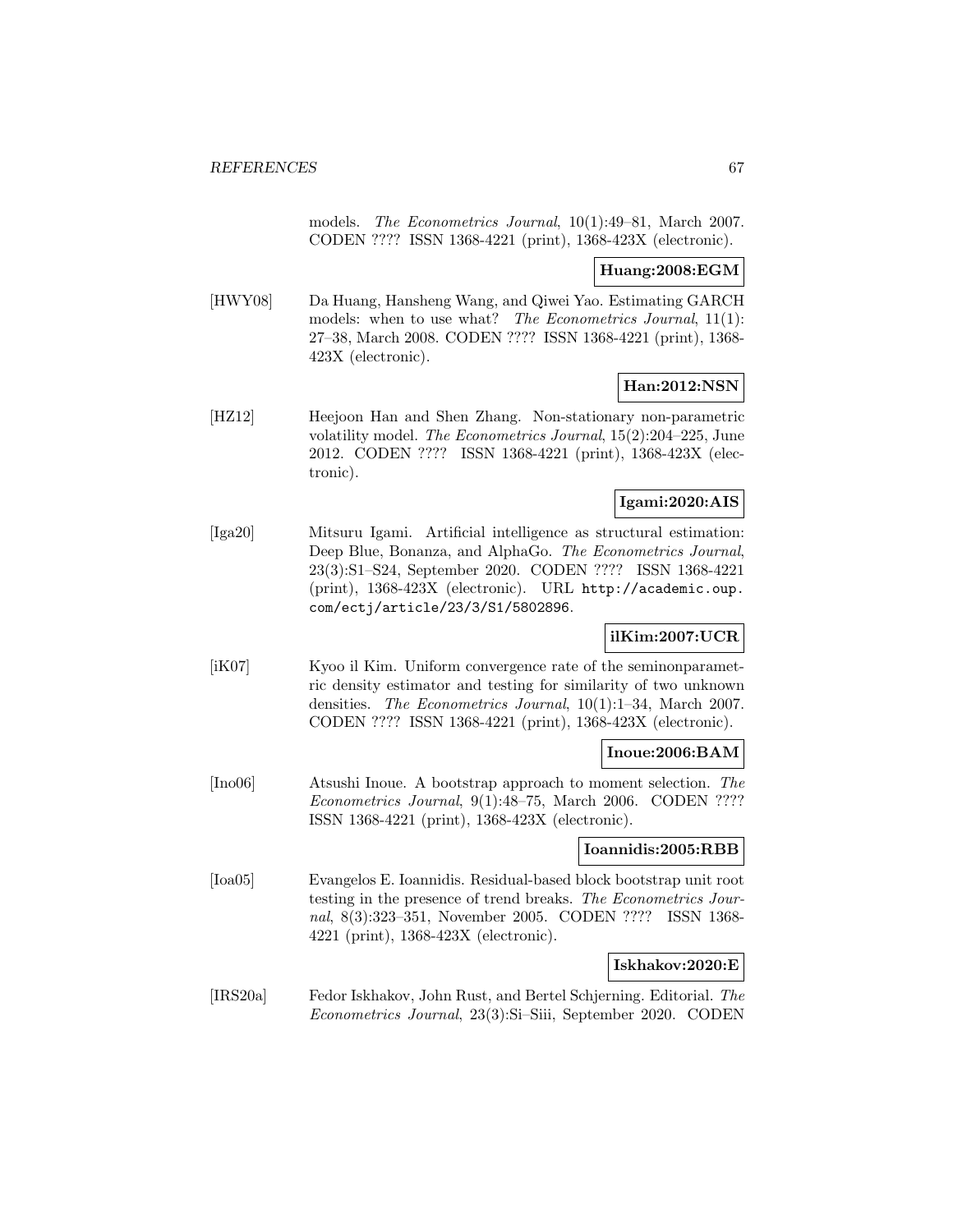models. *The Econometrics Journal*, 10(1):49–81, March 2007. CODEN ???? ISSN 1368-4221 (print), 1368-423X (electronic).

**Huang:2008:EGM**

[HWY08] Da Huang, Hansheng Wang, and Qiwei Yao. Estimating GARCH models: when to use what? *The Econometrics Journal*, 11(1): 27–38, March 2008. CODEN ???? ISSN 1368-4221 (print), 1368-423X (electronic).

**Han:2012:NSN**

[HZ12] Heejoon Han and Shen Zhang. Non-stationary non-parametric volatility model. *The Econometrics Journal*, 15(2):204–225, June 2012. CODEN ???? ISSN 1368-4221 (print), 1368-423X (electronic).

**Igami:2020:AIS**

[Iga20] Mitsuru Igami. Artificial intelligence as structural estimation: Deep Blue, Bonanza, and AlphaGo. *The Econometrics Journal*, 23(3):S1–S24, September 2020. CODEN ???? ISSN 1368-4221 (print), 1368-423X (electronic). URL http://academic.oup.com/ectj/article/23/3/S1/5802896.

**ilKim:2007:UCR**

[iK07] Kyoo il Kim. Uniform convergence rate of the seminonparametric density estimator and testing for similarity of two unknown densities. *The Econometrics Journal*, 10(1):1–34, March 2007. CODEN ???? ISSN 1368-4221 (print), 1368-423X (electronic).

**Inoue:2006:BAM**

[Ino06] Atsushi Inoue. A bootstrap approach to moment selection. *The Econometrics Journal*, 9(1):48–75, March 2006. CODEN ???? ISSN 1368-4221 (print), 1368-423X (electronic).

**Ioannidis:2005:RBB**

[Ioa05] Evangelos E. Ioannidis. Residual-based block bootstrap unit root testing in the presence of trend breaks. *The Econometrics Journal*, 8(3):323–351, November 2005. CODEN ???? ISSN 1368-4221 (print), 1368-423X (electronic).

**Iskhakov:2020:E**

[IRS20a] Fedor Iskhakov, John Rust, and Bertel Schjerning. Editorial. *The Econometrics Journal*, 23(3):Si–Siii, September 2020. CODEN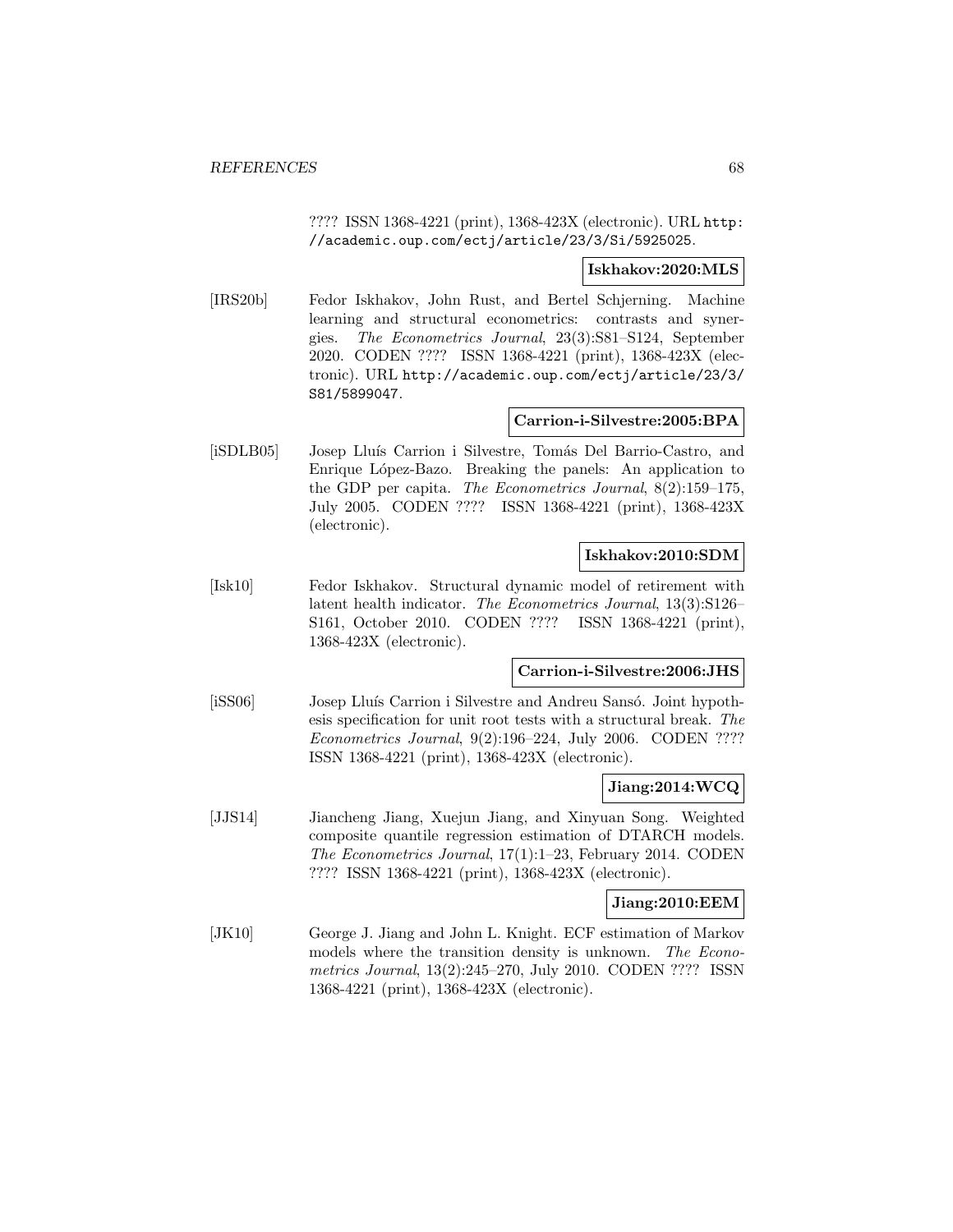???? ISSN 1368-4221 (print), 1368-423X (electronic). URL http://academic.oup.com/ectj/article/23/3/Si/5925025.

**Iskhakov:2020:MLS**

[IRS20b] Fedor Iskhakov, John Rust, and Bertel Schjerning. Machine learning and structural econometrics: contrasts and synergies. *The Econometrics Journal*, 23(3):S81–S124, September 2020. CODEN ???? ISSN 1368-4221 (print), 1368-423X (electronic). URL http://academic.oup.com/ectj/article/23/3/S81/5899047.

**Carrion-i-Silvestre:2005:BPA**

[iSDLB05] Josep Lluís Carrion i Silvestre, Tomás Del Barrio-Castro, and Enrique López-Bazo. Breaking the panels: An application to the GDP per capita. *The Econometrics Journal*, 8(2):159–175, July 2005. CODEN ???? ISSN 1368-4221 (print), 1368-423X (electronic).

**Iskhakov:2010:SDM**

[Isk10] Fedor Iskhakov. Structural dynamic model of retirement with latent health indicator. *The Econometrics Journal*, 13(3):S126–S161, October 2010. CODEN ???? ISSN 1368-4221 (print), 1368-423X (electronic).

**Carrion-i-Silvestre:2006:JHS**

[iSS06] Josep Lluís Carrion i Silvestre and Andreu Sansó. Joint hypothesis specification for unit root tests with a structural break. *The Econometrics Journal*, 9(2):196–224, July 2006. CODEN ???? ISSN 1368-4221 (print), 1368-423X (electronic).

**Jiang:2014:WCQ**

[JJS14] Jiancheng Jiang, Xuejun Jiang, and Xinyuan Song. Weighted composite quantile regression estimation of DTARCH models. *The Econometrics Journal*, 17(1):1–23, February 2014. CODEN ???? ISSN 1368-4221 (print), 1368-423X (electronic).

**Jiang:2010:EEM**

[JK10] George J. Jiang and John L. Knight. ECF estimation of Markov models where the transition density is unknown. *The Econometrics Journal*, 13(2):245–270, July 2010. CODEN ???? ISSN 1368-4221 (print), 1368-423X (electronic).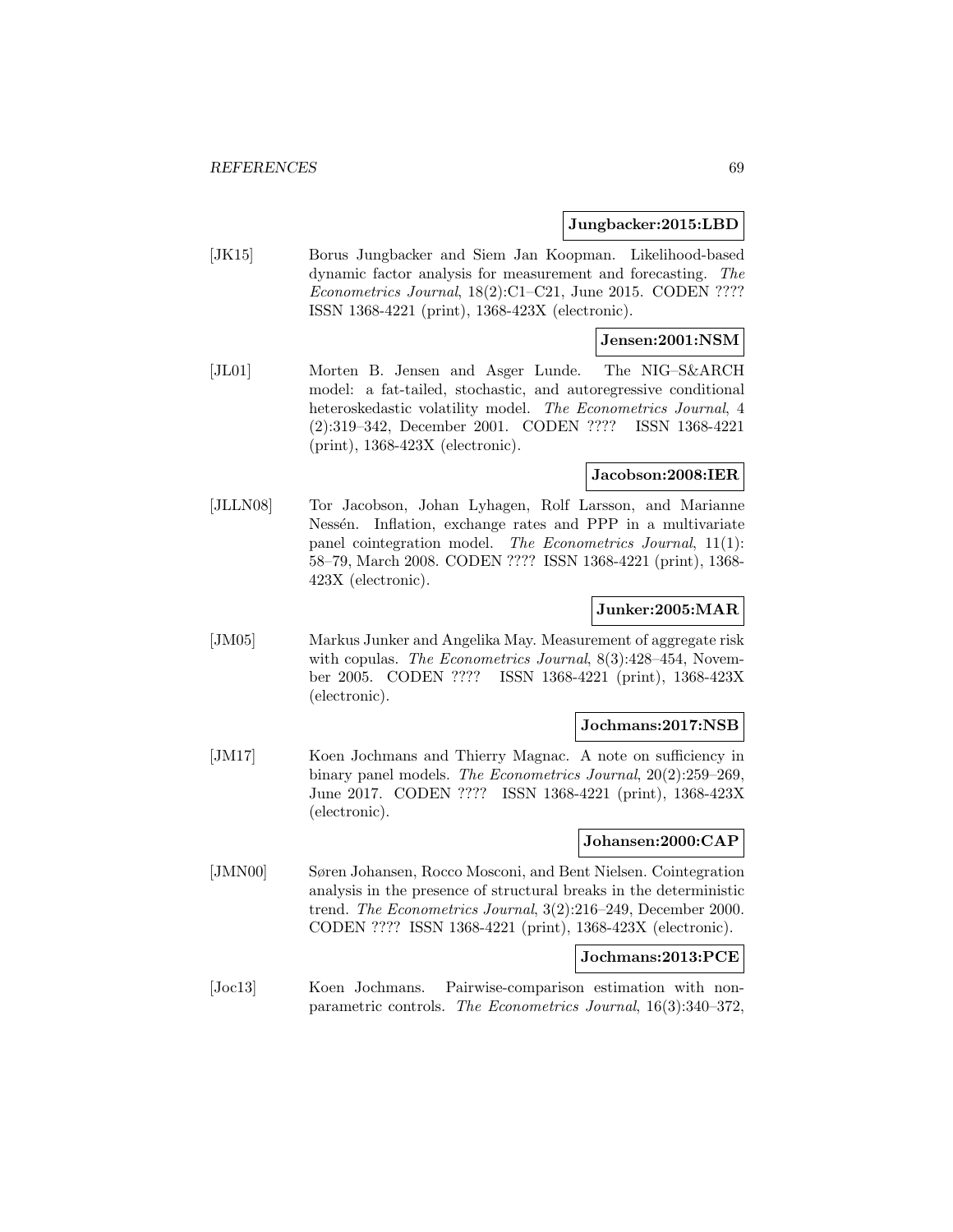**Jungbacker:2015:LBD**

[JK15] Borus Jungbacker and Siem Jan Koopman. Likelihood-based dynamic factor analysis for measurement and forecasting. *The Econometrics Journal*, 18(2):C1–C21, June 2015. CODEN ???? ISSN 1368-4221 (print), 1368-423X (electronic).

**Jensen:2001:NSM**

[JL01] Morten B. Jensen and Asger Lunde. The NIG–S&ARCH model: a fat-tailed, stochastic, and autoregressive conditional heteroskedastic volatility model. *The Econometrics Journal*, 4 (2):319–342, December 2001. CODEN ???? ISSN 1368-4221 (print), 1368-423X (electronic).

**Jacobson:2008:IER**

[JLLN08] Tor Jacobson, Johan Lyhagen, Rolf Larsson, and Marianne Nessén. Inflation, exchange rates and PPP in a multivariate panel cointegration model. *The Econometrics Journal*, 11(1): 58–79, March 2008. CODEN ???? ISSN 1368-4221 (print), 1368-423X (electronic).

**Junker:2005:MAR**

[JM05] Markus Junker and Angelika May. Measurement of aggregate risk with copulas. *The Econometrics Journal*, 8(3):428–454, November 2005. CODEN ???? ISSN 1368-4221 (print), 1368-423X (electronic).

**Jochmans:2017:NSB**

[JM17] Koen Jochmans and Thierry Magnac. A note on sufficiency in binary panel models. *The Econometrics Journal*, 20(2):259–269, June 2017. CODEN ???? ISSN 1368-4221 (print), 1368-423X (electronic).

**Johansen:2000:CAP**

[JMN00] Søren Johansen, Rocco Mosconi, and Bent Nielsen. Cointegration analysis in the presence of structural breaks in the deterministic trend. *The Econometrics Journal*, 3(2):216–249, December 2000. CODEN ???? ISSN 1368-4221 (print), 1368-423X (electronic).

**Jochmans:2013:PCE**

[Joc13] Koen Jochmans. Pairwise-comparison estimation with non-parametric controls. *The Econometrics Journal*, 16(3):340–372,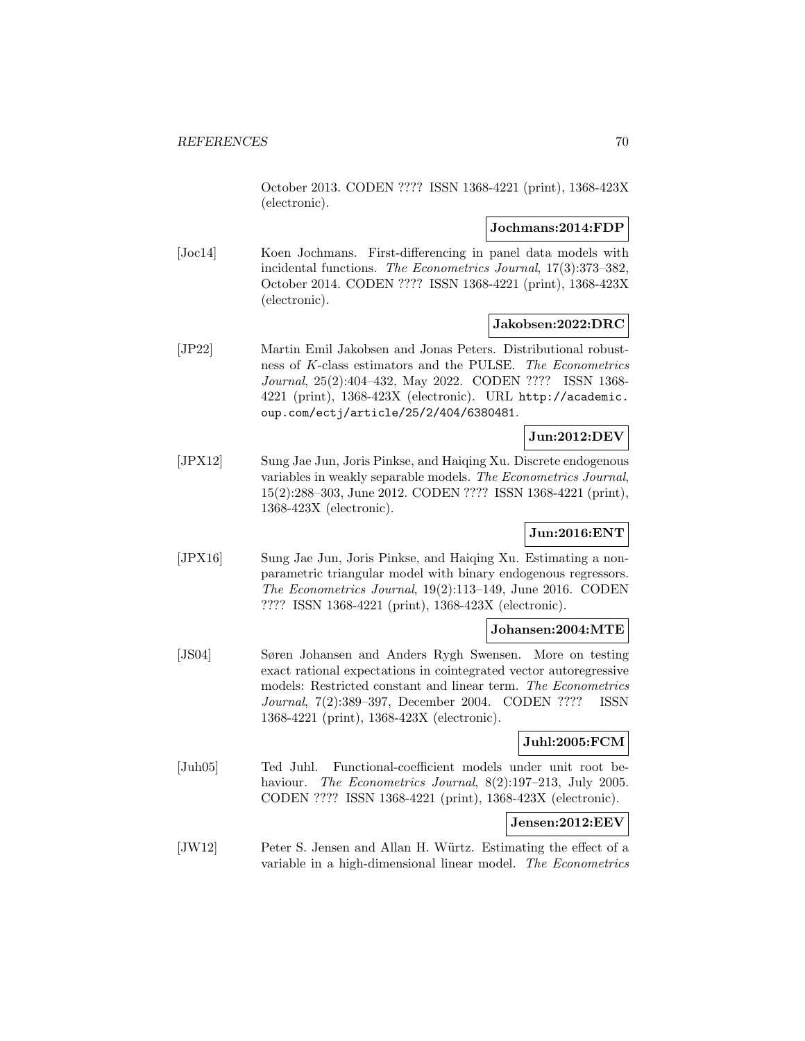October 2013. CODEN ???? ISSN 1368-4221 (print), 1368-423X (electronic).

**Jochmans:2014:FDP**

[Joc14] Koen Jochmans. First-differencing in panel data models with incidental functions. *The Econometrics Journal*, 17(3):373–382, October 2014. CODEN ???? ISSN 1368-4221 (print), 1368-423X (electronic).

**Jakobsen:2022:DRC**

[JP22] Martin Emil Jakobsen and Jonas Peters. Distributional robustness of $K$-class estimators and the PULSE. *The Econometrics Journal*, 25(2):404–432, May 2022. CODEN ???? ISSN 1368-4221 (print), 1368-423X (electronic). URL http://academic.oup.com/ectj/article/25/2/404/6380481.

**Jun:2012:DEV**

[JPX12] Sung Jae Jun, Joris Pinkse, and Haiqing Xu. Discrete endogenous variables in weakly separable models. *The Econometrics Journal*, 15(2):288–303, June 2012. CODEN ???? ISSN 1368-4221 (print), 1368-423X (electronic).

**Jun:2016:ENT**

[JPX16] Sung Jae Jun, Joris Pinkse, and Haiqing Xu. Estimating a nonparametric triangular model with binary endogenous regressors. *The Econometrics Journal*, 19(2):113–149, June 2016. CODEN ???? ISSN 1368-4221 (print), 1368-423X (electronic).

**Johansen:2004:MTE**

[JS04] Søren Johansen and Anders Rygh Swensen. More on testing exact rational expectations in cointegrated vector autoregressive models: Restricted constant and linear term. *The Econometrics Journal*, 7(2):389–397, December 2004. CODEN ???? ISSN 1368-4221 (print), 1368-423X (electronic).

**Juhl:2005:FCM**

[Juh05] Ted Juhl. Functional-coefficient models under unit root behaviour. *The Econometrics Journal*, 8(2):197–213, July 2005. CODEN ???? ISSN 1368-4221 (print), 1368-423X (electronic).

**Jensen:2012:EEV**

[JW12] Peter S. Jensen and Allan H. Würtz. Estimating the effect of a variable in a high-dimensional linear model. *The Econometrics*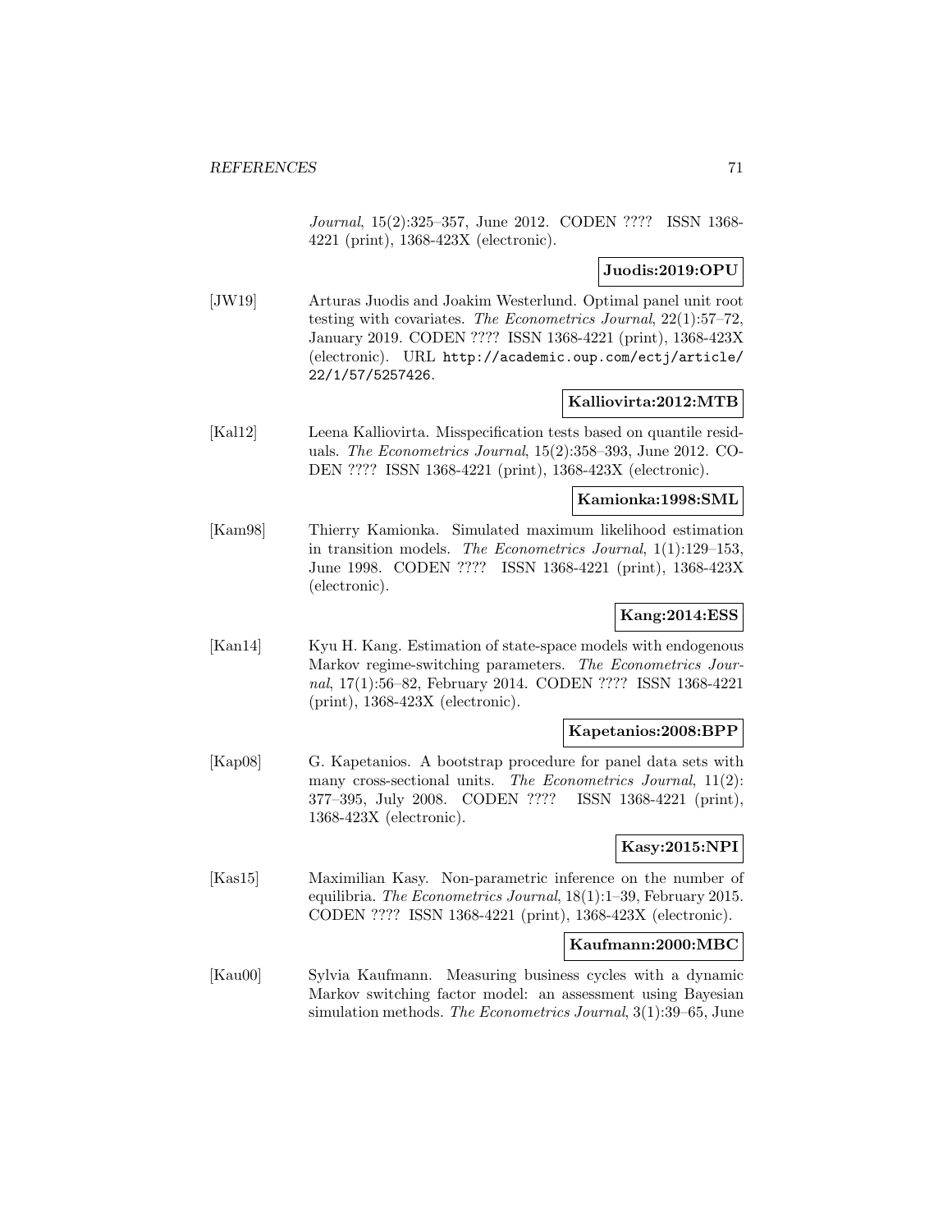*Journal*, 15(2):325–357, June 2012. CODEN ???? ISSN 1368-4221 (print), 1368-423X (electronic).

**Juodis:2019:OPU**

[JW19] Arturas Juodis and Joakim Westerlund. Optimal panel unit root testing with covariates. *The Econometrics Journal*, 22(1):57–72, January 2019. CODEN ???? ISSN 1368-4221 (print), 1368-423X (electronic). URL `http://academic.oup.com/ectj/article/22/1/57/5257426`.

**Kalliovirta:2012:MTB**

[Kal12] Leena Kalliovirta. Misspecification tests based on quantile residuals. *The Econometrics Journal*, 15(2):358–393, June 2012. CODEN ???? ISSN 1368-4221 (print), 1368-423X (electronic).

**Kamionka:1998:SML**

[Kam98] Thierry Kamionka. Simulated maximum likelihood estimation in transition models. *The Econometrics Journal*, 1(1):129–153, June 1998. CODEN ???? ISSN 1368-4221 (print), 1368-423X (electronic).

**Kang:2014:ESS**

[Kan14] Kyu H. Kang. Estimation of state-space models with endogenous Markov regime-switching parameters. *The Econometrics Journal*, 17(1):56–82, February 2014. CODEN ???? ISSN 1368-4221 (print), 1368-423X (electronic).

**Kapetanios:2008:BPP**

[Kap08] G. Kapetanios. A bootstrap procedure for panel data sets with many cross-sectional units. *The Econometrics Journal*, 11(2): 377–395, July 2008. CODEN ???? ISSN 1368-4221 (print), 1368-423X (electronic).

**Kasy:2015:NPI**

[Kas15] Maximilian Kasy. Non-parametric inference on the number of equilibria. *The Econometrics Journal*, 18(1):1–39, February 2015. CODEN ???? ISSN 1368-4221 (print), 1368-423X (electronic).

**Kaufmann:2000:MBC**

[Kau00] Sylvia Kaufmann. Measuring business cycles with a dynamic Markov switching factor model: an assessment using Bayesian simulation methods. *The Econometrics Journal*, 3(1):39–65, June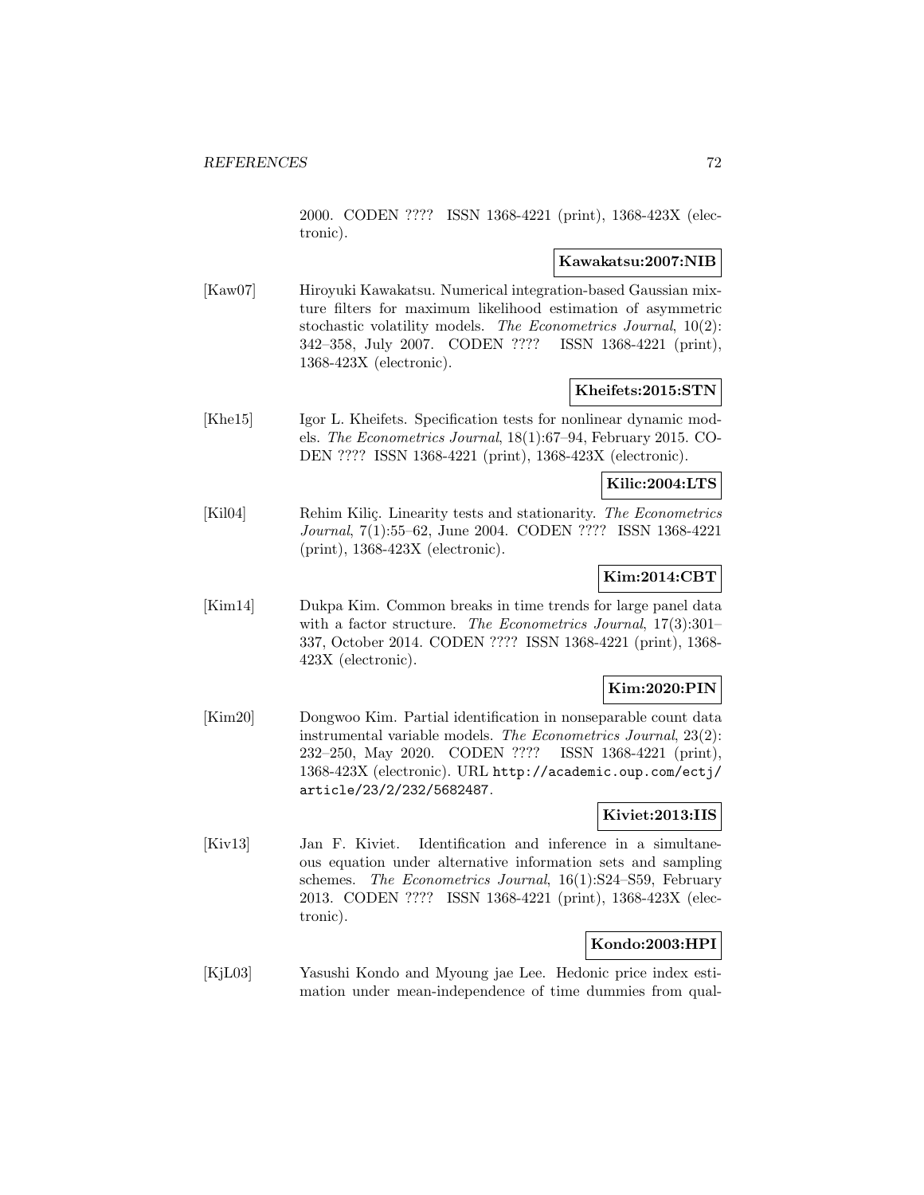2000. CODEN ???? ISSN 1368-4221 (print), 1368-423X (electronic).

**Kawakatsu:2007:NIB**

[Kaw07] Hiroyuki Kawakatsu. Numerical integration-based Gaussian mixture filters for maximum likelihood estimation of asymmetric stochastic volatility models. *The Econometrics Journal*, 10(2): 342–358, July 2007. CODEN ???? ISSN 1368-4221 (print), 1368-423X (electronic).

**Kheifets:2015:STN**

[Khe15] Igor L. Kheifets. Specification tests for nonlinear dynamic models. *The Econometrics Journal*, 18(1):67–94, February 2015. CODEN ???? ISSN 1368-4221 (print), 1368-423X (electronic).

**Kilic:2004:LTS**

[Kil04] Rehim Kiliç. Linearity tests and stationarity. *The Econometrics Journal*, 7(1):55–62, June 2004. CODEN ???? ISSN 1368-4221 (print), 1368-423X (electronic).

**Kim:2014:CBT**

[Kim14] Dukpa Kim. Common breaks in time trends for large panel data with a factor structure. *The Econometrics Journal*, 17(3):301–337, October 2014. CODEN ???? ISSN 1368-4221 (print), 1368-423X (electronic).

**Kim:2020:PIN**

[Kim20] Dongwoo Kim. Partial identification in nonseparable count data instrumental variable models. *The Econometrics Journal*, 23(2): 232–250, May 2020. CODEN ???? ISSN 1368-4221 (print), 1368-423X (electronic). URL `http://academic.oup.com/ectj/article/23/2/232/5682487`.

**Kiviet:2013:IIS**

[Kiv13] Jan F. Kiviet. Identification and inference in a simultaneous equation under alternative information sets and sampling schemes. *The Econometrics Journal*, 16(1):S24–S59, February 2013. CODEN ???? ISSN 1368-4221 (print), 1368-423X (electronic).

**Kondo:2003:HPI**

[KjL03] Yasushi Kondo and Myoung jae Lee. Hedonic price index estimation under mean-independence of time dummies from qual-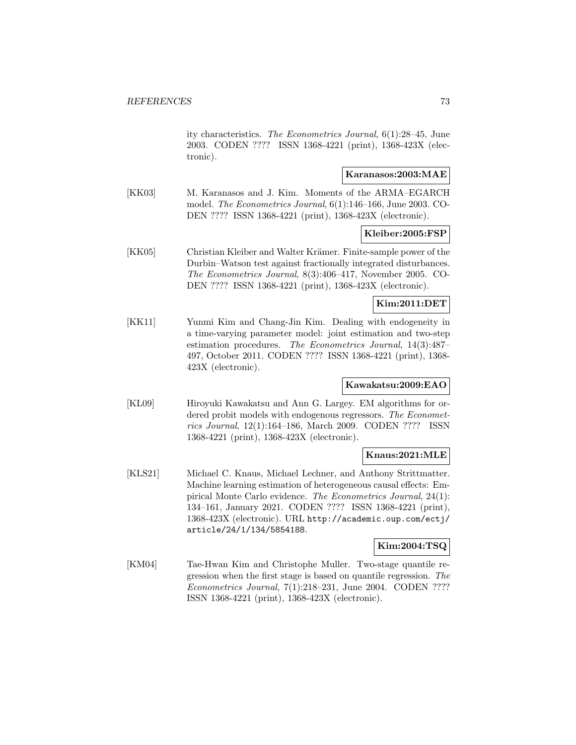ity characteristics. *The Econometrics Journal*, 6(1):28–45, June 2003. CODEN ???? ISSN 1368-4221 (print), 1368-423X (electronic).

**Karanasos:2003:MAE**

[KK03] M. Karanasos and J. Kim. Moments of the ARMA–EGARCH model. *The Econometrics Journal*, 6(1):146–166, June 2003. CODEN ???? ISSN 1368-4221 (print), 1368-423X (electronic).

**Kleiber:2005:FSP**

[KK05] Christian Kleiber and Walter Krämer. Finite-sample power of the Durbin–Watson test against fractionally integrated disturbances. *The Econometrics Journal*, 8(3):406–417, November 2005. CODEN ???? ISSN 1368-4221 (print), 1368-423X (electronic).

**Kim:2011:DET**

[KK11] Yunmi Kim and Chang-Jin Kim. Dealing with endogeneity in a time-varying parameter model: joint estimation and two-step estimation procedures. *The Econometrics Journal*, 14(3):487–497, October 2011. CODEN ???? ISSN 1368-4221 (print), 1368-423X (electronic).

**Kawakatsu:2009:EAO**

[KL09] Hiroyuki Kawakatsu and Ann G. Largey. EM algorithms for ordered probit models with endogenous regressors. *The Econometrics Journal*, 12(1):164–186, March 2009. CODEN ???? ISSN 1368-4221 (print), 1368-423X (electronic).

**Knaus:2021:MLE**

[KLS21] Michael C. Knaus, Michael Lechner, and Anthony Strittmatter. Machine learning estimation of heterogeneous causal effects: Empirical Monte Carlo evidence. *The Econometrics Journal*, 24(1): 134–161, January 2021. CODEN ???? ISSN 1368-4221 (print), 1368-423X (electronic). URL http://academic.oup.com/ectj/article/24/1/134/5854188.

**Kim:2004:TSQ**

[KM04] Tae-Hwan Kim and Christophe Muller. Two-stage quantile regression when the first stage is based on quantile regression. *The Econometrics Journal*, 7(1):218–231, June 2004. CODEN ???? ISSN 1368-4221 (print), 1368-423X (electronic).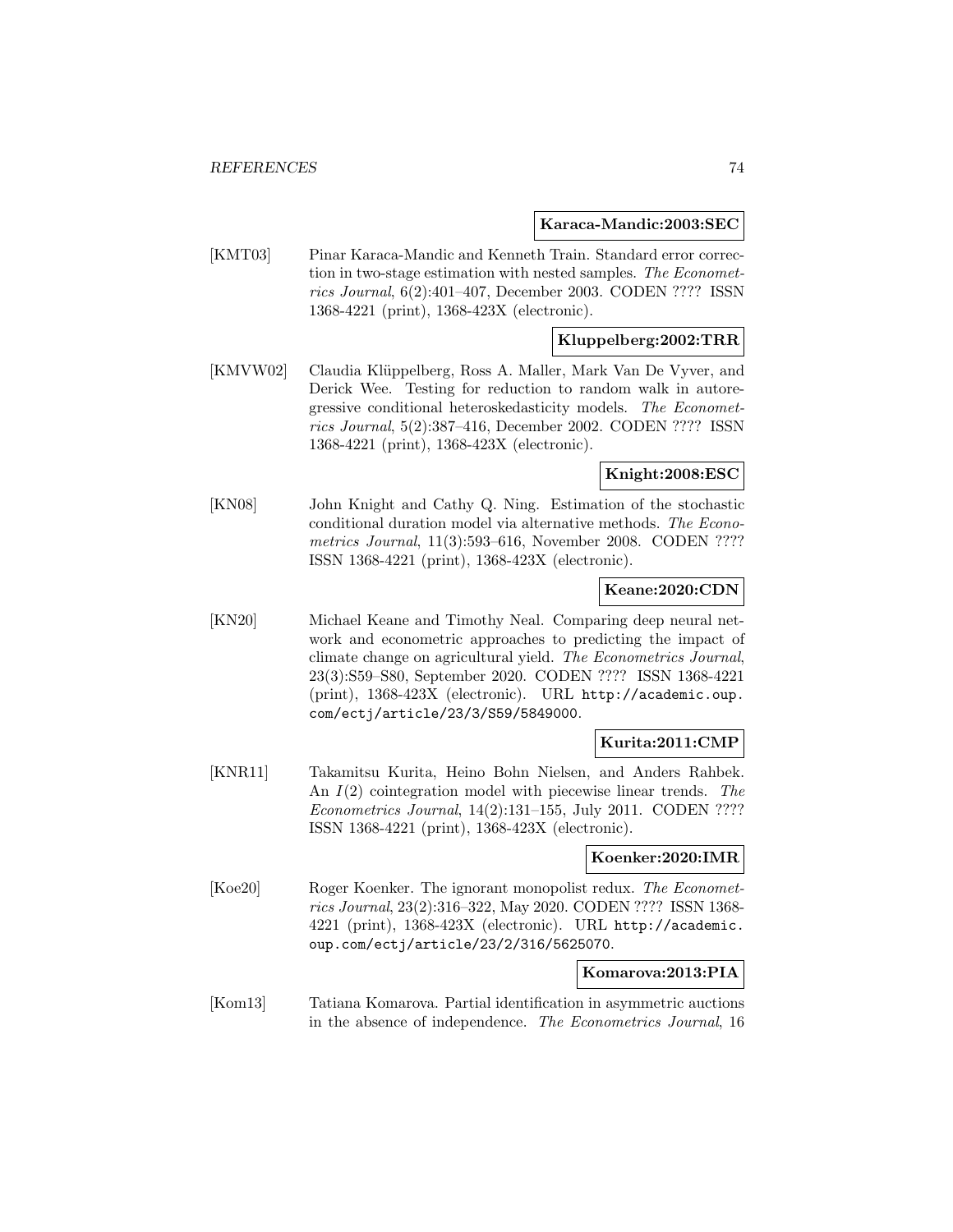**Karaca-Mandic:2003:SEC**

[KMT03] Pinar Karaca-Mandic and Kenneth Train. Standard error correction in two-stage estimation with nested samples. *The Econometrics Journal*, 6(2):401–407, December 2003. CODEN ???? ISSN 1368-4221 (print), 1368-423X (electronic).

**Kluppelberg:2002:TRR**

[KMVW02] Claudia Klüppelberg, Ross A. Maller, Mark Van De Vyver, and Derick Wee. Testing for reduction to random walk in autoregressive conditional heteroskedasticity models. *The Econometrics Journal*, 5(2):387–416, December 2002. CODEN ???? ISSN 1368-4221 (print), 1368-423X (electronic).

**Knight:2008:ESC**

[KN08] John Knight and Cathy Q. Ning. Estimation of the stochastic conditional duration model via alternative methods. *The Econometrics Journal*, 11(3):593–616, November 2008. CODEN ???? ISSN 1368-4221 (print), 1368-423X (electronic).

**Keane:2020:CDN**

[KN20] Michael Keane and Timothy Neal. Comparing deep neural network and econometric approaches to predicting the impact of climate change on agricultural yield. *The Econometrics Journal*, 23(3):S59–S80, September 2020. CODEN ???? ISSN 1368-4221 (print), 1368-423X (electronic). URL http://academic.oup.com/ectj/article/23/3/S59/5849000.

**Kurita:2011:CMP**

[KNR11] Takamitsu Kurita, Heino Bohn Nielsen, and Anders Rahbek. An $I(2)$ cointegration model with piecewise linear trends. *The Econometrics Journal*, 14(2):131–155, July 2011. CODEN ???? ISSN 1368-4221 (print), 1368-423X (electronic).

**Koenker:2020:IMR**

[Koe20] Roger Koenker. The ignorant monopolist redux. *The Econometrics Journal*, 23(2):316–322, May 2020. CODEN ???? ISSN 1368-4221 (print), 1368-423X (electronic). URL http://academic.oup.com/ectj/article/23/2/316/5625070.

**Komarova:2013:PIA**

[Kom13] Tatiana Komarova. Partial identification in asymmetric auctions in the absence of independence. *The Econometrics Journal*, 16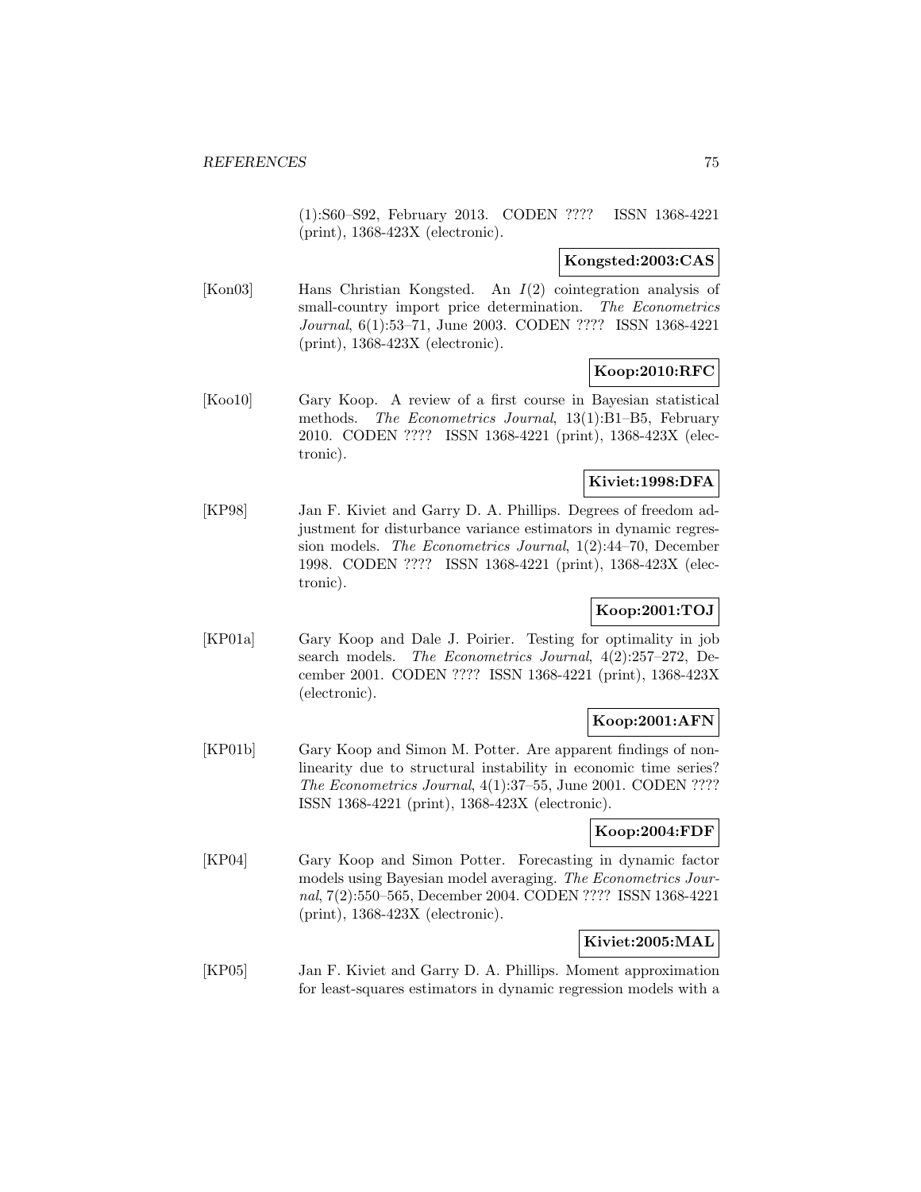(1):S60–S92, February 2013. CODEN ???? ISSN 1368-4221 (print), 1368-423X (electronic).

**Kongsted:2003:CAS**

[Kon03] Hans Christian Kongsted. An $I(2)$ cointegration analysis of small-country import price determination. *The Econometrics Journal*, 6(1):53–71, June 2003. CODEN ???? ISSN 1368-4221 (print), 1368-423X (electronic).

**Koop:2010:RFC**

[Koo10] Gary Koop. A review of a first course in Bayesian statistical methods. *The Econometrics Journal*, 13(1):B1–B5, February 2010. CODEN ???? ISSN 1368-4221 (print), 1368-423X (electronic).

**Kiviet:1998:DFA**

[KP98] Jan F. Kiviet and Garry D. A. Phillips. Degrees of freedom adjustment for disturbance variance estimators in dynamic regression models. *The Econometrics Journal*, 1(2):44–70, December 1998. CODEN ???? ISSN 1368-4221 (print), 1368-423X (electronic).

**Koop:2001:TOJ**

[KP01a] Gary Koop and Dale J. Poirier. Testing for optimality in job search models. *The Econometrics Journal*, 4(2):257–272, December 2001. CODEN ???? ISSN 1368-4221 (print), 1368-423X (electronic).

**Koop:2001:AFN**

[KP01b] Gary Koop and Simon M. Potter. Are apparent findings of nonlinearity due to structural instability in economic time series? *The Econometrics Journal*, 4(1):37–55, June 2001. CODEN ???? ISSN 1368-4221 (print), 1368-423X (electronic).

**Koop:2004:FDF**

[KP04] Gary Koop and Simon Potter. Forecasting in dynamic factor models using Bayesian model averaging. *The Econometrics Journal*, 7(2):550–565, December 2004. CODEN ???? ISSN 1368-4221 (print), 1368-423X (electronic).

**Kiviet:2005:MAL**

[KP05] Jan F. Kiviet and Garry D. A. Phillips. Moment approximation for least-squares estimators in dynamic regression models with a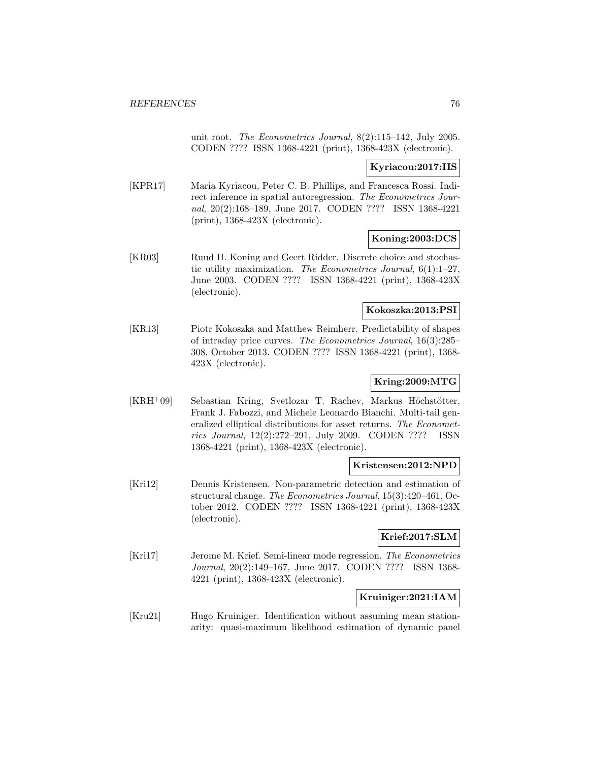unit root. *The Econometrics Journal*, 8(2):115–142, July 2005. CODEN ???? ISSN 1368-4221 (print), 1368-423X (electronic).

**Kyriacou:2017:IIS**

[KPR17] Maria Kyriacou, Peter C. B. Phillips, and Francesca Rossi. Indirect inference in spatial autoregression. *The Econometrics Journal*, 20(2):168–189, June 2017. CODEN ???? ISSN 1368-4221 (print), 1368-423X (electronic).

**Koning:2003:DCS**

[KR03] Ruud H. Koning and Geert Ridder. Discrete choice and stochastic utility maximization. *The Econometrics Journal*, 6(1):1–27, June 2003. CODEN ???? ISSN 1368-4221 (print), 1368-423X (electronic).

**Kokoszka:2013:PSI**

[KR13] Piotr Kokoszka and Matthew Reimherr. Predictability of shapes of intraday price curves. *The Econometrics Journal*, 16(3):285–308, October 2013. CODEN ???? ISSN 1368-4221 (print), 1368-423X (electronic).

**Kring:2009:MTG**

[KRH+09] Sebastian Kring, Svetlozar T. Rachev, Markus Höchstötter, Frank J. Fabozzi, and Michele Leonardo Bianchi. Multi-tail generalized elliptical distributions for asset returns. *The Econometrics Journal*, 12(2):272–291, July 2009. CODEN ???? ISSN 1368-4221 (print), 1368-423X (electronic).

**Kristensen:2012:NPD**

[Kri12] Dennis Kristensen. Non-parametric detection and estimation of structural change. *The Econometrics Journal*, 15(3):420–461, October 2012. CODEN ???? ISSN 1368-4221 (print), 1368-423X (electronic).

**Krief:2017:SLM**

[Kri17] Jerome M. Krief. Semi-linear mode regression. *The Econometrics Journal*, 20(2):149–167, June 2017. CODEN ???? ISSN 1368-4221 (print), 1368-423X (electronic).

**Kruiniger:2021:IAM**

[Kru21] Hugo Kruiniger. Identification without assuming mean stationarity: quasi-maximum likelihood estimation of dynamic panel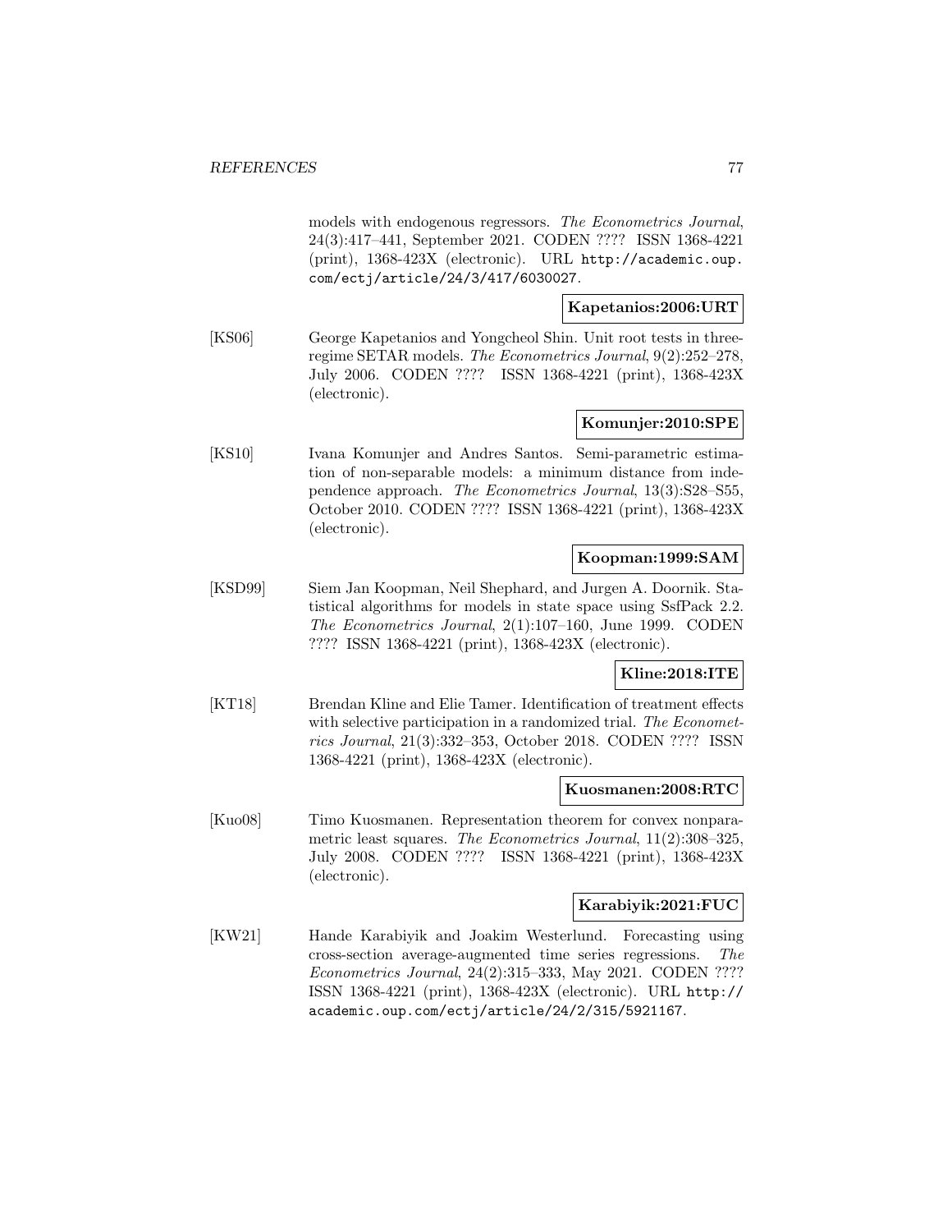models with endogenous regressors. *The Econometrics Journal*, 24(3):417–441, September 2021. CODEN ???? ISSN 1368-4221 (print), 1368-423X (electronic). URL http://academic.oup.com/ectj/article/24/3/417/6030027.

**Kapetanios:2006:URT**

[KS06] George Kapetanios and Yongcheol Shin. Unit root tests in three-regime SETAR models. *The Econometrics Journal*, 9(2):252–278, July 2006. CODEN ???? ISSN 1368-4221 (print), 1368-423X (electronic).

**Komunjer:2010:SPE**

[KS10] Ivana Komunjer and Andres Santos. Semi-parametric estimation of non-separable models: a minimum distance from independence approach. *The Econometrics Journal*, 13(3):S28–S55, October 2010. CODEN ???? ISSN 1368-4221 (print), 1368-423X (electronic).

**Koopman:1999:SAM**

[KSD99] Siem Jan Koopman, Neil Shephard, and Jurgen A. Doornik. Statistical algorithms for models in state space using SsfPack 2.2. *The Econometrics Journal*, 2(1):107–160, June 1999. CODEN ???? ISSN 1368-4221 (print), 1368-423X (electronic).

**Kline:2018:ITE**

[KT18] Brendan Kline and Elie Tamer. Identification of treatment effects with selective participation in a randomized trial. *The Econometrics Journal*, 21(3):332–353, October 2018. CODEN ???? ISSN 1368-4221 (print), 1368-423X (electronic).

**Kuosmanen:2008:RTC**

[Kuo08] Timo Kuosmanen. Representation theorem for convex nonparametric least squares. *The Econometrics Journal*, 11(2):308–325, July 2008. CODEN ???? ISSN 1368-4221 (print), 1368-423X (electronic).

**Karabiyik:2021:FUC**

[KW21] Hande Karabiyik and Joakim Westerlund. Forecasting using cross-section average-augmented time series regressions. *The Econometrics Journal*, 24(2):315–333, May 2021. CODEN ???? ISSN 1368-4221 (print), 1368-423X (electronic). URL http://academic.oup.com/ectj/article/24/2/315/5921167.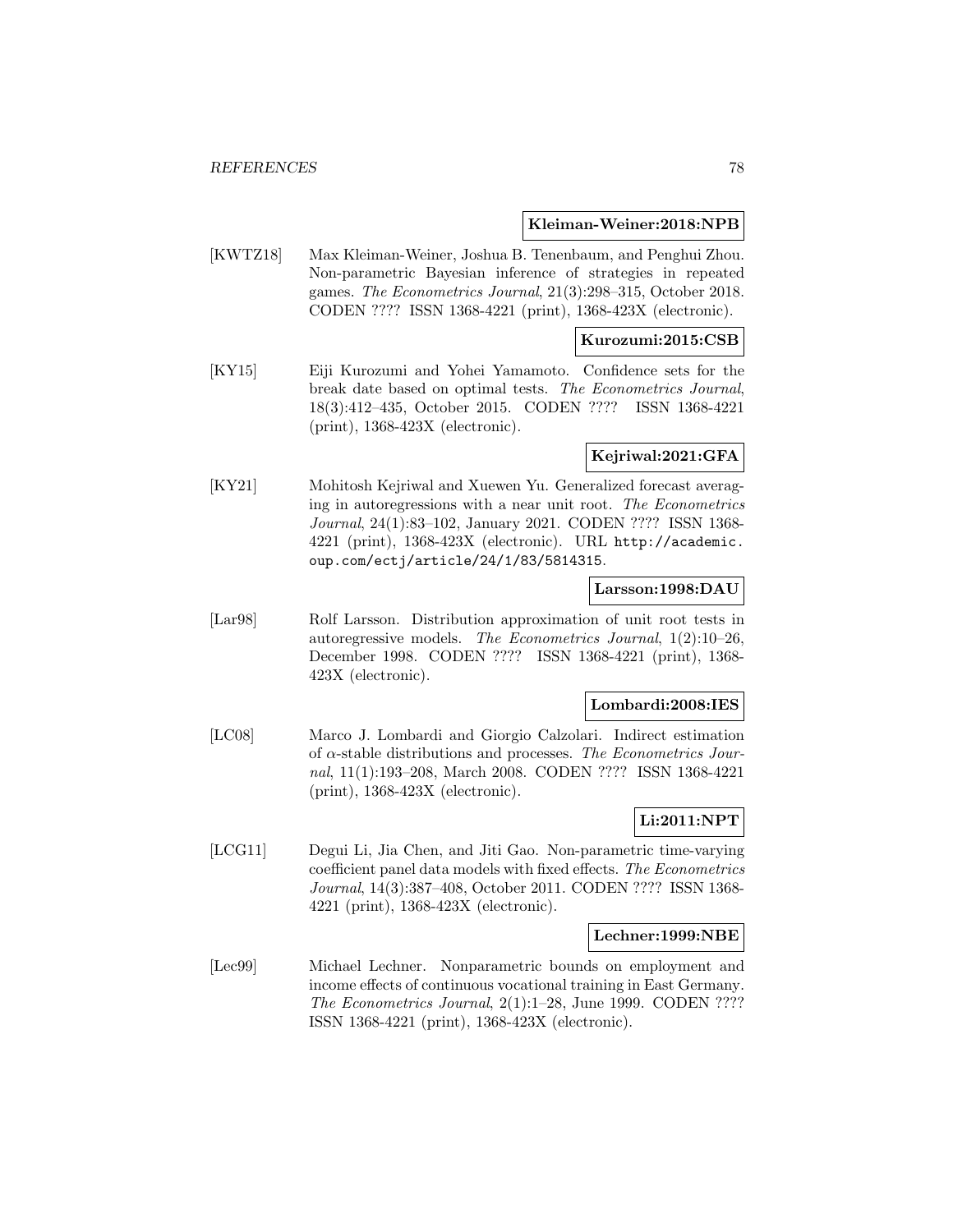**Kleiman-Weiner:2018:NPB**

[KWTZ18] Max Kleiman-Weiner, Joshua B. Tenenbaum, and Penghui Zhou. Non-parametric Bayesian inference of strategies in repeated games. *The Econometrics Journal*, 21(3):298–315, October 2018. CODEN ???? ISSN 1368-4221 (print), 1368-423X (electronic).

**Kurozumi:2015:CSB**

[KY15] Eiji Kurozumi and Yohei Yamamoto. Confidence sets for the break date based on optimal tests. *The Econometrics Journal*, 18(3):412–435, October 2015. CODEN ???? ISSN 1368-4221 (print), 1368-423X (electronic).

**Kejriwal:2021:GFA**

[KY21] Mohitosh Kejriwal and Xuewen Yu. Generalized forecast averaging in autoregressions with a near unit root. *The Econometrics Journal*, 24(1):83–102, January 2021. CODEN ???? ISSN 1368-4221 (print), 1368-423X (electronic). URL http://academic.oup.com/ectj/article/24/1/83/5814315.

**Larsson:1998:DAU**

[Lar98] Rolf Larsson. Distribution approximation of unit root tests in autoregressive models. *The Econometrics Journal*, 1(2):10–26, December 1998. CODEN ???? ISSN 1368-4221 (print), 1368-423X (electronic).

**Lombardi:2008:IES**

[LC08] Marco J. Lombardi and Giorgio Calzolari. Indirect estimation of $\alpha$-stable distributions and processes. *The Econometrics Journal*, 11(1):193–208, March 2008. CODEN ???? ISSN 1368-4221 (print), 1368-423X (electronic).

**Li:2011:NPT**

[LCG11] Degui Li, Jia Chen, and Jiti Gao. Non-parametric time-varying coefficient panel data models with fixed effects. *The Econometrics Journal*, 14(3):387–408, October 2011. CODEN ???? ISSN 1368-4221 (print), 1368-423X (electronic).

**Lechner:1999:NBE**

[Lec99] Michael Lechner. Nonparametric bounds on employment and income effects of continuous vocational training in East Germany. *The Econometrics Journal*, 2(1):1–28, June 1999. CODEN ???? ISSN 1368-4221 (print), 1368-423X (electronic).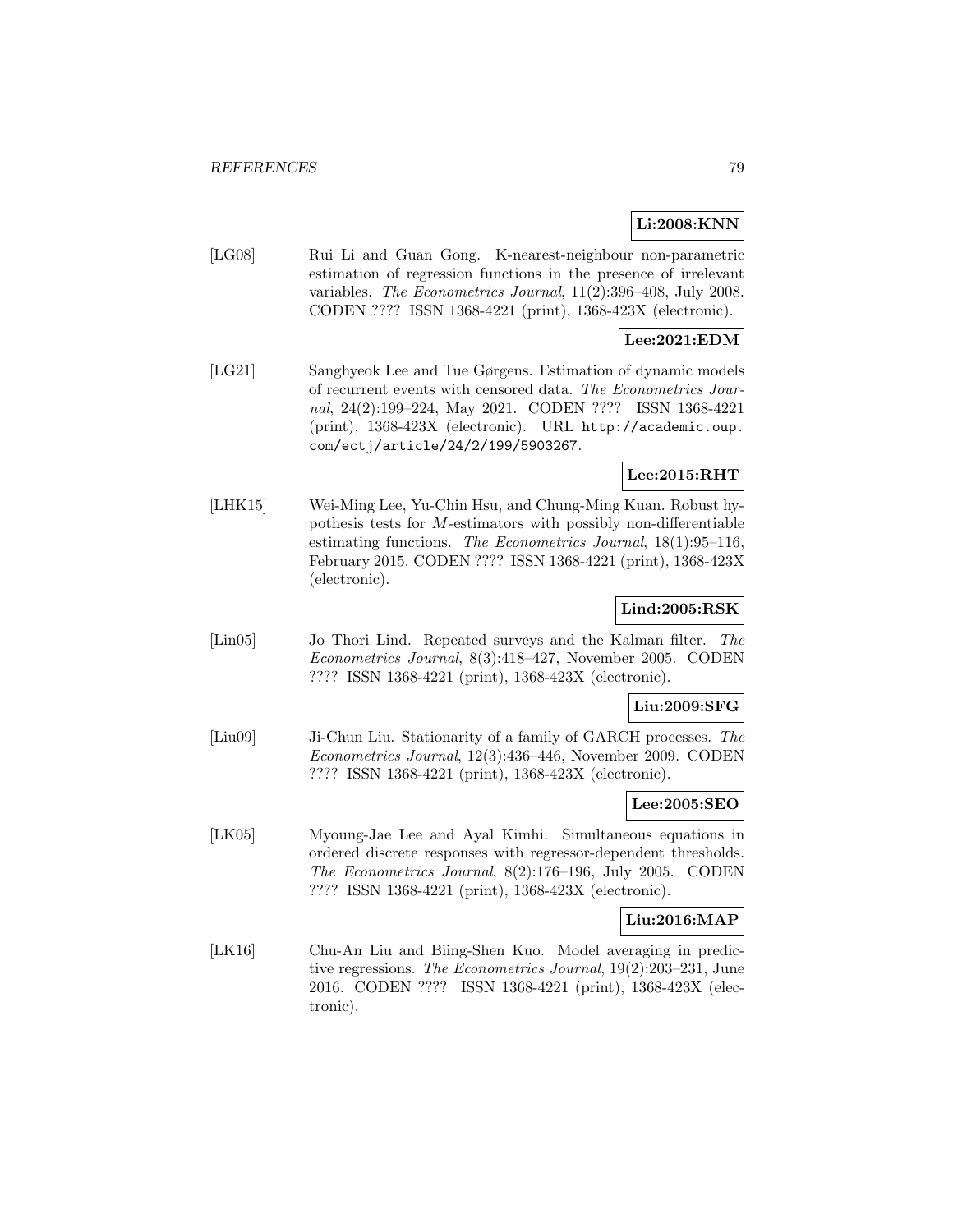**Li:2008:KNN**

[LG08] Rui Li and Guan Gong. K-nearest-neighbour non-parametric estimation of regression functions in the presence of irrelevant variables. *The Econometrics Journal*, 11(2):396–408, July 2008. CODEN ???? ISSN 1368-4221 (print), 1368-423X (electronic).

**Lee:2021:EDM**

[LG21] Sanghyeok Lee and Tue Gørgens. Estimation of dynamic models of recurrent events with censored data. *The Econometrics Journal*, 24(2):199–224, May 2021. CODEN ???? ISSN 1368-4221 (print), 1368-423X (electronic). URL http://academic.oup.com/ectj/article/24/2/199/5903267.

**Lee:2015:RHT**

[LHK15] Wei-Ming Lee, Yu-Chin Hsu, and Chung-Ming Kuan. Robust hypothesis tests for $M$-estimators with possibly non-differentiable estimating functions. *The Econometrics Journal*, 18(1):95–116, February 2015. CODEN ???? ISSN 1368-4221 (print), 1368-423X (electronic).

**Lind:2005:RSK**

[Lin05] Jo Thori Lind. Repeated surveys and the Kalman filter. *The Econometrics Journal*, 8(3):418–427, November 2005. CODEN ???? ISSN 1368-4221 (print), 1368-423X (electronic).

**Liu:2009:SFG**

[Liu09] Ji-Chun Liu. Stationarity of a family of GARCH processes. *The Econometrics Journal*, 12(3):436–446, November 2009. CODEN ???? ISSN 1368-4221 (print), 1368-423X (electronic).

**Lee:2005:SEO**

[LK05] Myoung-Jae Lee and Ayal Kimhi. Simultaneous equations in ordered discrete responses with regressor-dependent thresholds. *The Econometrics Journal*, 8(2):176–196, July 2005. CODEN ???? ISSN 1368-4221 (print), 1368-423X (electronic).

**Liu:2016:MAP**

[LK16] Chu-An Liu and Biing-Shen Kuo. Model averaging in predictive regressions. *The Econometrics Journal*, 19(2):203–231, June 2016. CODEN ???? ISSN 1368-4221 (print), 1368-423X (electronic).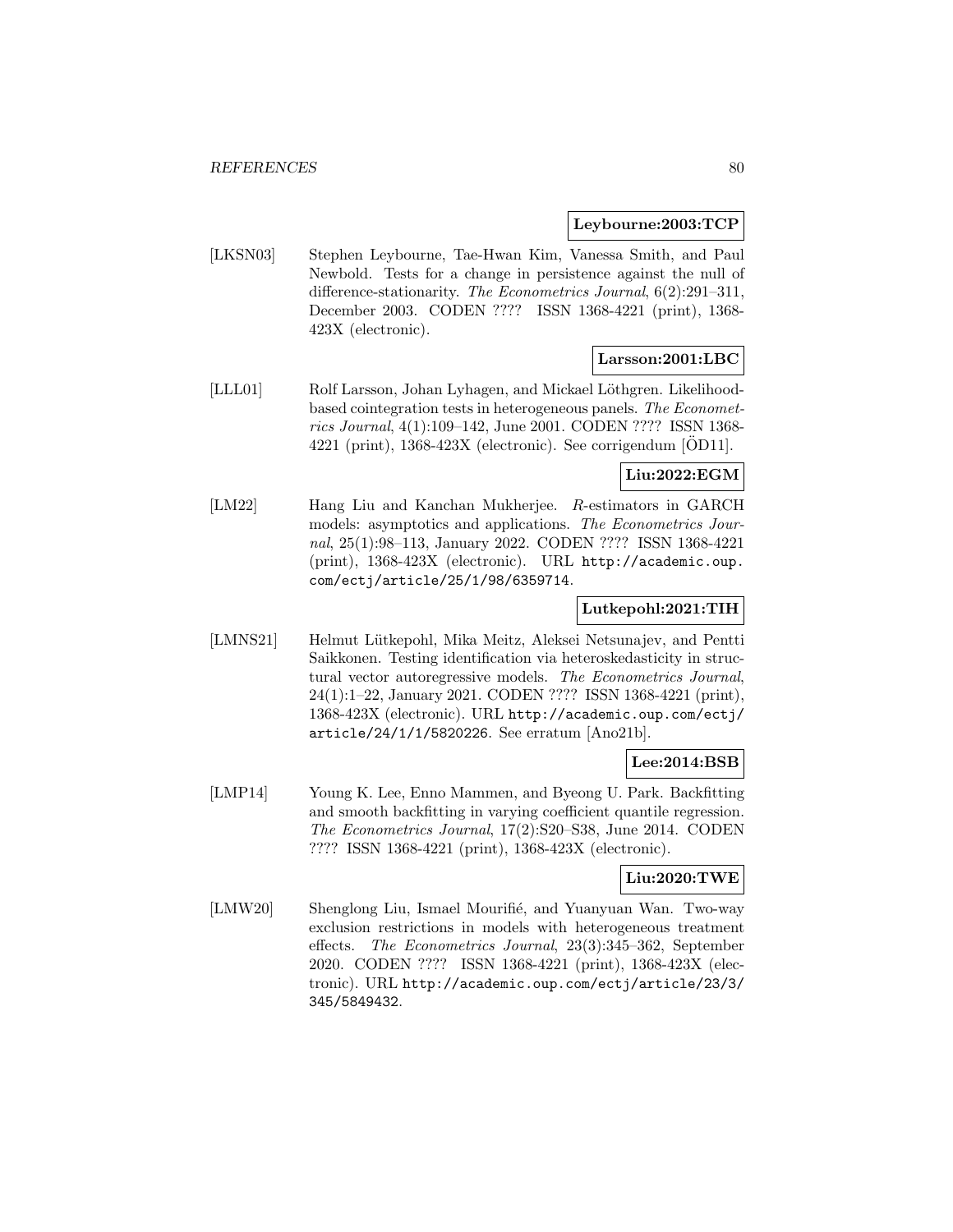**Leybourne:2003:TCP**

[LKSN03] Stephen Leybourne, Tae-Hwan Kim, Vanessa Smith, and Paul Newbold. Tests for a change in persistence against the null of difference-stationarity. *The Econometrics Journal*, 6(2):291–311, December 2003. CODEN ???? ISSN 1368-4221 (print), 1368-423X (electronic).

**Larsson:2001:LBC**

[LLL01] Rolf Larsson, Johan Lyhagen, and Mickael Löthgren. Likelihood-based cointegration tests in heterogeneous panels. *The Econometrics Journal*, 4(1):109–142, June 2001. CODEN ???? ISSN 1368-4221 (print), 1368-423X (electronic). See corrigendum [ÖD11].

**Liu:2022:EGM**

[LM22] Hang Liu and Kanchan Mukherjee. *R*-estimators in GARCH models: asymptotics and applications. *The Econometrics Journal*, 25(1):98–113, January 2022. CODEN ???? ISSN 1368-4221 (print), 1368-423X (electronic). URL http://academic.oup.com/ectj/article/25/1/98/6359714.

**Lutkepohl:2021:TIH**

[LMNS21] Helmut Lütkepohl, Mika Meitz, Aleksei Netsunajev, and Pentti Saikkonen. Testing identification via heteroskedasticity in structural vector autoregressive models. *The Econometrics Journal*, 24(1):1–22, January 2021. CODEN ???? ISSN 1368-4221 (print), 1368-423X (electronic). URL http://academic.oup.com/ectj/article/24/1/1/5820226. See erratum [Ano21b].

**Lee:2014:BSB**

[LMP14] Young K. Lee, Enno Mammen, and Byeong U. Park. Backfitting and smooth backfitting in varying coefficient quantile regression. *The Econometrics Journal*, 17(2):S20–S38, June 2014. CODEN ???? ISSN 1368-4221 (print), 1368-423X (electronic).

**Liu:2020:TWE**

[LMW20] Shenglong Liu, Ismael Mourifié, and Yuanyuan Wan. Two-way exclusion restrictions in models with heterogeneous treatment effects. *The Econometrics Journal*, 23(3):345–362, September 2020. CODEN ???? ISSN 1368-4221 (print), 1368-423X (electronic). URL http://academic.oup.com/ectj/article/23/3/345/5849432.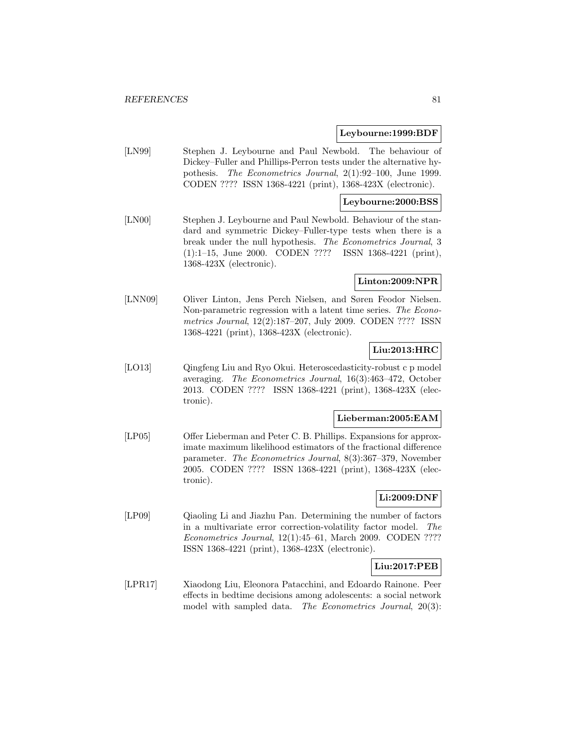**Leybourne:1999:BDF**

[LN99] Stephen J. Leybourne and Paul Newbold. The behaviour of Dickey–Fuller and Phillips-Perron tests under the alternative hypothesis. *The Econometrics Journal*, 2(1):92–100, June 1999. CODEN ???? ISSN 1368-4221 (print), 1368-423X (electronic).

**Leybourne:2000:BSS**

[LN00] Stephen J. Leybourne and Paul Newbold. Behaviour of the standard and symmetric Dickey–Fuller-type tests when there is a break under the null hypothesis. *The Econometrics Journal*, 3 (1):1–15, June 2000. CODEN ???? ISSN 1368-4221 (print), 1368-423X (electronic).

**Linton:2009:NPR**

[LNN09] Oliver Linton, Jens Perch Nielsen, and Søren Feodor Nielsen. Non-parametric regression with a latent time series. *The Econometrics Journal*, 12(2):187–207, July 2009. CODEN ???? ISSN 1368-4221 (print), 1368-423X (electronic).

**Liu:2013:HRC**

[LO13] Qingfeng Liu and Ryo Okui. Heteroscedasticity-robust c p model averaging. *The Econometrics Journal*, 16(3):463–472, October 2013. CODEN ???? ISSN 1368-4221 (print), 1368-423X (electronic).

**Lieberman:2005:EAM**

[LP05] Offer Lieberman and Peter C. B. Phillips. Expansions for approximate maximum likelihood estimators of the fractional difference parameter. *The Econometrics Journal*, 8(3):367–379, November 2005. CODEN ???? ISSN 1368-4221 (print), 1368-423X (electronic).

**Li:2009:DNF**

[LP09] Qiaoling Li and Jiazhu Pan. Determining the number of factors in a multivariate error correction-volatility factor model. *The Econometrics Journal*, 12(1):45–61, March 2009. CODEN ???? ISSN 1368-4221 (print), 1368-423X (electronic).

**Liu:2017:PEB**

[LPR17] Xiaodong Liu, Eleonora Patacchini, and Edoardo Rainone. Peer effects in bedtime decisions among adolescents: a social network model with sampled data. *The Econometrics Journal*, 20(3):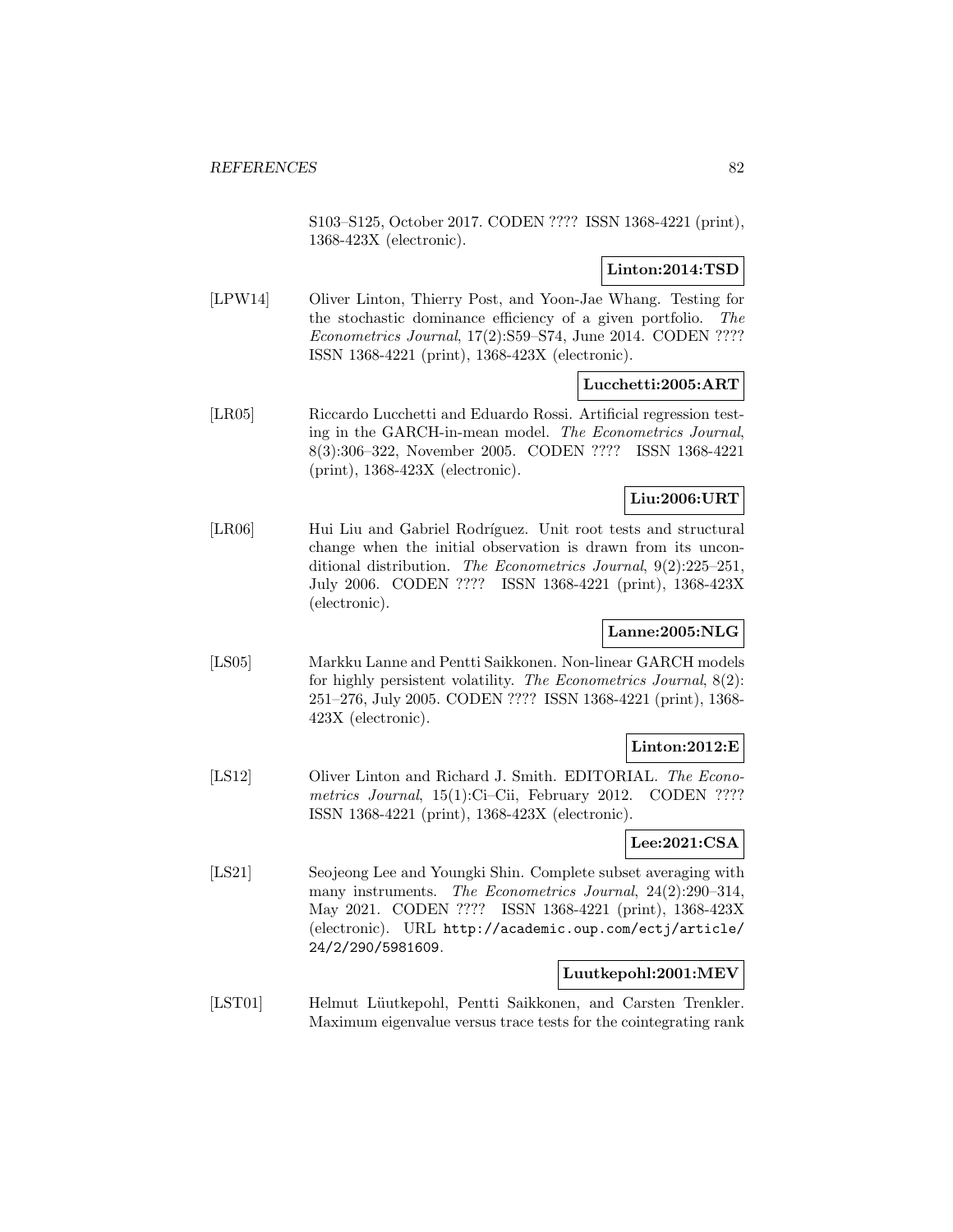S103–S125, October 2017. CODEN ???? ISSN 1368-4221 (print), 1368-423X (electronic).

**Linton:2014:TSD**

[LPW14] Oliver Linton, Thierry Post, and Yoon-Jae Whang. Testing for the stochastic dominance efficiency of a given portfolio. *The Econometrics Journal*, 17(2):S59–S74, June 2014. CODEN ???? ISSN 1368-4221 (print), 1368-423X (electronic).

**Lucchetti:2005:ART**

[LR05] Riccardo Lucchetti and Eduardo Rossi. Artificial regression testing in the GARCH-in-mean model. *The Econometrics Journal*, 8(3):306–322, November 2005. CODEN ???? ISSN 1368-4221 (print), 1368-423X (electronic).

**Liu:2006:URT**

[LR06] Hui Liu and Gabriel Rodríguez. Unit root tests and structural change when the initial observation is drawn from its unconditional distribution. *The Econometrics Journal*, 9(2):225–251, July 2006. CODEN ???? ISSN 1368-4221 (print), 1368-423X (electronic).

**Lanne:2005:NLG**

[LS05] Markku Lanne and Pentti Saikkonen. Non-linear GARCH models for highly persistent volatility. *The Econometrics Journal*, 8(2): 251–276, July 2005. CODEN ???? ISSN 1368-4221 (print), 1368-423X (electronic).

**Linton:2012:E**

[LS12] Oliver Linton and Richard J. Smith. EDITORIAL. *The Econometrics Journal*, 15(1):Ci–Cii, February 2012. CODEN ???? ISSN 1368-4221 (print), 1368-423X (electronic).

**Lee:2021:CSA**

[LS21] Seojeong Lee and Youngki Shin. Complete subset averaging with many instruments. *The Econometrics Journal*, 24(2):290–314, May 2021. CODEN ???? ISSN 1368-4221 (print), 1368-423X (electronic). URL http://academic.oup.com/ectj/article/24/2/290/5981609.

**Luutkepohl:2001:MEV**

[LST01] Helmut Lüutkepohl, Pentti Saikkonen, and Carsten Trenkler. Maximum eigenvalue versus trace tests for the cointegrating rank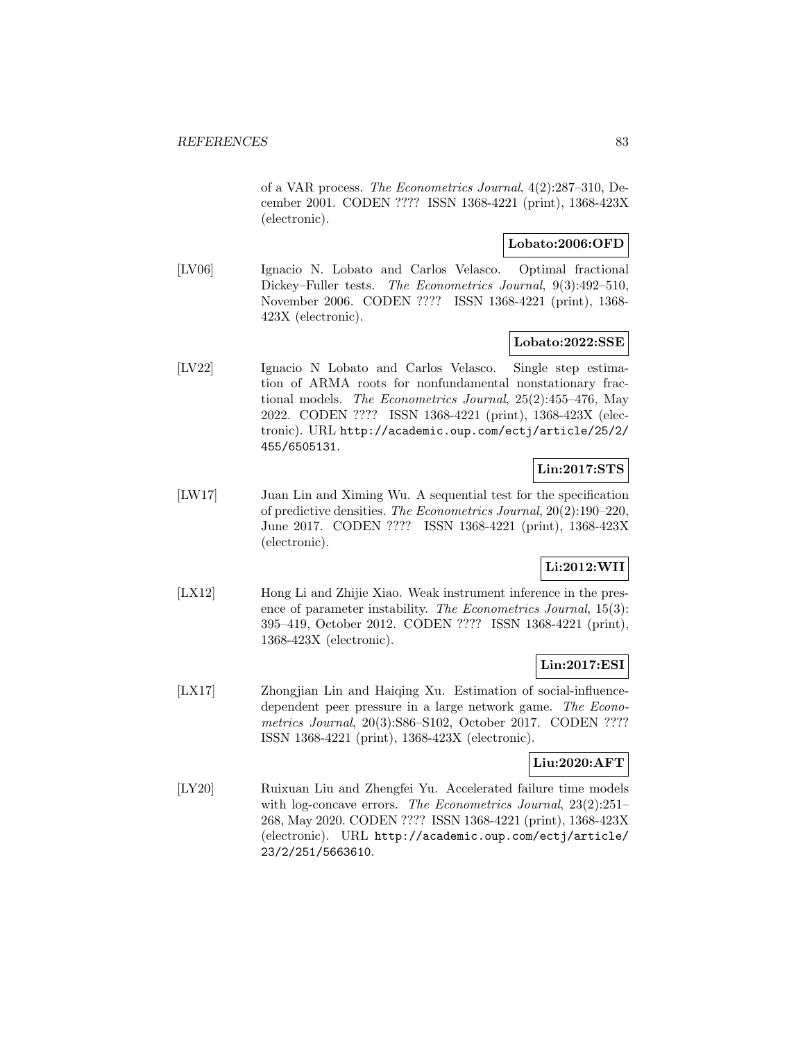of a VAR process. *The Econometrics Journal*, 4(2):287–310, December 2001. CODEN ???? ISSN 1368-4221 (print), 1368-423X (electronic).

**Lobato:2006:OFD**

[LV06] Ignacio N. Lobato and Carlos Velasco. Optimal fractional Dickey–Fuller tests. *The Econometrics Journal*, 9(3):492–510, November 2006. CODEN ???? ISSN 1368-4221 (print), 1368-423X (electronic).

**Lobato:2022:SSE**

[LV22] Ignacio N Lobato and Carlos Velasco. Single step estimation of ARMA roots for nonfundamental nonstationary fractional models. *The Econometrics Journal*, 25(2):455–476, May 2022. CODEN ???? ISSN 1368-4221 (print), 1368-423X (electronic). URL http://academic.oup.com/ectj/article/25/2/455/6505131.

**Lin:2017:STS**

[LW17] Juan Lin and Ximing Wu. A sequential test for the specification of predictive densities. *The Econometrics Journal*, 20(2):190–220, June 2017. CODEN ???? ISSN 1368-4221 (print), 1368-423X (electronic).

**Li:2012:WII**

[LX12] Hong Li and Zhijie Xiao. Weak instrument inference in the presence of parameter instability. *The Econometrics Journal*, 15(3): 395–419, October 2012. CODEN ???? ISSN 1368-4221 (print), 1368-423X (electronic).

**Lin:2017:ESI**

[LX17] Zhongjian Lin and Haiqing Xu. Estimation of social-influence-dependent peer pressure in a large network game. *The Econometrics Journal*, 20(3):S86–S102, October 2017. CODEN ???? ISSN 1368-4221 (print), 1368-423X (electronic).

**Liu:2020:AFT**

[LY20] Ruixuan Liu and Zhengfei Yu. Accelerated failure time models with log-concave errors. *The Econometrics Journal*, 23(2):251–268, May 2020. CODEN ???? ISSN 1368-4221 (print), 1368-423X (electronic). URL http://academic.oup.com/ectj/article/23/2/251/5663610.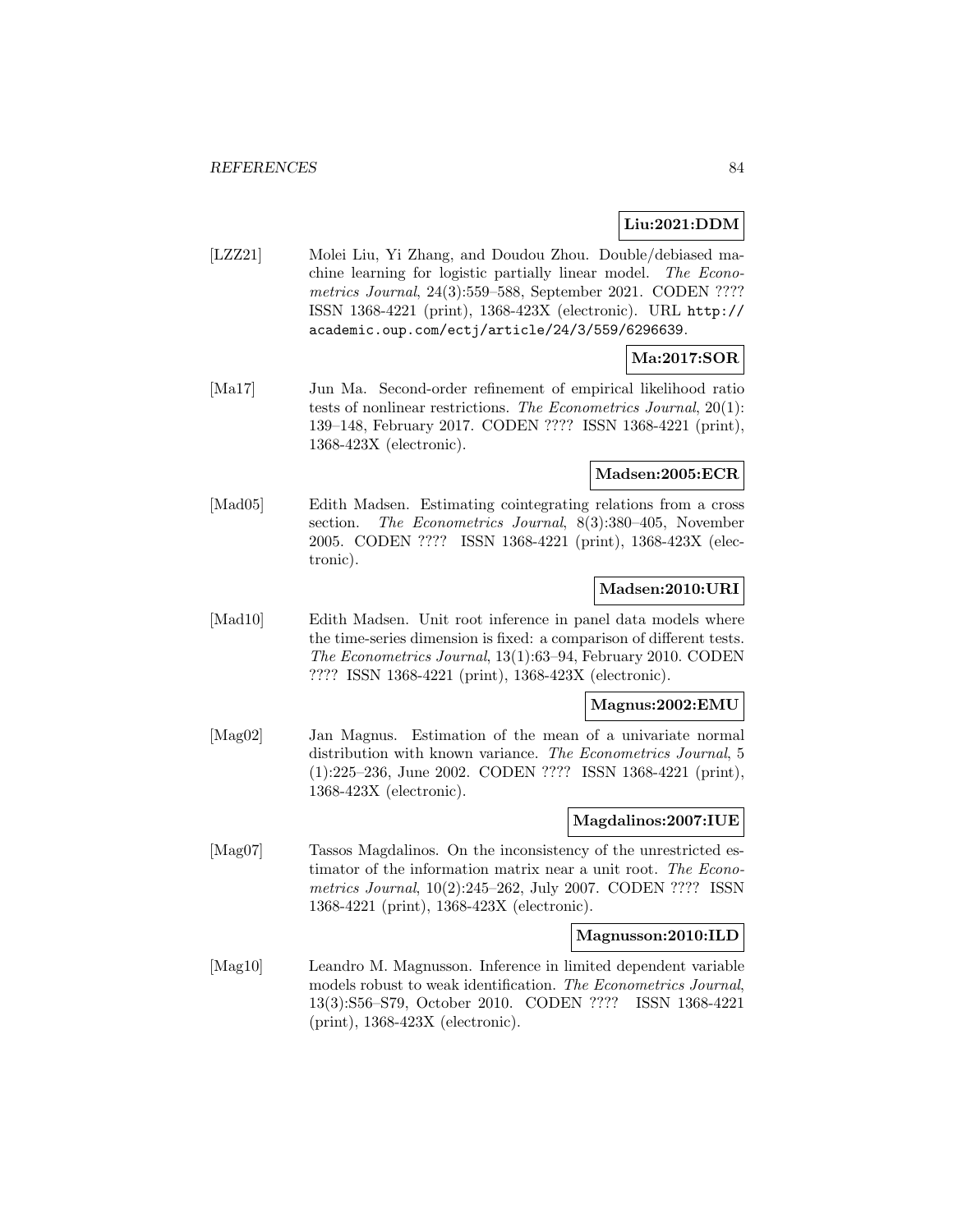**Liu:2021:DDM**

[LZZ21] Molei Liu, Yi Zhang, and Doudou Zhou. Double/debiased machine learning for logistic partially linear model. *The Econometrics Journal*, 24(3):559–588, September 2021. CODEN ???? ISSN 1368-4221 (print), 1368-423X (electronic). URL http://academic.oup.com/ectj/article/24/3/559/6296639.

**Ma:2017:SOR**

[Ma17] Jun Ma. Second-order refinement of empirical likelihood ratio tests of nonlinear restrictions. *The Econometrics Journal*, 20(1): 139–148, February 2017. CODEN ???? ISSN 1368-4221 (print), 1368-423X (electronic).

**Madsen:2005:ECR**

[Mad05] Edith Madsen. Estimating cointegrating relations from a cross section. *The Econometrics Journal*, 8(3):380–405, November 2005. CODEN ???? ISSN 1368-4221 (print), 1368-423X (electronic).

**Madsen:2010:URI**

[Mad10] Edith Madsen. Unit root inference in panel data models where the time-series dimension is fixed: a comparison of different tests. *The Econometrics Journal*, 13(1):63–94, February 2010. CODEN ???? ISSN 1368-4221 (print), 1368-423X (electronic).

**Magnus:2002:EMU**

[Mag02] Jan Magnus. Estimation of the mean of a univariate normal distribution with known variance. *The Econometrics Journal*, 5 (1):225–236, June 2002. CODEN ???? ISSN 1368-4221 (print), 1368-423X (electronic).

**Magdalinos:2007:IUE**

[Mag07] Tassos Magdalinos. On the inconsistency of the unrestricted estimator of the information matrix near a unit root. *The Econometrics Journal*, 10(2):245–262, July 2007. CODEN ???? ISSN 1368-4221 (print), 1368-423X (electronic).

**Magnusson:2010:ILD**

[Mag10] Leandro M. Magnusson. Inference in limited dependent variable models robust to weak identification. *The Econometrics Journal*, 13(3):S56–S79, October 2010. CODEN ???? ISSN 1368-4221 (print), 1368-423X (electronic).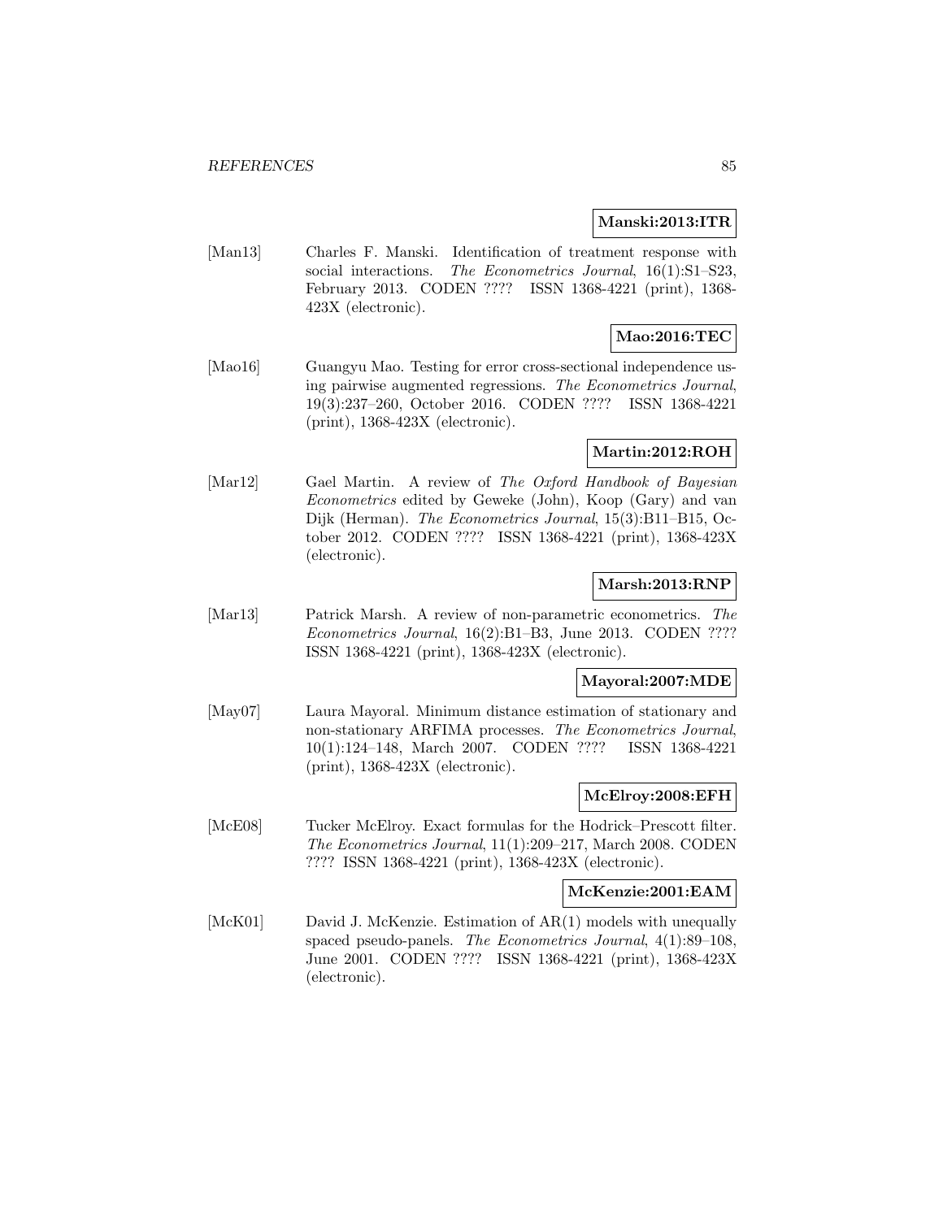**Manski:2013:ITR**

[Man13] Charles F. Manski. Identification of treatment response with social interactions. *The Econometrics Journal*, 16(1):S1–S23, February 2013. CODEN ???? ISSN 1368-4221 (print), 1368-423X (electronic).

**Mao:2016:TEC**

[Mao16] Guangyu Mao. Testing for error cross-sectional independence using pairwise augmented regressions. *The Econometrics Journal*, 19(3):237–260, October 2016. CODEN ???? ISSN 1368-4221 (print), 1368-423X (electronic).

**Martin:2012:ROH**

[Mar12] Gael Martin. A review of *The Oxford Handbook of Bayesian Econometrics* edited by Geweke (John), Koop (Gary) and van Dijk (Herman). *The Econometrics Journal*, 15(3):B11–B15, October 2012. CODEN ???? ISSN 1368-4221 (print), 1368-423X (electronic).

**Marsh:2013:RNP**

[Mar13] Patrick Marsh. A review of non-parametric econometrics. *The Econometrics Journal*, 16(2):B1–B3, June 2013. CODEN ???? ISSN 1368-4221 (print), 1368-423X (electronic).

**Mayoral:2007:MDE**

[May07] Laura Mayoral. Minimum distance estimation of stationary and non-stationary ARFIMA processes. *The Econometrics Journal*, 10(1):124–148, March 2007. CODEN ???? ISSN 1368-4221 (print), 1368-423X (electronic).

**McElroy:2008:EFH**

[McE08] Tucker McElroy. Exact formulas for the Hodrick–Prescott filter. *The Econometrics Journal*, 11(1):209–217, March 2008. CODEN ???? ISSN 1368-4221 (print), 1368-423X (electronic).

**McKenzie:2001:EAM**

[McK01] David J. McKenzie. Estimation of AR(1) models with unequally spaced pseudo-panels. *The Econometrics Journal*, 4(1):89–108, June 2001. CODEN ???? ISSN 1368-4221 (print), 1368-423X (electronic).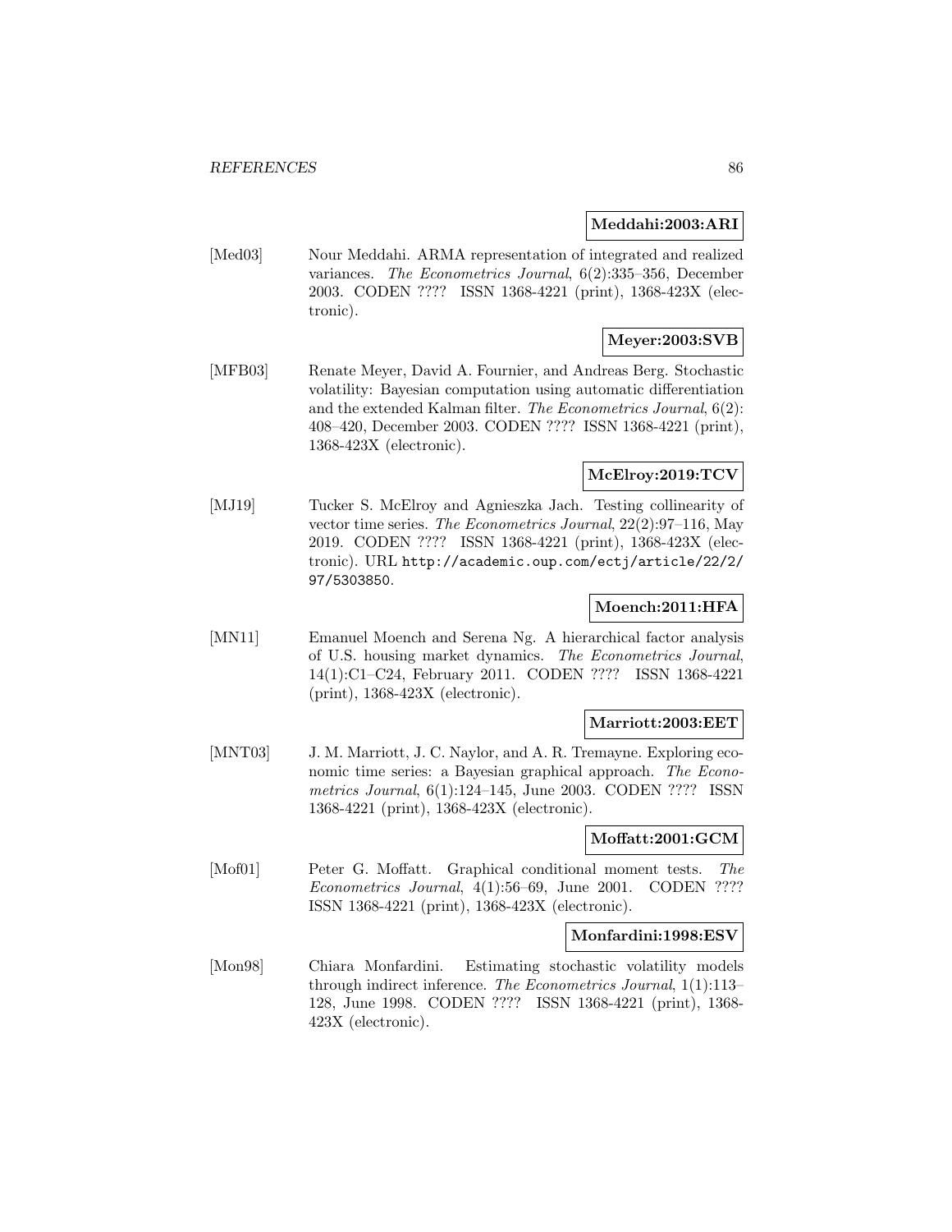**Meddahi:2003:ARI**

[Med03] Nour Meddahi. ARMA representation of integrated and realized variances. *The Econometrics Journal*, 6(2):335–356, December 2003. CODEN ???? ISSN 1368-4221 (print), 1368-423X (electronic).

**Meyer:2003:SVB**

[MFB03] Renate Meyer, David A. Fournier, and Andreas Berg. Stochastic volatility: Bayesian computation using automatic differentiation and the extended Kalman filter. *The Econometrics Journal*, 6(2): 408–420, December 2003. CODEN ???? ISSN 1368-4221 (print), 1368-423X (electronic).

**McElroy:2019:TCV**

[MJ19] Tucker S. McElroy and Agnieszka Jach. Testing collinearity of vector time series. *The Econometrics Journal*, 22(2):97–116, May 2019. CODEN ???? ISSN 1368-4221 (print), 1368-423X (electronic). URL http://academic.oup.com/ectj/article/22/2/97/5303850.

**Moench:2011:HFA**

[MN11] Emanuel Moench and Serena Ng. A hierarchical factor analysis of U.S. housing market dynamics. *The Econometrics Journal*, 14(1):C1–C24, February 2011. CODEN ???? ISSN 1368-4221 (print), 1368-423X (electronic).

**Marriott:2003:EET**

[MNT03] J. M. Marriott, J. C. Naylor, and A. R. Tremayne. Exploring economic time series: a Bayesian graphical approach. *The Econometrics Journal*, 6(1):124–145, June 2003. CODEN ???? ISSN 1368-4221 (print), 1368-423X (electronic).

**Moffatt:2001:GCM**

[Mof01] Peter G. Moffatt. Graphical conditional moment tests. *The Econometrics Journal*, 4(1):56–69, June 2001. CODEN ???? ISSN 1368-4221 (print), 1368-423X (electronic).

**Monfardini:1998:ESV**

[Mon98] Chiara Monfardini. Estimating stochastic volatility models through indirect inference. *The Econometrics Journal*, 1(1):113–128, June 1998. CODEN ???? ISSN 1368-4221 (print), 1368-423X (electronic).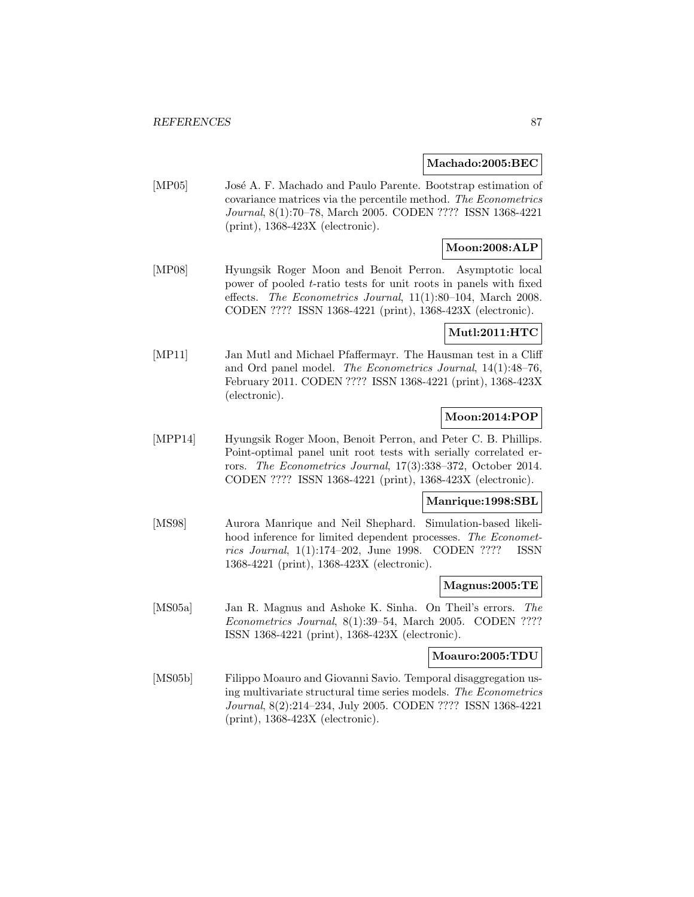**Machado:2005:BEC**

[MP05] José A. F. Machado and Paulo Parente. Bootstrap estimation of covariance matrices via the percentile method. *The Econometrics Journal*, 8(1):70–78, March 2005. CODEN ???? ISSN 1368-4221 (print), 1368-423X (electronic).

**Moon:2008:ALP**

[MP08] Hyungsik Roger Moon and Benoit Perron. Asymptotic local power of pooled $t$-ratio tests for unit roots in panels with fixed effects. *The Econometrics Journal*, 11(1):80–104, March 2008. CODEN ???? ISSN 1368-4221 (print), 1368-423X (electronic).

**Mutl:2011:HTC**

[MP11] Jan Mutl and Michael Pfaffermayr. The Hausman test in a Cliff and Ord panel model. *The Econometrics Journal*, 14(1):48–76, February 2011. CODEN ???? ISSN 1368-4221 (print), 1368-423X (electronic).

**Moon:2014:POP**

[MPP14] Hyungsik Roger Moon, Benoit Perron, and Peter C. B. Phillips. Point-optimal panel unit root tests with serially correlated errors. *The Econometrics Journal*, 17(3):338–372, October 2014. CODEN ???? ISSN 1368-4221 (print), 1368-423X (electronic).

**Manrique:1998:SBL**

[MS98] Aurora Manrique and Neil Shephard. Simulation-based likelihood inference for limited dependent processes. *The Econometrics Journal*, 1(1):174–202, June 1998. CODEN ???? ISSN 1368-4221 (print), 1368-423X (electronic).

**Magnus:2005:TE**

[MS05a] Jan R. Magnus and Ashoke K. Sinha. On Theil's errors. *The Econometrics Journal*, 8(1):39–54, March 2005. CODEN ???? ISSN 1368-4221 (print), 1368-423X (electronic).

**Moauro:2005:TDU**

[MS05b] Filippo Moauro and Giovanni Savio. Temporal disaggregation using multivariate structural time series models. *The Econometrics Journal*, 8(2):214–234, July 2005. CODEN ???? ISSN 1368-4221 (print), 1368-423X (electronic).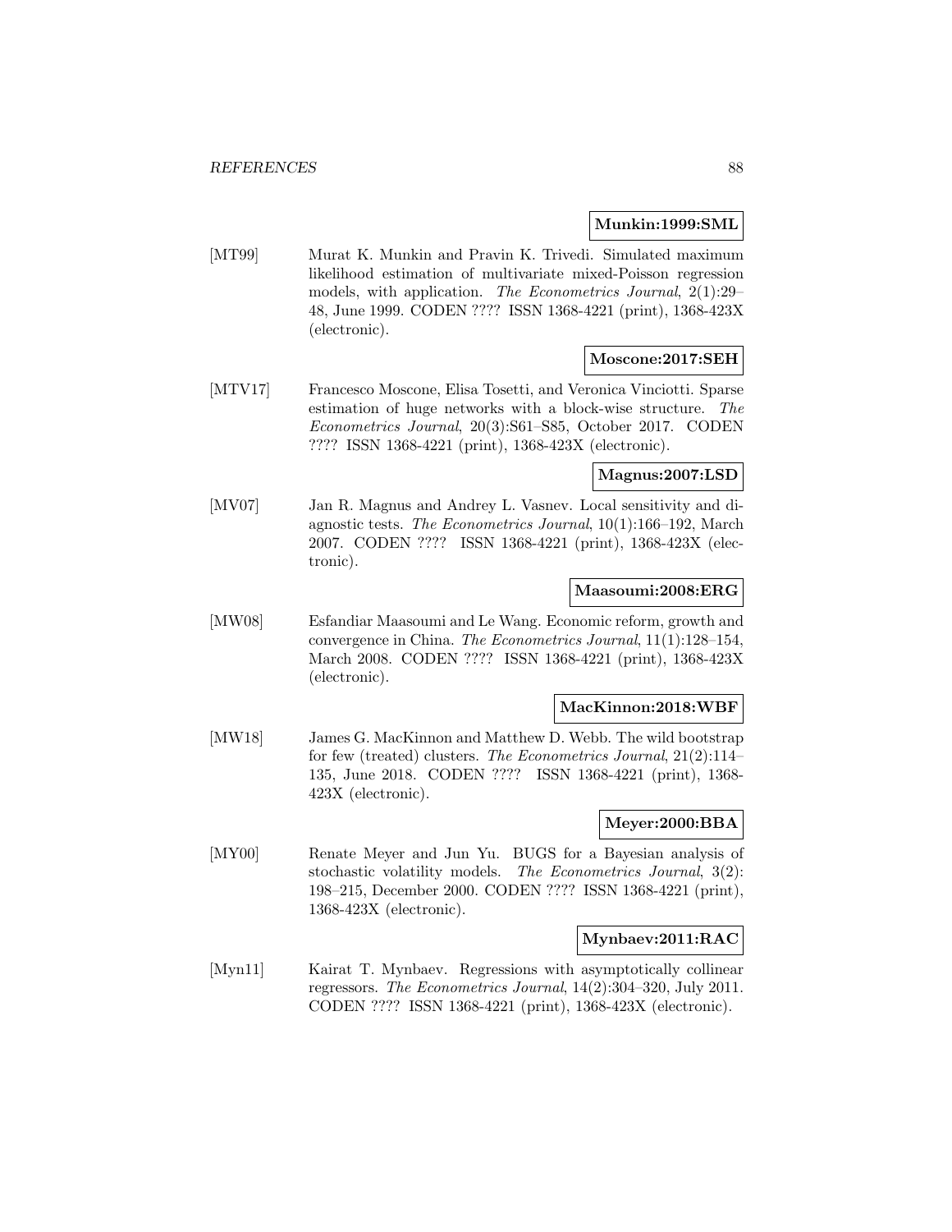**Munkin:1999:SML**

[MT99] Murat K. Munkin and Pravin K. Trivedi. Simulated maximum likelihood estimation of multivariate mixed-Poisson regression models, with application. *The Econometrics Journal*, 2(1):29–48, June 1999. CODEN ???? ISSN 1368-4221 (print), 1368-423X (electronic).

**Moscone:2017:SEH**

[MTV17] Francesco Moscone, Elisa Tosetti, and Veronica Vinciotti. Sparse estimation of huge networks with a block-wise structure. *The Econometrics Journal*, 20(3):S61–S85, October 2017. CODEN ???? ISSN 1368-4221 (print), 1368-423X (electronic).

**Magnus:2007:LSD**

[MV07] Jan R. Magnus and Andrey L. Vasnev. Local sensitivity and diagnostic tests. *The Econometrics Journal*, 10(1):166–192, March 2007. CODEN ???? ISSN 1368-4221 (print), 1368-423X (electronic).

**Maasoumi:2008:ERG**

[MW08] Esfandiar Maasoumi and Le Wang. Economic reform, growth and convergence in China. *The Econometrics Journal*, 11(1):128–154, March 2008. CODEN ???? ISSN 1368-4221 (print), 1368-423X (electronic).

**MacKinnon:2018:WBF**

[MW18] James G. MacKinnon and Matthew D. Webb. The wild bootstrap for few (treated) clusters. *The Econometrics Journal*, 21(2):114–135, June 2018. CODEN ???? ISSN 1368-4221 (print), 1368-423X (electronic).

**Meyer:2000:BBA**

[MY00] Renate Meyer and Jun Yu. BUGS for a Bayesian analysis of stochastic volatility models. *The Econometrics Journal*, 3(2):198–215, December 2000. CODEN ???? ISSN 1368-4221 (print), 1368-423X (electronic).

**Mynbaev:2011:RAC**

[Myn11] Kairat T. Mynbaev. Regressions with asymptotically collinear regressors. *The Econometrics Journal*, 14(2):304–320, July 2011. CODEN ???? ISSN 1368-4221 (print), 1368-423X (electronic).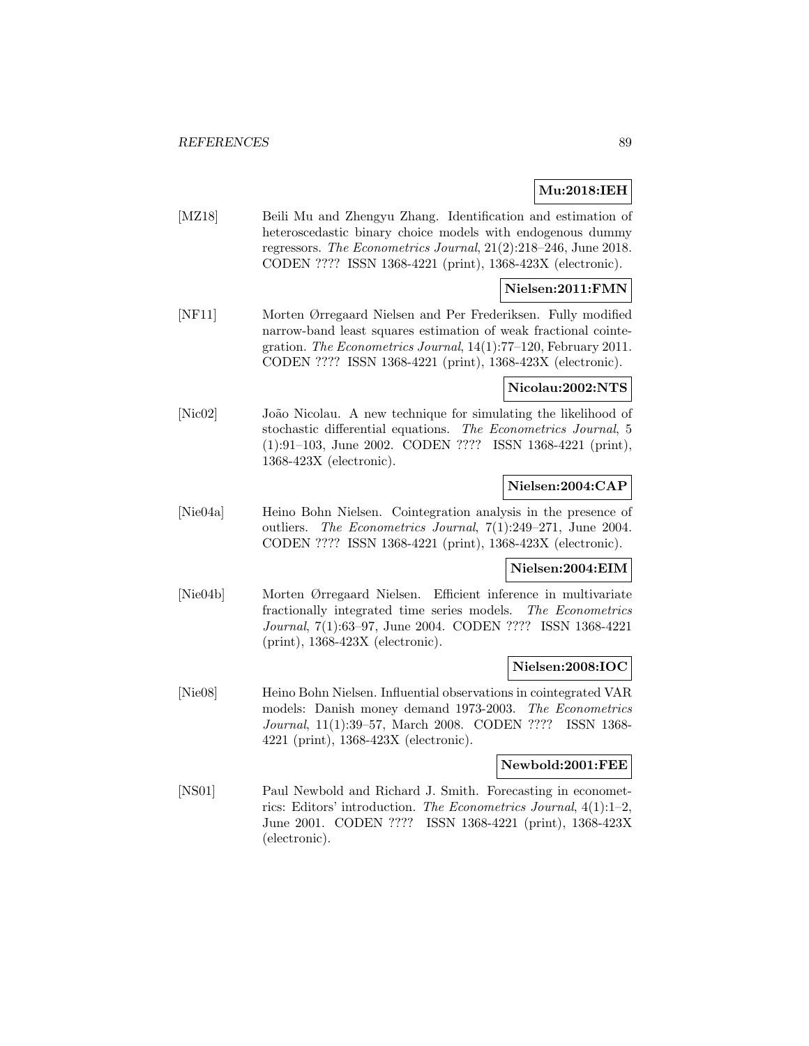**Mu:2018:IEH**

[MZ18] Beili Mu and Zhengyu Zhang. Identification and estimation of heteroscedastic binary choice models with endogenous dummy regressors. *The Econometrics Journal*, 21(2):218–246, June 2018. CODEN ???? ISSN 1368-4221 (print), 1368-423X (electronic).

**Nielsen:2011:FMN**

[NF11] Morten Ørregaard Nielsen and Per Frederiksen. Fully modified narrow-band least squares estimation of weak fractional cointegration. *The Econometrics Journal*, 14(1):77–120, February 2011. CODEN ???? ISSN 1368-4221 (print), 1368-423X (electronic).

**Nicolau:2002:NTS**

[Nic02] João Nicolau. A new technique for simulating the likelihood of stochastic differential equations. *The Econometrics Journal*, 5 (1):91–103, June 2002. CODEN ???? ISSN 1368-4221 (print), 1368-423X (electronic).

**Nielsen:2004:CAP**

[Nie04a] Heino Bohn Nielsen. Cointegration analysis in the presence of outliers. *The Econometrics Journal*, 7(1):249–271, June 2004. CODEN ???? ISSN 1368-4221 (print), 1368-423X (electronic).

**Nielsen:2004:EIM**

[Nie04b] Morten Ørregaard Nielsen. Efficient inference in multivariate fractionally integrated time series models. *The Econometrics Journal*, 7(1):63–97, June 2004. CODEN ???? ISSN 1368-4221 (print), 1368-423X (electronic).

**Nielsen:2008:IOC**

[Nie08] Heino Bohn Nielsen. Influential observations in cointegrated VAR models: Danish money demand 1973-2003. *The Econometrics Journal*, 11(1):39–57, March 2008. CODEN ???? ISSN 1368-4221 (print), 1368-423X (electronic).

**Newbold:2001:FEE**

[NS01] Paul Newbold and Richard J. Smith. Forecasting in econometrics: Editors' introduction. *The Econometrics Journal*, 4(1):1–2, June 2001. CODEN ???? ISSN 1368-4221 (print), 1368-423X (electronic).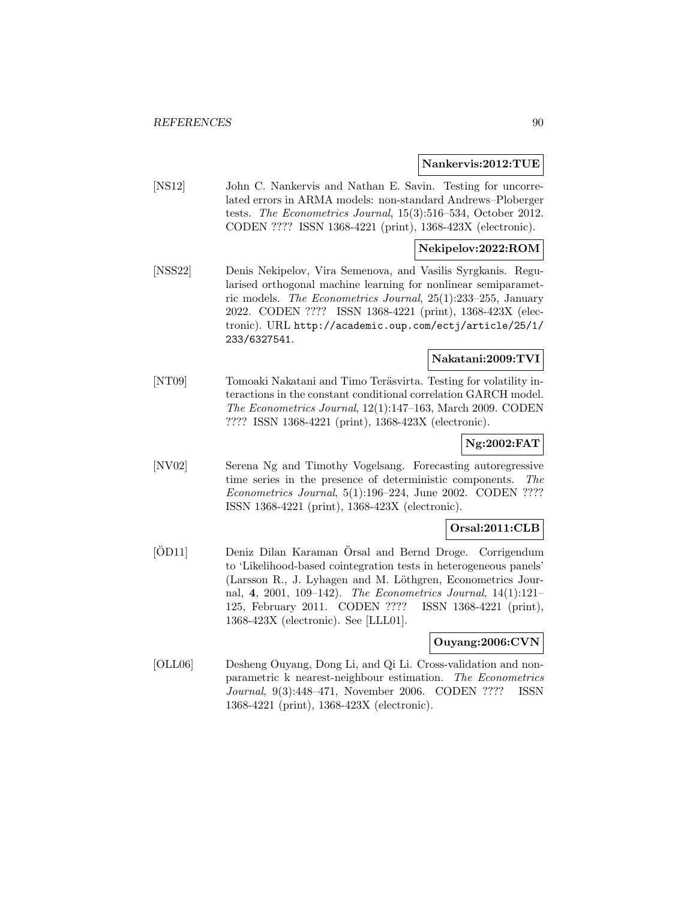**Nankervis:2012:TUE**

[NS12] John C. Nankervis and Nathan E. Savin. Testing for uncorrelated errors in ARMA models: non-standard Andrews–Ploberger tests. *The Econometrics Journal*, 15(3):516–534, October 2012. CODEN ???? ISSN 1368-4221 (print), 1368-423X (electronic).

**Nekipelov:2022:ROM**

[NSS22] Denis Nekipelov, Vira Semenova, and Vasilis Syrgkanis. Regularised orthogonal machine learning for nonlinear semiparametric models. *The Econometrics Journal*, 25(1):233–255, January 2022. CODEN ???? ISSN 1368-4221 (print), 1368-423X (electronic). URL http://academic.oup.com/ectj/article/25/1/233/6327541.

**Nakatani:2009:TVI**

[NT09] Tomoaki Nakatani and Timo Teräsvirta. Testing for volatility interactions in the constant conditional correlation GARCH model. *The Econometrics Journal*, 12(1):147–163, March 2009. CODEN ???? ISSN 1368-4221 (print), 1368-423X (electronic).

**Ng:2002:FAT**

[NV02] Serena Ng and Timothy Vogelsang. Forecasting autoregressive time series in the presence of deterministic components. *The Econometrics Journal*, 5(1):196–224, June 2002. CODEN ???? ISSN 1368-4221 (print), 1368-423X (electronic).

**Orsal:2011:CLB**

[ÖD11] Deniz Dilan Karaman Örsal and Bernd Droge. Corrigendum to 'Likelihood-based cointegration tests in heterogeneous panels' (Larsson R., J. Lyhagen and M. Löthgren, Econometrics Journal, **4**, 2001, 109–142). *The Econometrics Journal*, 14(1):121–125, February 2011. CODEN ???? ISSN 1368-4221 (print), 1368-423X (electronic). See [LLL01].

**Ouyang:2006:CVN**

[OLL06] Desheng Ouyang, Dong Li, and Qi Li. Cross-validation and nonparametric k nearest-neighbour estimation. *The Econometrics Journal*, 9(3):448–471, November 2006. CODEN ???? ISSN 1368-4221 (print), 1368-423X (electronic).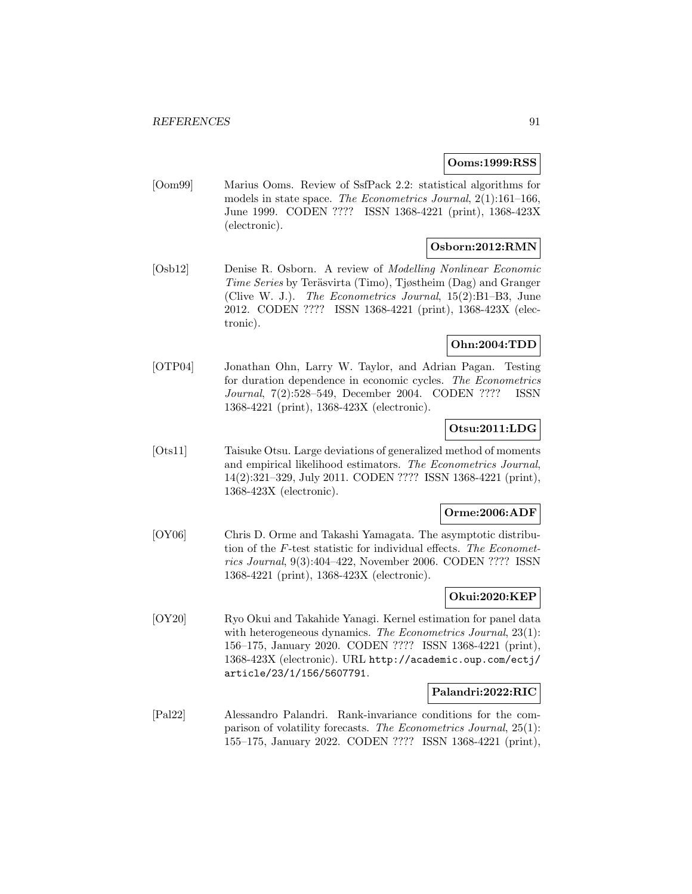**Ooms:1999:RSS**

[Oom99] Marius Ooms. Review of SsfPack 2.2: statistical algorithms for models in state space. *The Econometrics Journal*, 2(1):161–166, June 1999. CODEN ???? ISSN 1368-4221 (print), 1368-423X (electronic).

**Osborn:2012:RMN**

[Osb12] Denise R. Osborn. A review of *Modelling Nonlinear Economic Time Series* by Teräsvirta (Timo), Tjøstheim (Dag) and Granger (Clive W. J.). *The Econometrics Journal*, 15(2):B1–B3, June 2012. CODEN ???? ISSN 1368-4221 (print), 1368-423X (electronic).

**Ohn:2004:TDD**

[OTP04] Jonathan Ohn, Larry W. Taylor, and Adrian Pagan. Testing for duration dependence in economic cycles. *The Econometrics Journal*, 7(2):528–549, December 2004. CODEN ???? ISSN 1368-4221 (print), 1368-423X (electronic).

**Otsu:2011:LDG**

[Ots11] Taisuke Otsu. Large deviations of generalized method of moments and empirical likelihood estimators. *The Econometrics Journal*, 14(2):321–329, July 2011. CODEN ???? ISSN 1368-4221 (print), 1368-423X (electronic).

**Orme:2006:ADF**

[OY06] Chris D. Orme and Takashi Yamagata. The asymptotic distribution of the $F$-test statistic for individual effects. *The Econometrics Journal*, 9(3):404–422, November 2006. CODEN ???? ISSN 1368-4221 (print), 1368-423X (electronic).

**Okui:2020:KEP**

[OY20] Ryo Okui and Takahide Yanagi. Kernel estimation for panel data with heterogeneous dynamics. *The Econometrics Journal*, 23(1): 156–175, January 2020. CODEN ???? ISSN 1368-4221 (print), 1368-423X (electronic). URL http://academic.oup.com/ectj/article/23/1/156/5607791.

**Palandri:2022:RIC**

[Pal22] Alessandro Palandri. Rank-invariance conditions for the comparison of volatility forecasts. *The Econometrics Journal*, 25(1): 155–175, January 2022. CODEN ???? ISSN 1368-4221 (print),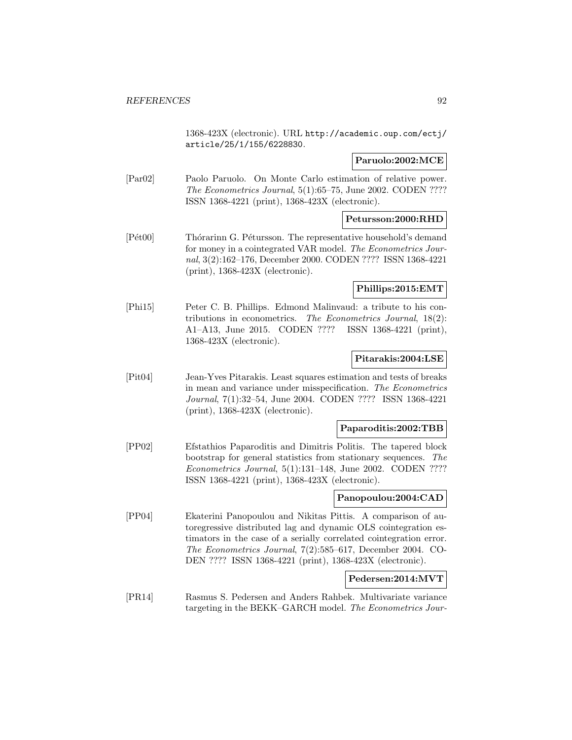1368-423X (electronic). URL `http://academic.oup.com/ectj/article/25/1/155/6228830`.

**Paruolo:2002:MCE**

[Par02] Paolo Paruolo. On Monte Carlo estimation of relative power. *The Econometrics Journal*, 5(1):65–75, June 2002. CODEN ???? ISSN 1368-4221 (print), 1368-423X (electronic).

**Petursson:2000:RHD**

[Pét00] Thórarinn G. Pétursson. The representative household's demand for money in a cointegrated VAR model. *The Econometrics Journal*, 3(2):162–176, December 2000. CODEN ???? ISSN 1368-4221 (print), 1368-423X (electronic).

**Phillips:2015:EMT**

[Phi15] Peter C. B. Phillips. Edmond Malinvaud: a tribute to his contributions in econometrics. *The Econometrics Journal*, 18(2): A1–A13, June 2015. CODEN ???? ISSN 1368-4221 (print), 1368-423X (electronic).

**Pitarakis:2004:LSE**

[Pit04] Jean-Yves Pitarakis. Least squares estimation and tests of breaks in mean and variance under misspecification. *The Econometrics Journal*, 7(1):32–54, June 2004. CODEN ???? ISSN 1368-4221 (print), 1368-423X (electronic).

**Paparoditis:2002:TBB**

[PP02] Efstathios Paparoditis and Dimitris Politis. The tapered block bootstrap for general statistics from stationary sequences. *The Econometrics Journal*, 5(1):131–148, June 2002. CODEN ???? ISSN 1368-4221 (print), 1368-423X (electronic).

**Panopoulou:2004:CAD**

[PP04] Ekaterini Panopoulou and Nikitas Pittis. A comparison of autoregressive distributed lag and dynamic OLS cointegration estimators in the case of a serially correlated cointegration error. *The Econometrics Journal*, 7(2):585–617, December 2004. CODEN ???? ISSN 1368-4221 (print), 1368-423X (electronic).

**Pedersen:2014:MVT**

[PR14] Rasmus S. Pedersen and Anders Rahbek. Multivariate variance targeting in the BEKK–GARCH model. *The Econometrics Jour-*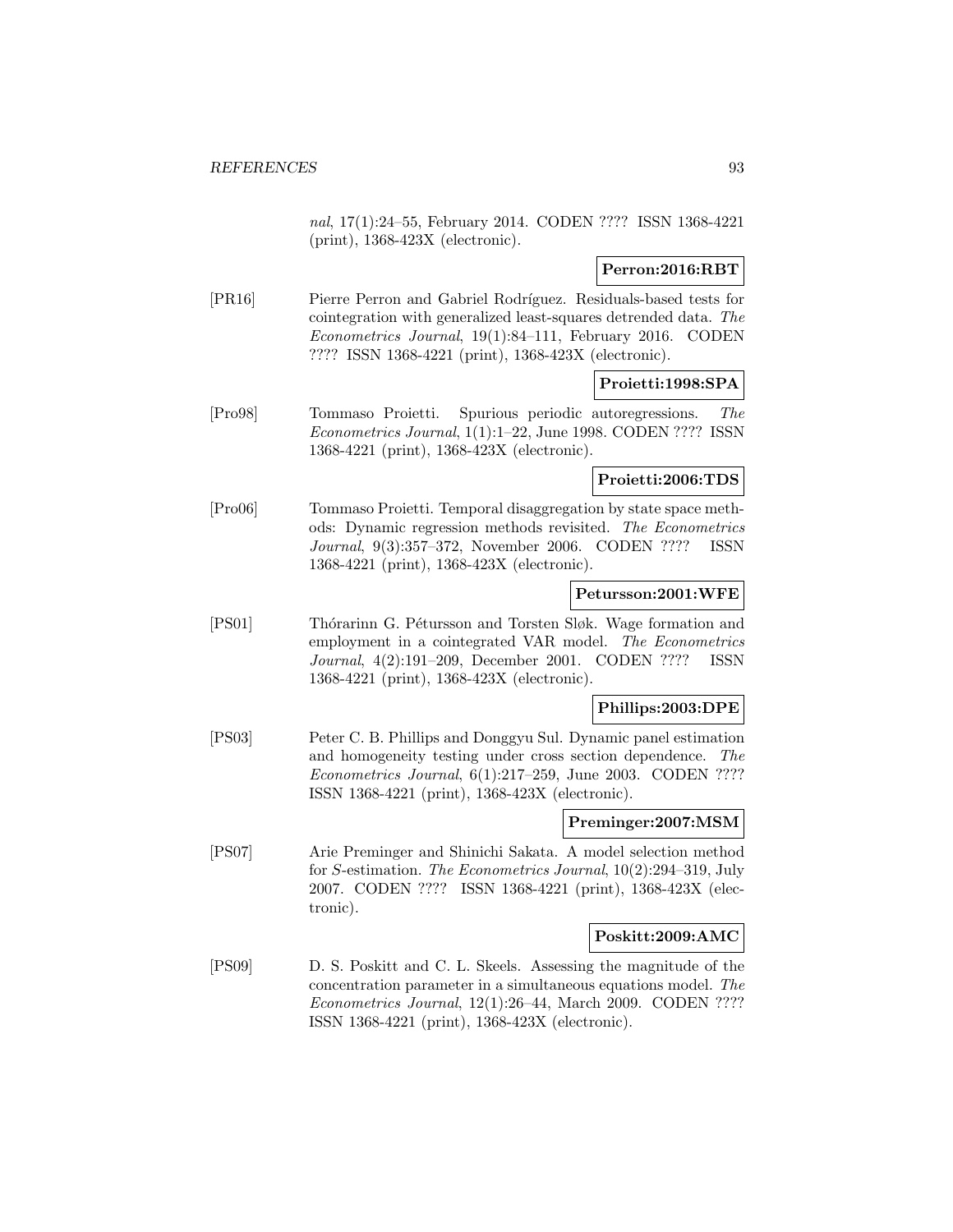*nal*, 17(1):24–55, February 2014. CODEN ???? ISSN 1368-4221 (print), 1368-423X (electronic).

**Perron:2016:RBT**

[PR16] Pierre Perron and Gabriel Rodríguez. Residuals-based tests for cointegration with generalized least-squares detrended data. *The Econometrics Journal*, 19(1):84–111, February 2016. CODEN ???? ISSN 1368-4221 (print), 1368-423X (electronic).

**Proietti:1998:SPA**

[Pro98] Tommaso Proietti. Spurious periodic autoregressions. *The Econometrics Journal*, 1(1):1–22, June 1998. CODEN ???? ISSN 1368-4221 (print), 1368-423X (electronic).

**Proietti:2006:TDS**

[Pro06] Tommaso Proietti. Temporal disaggregation by state space methods: Dynamic regression methods revisited. *The Econometrics Journal*, 9(3):357–372, November 2006. CODEN ???? ISSN 1368-4221 (print), 1368-423X (electronic).

**Petursson:2001:WFE**

[PS01] Thórarinn G. Pétursson and Torsten Sløk. Wage formation and employment in a cointegrated VAR model. *The Econometrics Journal*, 4(2):191–209, December 2001. CODEN ???? ISSN 1368-4221 (print), 1368-423X (electronic).

**Phillips:2003:DPE**

[PS03] Peter C. B. Phillips and Donggyu Sul. Dynamic panel estimation and homogeneity testing under cross section dependence. *The Econometrics Journal*, 6(1):217–259, June 2003. CODEN ???? ISSN 1368-4221 (print), 1368-423X (electronic).

**Preminger:2007:MSM**

[PS07] Arie Preminger and Shinichi Sakata. A model selection method for *S*-estimation. *The Econometrics Journal*, 10(2):294–319, July 2007. CODEN ???? ISSN 1368-4221 (print), 1368-423X (electronic).

**Poskitt:2009:AMC**

[PS09] D. S. Poskitt and C. L. Skeels. Assessing the magnitude of the concentration parameter in a simultaneous equations model. *The Econometrics Journal*, 12(1):26–44, March 2009. CODEN ???? ISSN 1368-4221 (print), 1368-423X (electronic).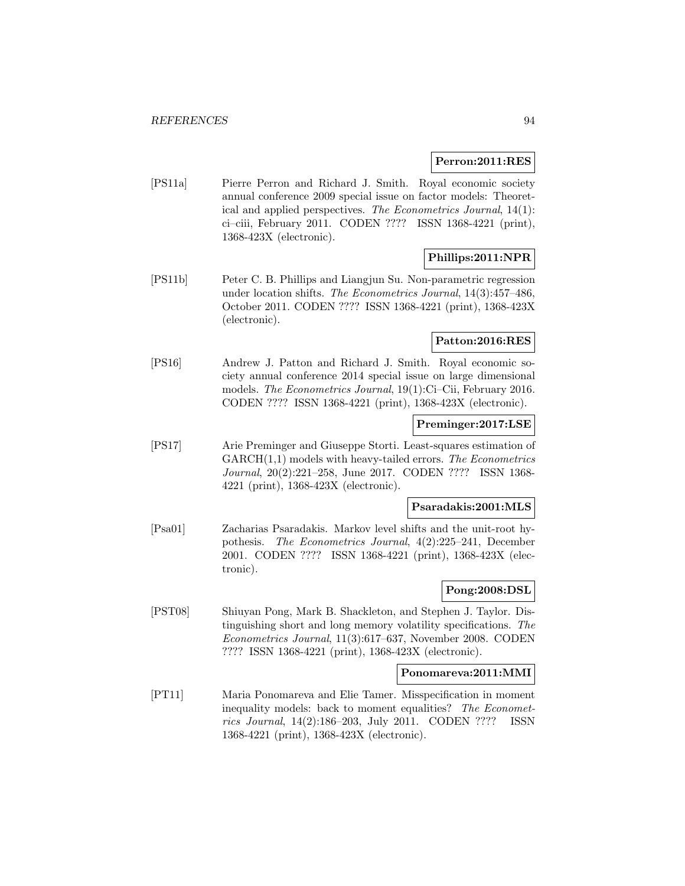**Perron:2011:RES**

[PS11a] Pierre Perron and Richard J. Smith. Royal economic society annual conference 2009 special issue on factor models: Theoretical and applied perspectives. *The Econometrics Journal*, 14(1): ci–ciii, February 2011. CODEN ???? ISSN 1368-4221 (print), 1368-423X (electronic).

**Phillips:2011:NPR**

[PS11b] Peter C. B. Phillips and Liangjun Su. Non-parametric regression under location shifts. *The Econometrics Journal*, 14(3):457–486, October 2011. CODEN ???? ISSN 1368-4221 (print), 1368-423X (electronic).

**Patton:2016:RES**

[PS16] Andrew J. Patton and Richard J. Smith. Royal economic society annual conference 2014 special issue on large dimensional models. *The Econometrics Journal*, 19(1):Ci–Cii, February 2016. CODEN ???? ISSN 1368-4221 (print), 1368-423X (electronic).

**Preminger:2017:LSE**

[PS17] Arie Preminger and Giuseppe Storti. Least-squares estimation of GARCH(1,1) models with heavy-tailed errors. *The Econometrics Journal*, 20(2):221–258, June 2017. CODEN ???? ISSN 1368-4221 (print), 1368-423X (electronic).

**Psaradakis:2001:MLS**

[Psa01] Zacharias Psaradakis. Markov level shifts and the unit-root hypothesis. *The Econometrics Journal*, 4(2):225–241, December 2001. CODEN ???? ISSN 1368-4221 (print), 1368-423X (electronic).

**Pong:2008:DSL**

[PST08] Shiuyan Pong, Mark B. Shackleton, and Stephen J. Taylor. Distinguishing short and long memory volatility specifications. *The Econometrics Journal*, 11(3):617–637, November 2008. CODEN ???? ISSN 1368-4221 (print), 1368-423X (electronic).

**Ponomareva:2011:MMI**

[PT11] Maria Ponomareva and Elie Tamer. Misspecification in moment inequality models: back to moment equalities? *The Econometrics Journal*, 14(2):186–203, July 2011. CODEN ???? ISSN 1368-4221 (print), 1368-423X (electronic).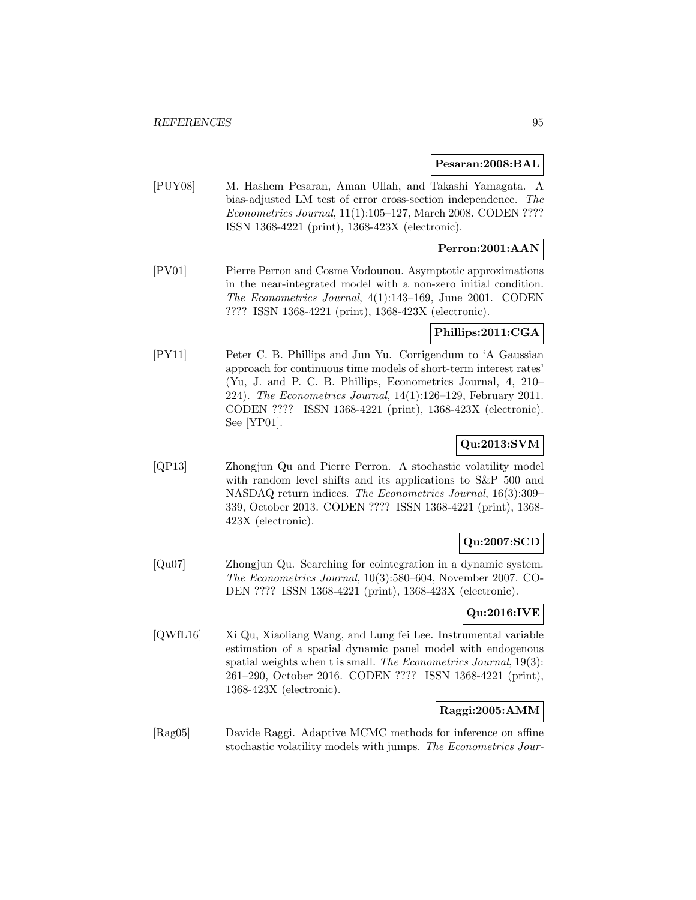**Pesaran:2008:BAL**

[PUY08] M. Hashem Pesaran, Aman Ullah, and Takashi Yamagata. A bias-adjusted LM test of error cross-section independence. *The Econometrics Journal*, 11(1):105–127, March 2008. CODEN ???? ISSN 1368-4221 (print), 1368-423X (electronic).

**Perron:2001:AAN**

[PV01] Pierre Perron and Cosme Vodounou. Asymptotic approximations in the near-integrated model with a non-zero initial condition. *The Econometrics Journal*, 4(1):143–169, June 2001. CODEN ???? ISSN 1368-4221 (print), 1368-423X (electronic).

**Phillips:2011:CGA**

[PY11] Peter C. B. Phillips and Jun Yu. Corrigendum to 'A Gaussian approach for continuous time models of short-term interest rates' (Yu, J. and P. C. B. Phillips, Econometrics Journal, **4**, 210–224). *The Econometrics Journal*, 14(1):126–129, February 2011. CODEN ???? ISSN 1368-4221 (print), 1368-423X (electronic). See [YP01].

**Qu:2013:SVM**

[QP13] Zhongjun Qu and Pierre Perron. A stochastic volatility model with random level shifts and its applications to S&P 500 and NASDAQ return indices. *The Econometrics Journal*, 16(3):309–339, October 2013. CODEN ???? ISSN 1368-4221 (print), 1368-423X (electronic).

**Qu:2007:SCD**

[Qu07] Zhongjun Qu. Searching for cointegration in a dynamic system. *The Econometrics Journal*, 10(3):580–604, November 2007. CODEN ???? ISSN 1368-4221 (print), 1368-423X (electronic).

**Qu:2016:IVE**

[QWfL16] Xi Qu, Xiaoliang Wang, and Lung fei Lee. Instrumental variable estimation of a spatial dynamic panel model with endogenous spatial weights when t is small. *The Econometrics Journal*, 19(3): 261–290, October 2016. CODEN ???? ISSN 1368-4221 (print), 1368-423X (electronic).

**Raggi:2005:AMM**

[Rag05] Davide Raggi. Adaptive MCMC methods for inference on affine stochastic volatility models with jumps. *The Econometrics Jour-*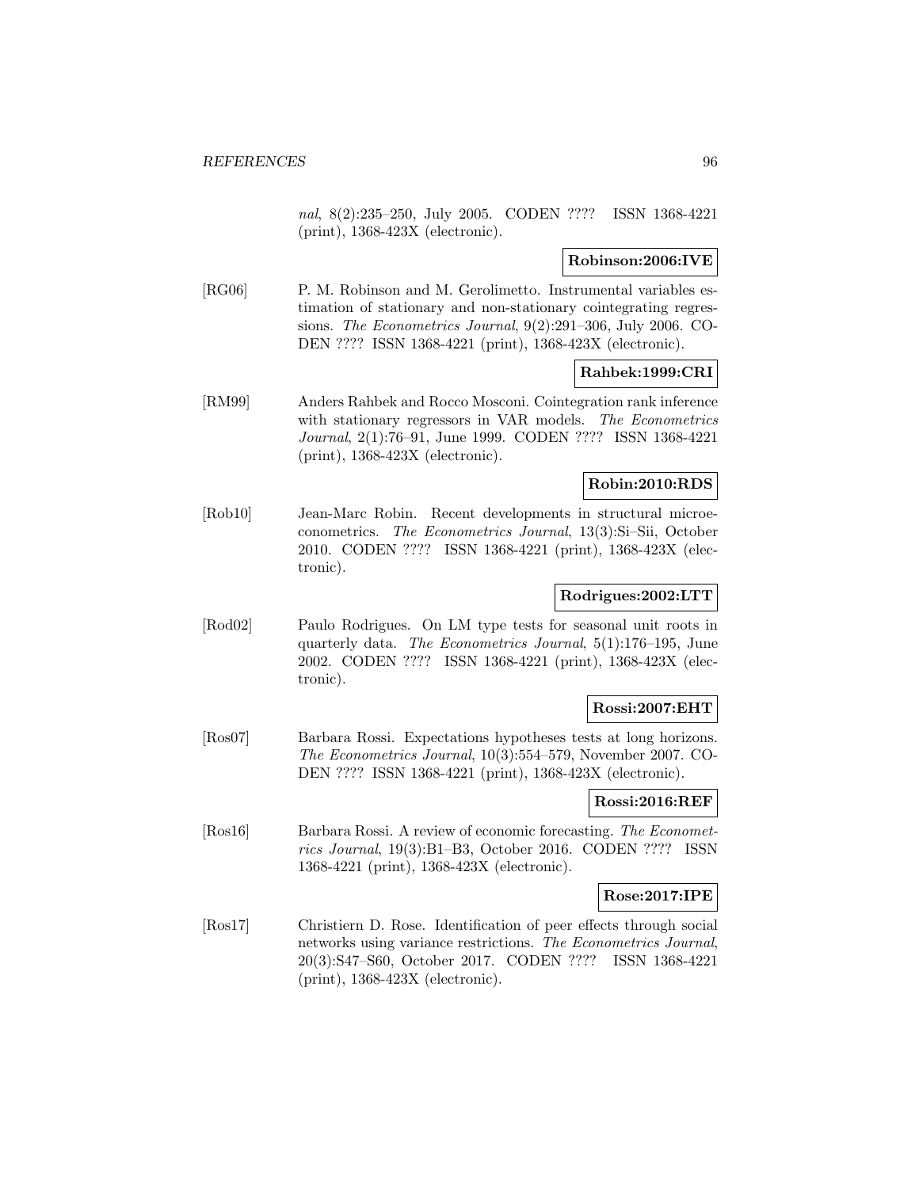*nal*, 8(2):235–250, July 2005. CODEN ???? ISSN 1368-4221 (print), 1368-423X (electronic).

**Robinson:2006:IVE**

[RG06] P. M. Robinson and M. Gerolimetto. Instrumental variables estimation of stationary and non-stationary cointegrating regressions. *The Econometrics Journal*, 9(2):291–306, July 2006. CODEN ???? ISSN 1368-4221 (print), 1368-423X (electronic).

**Rahbek:1999:CRI**

[RM99] Anders Rahbek and Rocco Mosconi. Cointegration rank inference with stationary regressors in VAR models. *The Econometrics Journal*, 2(1):76–91, June 1999. CODEN ???? ISSN 1368-4221 (print), 1368-423X (electronic).

**Robin:2010:RDS**

[Rob10] Jean-Marc Robin. Recent developments in structural microeconometrics. *The Econometrics Journal*, 13(3):Si–Sii, October 2010. CODEN ???? ISSN 1368-4221 (print), 1368-423X (electronic).

**Rodrigues:2002:LTT**

[Rod02] Paulo Rodrigues. On LM type tests for seasonal unit roots in quarterly data. *The Econometrics Journal*, 5(1):176–195, June 2002. CODEN ???? ISSN 1368-4221 (print), 1368-423X (electronic).

**Rossi:2007:EHT**

[Ros07] Barbara Rossi. Expectations hypotheses tests at long horizons. *The Econometrics Journal*, 10(3):554–579, November 2007. CODEN ???? ISSN 1368-4221 (print), 1368-423X (electronic).

**Rossi:2016:REF**

[Ros16] Barbara Rossi. A review of economic forecasting. *The Econometrics Journal*, 19(3):B1–B3, October 2016. CODEN ???? ISSN 1368-4221 (print), 1368-423X (electronic).

**Rose:2017:IPE**

[Ros17] Christiern D. Rose. Identification of peer effects through social networks using variance restrictions. *The Econometrics Journal*, 20(3):S47–S60, October 2017. CODEN ???? ISSN 1368-4221 (print), 1368-423X (electronic).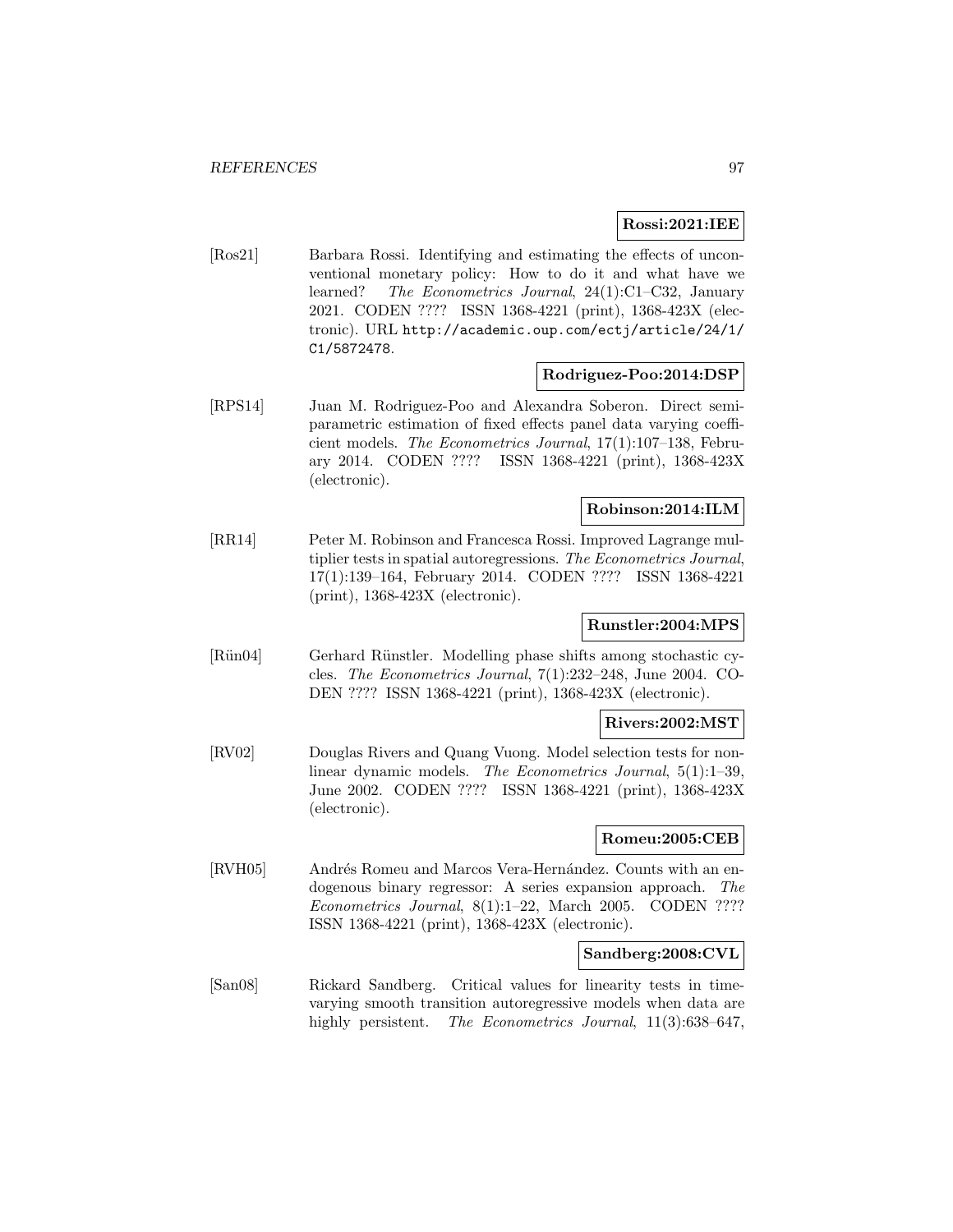**Rossi:2021:IEE**

[Ros21] Barbara Rossi. Identifying and estimating the effects of unconventional monetary policy: How to do it and what have we learned? *The Econometrics Journal*, 24(1):C1–C32, January 2021. CODEN ???? ISSN 1368-4221 (print), 1368-423X (electronic). URL http://academic.oup.com/ectj/article/24/1/C1/5872478.

**Rodriguez-Poo:2014:DSP**

[RPS14] Juan M. Rodriguez-Poo and Alexandra Soberon. Direct semiparametric estimation of fixed effects panel data varying coefficient models. *The Econometrics Journal*, 17(1):107–138, February 2014. CODEN ???? ISSN 1368-4221 (print), 1368-423X (electronic).

**Robinson:2014:ILM**

[RR14] Peter M. Robinson and Francesca Rossi. Improved Lagrange multiplier tests in spatial autoregressions. *The Econometrics Journal*, 17(1):139–164, February 2014. CODEN ???? ISSN 1368-4221 (print), 1368-423X (electronic).

**Runstler:2004:MPS**

[Rün04] Gerhard Rünstler. Modelling phase shifts among stochastic cycles. *The Econometrics Journal*, 7(1):232–248, June 2004. CODEN ???? ISSN 1368-4221 (print), 1368-423X (electronic).

**Rivers:2002:MST**

[RV02] Douglas Rivers and Quang Vuong. Model selection tests for nonlinear dynamic models. *The Econometrics Journal*, 5(1):1–39, June 2002. CODEN ???? ISSN 1368-4221 (print), 1368-423X (electronic).

**Romeu:2005:CEB**

[RVH05] Andrés Romeu and Marcos Vera-Hernández. Counts with an endogenous binary regressor: A series expansion approach. *The Econometrics Journal*, 8(1):1–22, March 2005. CODEN ???? ISSN 1368-4221 (print), 1368-423X (electronic).

**Sandberg:2008:CVL**

[San08] Rickard Sandberg. Critical values for linearity tests in time-varying smooth transition autoregressive models when data are highly persistent. *The Econometrics Journal*, 11(3):638–647,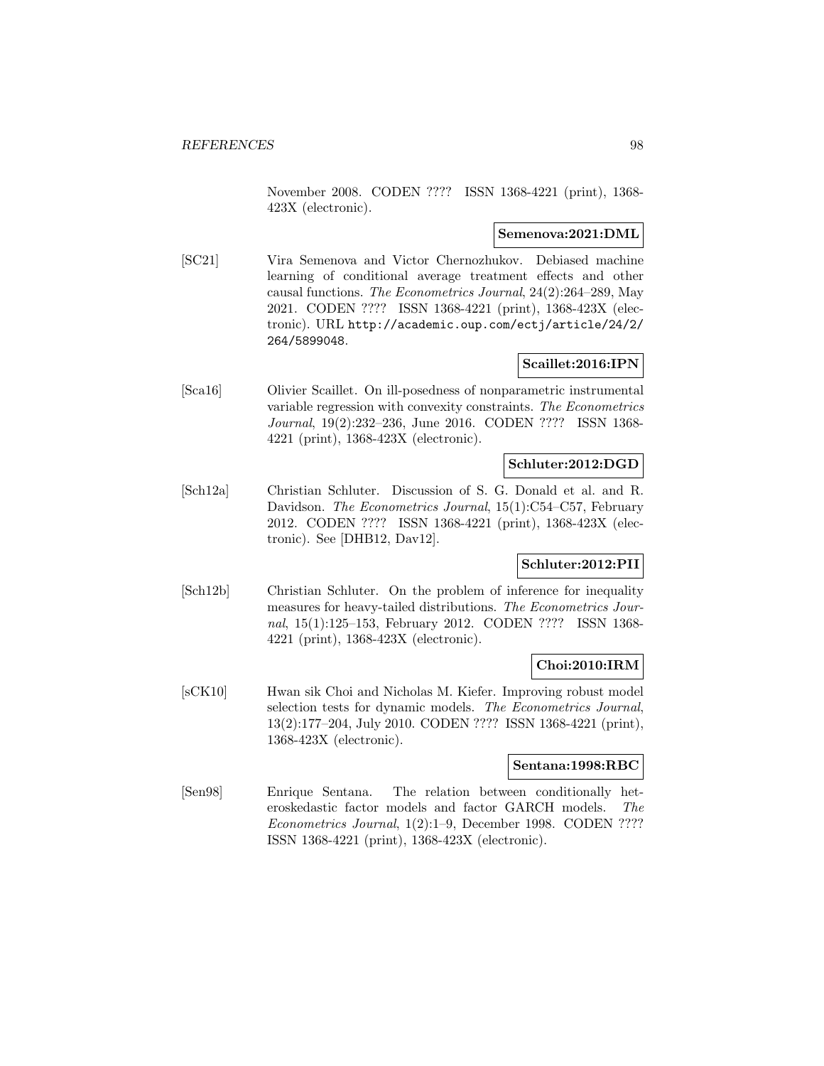November 2008. CODEN ???? ISSN 1368-4221 (print), 1368-423X (electronic).

**Semenova:2021:DML**

[SC21] Vira Semenova and Victor Chernozhukov. Debiased machine learning of conditional average treatment effects and other causal functions. *The Econometrics Journal*, 24(2):264–289, May 2021. CODEN ???? ISSN 1368-4221 (print), 1368-423X (electronic). URL http://academic.oup.com/ectj/article/24/2/264/5899048.

**Scaillet:2016:IPN**

[Sca16] Olivier Scaillet. On ill-posedness of nonparametric instrumental variable regression with convexity constraints. *The Econometrics Journal*, 19(2):232–236, June 2016. CODEN ???? ISSN 1368-4221 (print), 1368-423X (electronic).

**Schluter:2012:DGD**

[Sch12a] Christian Schluter. Discussion of S. G. Donald et al. and R. Davidson. *The Econometrics Journal*, 15(1):C54–C57, February 2012. CODEN ???? ISSN 1368-4221 (print), 1368-423X (electronic). See [DHB12, Dav12].

**Schluter:2012:PII**

[Sch12b] Christian Schluter. On the problem of inference for inequality measures for heavy-tailed distributions. *The Econometrics Journal*, 15(1):125–153, February 2012. CODEN ???? ISSN 1368-4221 (print), 1368-423X (electronic).

**Choi:2010:IRM**

[sCK10] Hwan sik Choi and Nicholas M. Kiefer. Improving robust model selection tests for dynamic models. *The Econometrics Journal*, 13(2):177–204, July 2010. CODEN ???? ISSN 1368-4221 (print), 1368-423X (electronic).

**Sentana:1998:RBC**

[Sen98] Enrique Sentana. The relation between conditionally heteroskedastic factor models and factor GARCH models. *The Econometrics Journal*, 1(2):1–9, December 1998. CODEN ???? ISSN 1368-4221 (print), 1368-423X (electronic).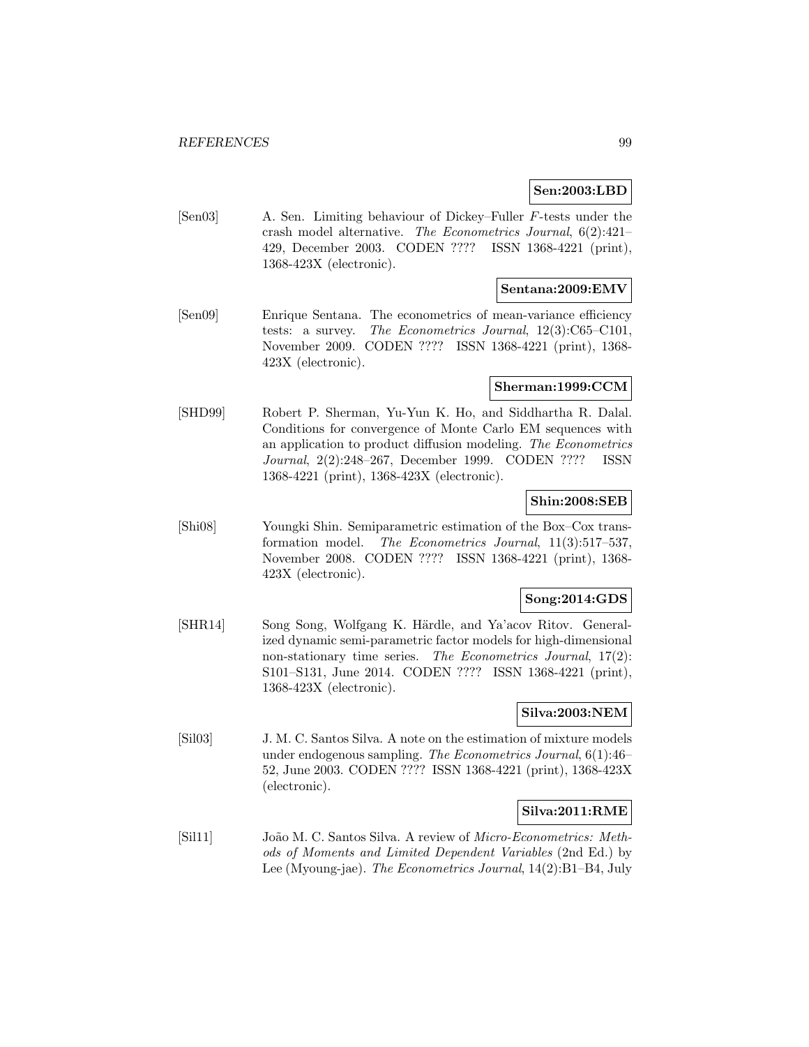**Sen:2003:LBD**

[Sen03] A. Sen. Limiting behaviour of Dickey–Fuller $F$-tests under the crash model alternative. *The Econometrics Journal*, 6(2):421–429, December 2003. CODEN ???? ISSN 1368-4221 (print), 1368-423X (electronic).

**Sentana:2009:EMV**

[Sen09] Enrique Sentana. The econometrics of mean-variance efficiency tests: a survey. *The Econometrics Journal*, 12(3):C65–C101, November 2009. CODEN ???? ISSN 1368-4221 (print), 1368-423X (electronic).

**Sherman:1999:CCM**

[SHD99] Robert P. Sherman, Yu-Yun K. Ho, and Siddhartha R. Dalal. Conditions for convergence of Monte Carlo EM sequences with an application to product diffusion modeling. *The Econometrics Journal*, 2(2):248–267, December 1999. CODEN ???? ISSN 1368-4221 (print), 1368-423X (electronic).

**Shin:2008:SEB**

[Shi08] Youngki Shin. Semiparametric estimation of the Box–Cox transformation model. *The Econometrics Journal*, 11(3):517–537, November 2008. CODEN ???? ISSN 1368-4221 (print), 1368-423X (electronic).

**Song:2014:GDS**

[SHR14] Song Song, Wolfgang K. Härdle, and Ya'acov Ritov. Generalized dynamic semi-parametric factor models for high-dimensional non-stationary time series. *The Econometrics Journal*, 17(2): S101–S131, June 2014. CODEN ???? ISSN 1368-4221 (print), 1368-423X (electronic).

**Silva:2003:NEM**

[Sil03] J. M. C. Santos Silva. A note on the estimation of mixture models under endogenous sampling. *The Econometrics Journal*, 6(1):46–52, June 2003. CODEN ???? ISSN 1368-4221 (print), 1368-423X (electronic).

**Silva:2011:RME**

[Sil11] João M. C. Santos Silva. A review of *Micro-Econometrics: Methods of Moments and Limited Dependent Variables* (2nd Ed.) by Lee (Myoung-jae). *The Econometrics Journal*, 14(2):B1–B4, July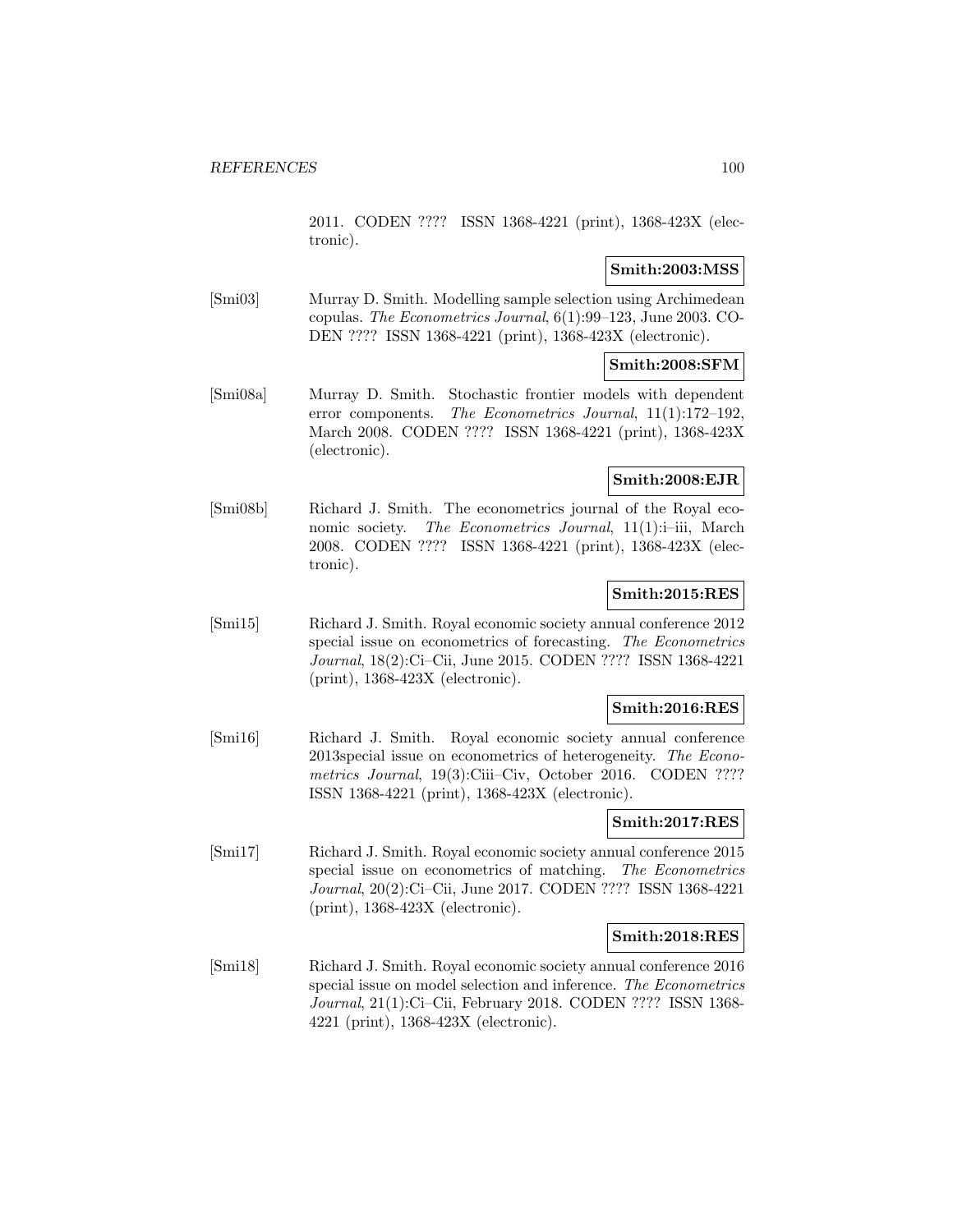2011. CODEN ???? ISSN 1368-4221 (print), 1368-423X (electronic).

**Smith:2003:MSS**

[Smi03] Murray D. Smith. Modelling sample selection using Archimedean copulas. *The Econometrics Journal*, 6(1):99–123, June 2003. CODEN ???? ISSN 1368-4221 (print), 1368-423X (electronic).

**Smith:2008:SFM**

[Smi08a] Murray D. Smith. Stochastic frontier models with dependent error components. *The Econometrics Journal*, 11(1):172–192, March 2008. CODEN ???? ISSN 1368-4221 (print), 1368-423X (electronic).

**Smith:2008:EJR**

[Smi08b] Richard J. Smith. The econometrics journal of the Royal economic society. *The Econometrics Journal*, 11(1):i–iii, March 2008. CODEN ???? ISSN 1368-4221 (print), 1368-423X (electronic).

**Smith:2015:RES**

[Smi15] Richard J. Smith. Royal economic society annual conference 2012 special issue on econometrics of forecasting. *The Econometrics Journal*, 18(2):Ci–Cii, June 2015. CODEN ???? ISSN 1368-4221 (print), 1368-423X (electronic).

**Smith:2016:RES**

[Smi16] Richard J. Smith. Royal economic society annual conference 2013special issue on econometrics of heterogeneity. *The Econometrics Journal*, 19(3):Ciii–Civ, October 2016. CODEN ???? ISSN 1368-4221 (print), 1368-423X (electronic).

**Smith:2017:RES**

[Smi17] Richard J. Smith. Royal economic society annual conference 2015 special issue on econometrics of matching. *The Econometrics Journal*, 20(2):Ci–Cii, June 2017. CODEN ???? ISSN 1368-4221 (print), 1368-423X (electronic).

**Smith:2018:RES**

[Smi18] Richard J. Smith. Royal economic society annual conference 2016 special issue on model selection and inference. *The Econometrics Journal*, 21(1):Ci–Cii, February 2018. CODEN ???? ISSN 1368-4221 (print), 1368-423X (electronic).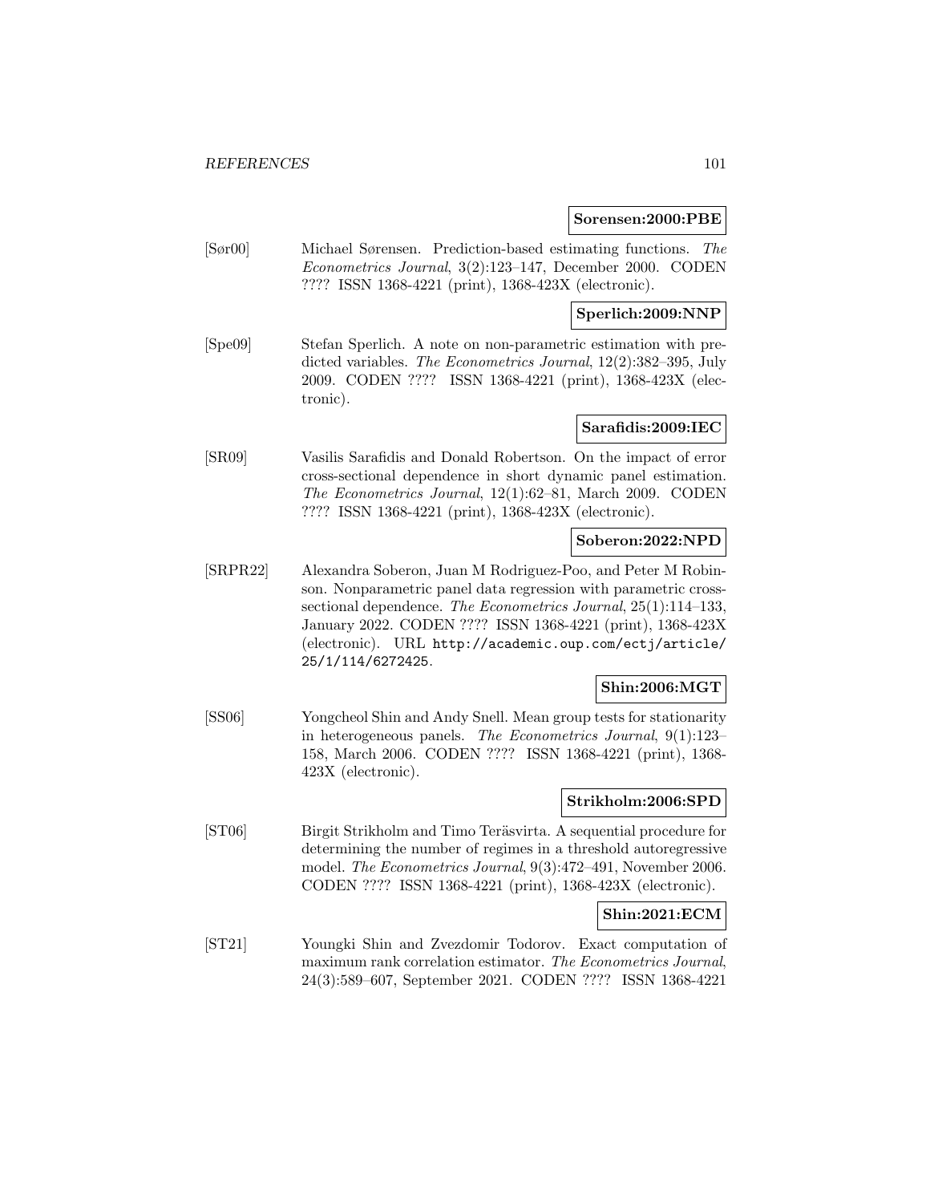**Sorensen:2000:PBE**

[Sør00] Michael Sørensen. Prediction-based estimating functions. *The Econometrics Journal*, 3(2):123–147, December 2000. CODEN ???? ISSN 1368-4221 (print), 1368-423X (electronic).

**Sperlich:2009:NNP**

[Spe09] Stefan Sperlich. A note on non-parametric estimation with predicted variables. *The Econometrics Journal*, 12(2):382–395, July 2009. CODEN ???? ISSN 1368-4221 (print), 1368-423X (electronic).

**Sarafidis:2009:IEC**

[SR09] Vasilis Sarafidis and Donald Robertson. On the impact of error cross-sectional dependence in short dynamic panel estimation. *The Econometrics Journal*, 12(1):62–81, March 2009. CODEN ???? ISSN 1368-4221 (print), 1368-423X (electronic).

**Soberon:2022:NPD**

[SRPR22] Alexandra Soberon, Juan M Rodriguez-Poo, and Peter M Robinson. Nonparametric panel data regression with parametric cross-sectional dependence. *The Econometrics Journal*, 25(1):114–133, January 2022. CODEN ???? ISSN 1368-4221 (print), 1368-423X (electronic). URL http://academic.oup.com/ectj/article/25/1/114/6272425.

**Shin:2006:MGT**

[SS06] Yongcheol Shin and Andy Snell. Mean group tests for stationarity in heterogeneous panels. *The Econometrics Journal*, 9(1):123–158, March 2006. CODEN ???? ISSN 1368-4221 (print), 1368-423X (electronic).

**Strikholm:2006:SPD**

[ST06] Birgit Strikholm and Timo Teräsvirta. A sequential procedure for determining the number of regimes in a threshold autoregressive model. *The Econometrics Journal*, 9(3):472–491, November 2006. CODEN ???? ISSN 1368-4221 (print), 1368-423X (electronic).

**Shin:2021:ECM**

[ST21] Youngki Shin and Zvezdomir Todorov. Exact computation of maximum rank correlation estimator. *The Econometrics Journal*, 24(3):589–607, September 2021. CODEN ???? ISSN 1368-4221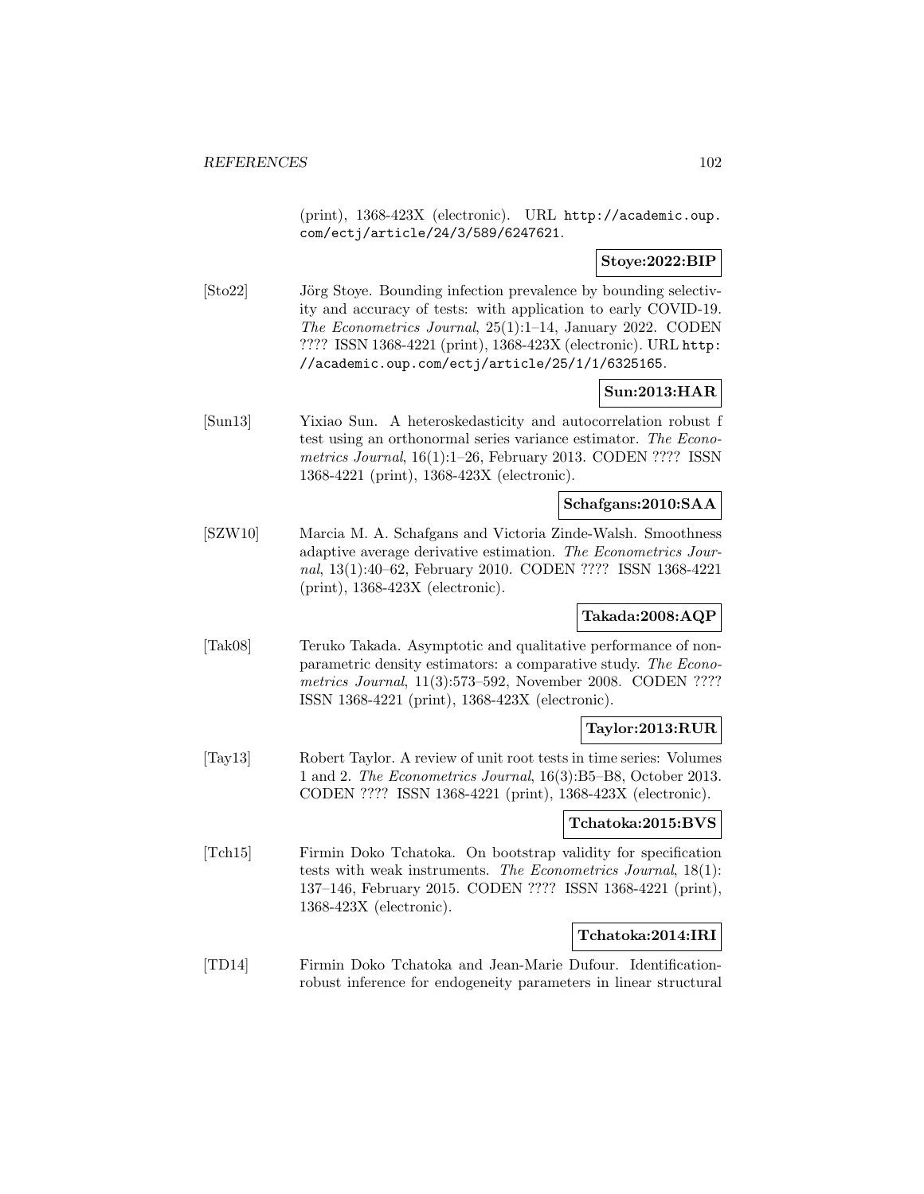(print), 1368-423X (electronic). URL http://academic.oup.com/ectj/article/24/3/589/6247621.

**Stoye:2022:BIP**

[Sto22] Jörg Stoye. Bounding infection prevalence by bounding selectivity and accuracy of tests: with application to early COVID-19. *The Econometrics Journal*, 25(1):1–14, January 2022. CODEN ???? ISSN 1368-4221 (print), 1368-423X (electronic). URL http://academic.oup.com/ectj/article/25/1/1/6325165.

**Sun:2013:HAR**

[Sun13] Yixiao Sun. A heteroskedasticity and autocorrelation robust f test using an orthonormal series variance estimator. *The Econometrics Journal*, 16(1):1–26, February 2013. CODEN ???? ISSN 1368-4221 (print), 1368-423X (electronic).

**Schafgans:2010:SAA**

[SZW10] Marcia M. A. Schafgans and Victoria Zinde-Walsh. Smoothness adaptive average derivative estimation. *The Econometrics Journal*, 13(1):40–62, February 2010. CODEN ???? ISSN 1368-4221 (print), 1368-423X (electronic).

**Takada:2008:AQP**

[Tak08] Teruko Takada. Asymptotic and qualitative performance of non-parametric density estimators: a comparative study. *The Econometrics Journal*, 11(3):573–592, November 2008. CODEN ???? ISSN 1368-4221 (print), 1368-423X (electronic).

**Taylor:2013:RUR**

[Tay13] Robert Taylor. A review of unit root tests in time series: Volumes 1 and 2. *The Econometrics Journal*, 16(3):B5–B8, October 2013. CODEN ???? ISSN 1368-4221 (print), 1368-423X (electronic).

**Tchatoka:2015:BVS**

[Tch15] Firmin Doko Tchatoka. On bootstrap validity for specification tests with weak instruments. *The Econometrics Journal*, 18(1): 137–146, February 2015. CODEN ???? ISSN 1368-4221 (print), 1368-423X (electronic).

**Tchatoka:2014:IRI**

[TD14] Firmin Doko Tchatoka and Jean-Marie Dufour. Identification-robust inference for endogeneity parameters in linear structural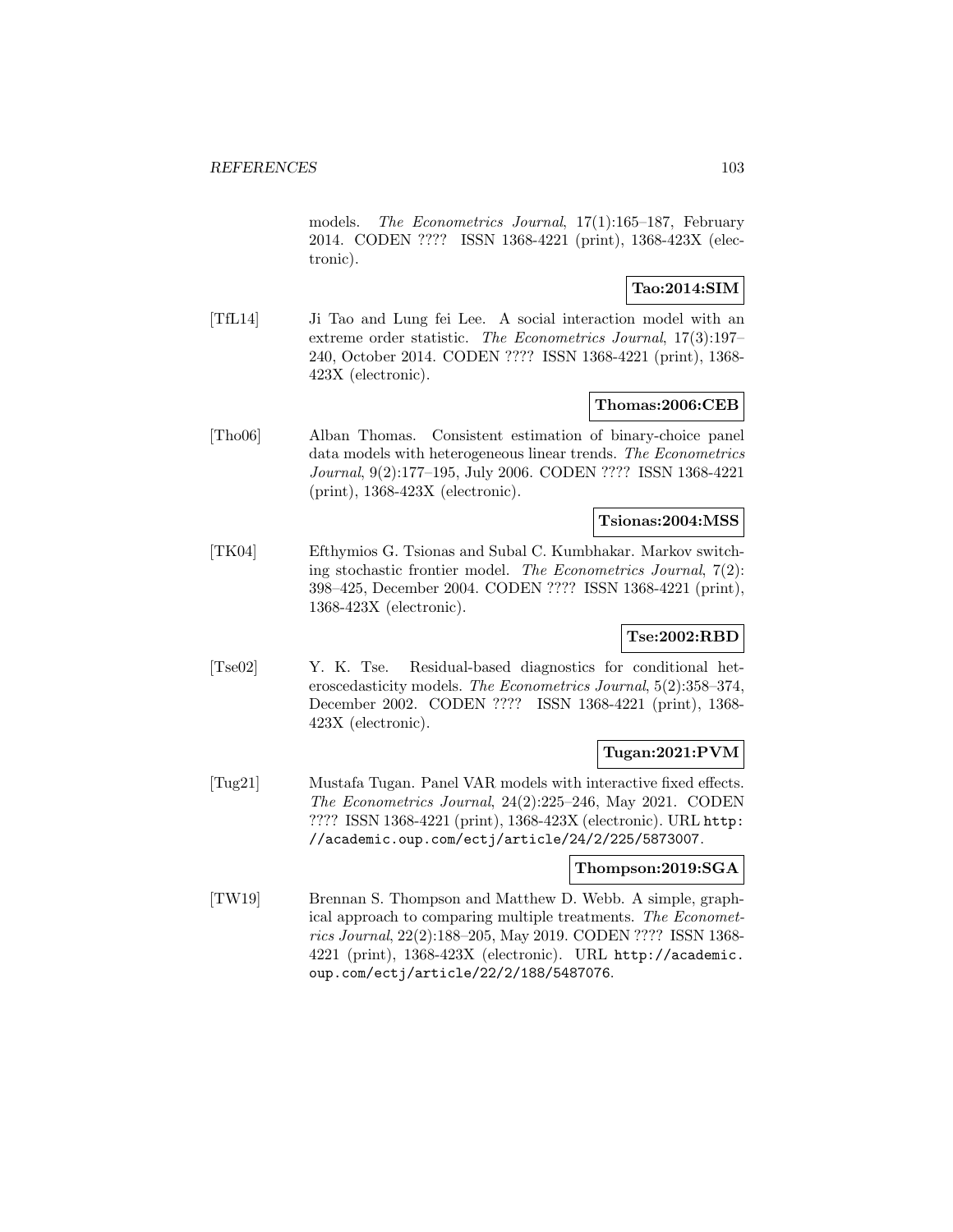models. *The Econometrics Journal*, 17(1):165–187, February 2014. CODEN ???? ISSN 1368-4221 (print), 1368-423X (electronic).

**Tao:2014:SIM**

[TfL14] Ji Tao and Lung fei Lee. A social interaction model with an extreme order statistic. *The Econometrics Journal*, 17(3):197–240, October 2014. CODEN ???? ISSN 1368-4221 (print), 1368-423X (electronic).

**Thomas:2006:CEB**

[Tho06] Alban Thomas. Consistent estimation of binary-choice panel data models with heterogeneous linear trends. *The Econometrics Journal*, 9(2):177–195, July 2006. CODEN ???? ISSN 1368-4221 (print), 1368-423X (electronic).

**Tsionas:2004:MSS**

[TK04] Efthymios G. Tsionas and Subal C. Kumbhakar. Markov switching stochastic frontier model. *The Econometrics Journal*, 7(2):398–425, December 2004. CODEN ???? ISSN 1368-4221 (print), 1368-423X (electronic).

**Tse:2002:RBD**

[Tse02] Y. K. Tse. Residual-based diagnostics for conditional heteroscedasticity models. *The Econometrics Journal*, 5(2):358–374, December 2002. CODEN ???? ISSN 1368-4221 (print), 1368-423X (electronic).

**Tugan:2021:PVM**

[Tug21] Mustafa Tugan. Panel VAR models with interactive fixed effects. *The Econometrics Journal*, 24(2):225–246, May 2021. CODEN ???? ISSN 1368-4221 (print), 1368-423X (electronic). URL http://academic.oup.com/ectj/article/24/2/225/5873007.

**Thompson:2019:SGA**

[TW19] Brennan S. Thompson and Matthew D. Webb. A simple, graphical approach to comparing multiple treatments. *The Econometrics Journal*, 22(2):188–205, May 2019. CODEN ???? ISSN 1368-4221 (print), 1368-423X (electronic). URL http://academic.oup.com/ectj/article/22/2/188/5487076.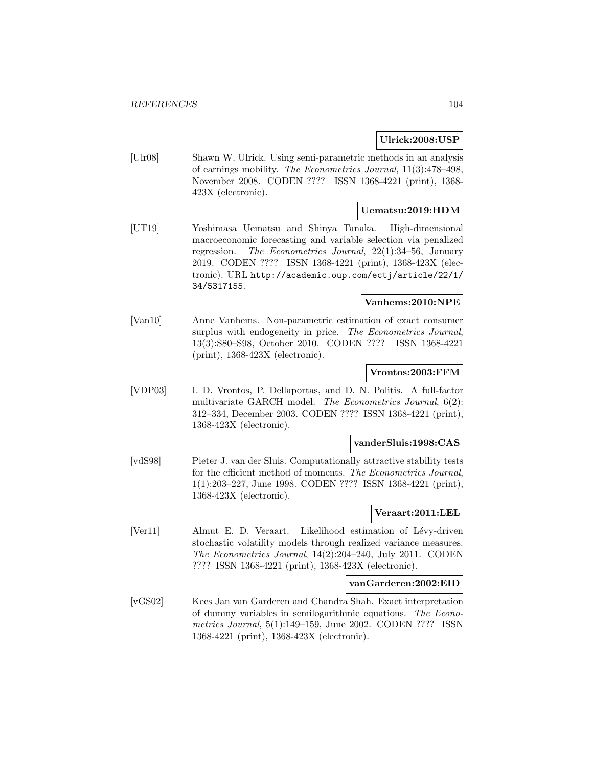**Ulrick:2008:USP**

[Ulr08] Shawn W. Ulrick. Using semi-parametric methods in an analysis of earnings mobility. *The Econometrics Journal*, 11(3):478–498, November 2008. CODEN ???? ISSN 1368-4221 (print), 1368-423X (electronic).

**Uematsu:2019:HDM**

[UT19] Yoshimasa Uematsu and Shinya Tanaka. High-dimensional macroeconomic forecasting and variable selection via penalized regression. *The Econometrics Journal*, 22(1):34–56, January 2019. CODEN ???? ISSN 1368-4221 (print), 1368-423X (electronic). URL http://academic.oup.com/ectj/article/22/1/34/5317155.

**Vanhems:2010:NPE**

[Van10] Anne Vanhems. Non-parametric estimation of exact consumer surplus with endogeneity in price. *The Econometrics Journal*, 13(3):S80–S98, October 2010. CODEN ???? ISSN 1368-4221 (print), 1368-423X (electronic).

**Vrontos:2003:FFM**

[VDP03] I. D. Vrontos, P. Dellaportas, and D. N. Politis. A full-factor multivariate GARCH model. *The Econometrics Journal*, 6(2): 312–334, December 2003. CODEN ???? ISSN 1368-4221 (print), 1368-423X (electronic).

**vanderSluis:1998:CAS**

[vdS98] Pieter J. van der Sluis. Computationally attractive stability tests for the efficient method of moments. *The Econometrics Journal*, 1(1):203–227, June 1998. CODEN ???? ISSN 1368-4221 (print), 1368-423X (electronic).

**Veraart:2011:LEL**

[Ver11] Almut E. D. Veraart. Likelihood estimation of Lévy-driven stochastic volatility models through realized variance measures. *The Econometrics Journal*, 14(2):204–240, July 2011. CODEN ???? ISSN 1368-4221 (print), 1368-423X (electronic).

**vanGarderen:2002:EID**

[vGS02] Kees Jan van Garderen and Chandra Shah. Exact interpretation of dummy variables in semilogarithmic equations. *The Econometrics Journal*, 5(1):149–159, June 2002. CODEN ???? ISSN 1368-4221 (print), 1368-423X (electronic).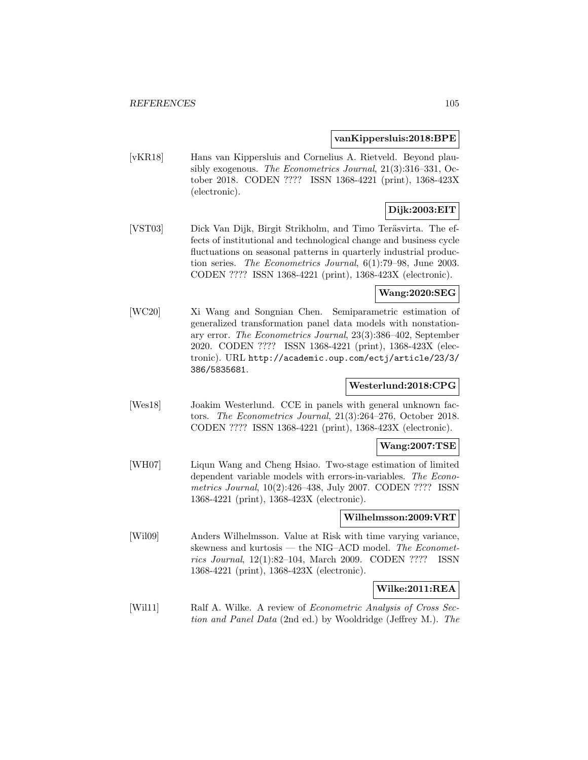**vanKippersluis:2018:BPE**

[vKR18] Hans van Kippersluis and Cornelius A. Rietveld. Beyond plausibly exogenous. *The Econometrics Journal*, 21(3):316–331, October 2018. CODEN ???? ISSN 1368-4221 (print), 1368-423X (electronic).

**Dijk:2003:EIT**

[VST03] Dick Van Dijk, Birgit Strikholm, and Timo Teräsvirta. The effects of institutional and technological change and business cycle fluctuations on seasonal patterns in quarterly industrial production series. *The Econometrics Journal*, 6(1):79–98, June 2003. CODEN ???? ISSN 1368-4221 (print), 1368-423X (electronic).

**Wang:2020:SEG**

[WC20] Xi Wang and Songnian Chen. Semiparametric estimation of generalized transformation panel data models with nonstationary error. *The Econometrics Journal*, 23(3):386–402, September 2020. CODEN ???? ISSN 1368-4221 (print), 1368-423X (electronic). URL http://academic.oup.com/ectj/article/23/3/386/5835681.

**Westerlund:2018:CPG**

[Wes18] Joakim Westerlund. CCE in panels with general unknown factors. *The Econometrics Journal*, 21(3):264–276, October 2018. CODEN ???? ISSN 1368-4221 (print), 1368-423X (electronic).

**Wang:2007:TSE**

[WH07] Liqun Wang and Cheng Hsiao. Two-stage estimation of limited dependent variable models with errors-in-variables. *The Econometrics Journal*, 10(2):426–438, July 2007. CODEN ???? ISSN 1368-4221 (print), 1368-423X (electronic).

**Wilhelmsson:2009:VRT**

[Wil09] Anders Wilhelmsson. Value at Risk with time varying variance, skewness and kurtosis — the NIG–ACD model. *The Econometrics Journal*, 12(1):82–104, March 2009. CODEN ???? ISSN 1368-4221 (print), 1368-423X (electronic).

**Wilke:2011:REA**

[Wil11] Ralf A. Wilke. A review of *Econometric Analysis of Cross Section and Panel Data* (2nd ed.) by Wooldridge (Jeffrey M.). *The*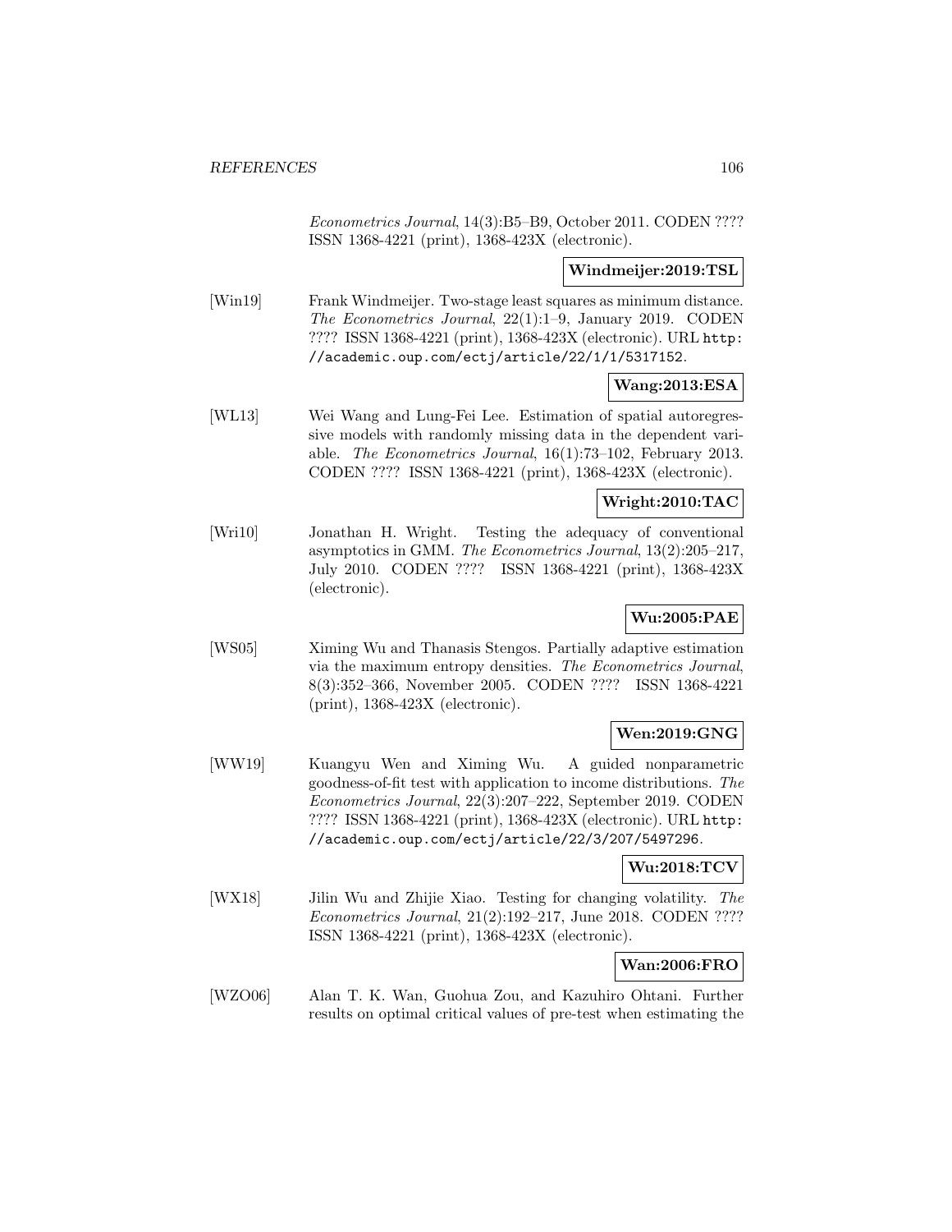*Econometrics Journal*, 14(3):B5–B9, October 2011. CODEN ???? ISSN 1368-4221 (print), 1368-423X (electronic).

**Windmeijer:2019:TSL**

[Win19] Frank Windmeijer. Two-stage least squares as minimum distance. *The Econometrics Journal*, 22(1):1–9, January 2019. CODEN ???? ISSN 1368-4221 (print), 1368-423X (electronic). URL http://academic.oup.com/ectj/article/22/1/1/5317152.

**Wang:2013:ESA**

[WL13] Wei Wang and Lung-Fei Lee. Estimation of spatial autoregressive models with randomly missing data in the dependent variable. *The Econometrics Journal*, 16(1):73–102, February 2013. CODEN ???? ISSN 1368-4221 (print), 1368-423X (electronic).

**Wright:2010:TAC**

[Wri10] Jonathan H. Wright. Testing the adequacy of conventional asymptotics in GMM. *The Econometrics Journal*, 13(2):205–217, July 2010. CODEN ???? ISSN 1368-4221 (print), 1368-423X (electronic).

**Wu:2005:PAE**

[WS05] Ximing Wu and Thanasis Stengos. Partially adaptive estimation via the maximum entropy densities. *The Econometrics Journal*, 8(3):352–366, November 2005. CODEN ???? ISSN 1368-4221 (print), 1368-423X (electronic).

**Wen:2019:GNG**

[WW19] Kuangyu Wen and Ximing Wu. A guided nonparametric goodness-of-fit test with application to income distributions. *The Econometrics Journal*, 22(3):207–222, September 2019. CODEN ???? ISSN 1368-4221 (print), 1368-423X (electronic). URL http://academic.oup.com/ectj/article/22/3/207/5497296.

**Wu:2018:TCV**

[WX18] Jilin Wu and Zhijie Xiao. Testing for changing volatility. *The Econometrics Journal*, 21(2):192–217, June 2018. CODEN ???? ISSN 1368-4221 (print), 1368-423X (electronic).

**Wan:2006:FRO**

[WZO06] Alan T. K. Wan, Guohua Zou, and Kazuhiro Ohtani. Further results on optimal critical values of pre-test when estimating the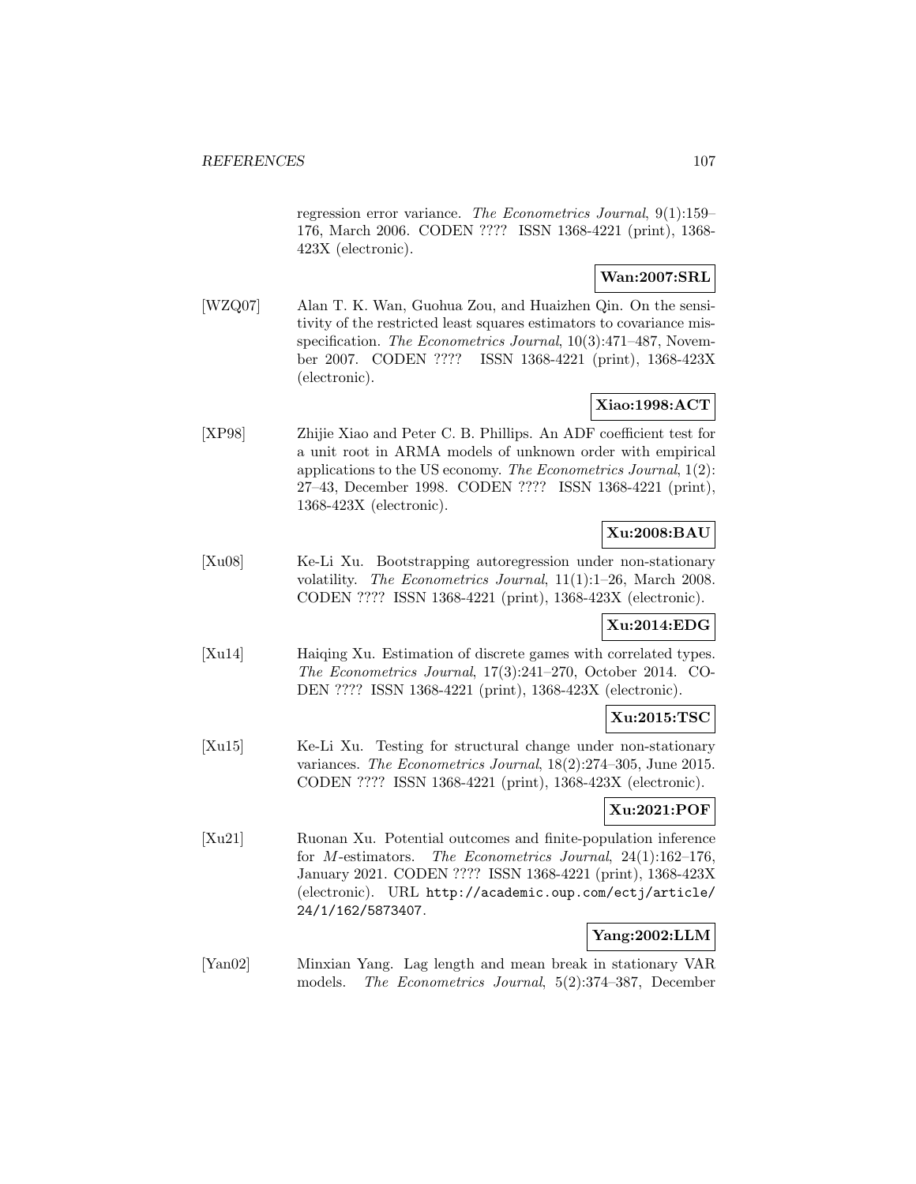regression error variance. *The Econometrics Journal*, 9(1):159–176, March 2006. CODEN ???? ISSN 1368-4221 (print), 1368-423X (electronic).

**Wan:2007:SRL**

[WZQ07] Alan T. K. Wan, Guohua Zou, and Huaizhen Qin. On the sensitivity of the restricted least squares estimators to covariance misspecification. *The Econometrics Journal*, 10(3):471–487, November 2007. CODEN ???? ISSN 1368-4221 (print), 1368-423X (electronic).

**Xiao:1998:ACT**

[XP98] Zhijie Xiao and Peter C. B. Phillips. An ADF coefficient test for a unit root in ARMA models of unknown order with empirical applications to the US economy. *The Econometrics Journal*, 1(2): 27–43, December 1998. CODEN ???? ISSN 1368-4221 (print), 1368-423X (electronic).

**Xu:2008:BAU**

[Xu08] Ke-Li Xu. Bootstrapping autoregression under non-stationary volatility. *The Econometrics Journal*, 11(1):1–26, March 2008. CODEN ???? ISSN 1368-4221 (print), 1368-423X (electronic).

**Xu:2014:EDG**

[Xu14] Haiqing Xu. Estimation of discrete games with correlated types. *The Econometrics Journal*, 17(3):241–270, October 2014. CODEN ???? ISSN 1368-4221 (print), 1368-423X (electronic).

**Xu:2015:TSC**

[Xu15] Ke-Li Xu. Testing for structural change under non-stationary variances. *The Econometrics Journal*, 18(2):274–305, June 2015. CODEN ???? ISSN 1368-4221 (print), 1368-423X (electronic).

**Xu:2021:POF**

[Xu21] Ruonan Xu. Potential outcomes and finite-population inference for $M$-estimators. *The Econometrics Journal*, 24(1):162–176, January 2021. CODEN ???? ISSN 1368-4221 (print), 1368-423X (electronic). URL http://academic.oup.com/ectj/article/24/1/162/5873407.

**Yang:2002:LLM**

[Yan02] Minxian Yang. Lag length and mean break in stationary VAR models. *The Econometrics Journal*, 5(2):374–387, December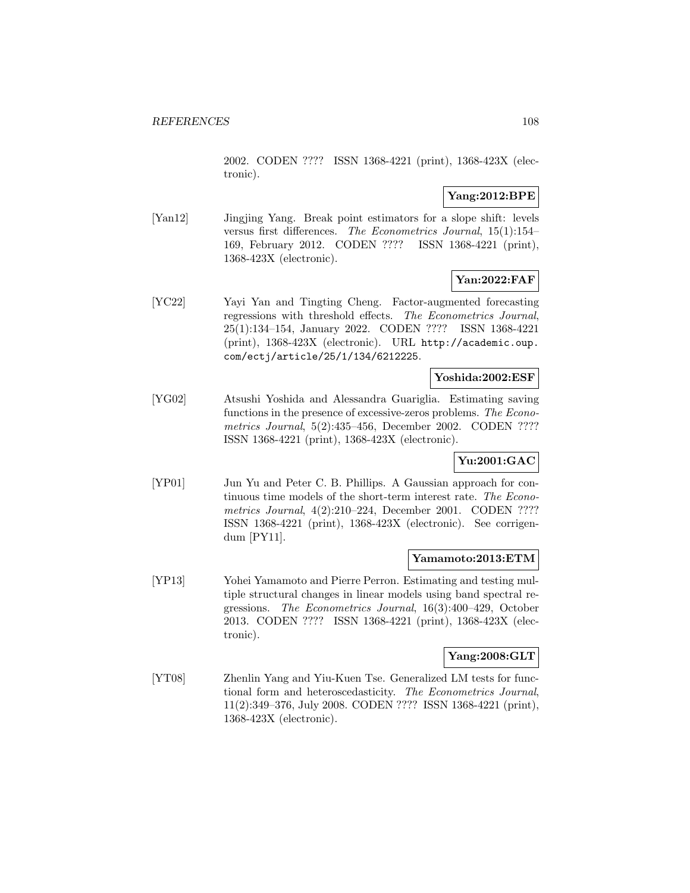2002. CODEN ???? ISSN 1368-4221 (print), 1368-423X (electronic).

**Yang:2012:BPE**

[Yan12] Jingjing Yang. Break point estimators for a slope shift: levels versus first differences. *The Econometrics Journal*, 15(1):154–169, February 2012. CODEN ???? ISSN 1368-4221 (print), 1368-423X (electronic).

**Yan:2022:FAF**

[YC22] Yayi Yan and Tingting Cheng. Factor-augmented forecasting regressions with threshold effects. *The Econometrics Journal*, 25(1):134–154, January 2022. CODEN ???? ISSN 1368-4221 (print), 1368-423X (electronic). URL http://academic.oup.com/ectj/article/25/1/134/6212225.

**Yoshida:2002:ESF**

[YG02] Atsushi Yoshida and Alessandra Guariglia. Estimating saving functions in the presence of excessive-zeros problems. *The Econometrics Journal*, 5(2):435–456, December 2002. CODEN ???? ISSN 1368-4221 (print), 1368-423X (electronic).

**Yu:2001:GAC**

[YP01] Jun Yu and Peter C. B. Phillips. A Gaussian approach for continuous time models of the short-term interest rate. *The Econometrics Journal*, 4(2):210–224, December 2001. CODEN ???? ISSN 1368-4221 (print), 1368-423X (electronic). See corrigendum [PY11].

**Yamamoto:2013:ETM**

[YP13] Yohei Yamamoto and Pierre Perron. Estimating and testing multiple structural changes in linear models using band spectral regressions. *The Econometrics Journal*, 16(3):400–429, October 2013. CODEN ???? ISSN 1368-4221 (print), 1368-423X (electronic).

**Yang:2008:GLT**

[YT08] Zhenlin Yang and Yiu-Kuen Tse. Generalized LM tests for functional form and heteroscedasticity. *The Econometrics Journal*, 11(2):349–376, July 2008. CODEN ???? ISSN 1368-4221 (print), 1368-423X (electronic).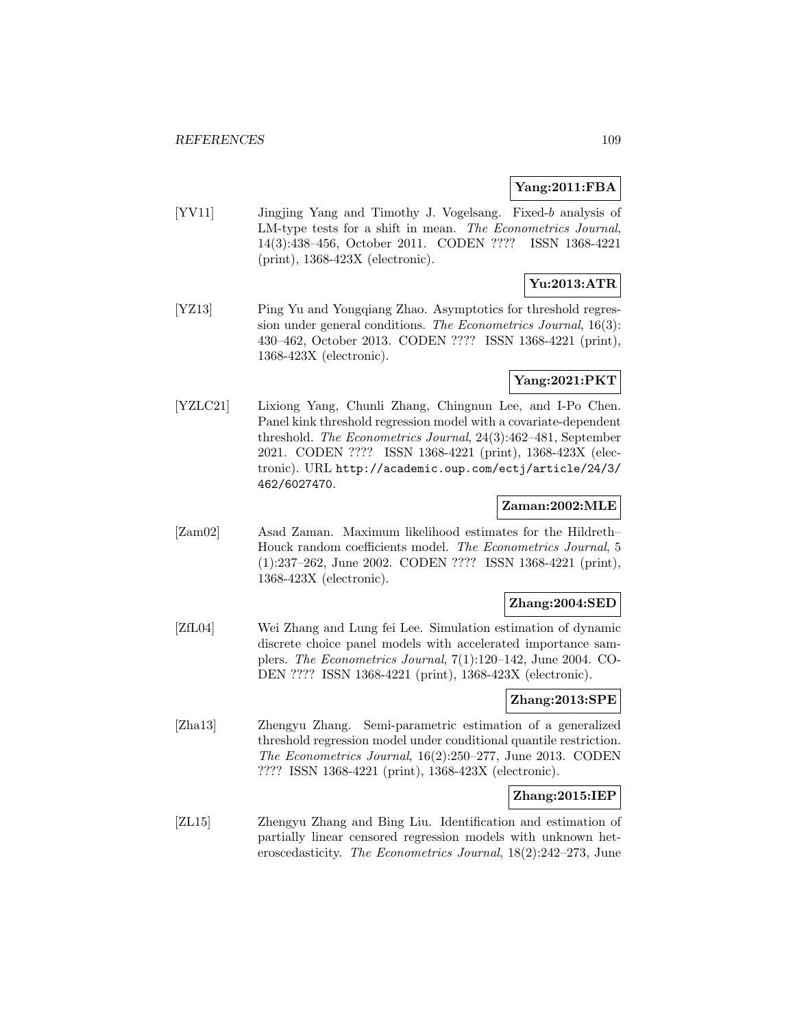**Yang:2011:FBA**

[YV11] Jingjing Yang and Timothy J. Vogelsang. Fixed-$b$ analysis of LM-type tests for a shift in mean. *The Econometrics Journal*, 14(3):438–456, October 2011. CODEN ???? ISSN 1368-4221 (print), 1368-423X (electronic).

**Yu:2013:ATR**

[YZ13] Ping Yu and Yongqiang Zhao. Asymptotics for threshold regression under general conditions. *The Econometrics Journal*, 16(3): 430–462, October 2013. CODEN ???? ISSN 1368-4221 (print), 1368-423X (electronic).

**Yang:2021:PKT**

[YZLC21] Lixiong Yang, Chunli Zhang, Chingnun Lee, and I-Po Chen. Panel kink threshold regression model with a covariate-dependent threshold. *The Econometrics Journal*, 24(3):462–481, September 2021. CODEN ???? ISSN 1368-4221 (print), 1368-423X (electronic). URL `http://academic.oup.com/ectj/article/24/3/462/6027470`.

**Zaman:2002:MLE**

[Zam02] Asad Zaman. Maximum likelihood estimates for the Hildreth–Houck random coefficients model. *The Econometrics Journal*, 5 (1):237–262, June 2002. CODEN ???? ISSN 1368-4221 (print), 1368-423X (electronic).

**Zhang:2004:SED**

[ZfL04] Wei Zhang and Lung fei Lee. Simulation estimation of dynamic discrete choice panel models with accelerated importance samplers. *The Econometrics Journal*, 7(1):120–142, June 2004. CODEN ???? ISSN 1368-4221 (print), 1368-423X (electronic).

**Zhang:2013:SPE**

[Zha13] Zhengyu Zhang. Semi-parametric estimation of a generalized threshold regression model under conditional quantile restriction. *The Econometrics Journal*, 16(2):250–277, June 2013. CODEN ???? ISSN 1368-4221 (print), 1368-423X (electronic).

**Zhang:2015:IEP**

[ZL15] Zhengyu Zhang and Bing Liu. Identification and estimation of partially linear censored regression models with unknown heteroscedasticity. *The Econometrics Journal*, 18(2):242–273, June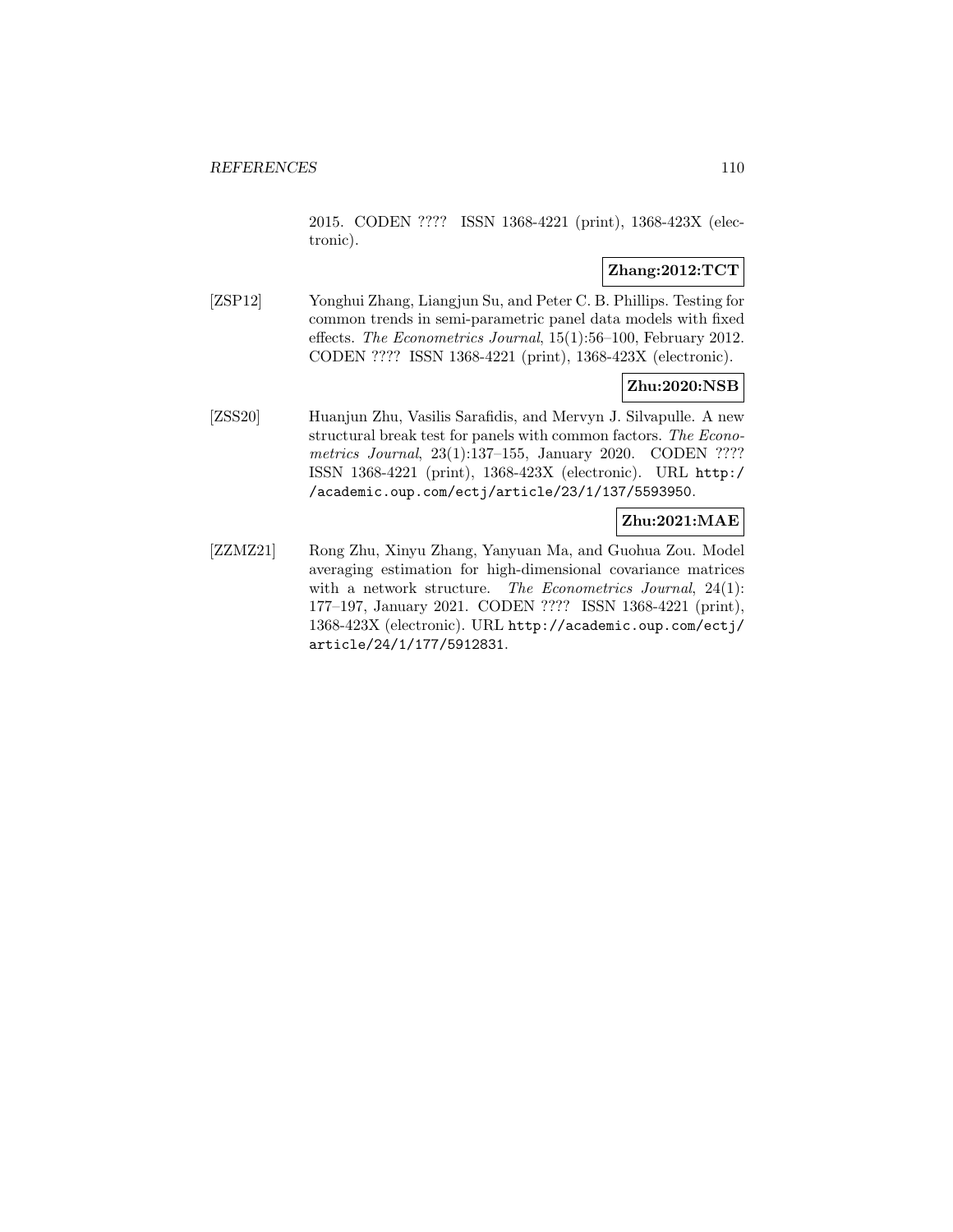2015. CODEN ???? ISSN 1368-4221 (print), 1368-423X (electronic).

**Zhang:2012:TCT**

[ZSP12] Yonghui Zhang, Liangjun Su, and Peter C. B. Phillips. Testing for common trends in semi-parametric panel data models with fixed effects. *The Econometrics Journal*, 15(1):56–100, February 2012. CODEN ???? ISSN 1368-4221 (print), 1368-423X (electronic).

**Zhu:2020:NSB**

[ZSS20] Huanjun Zhu, Vasilis Sarafidis, and Mervyn J. Silvapulle. A new structural break test for panels with common factors. *The Econometrics Journal*, 23(1):137–155, January 2020. CODEN ???? ISSN 1368-4221 (print), 1368-423X (electronic). URL `http://academic.oup.com/ectj/article/23/1/137/5593950`.

**Zhu:2021:MAE**

[ZZMZ21] Rong Zhu, Xinyu Zhang, Yanyuan Ma, and Guohua Zou. Model averaging estimation for high-dimensional covariance matrices with a network structure. *The Econometrics Journal*, 24(1):177–197, January 2021. CODEN ???? ISSN 1368-4221 (print), 1368-423X (electronic). URL `http://academic.oup.com/ectj/article/24/1/177/5912831`.